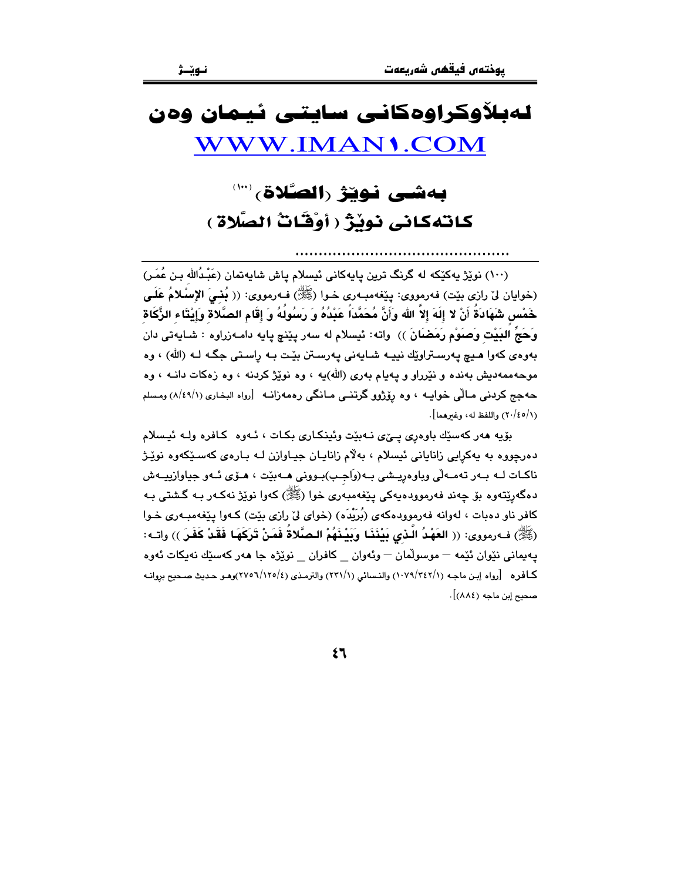# لەبڵاوكراوەكانی سایتی ئیمان وەن
# WWW.IMAN1.COM

## بەشی نوێژ (الصَّلاة) (١٠٠)
## كاتەكانی نوێژ ( أَوْقَـاتُ الصَّلاة )

................................................

(١٠٠) نوێژ یەكێكە لە گرنگ ترین پایەكانی ئیسلام پاش شایەتمان (عَبْدُالله بـن عُمَـر) (خوایان لێ رازی بێت) فەرمووی: پێغەمبـەری خـوا (ﷺ) فـەرمووی: (( **بُنِـيَ الإِسْلامُ عَلَـى خَمْسٍ شَهَادَةُ أَنْ لا إِلَهَ إِلاَّ الله وَأَنَّ مُحَمَّداً عَبْدُهُ وَ رَسُولُهُ وَ إِقَامِ الصَّلاةِ وَإِيْتَاءِ الزَّكَاةِ وَحَجِّ البَيْتِ وَصَوْمِ رَمَضَانَ** )) واتە: ئیسلام لە سەر پێنج پایە دامـەزراوە : شـایەتی دان بەوەی كەوا هـیچ پەرسـتراوێك نییـە شـایەنی پەرسـتن بێـت بـە راسـتی جگـە لـە (الله) ، وە موحەممەدیش بەندە و نێرراو و پەیام بەری (الله)یە ، وە نوێژ كردنە ، وە زەكات دانـە ، وە حەجج كردنی مـاڵی خوایـە ، وە رۆژوو گرتنـی مـانگی رەمەزانـە [رواه البخاری (٨/٤٩/١) ومسلم (٢٠/٤٥/١) واللفظ له، وغیرهما].

بۆیە هەر كەسێك باوەڕی پـێی نـەبێت وئینكـاری بكـات ، ئـەوە كـافرە ولـە ئیـسلام دەرچووە بە یەكڕایی زانایانی ئیسلام ، بەڵام زانایـان جیـاوازن لـە بـارەی كەسـێكەوە نوێـژ ناكـات لـە بـەر تەمـەڵی وباوەڕیـشی بـە(واجـب)بـوونی هـەبێت ، هـۆی ئـەو جیاوازییـەش دەگەڕێتەوە بۆ چەند فەرموودەیەكی پێغەمبەری خوا (ﷺ) كەوا نوێژ نەكـەر بـە گـشتی بـە كافر ناو دەبات ، لەوانە فەرموودەكەی (بُرَیْدَه) (خوای لێ رازی بێت) كـەوا پێغەمبـەری خـوا (ﷺ) فـەرمووی: (( **العَهْدُ الَّذِي بَيْنَنَـا وَبَيْـنَهُمْ الـصَّلاةُ فَمَـنْ تَرَكَهَـا فَقَـدْ كَفَـرَ** )) واتـە: پەیمانی نێوان ئێمە — موسوڵمان — وئەوان _ كافران _ نوێژە جا هەر كەسێك نەیكات ئەوە كـافرە [رواه إبـن ماجـه (١٠٧٩/٣٤٢/١) والنـسائي (٢٣١/١) والترمـذي (٢٧٥٦/١٢٥/٤)وهـو حـدیث صـحیح بروانـه صحیح إبن ماجه (٨٨٤)].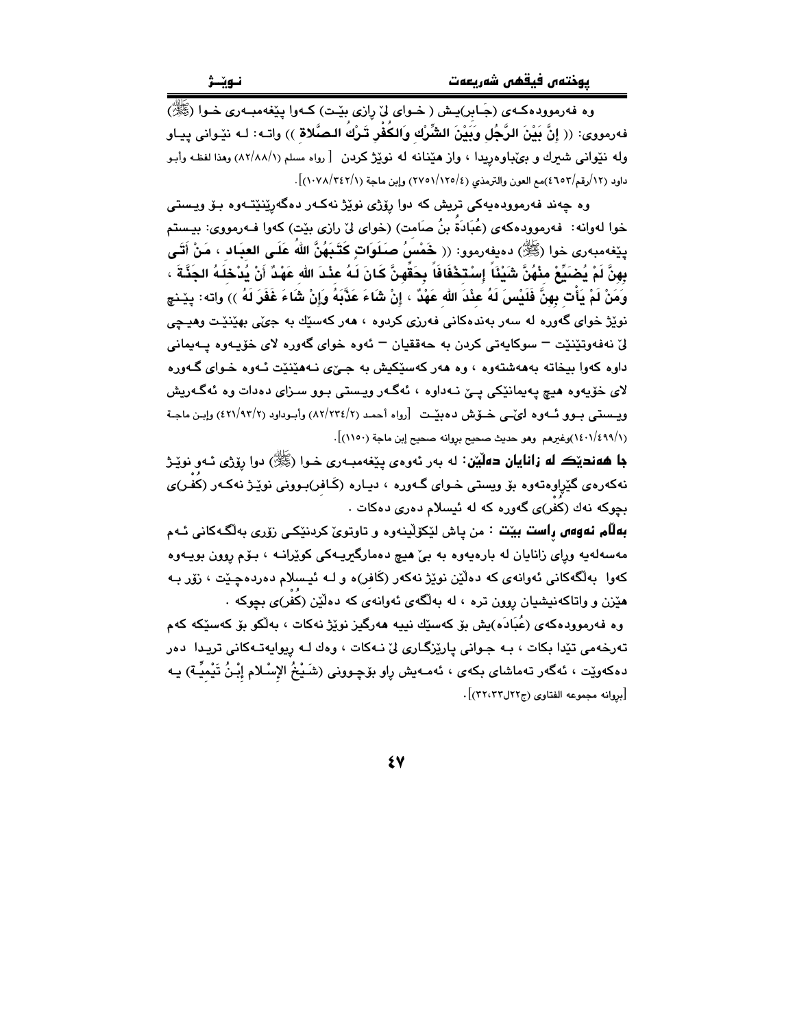وە فەرموودەکەی (جَـابر)یـش ( خـوای لێ ڕازی بێـت ) کـەوا پێغەمبـەری خـوا (ﷺ) فەرمووی: (( **إنَّ بَيْنَ الرَّجُلِ وَبَيْنَ الشِّرْكِ وَالكُفْرِ تَـرْكُ الـصَّلاة** )) واتـە: لـە نێـوانی پیـاو وله نێوانی شیرك و بێباوەڕیدا ، واز هێنانە لە نوێژ کردن [ رواه مسلم (٨٢/٨٨/١) وهذا لفظه وأبـو داود (١٢/رقم/٤٦٥٣)مع العون والترمذي (٢٧٥١/١٢٥/٤) وإبن ماجة (١٠٧٨/٣٤٢/١)].

وە چەند فەرموودەیەکی تریش کە دوا ڕۆژی نوێژ نەکـەر دەگەڕێنێتـەوە بـۆ ویـستی خوا لەوانە: فەرموودەکەی (عُبَادَةُ بنُ صَامت) (خوای لێ ڕازی بێت) کەوا فـەرمووی: بیـستم پێغەمبەری خوا (ﷺ) دەیفەرموو: (( **خَمْسُ صَلَوَاتٍ كَتَـبَهُنَّ اللهُ عَلَـى العبَـاد ، مَنْ أَتَـى بِهِنَّ لَمْ يُضَيِّعْ مِنْهُنَّ شَيْئَاً إسْتِخْفَافَاً بِحَقِّهِنَّ كَانَ لَـهُ عِنْـدَ الله عَهْدٌ أَنْ يُدْخِلَـهُ الجَنَّـةَ ، وَمَنْ لَمْ يَأْتِ بِهِنَّ فَلَيْسَ لَهُ عِنْدَ اللهِ عَهْدٌ ، إنْ شَاءَ عَذَّبَهُ وَإنْ شَاءَ غَفَرَ لَهُ** )) واتە: پێـنج نوێژ خوای گەورە لە سەر بەندەکانی فەرزی کردوە ، هەر کەسێك بە جێی بهێنێـت وهیـچی لێ نەفەوتێنێت – سوکایەتی کردن بە حەققیان – ئەوە خوای گەورە لای خۆیـەوە پـەیمانی داوە کەوا بیخاتە بەهەشتەوە ، وە هەر کەسێکیش بە جـێی نـەهێنێت ئـەوە خـوای گـەورە لای خۆیەوە هیچ پەیمانێکی پـێ نـەداوە ، ئەگـەر ویـستی بـوو سـزای دەدات وە ئەگـەریش ویـستی بـوو ئـەوە لێـی خـۆش دەبێـت [رواه أحمد (٨٢/٢٣٤/٢) وأبـوداود (٤٢١/٩٣/٢) وإبـن ماجـة (١٤٠١/٤٩٩/١)وغيرهم وهو حديث صحيح بروانە صحيح إبن ماجة (١١٥٠)].

**جا هەندێك لە زانایان دەڵێن:** لە بەر ئەوەی پێغەمبـەری خـوا (ﷺ) دوا ڕۆژی ئـەو نوێـژ نەکەرەی گێڕاوەتەوە بۆ ویستی خـوای گـەورە ، دیـارە (کَـافر)بـوونی نوێـژ نەکـەر (کُفْـر)ی بچوکە نەك (کُفْر)ی گەورە کە لە ئیسلام دەری دەکات .

**بەڵام ئەوەی ڕاست بێت** : من پاش لێکۆڵینەوە و تاوتوێ کردنێکـی زۆری بەڵگـەکانی ئـەم مەسەلەیە ورای زانایان لە بارەیەوە بە بێ هیچ دەمارگیریـەکی کوێرانـە ، بـۆم ڕوون بویـەوە کەوا بەڵگەکانی ئەوانەی کە دەڵێن نوێژ نەکەر (کَافر)ە و لـە ئیـسلام دەردەچـێت ، زۆر بـە هێزن و واتاکەنیشیان ڕوون ترە ، لە بەڵگەی ئەوانەی کە دەڵێن (کُفْر)ی بچوکە .

وە فەرموودەکەی (عُبَادَە)یش بۆ کەسێك نییە هەرگیز نوێژ نەکات ، بەڵکو بۆ کەسێکە کەم تەرخەمی تێدا بکات ، بـە جـوانی پارێزگـاری لێ نـەکات ، وەك لـە ڕیوایەتـەکانی تریـدا دەر دەکەوێت ، ئەگەر تەماشای بکەی ، ئەمـەیش ڕاو بۆچـوونی (شَـيْخُ الإسْـلام إبْـنُ تَيْمِيِّـة) یـە [بروانە مجموعه الفتاوى (ج٢٢ل٣٢،٣٣)].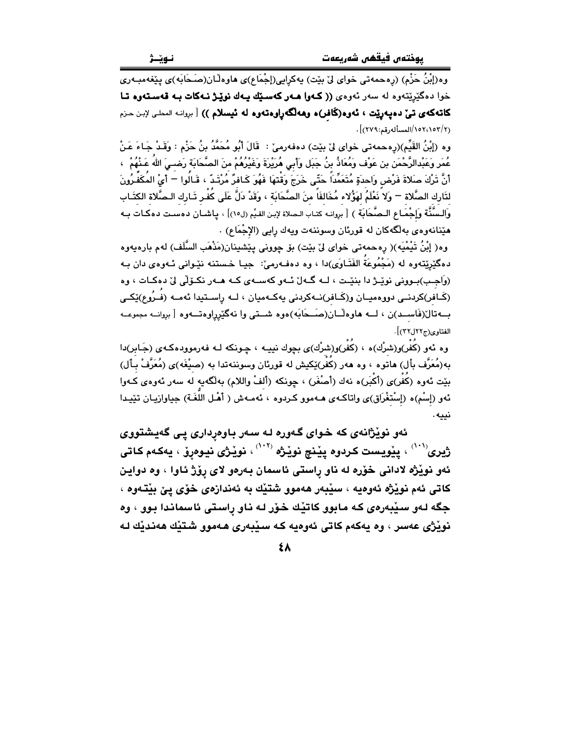وە(إِبْنُ حَزْم) (رەحمەتی خوای لێ بێت) یەکرایی(إِجْمَاع)ی هاوەڵان(صَحَابَە)ی پێغەمبەری خوا دەگێڕێتەوە لە سەر ئەوەی (( **کەوا هەر کەسێك یەك نوێژ نەکات بە قەستەوە تا کاتەکەی تێ دەپەڕێت ، ئەوە(کافر)ە وهەڵگەڕاوەتەوە لە ئیسلام** )) [ بروانە المحلى لإبن حزم (١٥٢،١٥٣/٢/المسألەرقم:٢٧٩)] .

وە (إِبْنُ القَيِّم)(رەحمەتی خوای لێ بێت) دەفەرمێ : قَالَ أَبُو مُحَمَّدُ بنُ حَزْم : وَقَدْ جَاءَ عَنْ عُمَر وَعَبْدالرَّحْمَن بن عَوْف وَمُعَاذُ بنُ جَبَل وَأَبِي هُرَيْرَة وَغَيْرُهُمْ مِنَ الصَّحَابَة رَضِيَ اللهُ عَنْهُمْ ، أَنَّ تَرْكَ صَلاَة فَرْضٍ وَاحِدَةٍ مُتَعَمِّداً حَتَّى خَرَجَ وَقْتهَا فَهُوَ كَافِرٌ مُرْتَدٌ ، قَالُوا – أَيْ المُكَفِّرُونَ لتَارك الصَّلاة – وَلاَ نَعْلَمُ لهَؤُلاء مُخَالفَاً منَ الصَّحَابَة ، وَقَدْ دَلَّ عَلَى كُفْر تَارك الصَّلاة الكتَاب وَالسُّنَّة وَإِجْمَاع الصَّحَابَة ) [ بروانە كتاب الصلاة لإبن القيّم (ل١٥)] ، پاشان دەست دەکات بە هێنانەوەی بەڵگەکان لە قورئان وسوننەت ویەك رایی (الإِجْمَاع) .

وە( إِبْنُ تَيْمِيَه)( رەحمەتی خوای لێ بێت) بۆ چوونی پێشینان(مَذْهَب السَّلَف) لەم بارەیەوە دەگێڕێتەوە لە (مَجْمُوعَةُ الفَتَاوَى)دا ، وە دەفەرمێ: جیا خستنە نێوانی ئەوەی دان بە (وَاجِب)بوونی نوێژ دا بنێت ، لە گەڵ ئەو کەسەی کە هەر نکوڵی لێ دەکات ، وە (کَافر)کردنی دووەمیان و(کَافر)نەکردنی یەکەمیان ، لە راستیدا ئەمە (فُرُوع)ێکی بەتاڵ(فَاسد)ن ، لە هاوەڵان(صَحَابَه)ەوە شتی وا نەگێڕراوەتەوە [ بروانە مجموعە الفتاوى(ج٢٢ل٣٢)] .

وە ئەو (كُفْر)و(شرْك)ە ، (كُفْر)و(شرْك)ی بچوك نییە ، چونکە لە فەرموودەکەی (جَابر)دا بە(مُعَرَّف بأل) هاتوە ، وە هەر (كُفْر)ێکیش لە قورئان وسوننەتدا بە (صيْغَه)ی (مُعَرَّفْ بأل) بێت ئەوە (كُفْر)ی (أَكْبَر)ە نەك (أَصْغَر) ، چونکە (ألفْ واللام) بەڵگەیە لە سەر ئەوەی کەوا ئەو (إِسْم)ە (إِسْتغْرَاق)ی واتاکەی هەموو کردوە ، ئەمەش ( أَهْل اللُغَة) جیاوازیان تێیدا نییە.

**ئەو نوێژانەی کە خوای گەورە لە سەر باوەرداری پێ گەیشتووی ژیری[١٠١] ، پێویست کردوە پێنچ نوێژە [١٠٢] ، نوێژی نیوەڕۆ ، یەکەم کاتی ئەو نوێژە لادانی خۆرە لە ناو ڕاستی ئاسمان بەرەو لای ڕۆژ ئاوا ، وە دوایین کاتی ئەم نوێژە ئەوەیە ، سێبەر هەموو شتێك بە ئەندازەی خۆی پێ بێتەوە ، جگە لەو سێبەرەی کە مابوو کاتێك خۆر لە ناو ڕاستی ئاسماندا بوو ، وە نوێژی عەسر ، وە یەکەم کاتی ئەوەیە کە سێبەری هەموو شتێك هەندێك لە**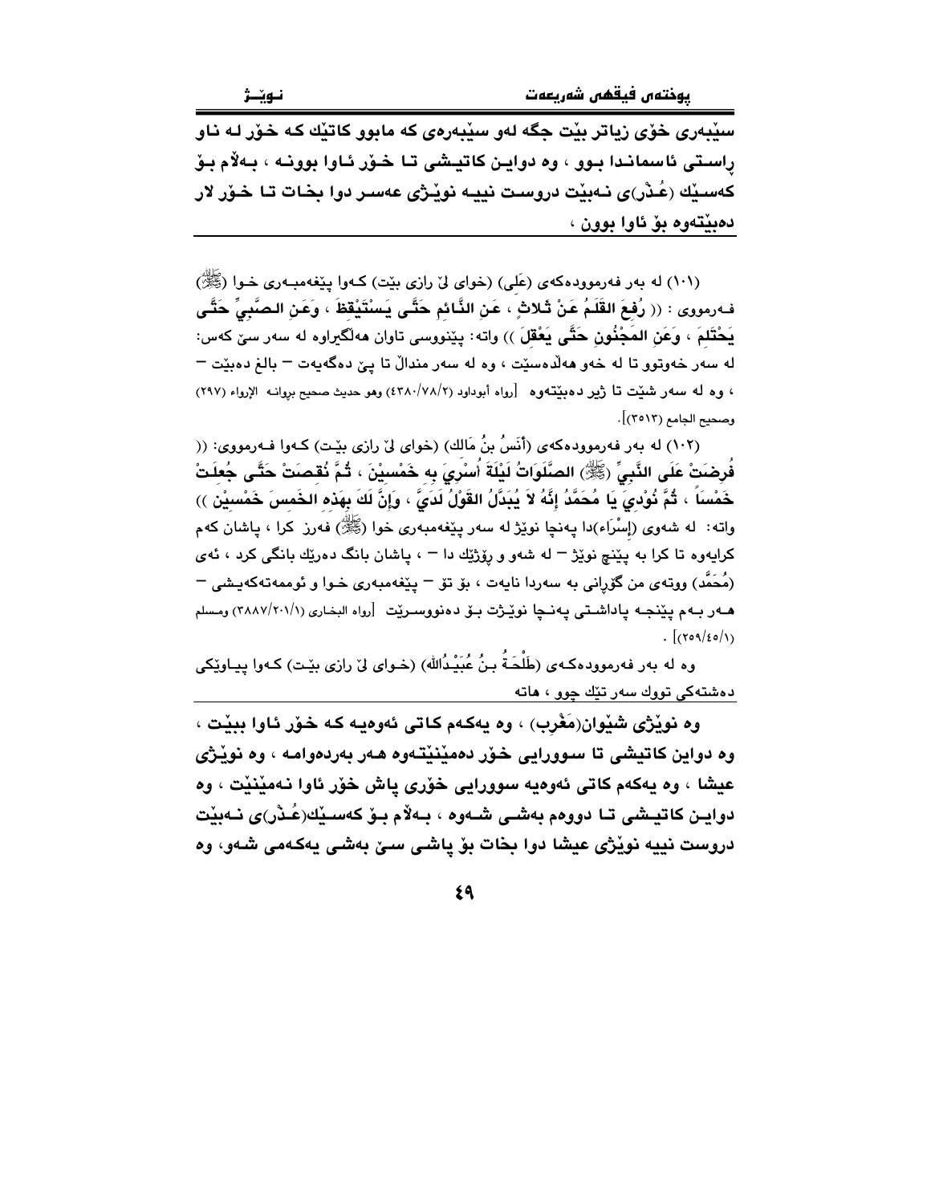**سێبەری خۆی زیاتر بێت جگە لەو سێبەرەی کە مابوو کاتێك کە خۆر لە ناو ڕاستی ئاسماندا بوو ، وە دواین کاتیشی تا خۆر ئاوا بوونە ، بەڵام بۆ کەسێك (عُذْر)ی نەبێت دروست نییە نوێژی عەسر دوا بخات تا خۆر لار دەبێتەوە بۆ ئاوا بوون ،**

---

(١٠١) لە بەر فەرموودەکەی (عَلي) (خوای لێ رازی بێت) کەوا پێغەمبەری خوا (ﷺ) فەرمووی : (( **رُفِعَ القَلَمُ عَنْ ثَلاثٍ ، عَنِ النَّائِمِ حَتَّى يَسْتَيْقِظَ ، وَعَنِ الصَّبِيِّ حَتَّى يَحْتَلِمَ ، وَعَنِ المَجْنُونِ حَتَّى يَعْقِلَ** )) واتە: پێنووسی تاوان هەڵگیراوە لە سەر سێ کەس: لە سەر خەوتوو تا لە خەو هەڵدەسێت ، وە لە سەر منداڵ تا پێ دەگەیەت – بالغ دەبێت – ، وە لە سەر شێت تا ژیر دەبێتەوە [رواه أبوداود (٢/٧٨/٤٣٨٠) وهو حديث صحيح بروانە الإرواء (٢٩٧) وصحيح الجامع (٣٥١٣)].

(١٠٢) لە بەر فەرموودەکەی (أَنَسُ بنُ مَالك) (خوای لێ رازی بێت) کەوا فەرمووی: (( **فُرِضَتْ عَلَى النَّبِيِّ (ﷺ) الصَّلَوَاتُ لَيْلَةَ أُسْرِيَ بِهِ خَمْسِيْنَ ، ثُمَّ نُقِصَتْ حَتَّى جُعِلَتْ خَمْسَاً ، ثُمَّ نُوْدِيَ يَا مُحَمَّدُ إِنَّهُ لاَ يُبَدَّلُ القَوْلُ لَدَيَّ ، وَإِنَّ لَكَ بِهَذِهِ الخَمسَ خَمْسِيْنَ** )) واتە: لە شەوی (إسْرَاء)دا پەنجا نوێژ لە سەر پێغەمبەری خوا (ﷺ) فەرز کرا ، پاشان کەم کرایەوە تا کرا بە پێنج نوێژ – لە شەو و ڕۆژێك دا – ، پاشان بانگ دەرێك بانگی کرد ، ئەی (مُحَمَّد) ووتەی من گۆڕانی بە سەردا نایەت ، بۆ تۆ – پێغەمبەری خوا و ئوممەتەکەیشی – هەر بەم پێنجە پاداشتی پەنجا نوێژت بۆ دەنووسرێت [رواه البخاری (١/٢٠١/٣٨٨٧) ومسلم (١/٤٥/٢٥٩)].

وە لە بەر فەرموودەکەی (طَلْحَةُ بنُ عُبَيْدُالله) (خوای لێ رازی بێت) کەوا پیاوێکی دەشتەکی تووك سەر تێك چوو ، هاتە

---

**وە نوێژی شێوان(مَغْرِب) ، وە یەکەم کاتی ئەوەیە کە خۆر ئاوا ببێت ، وە دواین کاتیشی تا سوورایی خۆر دەمێنێتەوە هەر بەردەوامە ، وە نوێژی عیشا ، وە یەکەم کاتی ئەوەیە سوورایی خۆری پاش خۆر ئاوا نەمێنێت ، وە دواین کاتیشی تا دووەم بەشی شەوە ، بەڵام بۆ کەسێك(عُذْر)ی نەبێت دروست نییە نوێژی عیشا دوا بخات بۆ پاشی سێ بەشی یەکەمی شەو، وە**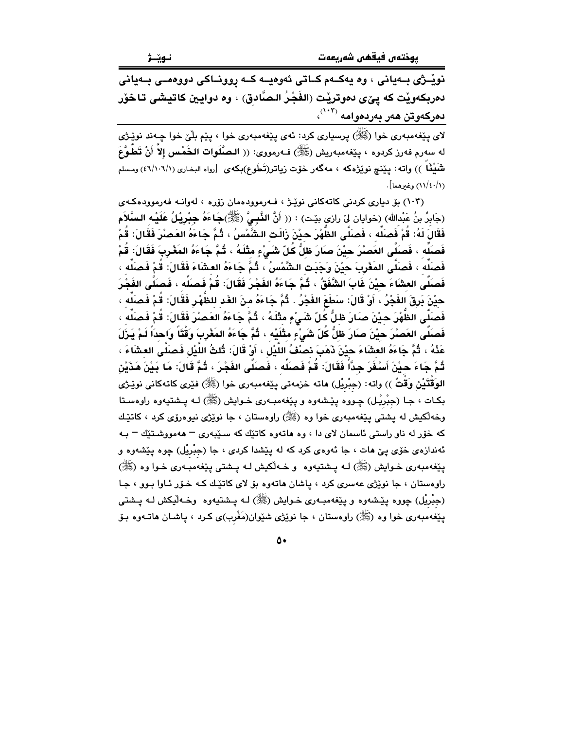**نوێــژی بــەیانی ، وە یەکــەم کــاتی ئەوەیــە کــە ڕوونــاکی دووەمــی بــەیانی دەربکەوێت کە پێی دەوترێت (الفَجْرُ الصَّادِق) ، وە دوایین کاتیشی تاخۆر دەرکەوتن هەر بەردەوامە** [103]،

لای پێغەمبەری خوا (ﷺ) پرسیاری کرد: ئەی پێغەمبەری خوا ، پێم بڵێ خوا چەند نوێژی لە سەرم فەرز کردوە ، پێغەمبەریش (ﷺ) فەرمووی: (( **الصَّلَواتَ الخَمْسَ إلاَّ أنْ تَطَّوَّعَ شَيْئَاً** )) واتە: پێنچ نوێژەکە ، مەگەر خۆت زیاتر(تَطَوع)بکەی [رواه البخاري (١/١٠٦/٤٦) ومسلم (١/٤٠/١١) وغيرهما].

(١٠٣) بۆ دیاری کردنی کاتەکانی نوێژ ، فەرموودەمان زۆرە ، لەوانە فەرموودەکەی (جَابِرُ بنُ عَبْدالله) (خوایان لێ ڕازی بێت) : (( **أنَّ النَّبِيَّ (ﷺ)جَاءَهُ جِبْرِيْلُ عَلَيْهِ السَّلاَم فَقَالَ لَهُ: قُمْ فَصَلِّه ، فَصَلَّى الظُّهْرَ حِيْنَ زَالَتِ الشَّمْسُ ، ثُمَّ جَاءَهُ العَصْرَ فَقَالَ: قُمْ فَصَلِّه ، فَصَلَّى العَصْرَ حِيْنَ صَارَ ظِلُّ كُلِّ شَيْءٍ مِثْلَهُ ، ثُمَّ جَاءَهُ المَغْرِبَ فَقَالَ: قُمْ فَصَلِّه ، فَصَلَّى المَغْرِبَ حِيْنَ وَجَبَتِ الشَّمْسُ ، ثُمَّ جَاءَهُ العِشَاءَ فَقَالَ: قُمْ فَصَلِّه ، فَصَلَّى العِشَاءَ حِيْنَ غَابَ الشَّفَقُ ، ثُمَّ جَاءَهُ الفَجْرَ فَقَالَ: قُمْ فَصَلِّه ، فَصَلَّى الفَجْرَ حِيْنَ بَرِقَ الفَجْرُ ، أَوْ قَالَ: سَطَعَ الفَجْرُ . ثُمَّ جَاءَهُ مِنَ الغَدِ لِلظُّهْرِ فَقَالَ: قُمْ فَصَلِّه ، فَصَلَّى الظُّهْرَ حِيْنَ صَارَ ظِلُّ كُلِّ شَيْءٍ مِثْلَهُ ، ثُمَّ جَاءَهُ العَصْرَ فَقَالَ: قُمْ فَصَلِّه ، فَصَلَّى العَصْرَ حِيْنَ صَارَ ظِلُّ كُلِّ شَيْءٍ مِثْلَيْه ، ثُمَّ جَاءَهُ المَغْرِبَ وَقْتَاً وَاحِداً لَمْ يَزَلْ عَنْهُ ، ثُمَّ جَاءَهُ العِشَاءَ حِيْنَ ذَهَبَ نِصْفُ اللَّيْلِ ، أَوْ قَالَ: ثُلُثُ اللَّيْلِ فَصَلَّى العِشَاءَ ، ثُمَّ جَاءَ حِيْنَ أَسْفَرَ جِدَّاً فَقَالَ: قُمْ فَصَلِّه ، فَصَلَّى الفَجْرَ ، ثُمَّ قَالَ: مَا بَيْنَ هَذَيْنِ الوَقْتَيْنِ وَقْتٌ** )) واتە: (جِبْرِيْل) هاتە خزمەتی پێغەمبەری خوا (ﷺ) فێری کاتەکانی نوێژی بکات ، جا (جِبْرِيْل) چووە پێشەوە و پێغەمبەری خوایش (ﷺ) لە پشتیەوە ڕاوەستا وخەڵکیش لە پشتی پێغەمبەری خوا وە (ﷺ) ڕاوەستان ، جا نوێژی نیوەڕۆی کرد ، کاتێك کە خۆر لە ناو ڕاستی ئاسمان لای دا ، وە هاتەوە کاتێك کە سێبەری – هەمووشتێك – بە ئەندازەی خۆی پێ هات ، جا ئەوەی کرد کە لە پێشدا کردی ، جا (جِبْرِيْل) چوە پێشەوە و پێغەمبەری خوایش (ﷺ) لە پشتیەوە و خەڵکیش لە پشتی پێغەمبەری خوا وە (ﷺ) ڕاوەستان ، جا نوێژی عەسری کرد ، پاشان هاتەوە بۆ لای کاتێك کە خۆر ئاوا بوو ، جا (جِبْرِيْل) چووە پێشەوە و پێغەمبەری خوایش (ﷺ) لە پشتیەوە وخەڵیکش لە پشتی پێغەمبەری خوا وە (ﷺ) ڕاوەستان ، جا نوێژی شێوان(مَغْرِب)ی کرد ، پاشان هاتەوە بۆ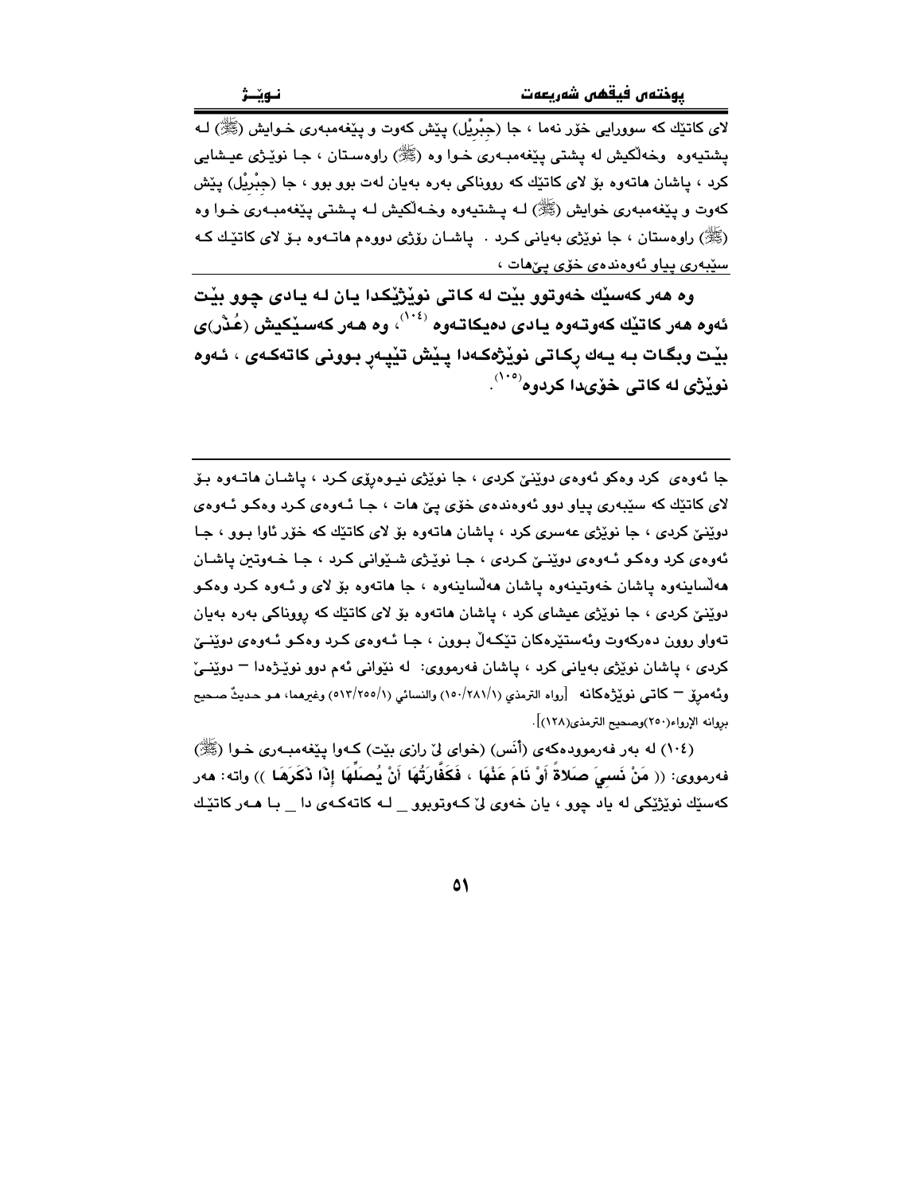لای کاتێك کە سوورایی خۆر نەما ، جا (جِبْرِیْل) پێش کەوت و پێغەمبەری خـوایش (ﷺ) لـە پشتیەوە وخەڵكیش لە پشتی پێغەمبـەری خـوا وە (ﷺ) راوەسـتان ، جـا نوێـژی عیـشایی کرد ، پاشان هاتەوە بۆ لای کاتێك کە رووناکی بەرە بەیان لەت بوو بوو ، جا (جِبْرِیْل) پێش کەوت و پێغەمبەری خوایش (ﷺ) لـە پـشتیەوە وخـەڵكیش لـە پـشتی پێغەمبـەری خـوا وە (ﷺ) راوەستان ، جا نوێژی بەیانی کـرد . پاشـان رۆژی دووەم هاتـەوە بـۆ لای کاتێـك کـە سێبەری پیاو ئەوەندەی خۆی پێهات ،

**وە هەر کەسێك خەوتوو بێت لە کاتی نوێژێکدا یان لە یادی چوو بێت ئەوە هەر کاتێك کەوتەوە یادی دەیکاتەوە [104]، وە هـەر کەسێکیش (عُذْر)ی بێت وبگـات بـە یـەك رکـاتی نوێژەکەدا پـێش تێپەڕ بـوونی کاتەکەی ، ئـەوە نوێژی لە کاتی خۆیدا کردوە [105].**

---

جا ئەوەی کرد وەکو ئەوەی دوێنێ کردی ، جا نوێژی نیـوەڕۆی کـرد ، پاشـان هاتـەوە بـۆ لای کاتێك کە سێبەری پیاو دوو ئەوەندەی خۆی پێ هات ، جـا ئـەوەی کـرد وەکـو ئـەوەی دوێنێ کردی ، جا نوێژی عەسری کرد ، پاشان هاتەوە بۆ لای کاتێك کە خۆر ئاوا بـوو ، جـا ئەوەی کرد وەکـو ئـەوەی دوێنـێ کـردی ، جـا نوێـژی شـێوانی کـرد ، جـا خـەوتین پاشـان هەڵساینەوە پاشان خەوتینەوە پاشان هەڵساینەوە ، جا هاتەوە بۆ لای و ئـەوە کـرد وەکـو دوێنێ کردی ، جا نوێژی عیشای کرد ، پاشان هاتەوە بۆ لای کاتێك کە رووناکی بەرە بەیان تەواو روون دەرکەوت وئەستێرەکان تێکـەڵ بـوون ، جـا ئـەوەی کـرد وەکـو ئـەوەی دوێنـێ کردی ، پاشان نوێژی بەیانی کرد ، پاشان فەرمووی: لە نێوانی ئەم دوو نوێـژەدا – دوێنـێ وئەمرۆ – کاتی نوێژەکانە [رواه الترمذي (١٥٠/٢٨١/١) والنسائي (٥١٣/٢٥٥/١) وغيرهما، هـو حـديثٌ صـحيح بروانە الإرواء(٢٥٠)وصحيح الترمذي(١٢٨)].

(١٠٤) لە بەر فەرموودەکەی (أَنَس) (خوای لێ رازی بێت) کـەوا پێغەمبـەری خـوا (ﷺ) فەرمووی: (( **مَنْ نَسِيَ صَلَاةً أَوْ نَامَ عَنْهَا ، فَكَفَّارَتُهَا أَنْ يُصَلِّهَا إِذَا ذَكَرَهَا** )) واتە: هەر کەسێك نوێژێکی لە یاد چوو ، یان خەوی لێ کـەوتبوو _ لـە کاتەکـەی دا _ بـا هـەر کاتێـك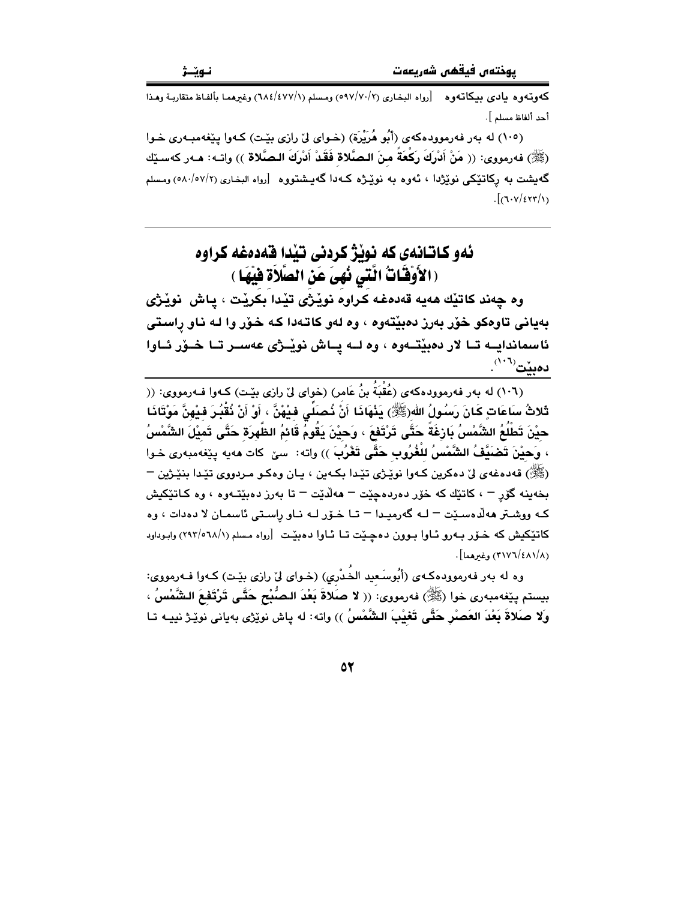کەوتەوە یادی بیکاتەوە [رواه البخاري (٢/٧٠/٥٩٧) ومسلم (١/٤٧٧/٦٨٤) وغيرهما بألفاظ متقاربة وهذا أحد ألفاظ مسلم ].

(١٠٥) لە بەر فەرموودەکەی (أَبُو هُرَيْرَة) (خوای لێ رازی بێت) کەوا پێغەمبەری خوا (ﷺ) فەرمووی: (( مَنْ أَدْرَكَ رَكْعَةً مِنَ الصَّلاةِ فَقَدْ أَدْرَكَ الصَّلاةَ )) واتە: هەر کەسێك گەیشت بە ڕکاتێکی نوێژدا ، ئەوە بە نوێژە کەدا گەیشتووە [رواه البخاري (٢/٥٧/٥٨٠) ومسلم (١/٤٢٣/٦٠٧)].

## ئەو کاتانەی کە نوێژ کردنی تێدا قەدەغە کراوە ( الأَوْقَاتُ الَّتِي نُهِيَ عَنِ الصَّلاَةِ فِيْهَا )

**وە چەند کاتێك هەیە قەدەغە کراوە نوێژی تێدا بکرێت ، پاش نوێژی بەیانی تاوەکو خۆر بەرز دەبێتەوە ، وە لەو کاتەدا کە خۆر وا لە ناو ڕاستی ئاسماندایە تا لار دەبێتەوە ، وە لە پاش نوێژی عەسر تا خۆر ئاوا دەبێت[١٠٦].**

---

(١٠٦) لە بەر فەرموودەکەی (عُقْبَةُ بنُ عَامِر) (خوای لێ رازی بێت) کەوا فەرمووی: (( ثَلاثُ سَاعَاتٍ كَانَ رَسُولُ اللهِ(ﷺ) يَنْهَانَا أَنْ نُصَلِّي فِيْهِنَّ ، أَوْ أَنْ نَقْبُرَ فِيْهِنَّ مَوْتَانَا حِيْنَ تَطْلُعُ الشَّمْسُ بَازِغَةً حَتَّى تَرْتَفِعَ ، وَحِيْنَ يَقُومُ قَائِمُ الظَّهِرَةِ حَتَّى تَمِيْلَ الشَّمْسُ ، وَحِيْنَ تَضَيَّفُ الشَّمْسُ لِلْغُرُوبِ حَتَّى تَغْرُبَ )) واتە: سێ کات هەیە پێغەمبەری خوا (ﷺ) قەدەغەی لێ دەکرین کەوا نوێژی تێدا بکەین ، یان وەکو مردووی تێدا بنێژین – بخەینە گۆڕ – ، کاتێك کە خۆر دەردەچێت – هەڵدێت – تا بەرز دەبێتەوە ، وە کاتێکیش کە ووشتر هەڵدەسێت – لە گەرمیدا – تا خۆر لە ناو ڕاستی ئاسمان لا دەدات ، وە کاتێکیش کە خۆر بەرو ئاوا بوون دەچێت تا ئاوا دەبێت [رواه مسلم (١/٥٦٨/٢٩٣) وابوداود (٨/٤٨١/٣١٧٦) وغيرهما].

وە لە بەر فەرموودەکەی (أَبُوسَعِيد الخُدْرِي) (خوای لێ رازی بێت) کەوا فەرمووی: بیستم پێغەمبەری خوا (ﷺ) فەرمووی: (( لا صَلاةَ بَعْدَ الصُّبْحِ حَتَّى تَرْتَفِعَ الشَّمْسُ ، وَلا صَلاةَ بَعْدَ العَصْرِ حَتَّى تَغِيْبَ الشَّمْسُ )) واتە: لە پاش نوێژی بەیانی نوێژ نییە تا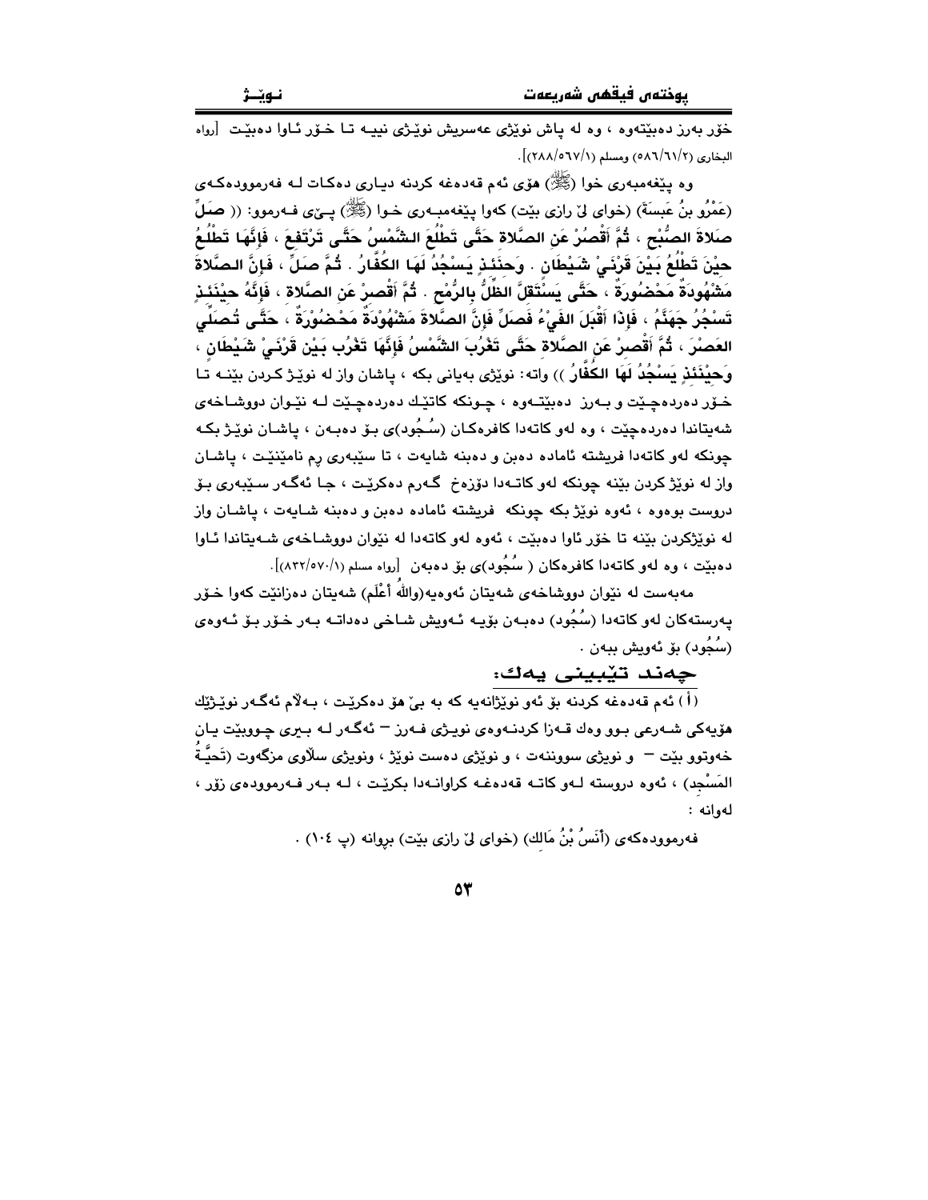خۆر بەرز دەبێتەوە ، وە لە پاش نوێژی عەسریش نوێژی نییە تا خۆر ئاوا دەبێت [رواه البخاري (٥٨٦/٦١/٢) ومسلم (٢٨٨/٥٦٧/١)].

وە پێغەمبەری خوا (ﷺ) هۆی ئەم قەدەغە كردنە دیاری دەكات لە فەرموودەكەی (عَمْرُو بنُ عَبسَةَ) (خوای لێ ڕازی بێت) كەوا پێغەمبەری خوا (ﷺ) پێی فەرموو: (( **صَلِّ صَلاةَ الصُّبْحِ ، ثُمَّ أَقْصِرْ عَنِ الصَّلاةِ حَتَّى تَطْلُعَ الشَّمْسُ حَتَّى تَرْتَفِعَ ، فَإِنَّهَا تَطْلُعُ حِيْنَ تَطْلُعُ بَيْنَ قَرْنَيْ شَيْطَانٍ . وَحِيْنَئِذٍ يَسْجُدُ لَهَا الكُفَّارُ . ثُمَّ صَلِّ ، فَإِنَّ الصَّلاةَ مَشْهُودَةٌ مَحْضُورَةٌ ، حَتَّى يَسْتَقِلَّ الظِّلُّ بِالرُّمْحِ . ثُمَّ أَقْصِرْ عَنِ الصَّلاةِ ، فَإِنَّهُ حِيْنَئِذٍ تُسْجَرُ جَهَنَّمُ ، فَإِذَا أَقْبَلَ الفَيْءُ فَصَلِّ فَإِنَّ الصَّلاةَ مَشْهُوْدَةٌ مَحْضُوْرَةٌ ، حَتَّى تُصَلِّيَ العَصْرَ ، ثُمَّ أَقْصِرْ عَنِ الصَّلاةِ حَتَّى تَغْرُبَ الشَّمْسُ فَإِنَّهَا تَغْرُبُ بَيْنَ قَرْنَيْ شَيْطَانٍ ، وَحِيْنَئِذٍ يَسْجُدُ لَهَا الكُفَّارُ** )) واتە: نوێژی بەیانی بكە ، پاشان واز لە نوێژ كردن بێنە تا خۆر دەردەچێت و بەرز دەبێتەوە ، چونكە كاتێك دەردەچێت لە نێوان دووشاخەی شەیتاندا دەردەچێت ، وە لەو كاتەدا كافرەكان (سُجُود)ی بۆ دەبەن ، پاشان نوێژ بكە چونكە لەو كاتەدا فریشتە ئامادە دەبن و دەبنە شایەت ، تا سێبەری ڕم نامێنێت ، پاشان واز لە نوێژ كردن بێنە چونكە لەو كاتەدا دۆزەخ گەرم دەكرێت ، جا ئەگەر سێبەری بۆ دروست بووەوە ، ئەوە نوێژ بكە چونكە فریشتە ئامادە دەبن و دەبنە شایەت ، پاشان واز لە نوێژكردن بێنە تا خۆر ئاوا دەبێت ، ئەوە لەو كاتەدا لە نێوان دووشاخەی شەیتاندا ئاوا دەبێت ، وە لەو كاتەدا كافرەكان ( سُجُود)ی بۆ دەبەن [رواه مسلم (٨٣٢/٥٧٠/١)].

مەبەست لە نێوان دووشاخەی شەیتان ئەوەیە(والله أعْلَم) شەیتان دەزانێت كەوا خۆر پەرستەكان لەو كاتەدا (سُجُود) دەبەن بۆیە ئەویش شاخی دەداتە بەر خۆر بۆ ئەوەی (سُجُود) بۆ ئەویش ببەن .

## چەند تێبینی یەك:

(أ) ئەم قەدەغە كردنە بۆ ئەو نوێژانەیە كە بە بێ هۆ دەكرێت ، بەڵام ئەگەر نوێژێك هۆیەكی شەرعی بوو وەك قەزا كردنەوەی نوێژی فەرز – ئەگەر لە بیری چووبێت یان خەوتوو بێت – و نوێژی سووننەت ، و نوێژی دەست نوێژ ، ونوێژی سڵاوی مزگەوت (تَحِيَّةُ المَسْجِد) ، ئەوە دروستە لەو كاتە قەدەغە كراوانەدا بكرێت ، لە بەر فەرموودەی زۆر ، لەوانە :

فەرموودەكەی (أَنَسُ بْنُ مَالِك) (خوای لێ ڕازی بێت) بڕوانە (پ ١٠٤) .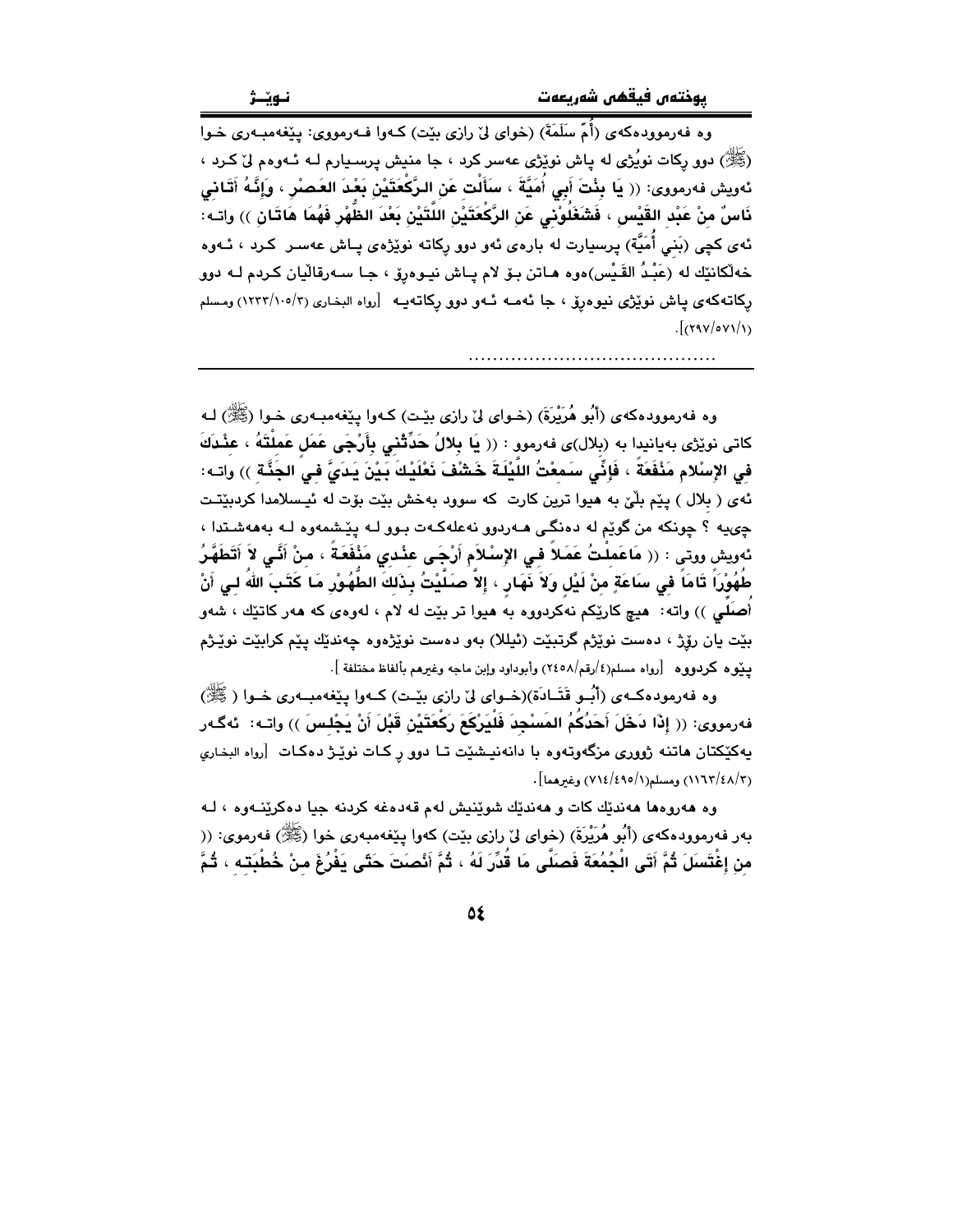وە فەرموودەکەی (أُمّ سَلَمَةَ) (خوای لێ رازی بێت) کەوا فەرمووی: پێغەمبەری خوا (ﷺ) دوو رکات نوێژی لە پاش نوێژی عەسر کرد ، جا منیش پرسیارم لە ئەوەم لێ کرد ، ئەویش فەرمووی: (( **يَا بِنْتَ أَبِي أُمَيَّةَ ، سَأَلْتِ عَنِ الرَّكْعَتَيْنِ بَعْدَ العَصْرِ ، وَإِنَّهُ أَتَانِي نَاسٌ مِنْ عَبْدِ القَيْسِ ، فَشَغَلُوْنِي عَنِ الرَّكْعَتَيْنِ اللَّتَيْنِ بَعْدَ الظُّهْرِ فَهُمَا هَاتَانِ** )) واتە: ئەی کچی (بَنِي أُمَيَّة) پرسیارت لە بارەی ئەو دوو رکاتە نوێژەی پاش عەسر کرد ، ئەوە خەڵکانێك لە (عَبْدُ القَيْس)ەوە هاتن بۆ لام پاش نیوەڕۆ ، جا سەرقاڵیان کردم لە دوو رکاتەکەی پاش نوێژی نیوەڕۆ ، جا ئەمە ئەو دوو رکاتەیە [رواه البخاري (١٢٣٣/١٠٥/٣) ومسلم (٢٩٧/٥٧١/١)].

.........................................

وە فەرموودەکەی (أَبُو هُرَيْرَةَ) (خوای لێ رازی بێت) کەوا پێغەمبەری خوا (ﷺ) لە کاتی نوێژی بەیانیدا بە (بلال)ی فەرموو : (( **يَا بِلالُ حَدِّثْنِي بِأَرْجَى عَمَلٍ عَمِلْتَهُ ، عِنْدَكَ فِي الإِسْلامِ مَنْفَعَةً ، فَإِنِّي سَمِعْتُ اللَّيْلَةَ خَشْفَ نَعْلَيْكَ بَيْنَ يَدَيَّ فِي الجَنَّةِ** )) واتە: ئەی ( بلال ) پێم بڵێ بە هیوا ترین کارت کە سوود بەخش بێت بۆت لە ئیسلامدا کردبێتت چیە ؟ چونکە من گوێم لە دەنگی هەردوو نەعلەکەت بوو لە پێشمەوە لە بەهەشتدا ، ئەویش ووتی : (( **مَاعَمِلْتُ عَمَلاً فِي الإِسْلامِ أَرْجَى عِنْدِي مَنْفَعَةً ، مِنْ أَنِّي لاَ أَتَطَهَّرُ طُهُوْرَاً تَامَاً فِي سَاعَةٍ مِنْ لَيْلٍ وَلاَ نَهَارٍ ، إِلاَّ صَلَّيْتُ بِذَلِكَ الطُّهُوْرِ مَا كَتَبَ اللهُ لِي أَنْ أُصَلِّي** )) واتە: هیچ کارێکم نەکردووە بە هیوا تر بێت لە لام ، لەوەی کە هەر کاتێك ، شەو بێت یان رۆژ ، دەست نوێژم گرتبێت (ئیللا) بەو دەست نوێژەوە چەندێك پێم کرابێت نوێژم پێوە کردووە [رواه مسلم(٤/رقم/٢٤٥٨) وأبوداود وإبن ماجه وغيرهم بألفاظ مختلفة ].

وە فەرمودەکەی (أَبُو قَتَادَة)(خوای لێ رازی بێت) کەوا پێغەمبەری خوا ( ﷺ) فەرمووی: (( **إِذَا دَخَلَ أَحَدُكُمُ المَسْجِدَ فَلْيَرْكَعْ رَكْعَتَيْنِ قَبْلَ أَنْ يَجْلِسَ** )) واتە: ئەگەر یەکێکتان هاتنە ژووری مزگەوتەوە با دانەنیشێت تا دوو رکات نوێژ دەکات [رواه البخاري (١١٦٣/٤٨/٣) ومسلم(٧١٤/٤٩٥/١) وغيرهما].

وە هەروەها هەندێك کات و هەندێك شوێنیش لەم قەدەغە کردنە جیا دەکرێنەوە ، لە بەر فەرموودەکەی (أَبُو هُرَيْرَةَ) (خوای لێ رازی بێت) کەوا پێغەمبەری خوا (ﷺ) فەرموی: (( **مِنْ إِغْتَسَلَ ثُمَّ أَتَى الْجُمُعَةَ فَصَلَّى مَا قُدِّرَ لَهُ ، ثُمَّ أَنْصَتَ حَتَّى يَفْرُغَ مِنْ خُطْبَتِهِ ، ثُمَّ**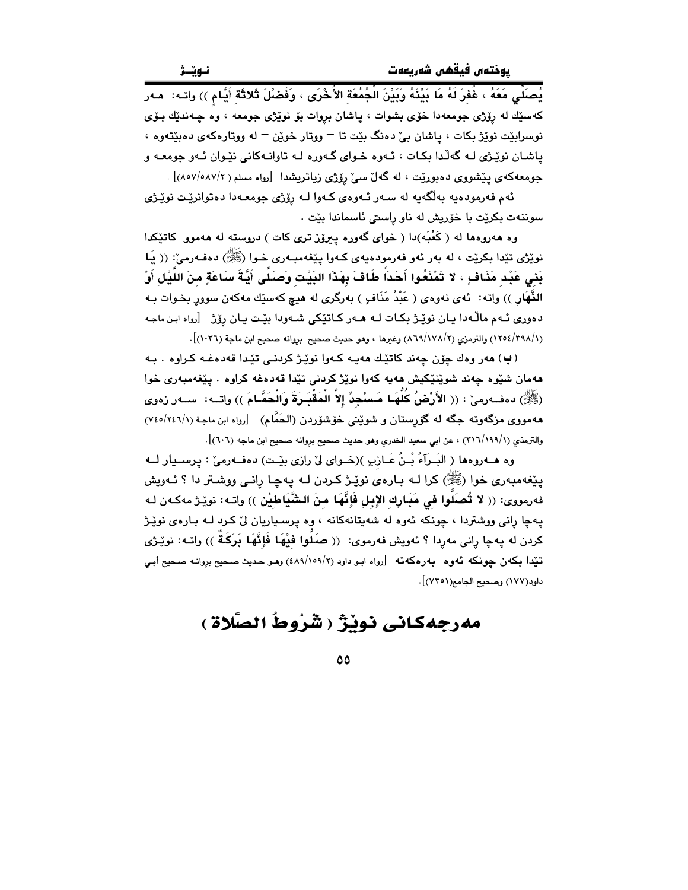**يُصَلِّي مَعَهُ ، غُفِرَ لَهُ مَا بَيْنَهُ وَبَيْنَ الْجُمُعَةِ الأُخْرَى ، وَفَضْلَ ثَلاثَةِ أَيَّامٍ ))** واتـه: هـەر كەسێك لە ڕۆژی جومعەدا خۆی بشوات ، پاشان بڕوات بۆ نوێژی جومعە ، وە چـەندێك بـۆی نوسرابێت نوێژ بكات ، پاشان بێ دەنگ بێت تا – ووتار خوێن – لە ووتارەكەی دەبێتەوە ، پاشـان نوێـژی لـە گەڵدا بكـات ، ئـەوە خـوای گـەورە لـە تاوانـەكانی نێـوان ئـەو جومعـە و جومعەكەی پێشووی دەبورێت ، لە گەڵ سێ ڕۆژی زیاتریشدا [رواه مسلم (٢/٥٨٧/٨٥٧)] .

ئەم فەرمودەیە بەڵگەیە لە سـەر ئـەوەی كـەوا لـە ڕۆژی جومعـەدا دەتوانرێـت نوێـژی سوننەت بكرێت با خۆریش لە ناو ڕاستی ئاسماندا بێت .

وە هەروەها لە ( كَعْبَە)دا ( خوای گەورە پیرۆز تری كات ) دروستە لە هەموو كاتێكدا نوێژی تێدا بكرێت ، لە بەر ئەو فەرمودەیەی كـەوا پێغەمبـەری خـوا (ﷺ) دەفـەرمێ: (( **يَا بَنِي عَبْدِ مَنَافٍ ، لا تَمْنَعُوا أَحَداً طَافَ بِهَذَا البَيْتِ وَصَلَّى أَيَّةَ سَاعَةٍ مِنَ اللَّيْلِ أَوْ النَّهَارِ** )) واتە: ئەی نەوەی ( عَبْدُ مَنَافٍ ) بەرگری لە هیچ كەسێك مەكەن سووڕ بخـوات بـە دەوری ئـەمماڵـەدا یـان نوێـژ بكـات لـە هـەر كـاتێكی شـەودا بێـت یـان ڕۆژ [رواه ابن ماجه (١/٣٩٨/١٢٥٤) والترمزي (٢/١٧٨/٨٦٩) وغيرها ، وهو حديث صحيح بروانە صحيح ابن ماجة (١٠٣٦)].

( **ب** ) هەر وەك چۆن چەند كاتێك هەیـە كـەوا نوێـژ كردنـی تێدا قەدەغـە كـراوە . بـە هەمان شێوە چەند شوێنێكیش هەیە كەوا نوێژ كردنی تێدا قەدەغە كراوە . پێغەمبەری خوا (ﷺ) دەفـەرمێ : (( **الأَرْضُ كُلُّهَـا مَـسْجِدٌ إلاَّ الْمَقْبَـرَةَ وَالْحَمَّـامَ** )) واتـە: سـەر زەوی هەمووی مزگەوتە جگە لە گۆڕستان و شوێنی خۆشۆردن (الحَمَّام) [رواه ابن ماجة (١/٢٤٦/٧٤٥) والترمذي (١/١٩٩/٣١٦) ، عن ابي سعيد الخدري وهو حديث صحيح بروانە صحيح ابن ماجە (٦٠٦)].

وە هـەروەها ( البَـرَاءُ بْـنُ عَـازِبٍ )(خـوای لێ ڕازی بێـت) دەفـەرمێ : پرسـیار لـە پێغەمبەری خوا (ﷺ) كرا لـە بـارەی نوێـژ كـردن لـە پەچـا ڕانـی ووشـتر دا ؟ ئـەویش فەرمووی: (( **لا تُصَلُّوا فِي مَبَارِكِ الإبِلِ فَإِنَّهَا مِنَ الشَّيَاطِيْنِ** )) واتـە: نوێـژ مەكـەن لـە پەچا ڕانی ووشتردا ، چونكە ئەوە لە شەیتانەكانە ، وە پرسیاریان لێ كرد لە بارەی نوێژ كردن لە پەچا ڕانی مەڕدا ؟ ئەویش فەرموی: (( **صَلُّوا فِيْهَا فَإِنَّهَا بَرَكَةٌ** )) واتـە: نوێـژی تێدا بكەن چونكە ئەوە بەرەكەتە [رواه ابـو داود (٢/١٥٩/٤٨٩) وهـو حـديث صـحيح بروانـە صـحيح أبـي داود(١٧٧) وصحيح الجامع(٧٣٥١)].

# مەرجەكانی نوێژ ( شُرُوطُ الصَّلاة )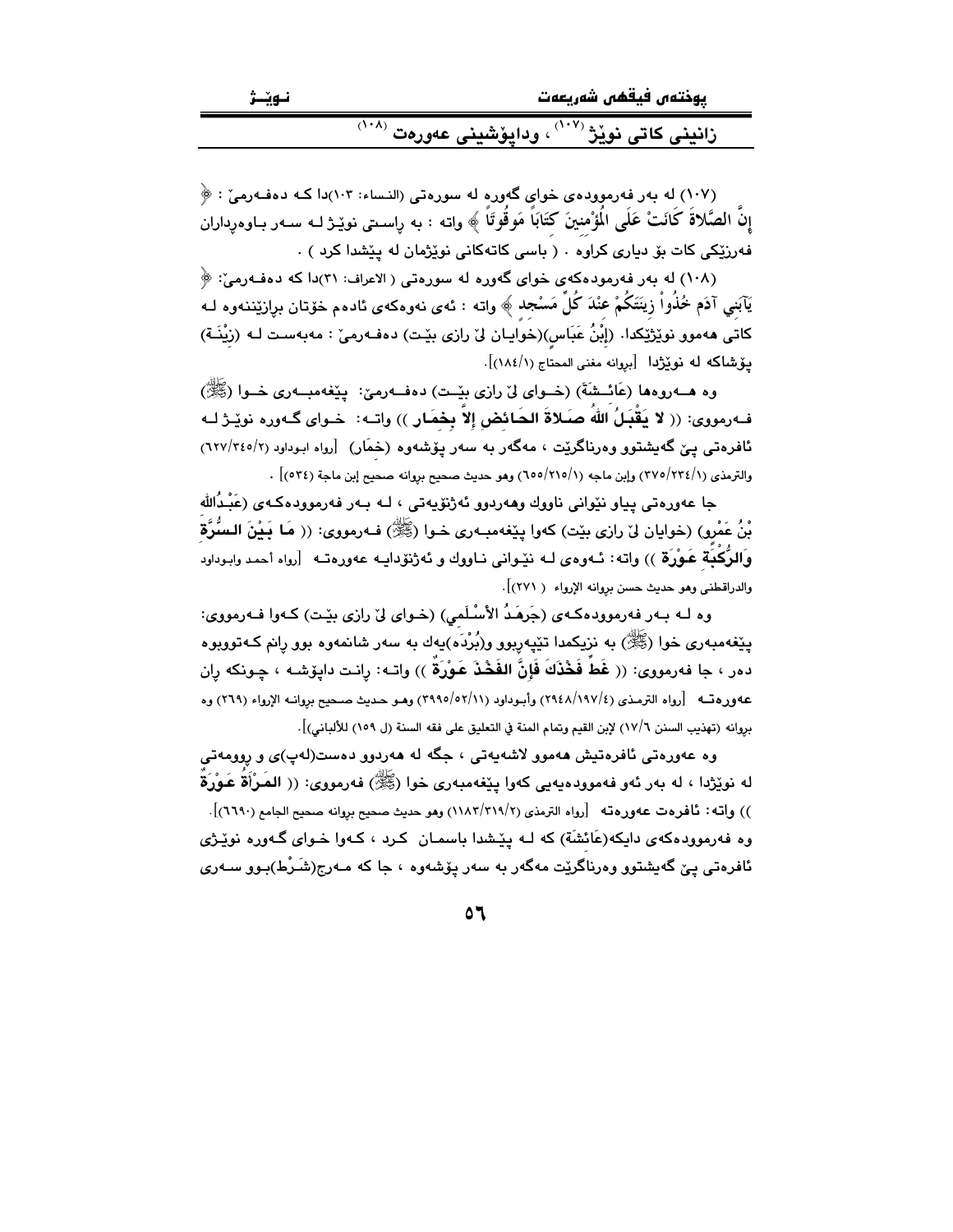## زانینی كاتی نوێژ [(١٠٧)] ، وداپۆشینی عەورەت [(١٠٨)]

(١٠٧) لە بەر فەرموودەی خوای گەورە لە سورەتی (النساء: ١٠٣)دا كە دەفەرمێ : ﴿ **إِنَّ الصَّلاةَ كَانَتْ عَلَى الْمُؤْمِنِينَ كِتَابًا مَوْقُوتًا** ﴾ واتە : بە ڕاستی نوێژ لە سەر باوەڕداران فەرزێكی كات بۆ دیاری كراوە . ( باسی كاتەكانی نوێژمان لە پێشدا كرد ) .

(١٠٨) لە بەر فەرمودەكەی خوای گەورە لە سورەتی ( الاعراف: ٣١)دا كە دەفەرمێ: ﴿ **يَابَنِي آدَمَ خُذُواْ زِينَتَكُمْ عِنْدَ كُلِّ مَسْجِد** ﴾ واتە : ئەی نەوەكەی ئادەم خۆتان بڕازێننەوە لە كاتی هەموو نوێژێكدا. (إِبْنُ عَبَاس)(خوایان لێ رازی بێت) دەفەرمێ : مەبەست لە (زِيْنَة) پۆشاكە لە نوێژدا [بڕوانە مغني المحتاج (١٨٤/١)].

وە هەروەها (عَائِشَةَ) (خوای لێ رازی بێت) دەفەرمێ: پێغەمبەری خوا (ﷺ) فەرمووی: (( **لا يَقْبَلُ اللهُ صَلاةَ الحَائِض إلاَّ بِخِمَار** )) واتە: خوای گەورە نوێژ لە ئافرەتی پێ گەیشتوو وەرناگرێت ، مەگەر بە سەر پۆشەوە (خِمَار) [رواه ابوداود (٣٤٥/٢/٦٢٧) والترمذي (٢٣٤/١/٣٧٥) وإبن ماجه (٢١٥/١/٦٥٥) وهو حديث صحيح بروانه صحيح إبن ماجة (٥٣٤)] .

جا عەورەتی پیاو نێوانی ناووك وەهەردوو ئەژنۆیەتی ، لە بەر فەرموودەكەی (عَبْدُاللهِ بْنُ عَمْرو) (خوایان لێ رازی بێت) كەوا پێغەمبەری خوا (ﷺ) فەرمووی: (( **مَا بَيْنَ السُّرَّةِ وَالرُّكْبَةِ عَوْرَة** )) واتە: ئەوەی لە نێوانی ناووك و ئەژنۆدایە عەورەتە [رواه أحمد وابوداود والدراقطني وهو حديث حسن بروانه الإرواء ( ٢٧١)].

وە لە بەر فەرموودەكەی (جَرهَدُ الأسْلَمي) (خوای لێ رازی بێت) كەوا فەرمووی: پێغەمبەری خوا (ﷺ) بە نزیكمدا تێپەڕیوو و(بُرْدَه)یەك بە سەر شانمەوە بوو ڕانم كەتووبوە دەر ، جا فەرمووی: (( **غَطِّ فَخْذَكَ فَإِنَّ الفَخْذَ عَوْرَةٌ** )) واتە: ڕانت داپۆشە ، چونكە ڕان عەورەتە [رواه الترمذي (١٩٧/٤/٢٩٤٨) وأبوداود (٥٢/١١/٣٩٩٥) وهو حديث صحيح بروانه الإرواء (٢٦٩) وە بروانه (تهذيب السنن ١٧/٦) لإبن القيم وتمام المنة في التعليق على فقه السنة (ل ١٥٩) للألباني)].

وە عەورەتی ئافرەتیش هەموو لاشەیەتی ، جگە لە هەردوو دەست(لەپ)ی و ڕوومەتی لە نوێژدا ، لە بەر ئەو فەموودەیەی كەوا پێغەمبەری خوا (ﷺ) فەرمووی: (( **المَرْأَةُ عَوْرَةٌ** )) واتە: ئافرەت عەورەتە [رواه الترمذي (٣١٩/٢/١١٨٣) وهو حديث صحيح بروانه صحيح الجامع (٦٦٩٠)].

وە فەرموودەكەی دایكە(عَائِشَة) كە لە پێشدا باسمان كرد ، كەوا خوای گەورە نوێژی ئافرەتی پێ گەیشتوو وەرناگرێت مەگەر بە سەر پۆشەوە ، جا كە مەرج(شَرْط)بوو سەری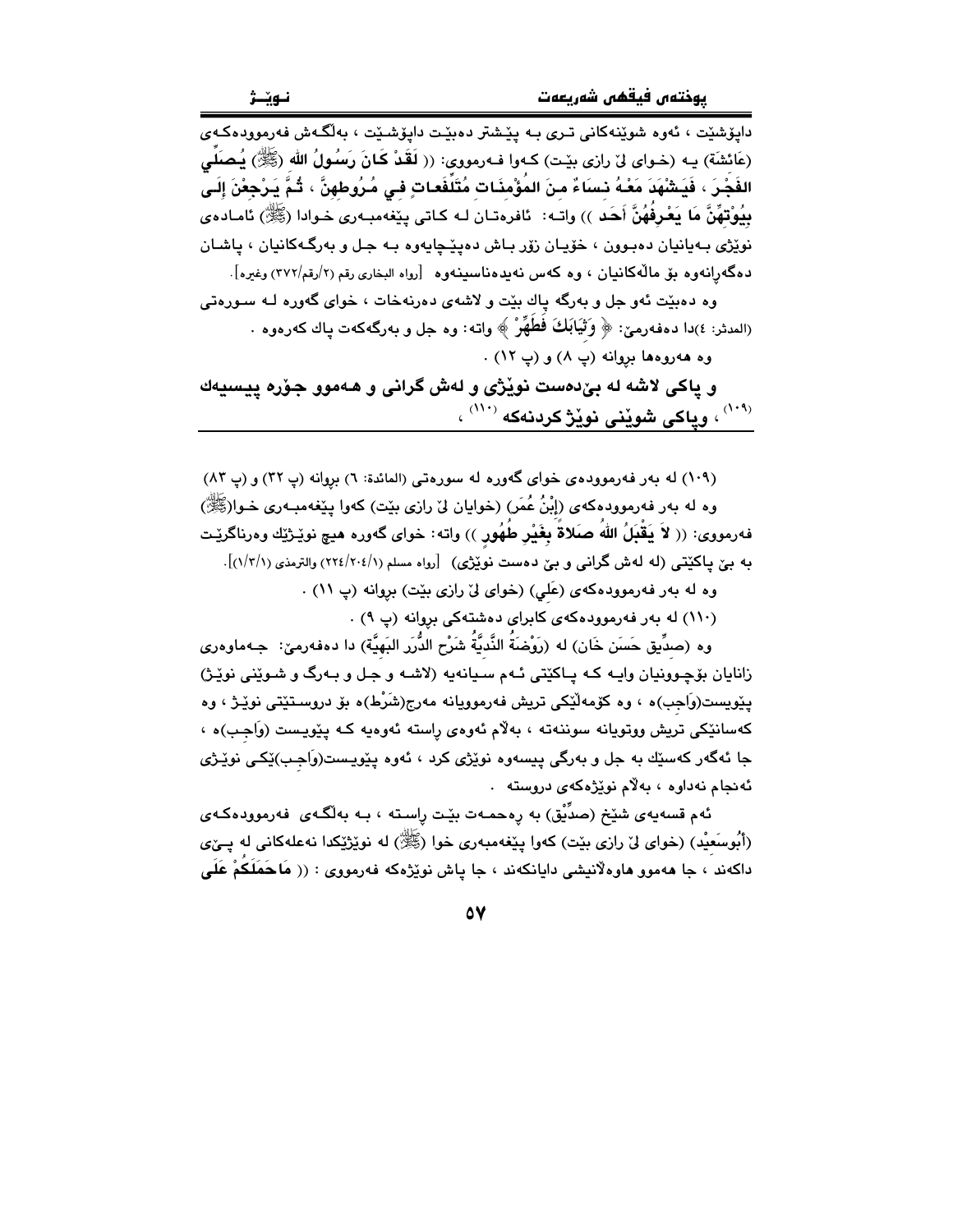داپۆشێت ، ئەوە شوێنەكانی تری بە پێشتر دەبێت داپۆشێت ، بەلگەش فەرموودەكەی (عَائِشَة) یە (خوای لێ رازی بێت) كەوا فەرمووی: (( **لَقَدْ كَانَ رَسُولُ اللهِ (ﷺ) يُصَلِّي الفَجْرَ ، فَيَشْهَدَ مَعَهُ نِسَاءٌ مِنَ المُؤْمِنَاتِ مُتَلَفِّعَاتٍ فِي مُرُوطِهِنَّ ، ثُمَّ يَرْجِعْنَ إِلَى بُيُوتِهِنَّ مَا يَعْرِفُهُنَّ أَحَد** )) واتە: ئافرەتان لە كاتی پێغەمبەری خوادا (ﷺ) ئامادەی نوێژی بەیانیان دەبوون ، خۆیان زۆر باش دەپێچایەوە بە جل و بەرگەكانیان ، پاشان دەگەڕانەوە بۆ ماڵەكانیان ، وە كەس نەیدەناسینەوە [رواه البخاري رقم (٢/رقم/٣٧٢) وغيره].

وە دەبێت ئەو جل و بەرگە پاك بێت و لاشەی دەرنەخات ، خوای گەورە لە سورەتی (المدثر: ٤)دا دەفەرمێ: ﴿ وَثِيَابَكَ فَطَهِّرْ ﴾ واتە: وە جل و بەرگەكەت پاك كەرەوە .

وە هەروەها بڕوانە (پ ٨) و (پ ١٢) .

**و پاكی لاشە لە بێدەست نوێژی و لەش گرانی و هەموو جۆرە پیسیەك** [(١٠٩)] **، وپاكی شوێنی نوێژ كردنەكە** [(١١٠)] **،**

---

(١٠٩) لە بەر فەرموودەی خوای گەورە لە سورەتی (المائدة: ٦) بڕوانە (پ ٣٢) و (پ ٨٣)

وە لە بەر فەرموودەكەی (إِبْنُ عُمَر) (خوایان لێ رازی بێت) كەوا پێغەمبەری خوا(ﷺ) فەرمووی: (( **لاَ يَقْبَلُ اللهُ صَلاَةً بِغَيْرِ طُهُورٍ** )) واتە: خوای گەورە هیچ نوێژێك وەرناگرێت بە بێ پاكێتی (لە لەش گرانی و بێ دەست نوێژی) [رواه مسلم (٢٠٤/١/٢٢٤) والترمذي (١/٣/١)].

وە لە بەر فەرموودەكەی (عَلِي) (خوای لێ رازی بێت) بڕوانە (پ ١١) .

(١١٠) لە بەر فەرموودەكەی كابرای دەشتەكی بڕوانە (پ ٩) .

وە (صدِّيق حَسَن خَان) لە (رَوْضَةُ النَّدِيَّةُ شَرْحِ الدُّرَرِ البَهِيَّة) دا دەفەرمێ: جەماوەری زانایان بۆچوونیان وایە كە پاكێتی ئەم سیانەیە (لاشە و جل و بەرگ و شوێنی نوێژ) پێویست(وَاجِب)ە ، وە كۆمەڵێكی تریش فەرموویانە مەرج(شَرْط)ە بۆ دروستێتی نوێژ ، وە كەسانێكی تریش ووتویانە سوننەتە ، بەڵام ئەوەی ڕاستە ئەوەیە كە پێویست (وَاجِب)ە ، جا ئەگەر كەسێك بە جل و بەرگی پیسەوە نوێژی كرد ، ئەوە پێویست(وَاجِب)ێكی نوێژی ئەنجام نەداوە ، بەڵام نوێژەكەی دروستە .

ئەم قسەیەی شێخ (صدِّيق) بە ڕەحمەت بێت ڕاستە ، بە بەڵگەی فەرموودەكەی (أَبُوسَعِيْد) (خوای لێ رازی بێت) كەوا پێغەمبەری خوا (ﷺ) لە نوێژێكدا نەعلەكانی لە پێی داكەند ، جا هەموو هاوەڵانیشی دایانكەند ، جا پاش نوێژەكە فەرمووی : (( **مَاحَمَلَكُمْ عَلَى**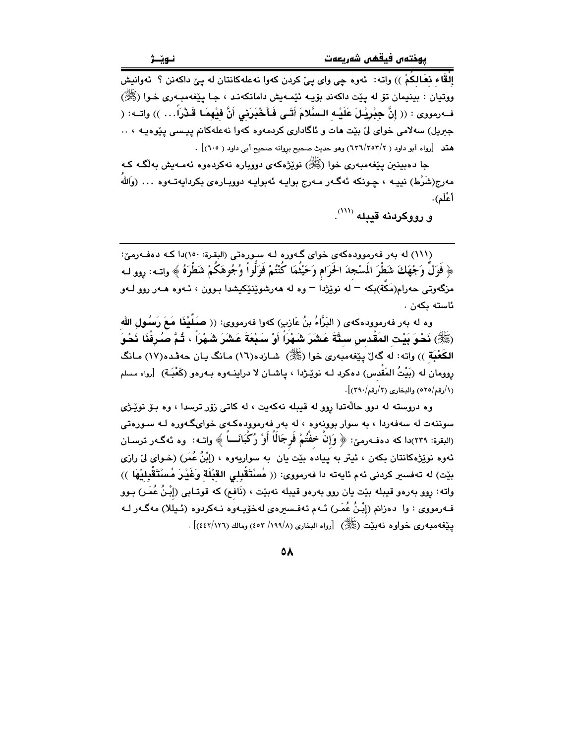**إِلْقَاءِ نِعَالِكُمْ** )) واته: ئەوە چی وای پێ کردن کەوا نەعلەکانتان لە پێ داکەنن ؟ ئەوانیش ووتیان : بینیمان تۆ لە پێت داکەند بۆیە ئێمەیش دامانکەند ، جا پێغەمبەری خوا (ﷺ) فەرمووی : (( **إِنَّ جِبْرِيلَ عَلَيْهِ السَّلامَ أَتَى فَأَخْبَرَنِي أَنَّ فِيهِمَا قَذَراً...** )) واتە: ( جبريل) سەلامی خوای لێ بێت هات و ئاگاداری کردمەوە کەوا نەعلەکانم پیسی پێوەیە ، .. **هتد** [رواه أبو داود ( ٦٣٦/٣٥٣/٢) وهو حديث صحيح بروانە صحيح أبي داود ( ٦٠٥)] .

جا دەبینین پێغەمبەری خوا (ﷺ) نوێژەکەی دووبارە نەکردەوە ئەمەیش بەڵگە کە مەرج(شَرْط) نییە ، چونکە ئەگەر مەرج بوایە ئەبوایە دووبارەی بکردایەتەوە ... (وَاللهُ أَعْلَم).

**و رووکردنە قیبلە** [111].

---

(١١١) لە بەر فەرموودەکەی خوای گەورە لە سورەتی (البقرة: ١٥٠)دا کە دەفەرمێ: ﴿ فَوَلِّ وَجْهَكَ شَطْرَ الْمَسْجِدِ الْحَرَامِ وَحَيْثُمَا كُنْتُمْ فَوَلُّوا وُجُوهَكُمْ شَطْرَهُ ﴾ واتە: روو لە مزگەوتی حەرام(مَكَّة)بکە – لە نوێژدا – وە لە هەرشوێنێکیشدا بوون ، ئەوە هەر روو لەو ئاستە بکەن .

وە لە بەر فەرموودەکەی ( البَرَّاءُ بنُ عَازِبٍ) کەوا فەرمووی: (( **صَلَّيْنَا مَعَ رَسُولِ اللهِ (ﷺ) نَحْوَ بَيْتِ المَقْدِسِ سِتَّةَ عَشَرَ شَهْراً أَوْ سَبْعَةَ عَشَرَ شَهْراً ، ثُمَّ صُرِفْنَا نَحْوَ الكَعْبَةِ** )) واتە: لە گەڵ پێغەمبەری خوا (ﷺ) شازدە(١٦) مانگ یان حەڤدە(١٧) مانگ رووومان لە (بَيْتُ المَقْدِس) دەکرد لە نوێژدا ، پاشان لا درایەوە بەرەو (كَعْبَة) [رواه مسلم (١/رقم/٥٢٥) والبخاري (٢/رقم/٣٩٠)].

وە دروستە لە دوو حاڵەتدا روو لە قیبلە نەکەیت ، لە کاتی زۆر ترسدا ، وە بۆ نوێژی سوننەت لە سەفەردا ، بە سوار بوونەوە ، لە بەر فەرموودەکەی خوایگەورە لە سورەتی (البقرة: ٢٣٩)دا کە دەفەرمێ: ﴿ وَإِنْ خِفْتُمْ فَرِجَالًا أَوْ رُكْبَانًا ﴾ واتە: وە ئەگەر ترسان ئەوە نوێژەکانتان بکەن ، ئیتر بە پیادە بێت یان بە سواریەوە ، (إِبْنُ عُمَر) (خوای لێ رازی بێت) لە تەفسیر کردنی ئەم ئایەتە دا فەرمووی: (( **مُسْتَقْبِلِي القِبْلَةِ وَغَيْرَ مُسْتَقْبِلِيهَا** )) واتە: روو بەرەو قیبلە بێت یان روو بەرەو قیبلە نەبێت ، (نَافِع) کە قوتابی (إِبْنُ عُمَر) بوو فەرمووی : وا دەزانم (إِبْنُ عُمَر) ئەم تەفسیرەی لەخۆیەوە نەکردوە (ئیللا) مەگەر لە پێغەمبەری خواوە نەبێت (ﷺ) [رواه البخاري (١٩٩/٨/ ٤٥٣) ومالك (٤٤٢/١٢٦)] .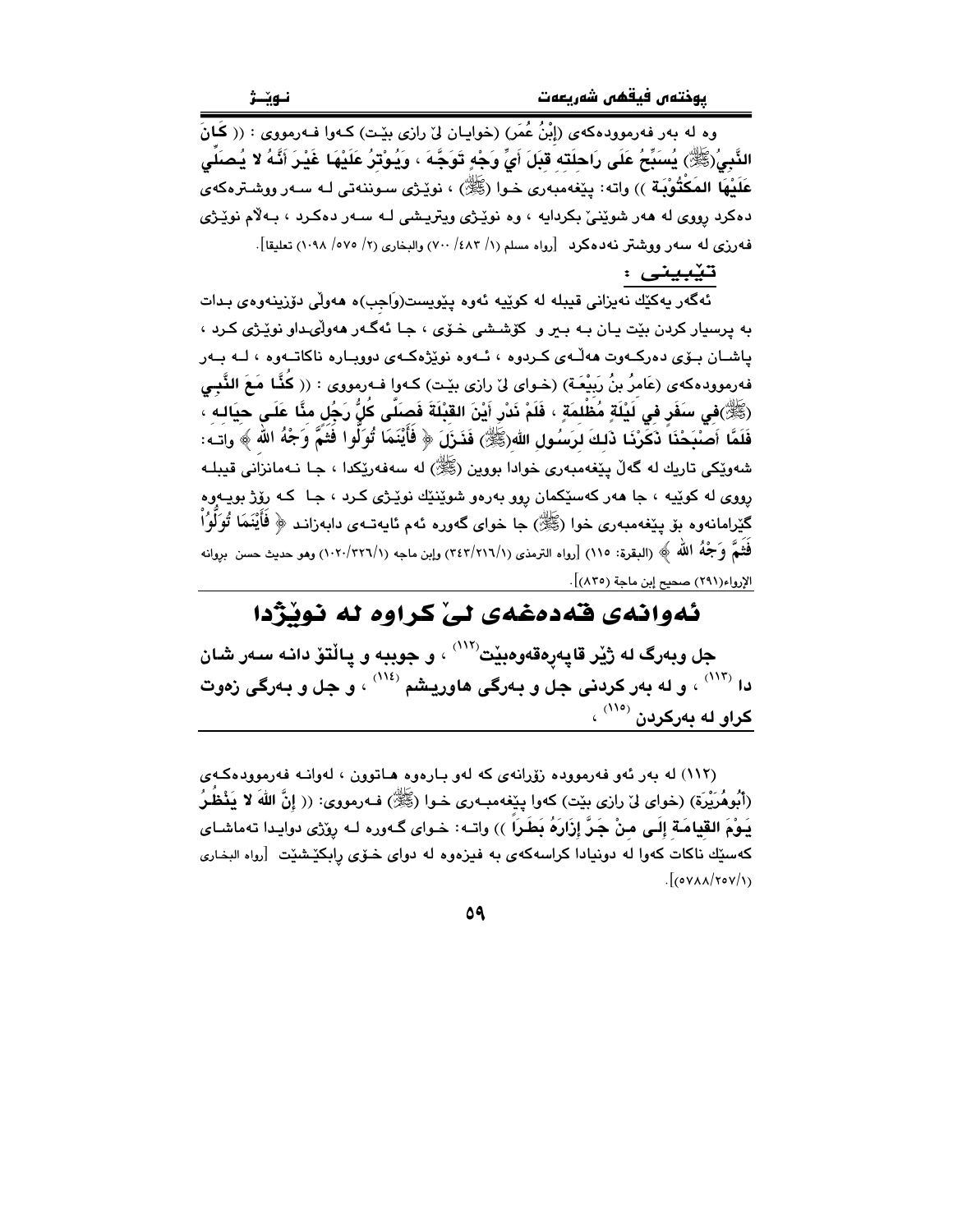وه له بهر فهرموودهكهى (إِبْنُ عُمَر) (خوايـان لىٰ رازى بێـت) كـهوا فـهرمووى : (( كَانَ النَّبِيُ(ﷺ) يُسَبِّحُ عَلَى رَاحِلَتِهِ قِبَلَ أَيِّ وَجْهٍ تَوَجَّهَ ، وَيُوْتِرُ عَلَيْهَا غَيْرَ أَنَّهُ لا يُصَلِّي عَلَيْهَا المَكْتُوْبَة )) واته: پێغهمبهرى خـوا (ﷺ) ، نوێـژى سـوننهتى لـه سـهر ووشـترهكهى دهكرد رووى له ههر شوێنىٚ بكردايه ، وه نوێـژى ويتريـشى لـه سـهر دهكـرد ، بـهلاٚم نوێـژى فهرزى له سهر ووشتر نهدهكرد [رواه مسلم (١/ ٤٨٣/ ٧٠٠) والبخارى (٢/ ٥٧٥/ ١٠٩٨) تعليقا].

**تێبينى :**

ئهگهر يهكێك نهيزانى قيبله له كوێيه ئهوه پێويست(وَاجِب)ه ههوڵى دۆزينهوهى بـدات به پرسيار كردن بێت يـان بـه بـير و كۆشـشى خـۆى ، جـا ئهگـهر ههوڵىداو نوێـژى كـرد ، پاشـان بـۆى دهركـهوت ههڵـهى كـردوه ، ئـهوه نوێژهكـهى دووبـاره ناكاتـهوه ، لـه بـهر فهرموودهكهى (عَامِرُ بنُ رَبِيْعَـة) (خـواى لىٰ رازى بێـت) كـهوا فـهرمووى : (( كُنَّا مَعَ النَّبِي (ﷺ)في سَفَرٍ فِي لَيْلَةٍ مُظْلِمَةٍ ، فَلَمْ نَدْرِ أَيْنَ القِبْلَةَ فَصَلَّى كُلُّ رَجُلٍ مِنَّا عَلَى حِيَالِه ، فَلَمَّا أَصْبَحْنَا ذَكَرْنَا ذَلِكَ لِرَسُولِ اللهِ(ﷺ) فَنَزَلَ ﴿ فَأَيْنَمَا تُوَلُّوا فَثَمَّ وَجْهُ اللهِ ﴾ واتـه: شهوێكى تاريك له گهڵ پێغهمبهرى خوادا بووين (ﷺ) له سهفهرێكدا ، جا نـهمانزانى قيبلـه رووى له كوێيه ، جا ههر كهسێكمان روو بهرهو شوێنێك نوێـژى كـرد ، جـا كـه رۆژ بويـهوه گێرامانهوه بۆ پێغهمبهرى خوا (ﷺ) جا خواى گهوره ئهم ئايهتـهى دابهزانـد ﴿ فَأَيْنَمَا تُوَلُّواْ فَثَمَّ وَجْهُ اللهِ ﴾ (البقرة: ١١٥) [رواه الترمذى (١/٢١٦/٣٤٣) وإبن ماجه (١/٣٢٦/١٠٢٠) وهو حديث حسن بروانه الإرواء(٢٩١) صحيح إبن ماجة (٨٣٥)].

## ئهوانهى قهدهغهى لىٰ كراوه له نوێژدا

**جل وبهرگ له ژێر قاپهرهقهوهبێت[١١٢] ، و جوببه و پاڵتۆ دانه سهر شان دا [١١٣] ، و له بهر كردنى جل و بهرگى هاوريشم [١١٤] ، و جل و بهرگى زهوت كراو له بهركردن [١١٥] ،**

(١١٢) له بهر ئهو فهرمووده زۆرانهى كه لهو بارهوه هـاتوون ، لهوانـه فهرموودهكـهى (أَبُوهُرَيْرَة) (خواى لىٰ رازى بێت) كهوا پێغهمبـهرى خـوا (ﷺ) فـهرمووى: (( إِنَّ اللهَ لا يَنْظُرُ يَوْمَ القِيَامَةِ إِلَى مَنْ جَرَّ إِزَارَهُ بَطَرَاً )) واتـه: خـواى گـهوره لـه رۆژى دوايـدا تهماشـاى كهسێك ناكات كهوا له دونيادا كراسهكهى به فيزهوه له دواى خـۆى راِبكێـشێت [رواه البخارى (١/٢٥٧/٥٧٨٨)].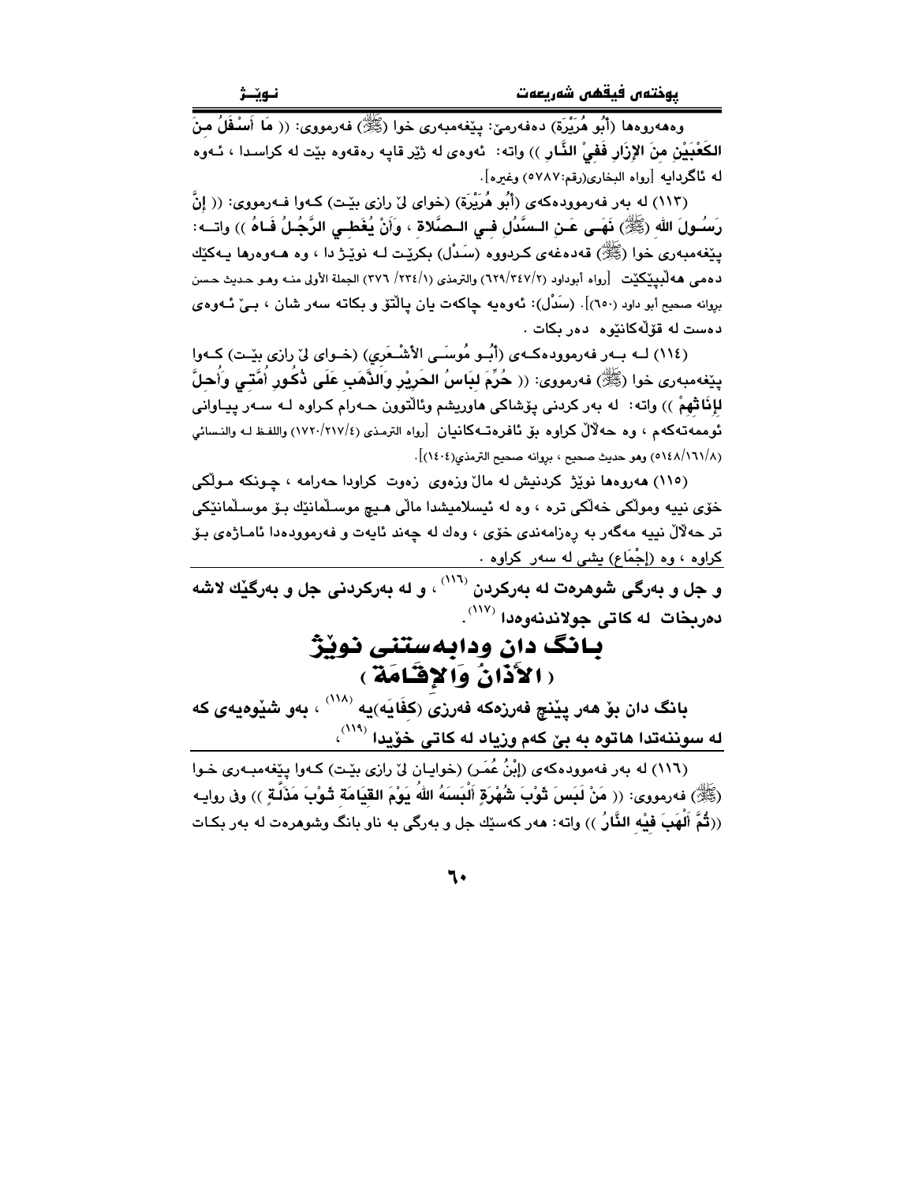وەهەروەها (أَبُو هُرَيْرَة) دەفەرمێ: پێغەمبەری خوا (ﷺ) فەرمووی: (( مَا أَسْفَلُ مِنَ الكَعْبَيْنِ مِنَ الإِزَارِ فَفِيْ النَّارِ )) واتە: ئەوەی لە ژێر قاپە رەقەوە بێت لە کراسدا ، ئەوە لە ئاگردایە [رواه البخاري(رقم:٥٧٨٧) وغيره].

(١١٣) لە بەر فەرموودەکەی (أَبُو هُرَيْرَة) (خوای لێ رازی بێت) کەوا فەرمووی: (( إِنَّ رَسُولَ اللهِ (ﷺ) نَهَى عَنِ السَّدْلِ فِي الصَّلاةِ ، وَأَنْ يُغَطِي الرَّجُلُ فَاهُ )) واتە: پێغەمبەری خوا (ﷺ) قەدەغەی کردووە (سَدْل) بکرێت لە نوێژ دا ، وە هەروەها یەکێك دەمی هەڵبپێچێت [رواه أبوداود (٦٢٩/٣٤٧/٢) والترمذي (٣٧٦ /٢٣٤/١) الجملة الأولى منه وهو حديث حسن بروانە صحيح أبو داود (٦٥٠)]. (سَدْل): ئەوەیە چاکەت یان پاڵتۆ و بکاتە سەر شان ، بێ ئەوەی دەست لە قۆڵەکانیەوە دەر بکات .

(١١٤) لە بەر فەرموودەکەی (أَبُو مُوسَى الأَشْعَرِي) (خوای لێ رازی بێت) کەوا پێغەمبەری خوا (ﷺ) فەرمووی: (( حُرِّمَ لِبَاسُ الحَرِيْرِ وَالذَّهَبِ عَلَى ذُكُورِ أُمَّتِي وَأُحِلَّ لِإِنَاثِهِمْ )) واتە: لە بەر کردنی پۆشاکی هاوریشم وئاڵتوون حەرام کراوە لە سەر پیاوانی ئوممەتەکەم ، وە حەڵاڵ کراوە بۆ ئافرەتەکانیان [رواه الترمذي (١٧٢٠/٢١٧/٤) واللفظ له والنسائي (٥١٤٨/١٦١/٨) وهو حديث صحيح ، بروانە صحيح الترمذي(١٤٠٤)].

(١١٥) هەروەها نوێژ کردنیش لە ماڵ وزەوی زەوت کراودا حەرامە ، چونکە موڵکی خۆی نییە وموڵکی خەڵکی ترە ، وە لە ئیسلامیشدا ماڵی هیچ موسڵمانێك بۆ موسڵمانێکی تر حەڵاڵ نییە مەگەر بە رەزامەندی خۆی ، وەك لە چەند ئایەت و فەرموودەدا ئاماژەی بۆ کراوە ، وە (إِجْمَاع) یشی لە سەر کراوە .

**و جل و بەرگی شوهرەت لە بەرکردن [(١١٦)] ، و لە بەرکردنی جل و بەرگێك لاشە دەربخات لە کاتی جولاندنەوەدا [(١١٧)] .**

# بانگ دان ودابەستنی نوێژ
# ( الأَذَانُ وَالإِقَامَة )

**بانگ دان بۆ هەر پێنج فەرزەکە فەرزی (كِفَايَه)یە [(١١٨)] ، بەو شێوەیەی کە لە سوننەتدا هاتوە بە بێ کەم وزیاد لە کاتی خۆیدا [(١١٩)] ،**

(١١٦) لە بەر فەموودەکەی (إِبْنُ عُمَر) (خوایان لێ رازی بێت) کەوا پێغەمبەری خوا (ﷺ) فەرمووی: (( مَنْ لَبَسَ ثَوْبَ شُهْرَةٍ أَلْبَسَهُ اللهُ يَوْمَ القِيَامَةِ ثَوْبَ مَذَلَّةٍ )) وفي روايە ((ثُمَّ أَلْهَبَ فِيْهِ النَّارُ )) واتە: هەر کەسێك جل و بەرگی بە ناو بانگ وشوهرەت لە بەر بکات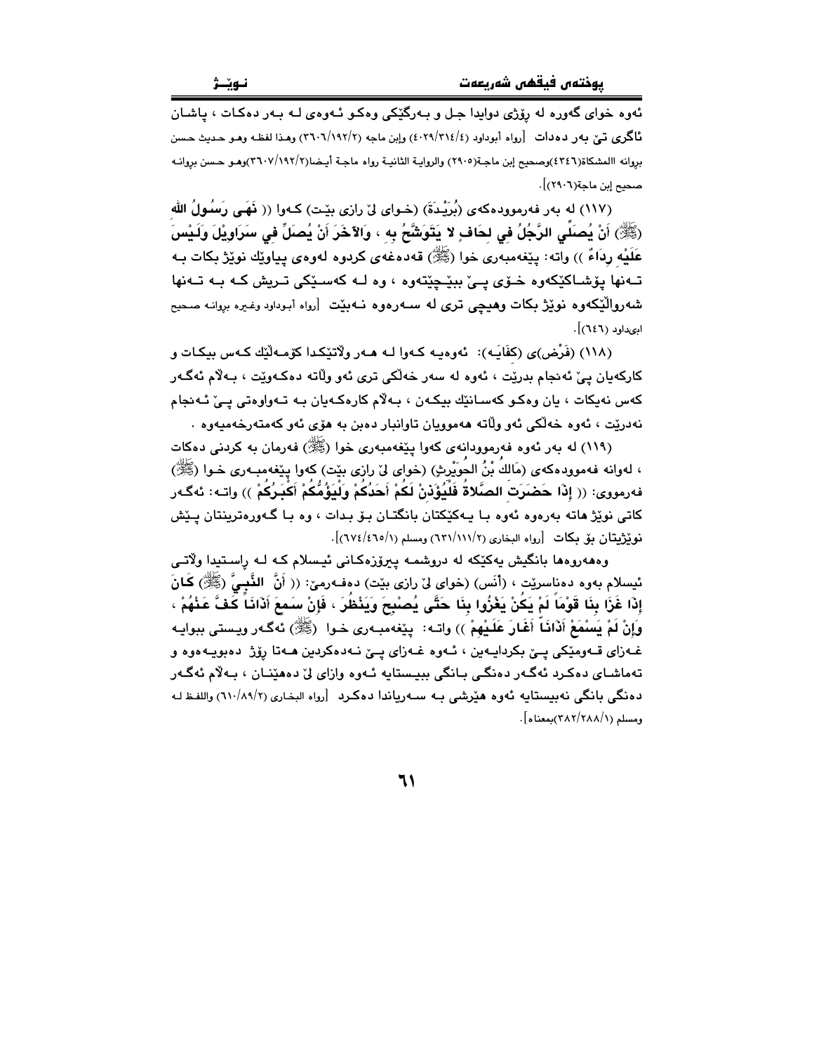ئەوە خوای گەورە لە ڕۆژی دوایدا جل و بەرگێکی وەکو ئەوەی لە بەر دەکات ، پاشان ئاگری تێ بەر دەدات [رواه أبوداود (٤/٣١٤/٤٠٢٩) وإبن ماجه (٢/١٩٢/٣٦٠٦) وهذا لفظه وهو حديث حسن بروانه االمشكاة(٤٣٤٦)وصحيح إبن ماجة(٢٩٠٥) والرواية الثانية رواه ماجة أيضا(٢/١٩٢/٣٦٠٧)وهو حسن بروانه صحيح إبن ماجة(٢٩٠٦)].

(١١٧) لە بەر فەرموودەکەی (بُرَيْدَةَ) (خوای لێ رازی بێت) کەوا (( **نَهَى رَسُولُ الله (ﷺ) أَنْ يُصَلِّي الرَّجُلُ فِي لِحَافٍ لا يَتَوَشَّحُ بِهِ ، وَالآخَرَ أَنْ يُصَلِّ فِي سَرَاوِيْلَ وَلَيْسَ عَلَيْهِ رِدَاءٌ** )) واتە: پێغەمبەری خوا (ﷺ) قەدەغەی کردوە لەوەی پیاوێك نوێژ بکات بە تەنها پۆشاکێکەوە خۆی پێ ببێچێتەوە ، وە لە کەسێکی تریش کە بە تەنها شەرواڵێکەوە نوێژ بکات وهیچی تری لە سەرەوە نەبێت [رواه أبوداود وغيره بروانه صحيح ابىداود (٦٤٦)].

(١١٨) (فَرْض)ی (كِفَايَە): ئەوەیە کەوا لە هەر وڵاتێکدا کۆمەڵێك کەس بیکات و کارەکەیان پێ ئەنجام بدرێت ، ئەوە لە سەر خەڵکی تری ئەو وڵاتە دەکەوێت ، بەڵام ئەگەر کەس نەیکات ، یان وەکو کەسانێك بیکەن ، بەڵام کارەکەیان بە تەواوەتی پێ ئەنجام نەدرێت ، ئەوە خەڵکی ئەو وڵاتە هەموویان تاوانبار دەبن بە هۆی ئەو کەمتەرخەمیەوە .

(١١٩) لە بەر ئەوە فەرموودانەی کەوا پێغەمبەری خوا (ﷺ) فەرمان بە کردنی دەکات ، لەوانە فەموودەکەی (مَالِكُ بْنُ الحُوَيْرِثِ) (خوای لێ رازی بێت) کەوا پێغەمبەری خوا (ﷺ) فەرمووی: (( **إِذَا حَضَرَتِ الصَّلاةُ فَلْيُؤَذِّنْ لَكُمْ أَحَدُكُمْ وَلْيَؤُمُّكُمْ أَكْبَرُكُمْ** )) واتە: ئەگەر کاتی نوێژ هاتە بەرەوە ئەوە با یەکێکتان بانگتان بۆ بدات ، وە با گەورەترینتان پێش نوێژیتان بۆ بکات [رواه البخاري (٢/١١١/٦٣١) ومسلم (١/٤٦٥/٦٧٤)].

وەهەروەها بانگیش یەکێکە لە دروشمە پیرۆزەکانی ئیسلام کە لە ڕاستیدا وڵاتی ئیسلام بەوە دەناسرێت ، (أَنَس) (خوای لێ رازی بێت) دەفەرمێ: (( **أَنَّ النَّبِيَّ (ﷺ) كَانَ إِذَا غَزَا بِنَا قَوْمَاً لَمْ يَكُنْ يَغْزُوا بِنَا حَتَّى يُصْبِحَ وَيَنْظُرَ ، فَإِنْ سَمِعَ أَذَانَاً كَفَّ عَنْهُمْ ، وَإِنْ لَمْ يَسْمَعْ أَذَانَاً أَغَارَ عَلَيْهِمْ** )) واتە: پێغەمبەری خوا (ﷺ) ئەگەر ویستی ببوایە غەزای قەومێکی پێ بکردایەین ، ئەوە غەزای پێ نەدەکردین هەتا ڕۆژ دەبویەوە و تەماشای دەکرد ئەگەر دەنگی بانگی ببیستایە ئەوە وازای لێ دەهێنان ، بەڵام ئەگەر دەنگی بانگی نەبیستایە ئەوە هێرشی بە سەریاندا دەکرد [رواه البخاري (٢/٨٩/٦١٠) واللفظ له ومسلم (١/٢٨٨/٣٨٢)بمعناه].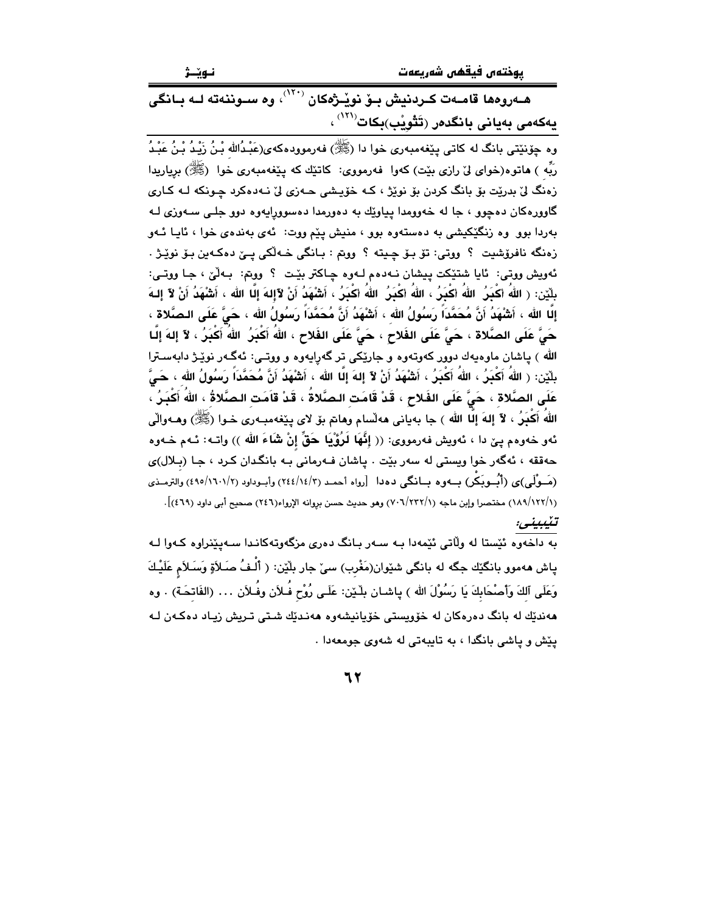**هـەروەها قامـەت كـردنیش بـۆ نوێـژەكان [120]، وە سـوننەتە لـە بـانگی یەكەمی بەیانی بانگدەر (تَثْوِیْب)بكات[121]،**

وە چۆنێتی بانگ لە كاتی پێغەمبەری خوا دا (ﷺ) فەرموودەكەی(عَبْدُالله بْنُ زَیْدُ بْنُ عَبْدُ رَبِّهِ ) هاتوە(خوای لێ رازی بێت) كەوا فەرمووی: كاتێك كە پێغەمبەری خوا (ﷺ) بڕیاریدا زەنگ لێ بدرێت بۆ بانگ كردن بۆ نوێژ ، كـە خۆیـشی حـەزی لێ نـەدەكرد چـونكە لـە كـاری گاوورەكان دەچوو ، جا لە خەوومدا پیاوێك بە دەورمدا دەسووڕایەوە دوو جلـی سـەوزی لـە بەردا بوو وە زنگێكیشی بە دەستەوە بوو ، منیش پێم ووت: ئەی بەندەی خوا ، ئایـا ئـەو زەنگە نافرۆشیت ؟ ووتی: تۆ بـۆ چـیتە ؟ ووتم : بـانگی خـەڵكی پـێ دەكـەین بـۆ نوێـژ . ئەویش ووتی: ئایا شتێكت پیشان نـەدەم لـەوە چاكتر بێـت ؟ ووتم: بـەڵێ ، جـا ووتـی: بڵێن: ( **اللهُ اكْبَرُ اللهُ اكْبَرُ ، اللهُ اكْبَرُ اللهُ اكْبَرُ ، أَشْهَدُ أَنْ لاَإِلهَ إلَّا الله ، أَشْهَدُ أَنْ لاَ إِلـهَ إلَّا الله ، أَشْهَدُ أَنَّ مُحَمَّداً رَسُولُ الله ، أَشْهَدُ أَنَّ مُحَمَّداً رَسُولُ الله ، حَيَّ عَلَى الـصَّلاة ، حَيَّ عَلَى الصَّلاة ، حَيَّ عَلَى الفَلاح ، حَيَّ عَلَى الفَلاح ، اللهُ أَكْبَرُ ، اللهُ أَكْبَرُ ، لاَ إلهَ إلَّا الله** ) پاشان ماوەیەك دوور كەوتەوە و جارێكی تر گەڕایەوە و ووتـی: ئەگـەر نوێـژ دابەسـترا بڵێن: ( **اللهُ أَكْبَرُ ، اللهُ أَكْبَرُ ، أَشْهَدُ أَنْ لاَ إلهَ إلَّا الله ، أَشْهَدُ أَنَّ مُحَمَّداً رَسُولُ الله ، حَيَّ عَلَى الصَّلاة ، حَيَّ عَلَى الفَلاح ، قَدْ قَامَت الـصَّلاةُ ، قَدْ قَامَت الـصَّلاةُ ، اللهُ أَكْبَرُ ، اللهُ أَكْبَرُ ، لاَ إلهَ إلَّا الله** ) جا بەیانی هەڵسام وهاتم بۆ لای پێغەمبـەری خـوا (ﷺ) وهـەواڵی ئەو خەوەم پێ دا ، ئەویش فەرمووی: (( **إِنَّهَا لَرُؤْيَا حَقٌّ إِنْ شَاءَ الله** )) واتـە: ئـەم خـەوە حەققە ، ئەگەر خوا ویستی لە سەر بێت . پاشان فـەرمانی بـە بانگدان كـرد ، جـا (بـلال)ی (مَـوْلَى)ی (أَبُـوبَكْر) بـەوە بـانگی دەدا [رواه أحمـد (٣/١٤/٢٤٤) وأبـوداود (٢/١٦٠١/٤٩٥) والترمـذي (١/١٢٢/١٨٩) مختصرا وإبن ماجه (١/٢٣٢/٧٠٦) وهو حديث حسن بروانه الإرواء(٢٤٦) صحيح أبى داود (٤٦٩)].

*تێبینی:*

بە داخەوە ئێستا لە وڵاتی ئێمەدا بـە سـەر بـانگ دەری مزگەوتەكانـدا سـەپێنراوە كـەوا لـە پاش هەموو بانگێك جگە لە بانگی شێوان(مَغْرِب) سێ جار بڵێن: ( أَلْـفُ صَـلاَةٍ وَسَـلاَمٍ عَلَيْـكَ وَعَلَى آلكَ وَأَصْحَابِكَ يَا رَسُوْلَ الله ) پاشـان بلـێن: عَلَـى رُوْحِ فُـلاَن وفُـلاَن ... (الفَاتِحَـة) . وە هەندێك لە بانگ دەرەكان لە خۆویستی خۆیانیشەوە هەنـدێك شـتی تـریش زیـاد دەكـەن لـە پێش و پاشی بانگدا ، بە تایبەتی لە شەوی جومعەدا .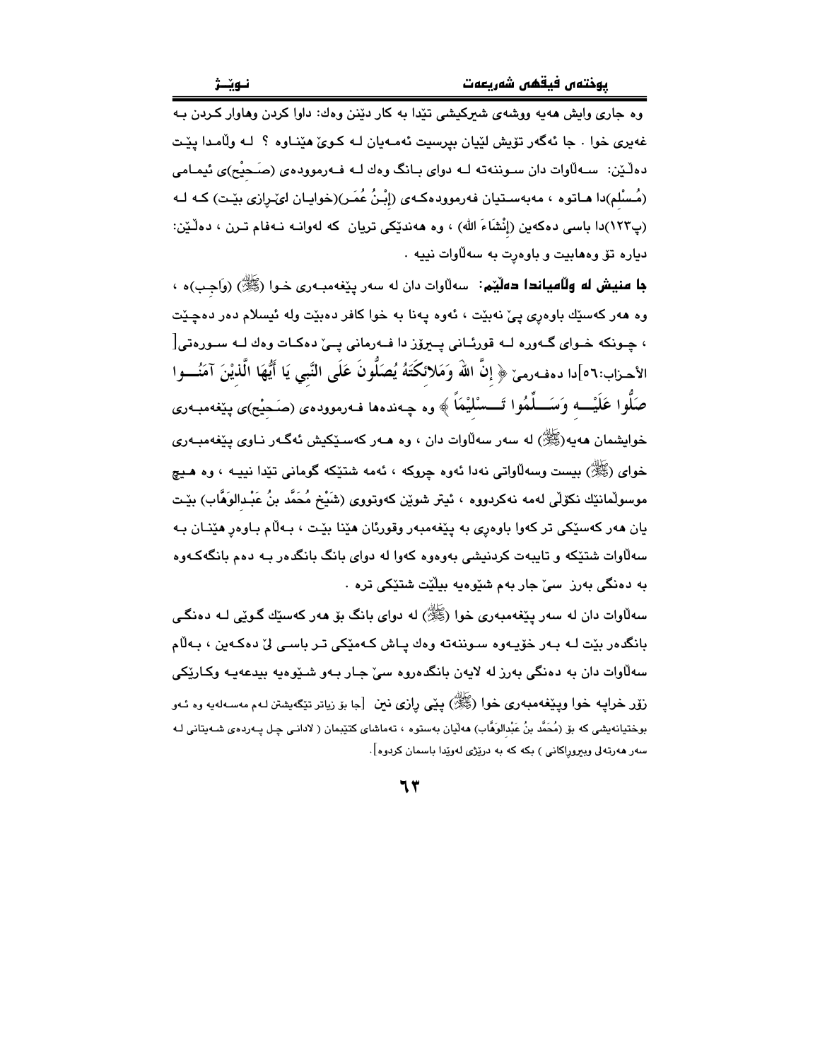وه جاری وایش هەیە ووشەی شیرکیشی تێدا بە کار دێنن وەك: داوا کردن وهاوار کردن بە غەیری خوا . جا ئەگەر تۆیش لێیان بپرسیت ئەمەیان لە کوێ هێناوە ؟ لە وڵامدا پێت دەڵێن: سەڵاوات دان سوننەتە لە دوای بانگ وەك لە فەرموودەی (صَحِیْح)ی ئیمامی (مُسْلِم)دا هاتوە ، مەبەستیان فەرموودەکەی (إِبْنُ عُمَر)(خوایان لێ ڕازی بێت) کە لە (پ١٢٣)دا باسی دەکەین (إِنْشَاءَ الله) ، وە هەندێکی تریان کە لەوانە نەفام ترن ، دەڵێن: دیارە تۆ وەهابیت و باوەڕت بە سەڵاوات نییە .

**جا منیش لە وڵامیاندا دەڵێم:** سەڵاوات دان لە سەر پێغەمبەری خوا (ﷺ) (وَاجِب)ە ، وە هەر کەسێك باوەڕی پێ نەبێت ، ئەوە پەنا بە خوا کافر دەبێت ولە ئیسلام دەر دەچێت ، چونکە خوای گەورە لە قورئانی پیرۆز دا فەرمانی پێ دەکات وەك لە سورەتی[الأحزاب:٥٦]دا دەفەرمێ ﴿ إِنَّ اللهَ وَمَلائِكَتَهُ يُصَلُّونَ عَلَى النَّبِي يَا أَيُّهَا الَّذِيْنَ آمَنُوا صَلُّوا عَلَيْهِ وَسَلِّمُوا تَسْلِيْمَاً ﴾ وە چەندەها فەرموودەی (صَحِیْح)ی پێغەمبەری خوایشمان هەیە(ﷺ) لە سەر سەڵاوات دان ، وە هەر کەسێکیش ئەگەر ناوی پێغەمبەری خوای (ﷺ) بیست وسەڵاواتی نەدا ئەوە چروکە ، ئەمە شتێکە گومانی تێدا نییە ، وە هیچ موسوڵمانێك نکۆڵی لەمە نەکردووە ، ئیتر شوێن کەوتووی (شَيْخ مُحَمَّد بنُ عَبْدالوَهَّاب) بێت یان هەر کەسێکی تر کەوا باوەڕی بە پێغەمبەر وقورئان هێنا بێت ، بەڵام باوەڕ هێنان بە سەڵاوات شتێکە و تایبەت کردنیشی بەوەوە کەوا لە دوای بانگ بانگدەر بە دەم بانگەکەوە بە دەنگی بەرز سێ جار بەم شێوەیە بیڵێت شتێکی ترە .

سەڵاوات دان لە سەر پێغەمبەری خوا (ﷺ) لە دوای بانگ بۆ هەر کەسێك گوێی لە دەنگی بانگدەر بێت لە بەر خۆیەوە سوننەتە وەك پاش کەمێکی تر باسی لێ دەکەین ، بەڵام سەڵاوات دان بە دەنگی بەرز لە لایەن بانگدەروە سێ جار بەو شێوەیە بیدعەیە وکارێکی زۆر خراپە خوا وپێغەمبەری خوا (ﷺ) پێی ڕازی نین [جا بۆ زیاتر تێگەیشتن لەم مەسەلەیە وە ئەو بوختیانەیشی کە بۆ (مُحَمَّد بنُ عَبْدالوَهَّاب) هەڵیان بەستوە ، تەماشای کتێبمان ( لادانی چل پەردەی شەیتانی لە سەر هەرتەلی وبیروڕاکانی ) بکە کە بە درێژی لەوێدا باسمان کردوە].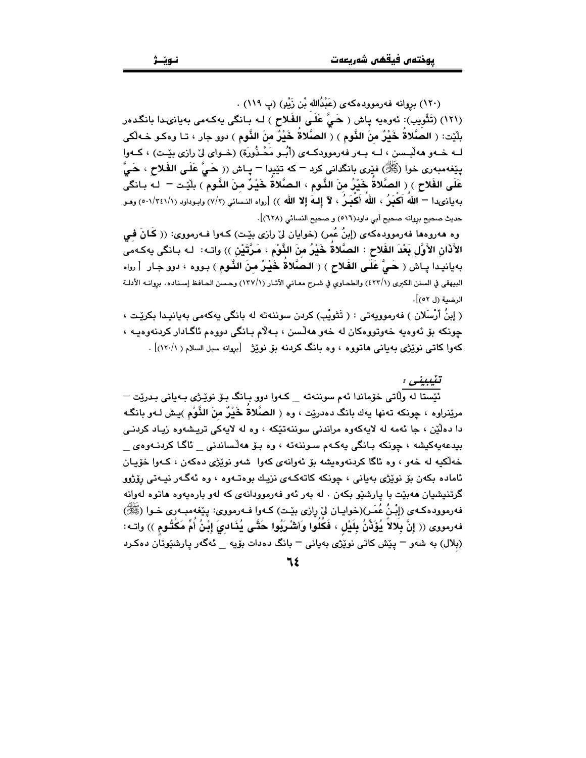(١٢٠) بروانە فەرموودەکەی (عَبْدُالله بْن زَيْدٍ) (پ ١١٩) .

(١٢١) (تَثْوِيب): ئەوەیە پاش ( **حَيَّ عَلَى الفَلاح** ) لە بانگی یەکەمی بەیانیدا بانگدەر بڵێت: ( **الصَّلاةُ خَيْرٌ مِنَ النَّومِ** ) ( **الصَّلاةُ خَيْرٌ مِنَ النَّومِ** ) دوو جار ، تا وەکو خەڵکی لە خەو هەڵبسن ، لە بەر فەرموودەکەی (أَبُو مَحْذُورَة) (خوای لێ رازی بێت) ، کەوا پێغەمبەری خوا (ﷺ) فێری بانگدانی کرد – کە تێیدا – پاش (( **حَيَّ عَلَى الفَلاح ، حَيَّ عَلَى الفَلاح** ) ( **الصَّلاةُ خَيْرُ مِنَ النَّوم ، الصَّلاةُ خَيْرٌ مِنَ النَّوم** ) بڵێت – لە بانگی بەیانیدا – **اللهُ أَكْبَرُ ، اللهُ أَكْبَرُ ، لآ إِلهَ إلا الله** )) [رواه النسائي (٧/٢) وابوداود (٣٤١/١/٥٠١) وهو حديث صحيح بروانە صحيح أبي داود(٥١٦) و صحيح النسائي (٦٢٨)].

وە هەروەها فەرموودەکەی (إبنُ عُمر) (خوایان لێ رازی بێت) کەوا فەرمووی: (( **كَانَ فِي الأَذَانِ الأَوَّلِ بَعْدَ الفَلاحِ : الصَّلاةُ خَيْرٌ مِنَ النَّوْمِ ، مَرَّتَيْنِ** )) واتە: لە بانگی یەکەمی بەیانیدا پاش ( **حَيَّ عَلَى الفَلاح** ) ( **الصَّلاةُ خَيْرٌ مِنَ النَّوم** ) بووە ، دوو جار [ رواه البيهقي في السنن الكبرى (٤٢٣/١) والطحاوي في شرح معاني الآثار (١٣٧/١) وحسن الحافظ إسناده. بروانە الأدلة الرضية (ل ٥٢)].

( إبنُ أَرْسَلان ) فەرموویەتی : ( تَثْوِيب) کردن سوننەتە لە بانگی یەکەمی بەیانیدا بکرێت ، چونکە بۆ ئەوەیە خەوتووەکان لە خەو هەڵسن ، بەڵام بانگی دووەم ئاگادار کردنەوەیە ، کەوا کاتی نوێژی بەیانی هاتووە ، وە بانگ کردنە بۆ نوێژ [بروانە سبل السلام ( ١٢٠/١)] .

*تێبینی :*

ئێستا لە وڵاتی خۆماندا ئەم سوننەتە \_ کەوا دوو بانگ بۆ نوێژی بەیانی بدرێت – مرێنراوە ، چونکە تەنها یەك بانگ دەدرێت ، وە ( **الصَّلاةُ خَيْرٌ مِنَ النَّوْمِ** )یش لەو بانگە دا دەڵێن ، جا ئەمە لە لایەکەوە مراندنی سوننەتێکە ، وە لە لایەکی تریشەوە زیاد کردنی بیدعەیەکیشە ، چونکە بانگی یەکەم سوننەتە ، وە بۆ هەڵساندنی \_ ئاگا کردنەوەی \_ خەڵکیە لە خەو ، وە ئاگا کردنەوەیشە بۆ ئەوانەی کەوا شەو نوێژی دەکەن ، کەوا خۆیان ئامادە بکەن بۆ نوێژی بەیانی ، چونکە کاتەکەی نزیك بوەتەوە ، وە ئەگەر نیەتی ڕۆژوو گرتنیشیان هەبێت با پارشێو بکەن . لە بەر ئەو فەرموودانەی کە لەو بارەیەوە هاتوە لەوانە فەرموودەکەی (إِبْنُ عُمَر)(خوایان لێ رازی بێت) کەوا فەرمووی: پێغەمبەری خوا (ﷺ) فەرمووی (( **إِنَّ بِلالاً يُؤَذِّنُ بِلَيْلٍ ، فَكُلُوا وَاشْرَبُوا حَتَّى يُنَادِيَ إِبْنُ أُمِّ مَكْتُومٍ** )) واتە: (بلال) بە شەو – پێش کاتی نوێژی بەیانی – بانگ دەدات بۆیە \_ ئەگەر پارشێوتان دەکرد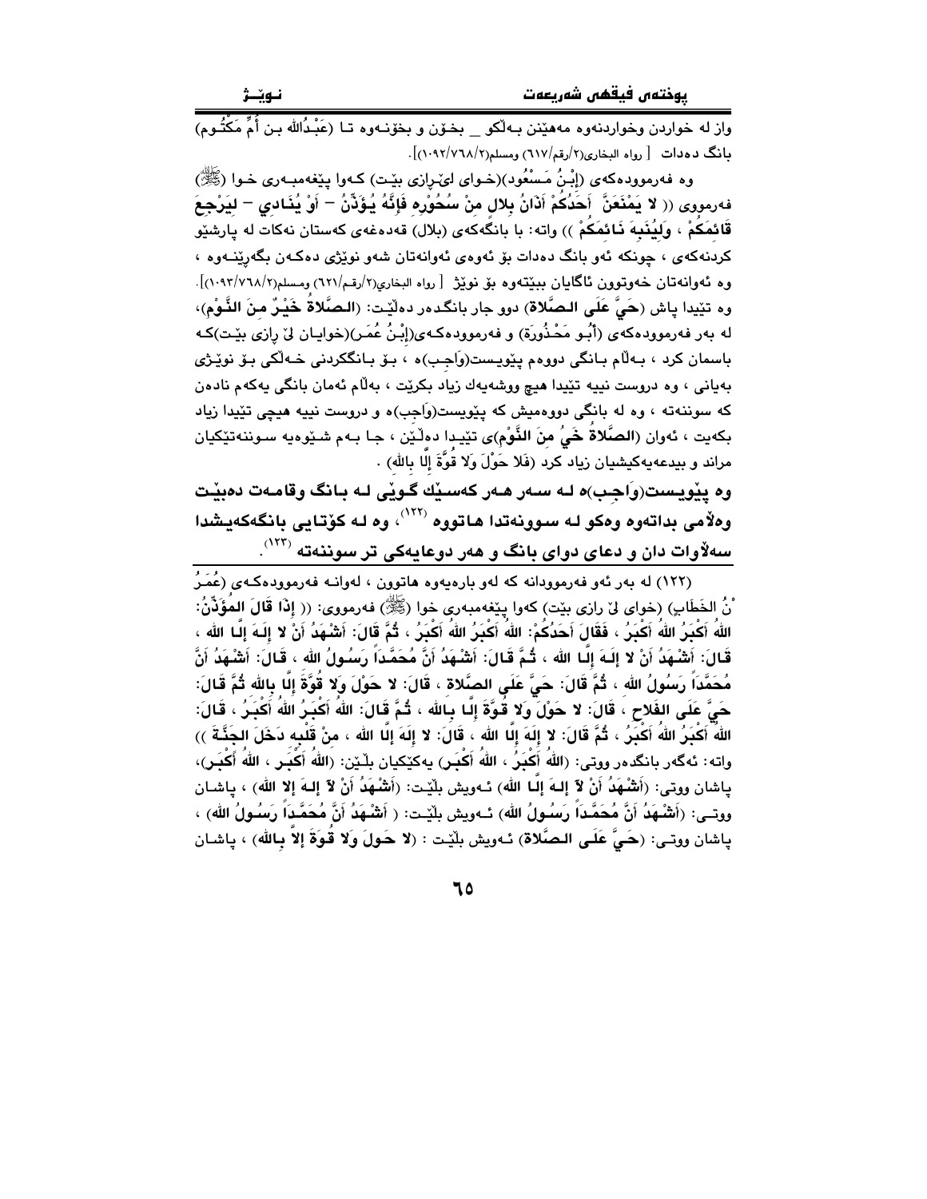واز له خواردن وخواردنەوه مەهێنن بەڵكو _ بخۆن و بخۆنەوه تا (عَبْدُالله بن أُمِّ مَكْتُوم) بانگ دەدات [ رواه البخاري(٢/رقم/٦١٧) ومسلم(٢/٧٦٨/١٠٩٢)].

وه فەرموودەكەى (إبْنُ مَسْعُود)(خواى لێرازى بێت) كەوا پێغەمبەرى خوا (ﷺ) فەرمووى (( لا يَمْنَعَنَّ أَحَدُكُمْ أَذَانُ بِلالٍ مِنْ سُحُورِهِ فَإِنَّهُ يُؤَذِّنُ – أَوْ يُنَادِي – لِيَرْجِعَ قَائِمَكُمْ ، وَلِيُنَبِهَ نَائِمَكُمْ )) واته: با بانگەكەى (بلال) قەدەغەى كەستان نەكات لە پارشێو كردنەكەى ، چونكە ئەو بانگ دەدات بۆ ئەوەى ئەوانەتان شەو نوێژى دەكەن بگەڕێنەوه ، وه ئەوانەتان خەوتوون ئاگايان ببێتەوه بۆ نوێژ [ رواه البخاري(٢/رقم/٦٢١) ومسلم(٢/٧٦٨/١٠٩٣)].

وه تێيدا پاش (حَيَّ عَلَى الصَّلاة) دوو جار بانگدەر دەڵێت: (الصَّلاةُ خَيْرٌ مِنَ النَّوْم)، لە بەر فەرموودەكەى (أَبُو مَحْذُورَة) و فەرموودەكەى(إبْنُ عُمَر)(خوايان لێ رازى بێت)كە باسمان كرد ، بەڵام بانگى دووەم پێويست(وَاجب)ە ، بۆ بانگكردنى خەڵكى بۆ نوێژى بەيانى ، وه دروست نييه تێيدا هيچ ووشەيەك زياد بكرێت ، بەڵام ئەمان بانگى يەكەم نادەن كە سوننەتە ، وه لە بانگى دووەميش كە پێويست(وَاجب)ە و دروست نييه هيچى تێيدا زياد بكەيت ، ئەوان (الصَّلاةُ خَيْرٌ مِنَ النَّوْم)ى تێيدا دەڵێن ، جا بەم شێوەيه سوننەتێكيان مراند و بيدعەيەكيشيان زياد كرد (فَلا حَوْلَ وَلا قُوَّةَ إِلَّا بِالله) .

**وه پێويست(وَاجب)ە لە سەر هەر كەسێك گوێى لە بانگ وقامەت دەبێت وەڵامى بداتەوه وەكو لە سوونەتدا هاتووه [١٢٢]، وه لە كۆتايى بانگەكەيشدا سەڵاوات دان و دعاى دواى بانگ و هەر دوعايەكى تر سوننەتە [١٢٣].**

---

(١٢٢) لە بەر ئەو فەرموودانە كە لەو بارەيەوه هاتوون ، لەوانە فەرموودەكەى (عُمَرُ بْنُ الخَطَابِ) (خواى لێ رازى بێت) كەوا پێغەمبەرى خوا (ﷺ) فەرمووى: (( إذَا قَالَ المُؤَذِّنُ: اللهُ أَكْبَرُ اللهُ أَكْبَرُ ، فَقَالَ أَحَدُكُمْ: اللهُ أَكْبَرُ اللهُ أَكْبَرُ ، ثُمَّ قَالَ: أَشْهَدُ أَنْ لا إِلَهَ إِلَّا الله ، قَالَ: أَشْهَدُ أَنْ لا إِلَهَ إِلَّا الله ، ثُمَّ قَالَ: أَشْهَدُ أَنَّ مُحَمَّداً رَسُولُ الله ، قَالَ: أَشْهَدُ أَنَّ مُحَمَّداً رَسُولُ الله ، ثُمَّ قَالَ: حَيَّ عَلَى الصَّلاة ، قَالَ: لا حَوْلَ وَلا قُوَّةَ إِلَّا بِالله ثُمَّ قَالَ: حَيَّ عَلَى الفَلاحِ ، قَالَ: لا حَوْلَ وَلا قُوَّةَ إِلَّا بِالله ، ثُمَّ قَالَ: اللهُ أَكْبَرُ اللهُ أَكْبَرُ ، قَالَ: اللهُ أَكْبَرُ اللهُ أَكْبَرُ ، ثُمَّ قَالَ: لا إِلَهَ إِلَّا الله ، قَالَ: لا إِلَهَ إِلَّا الله ، مِنْ قَلْبِهِ دَخَلَ الجَنَّةَ )) واته: ئەگەر بانگدەر ووتى: (اللهُ أَكْبَرُ ، اللهُ أَكْبَر) يەكێكيان بڵێن: (اللهُ أَكْبَر ، اللهُ أَكْبَر)، پاشان ووتى: (أَشْهَدُ أَنْ لاَ إِلهَ إِلَّا الله) ئەويش بڵێت: (أَشْهَدُ أَنْ لاَ إِلهَ إلا الله) ، پاشان ووتى: (أَشْهَدُ أَنَّ مُحَمَّداً رَسُولُ الله) ئەويش بڵێت: ( أَشْهَدُ أَنَّ مُحَمَّداً رَسُولُ الله) ، پاشان ووتى: (حَيَّ عَلَى الصَّلاة) ئەويش بڵێت : (لا حَولَ وَلا قُوَةَ إلاَّ بِالله) ، پاشان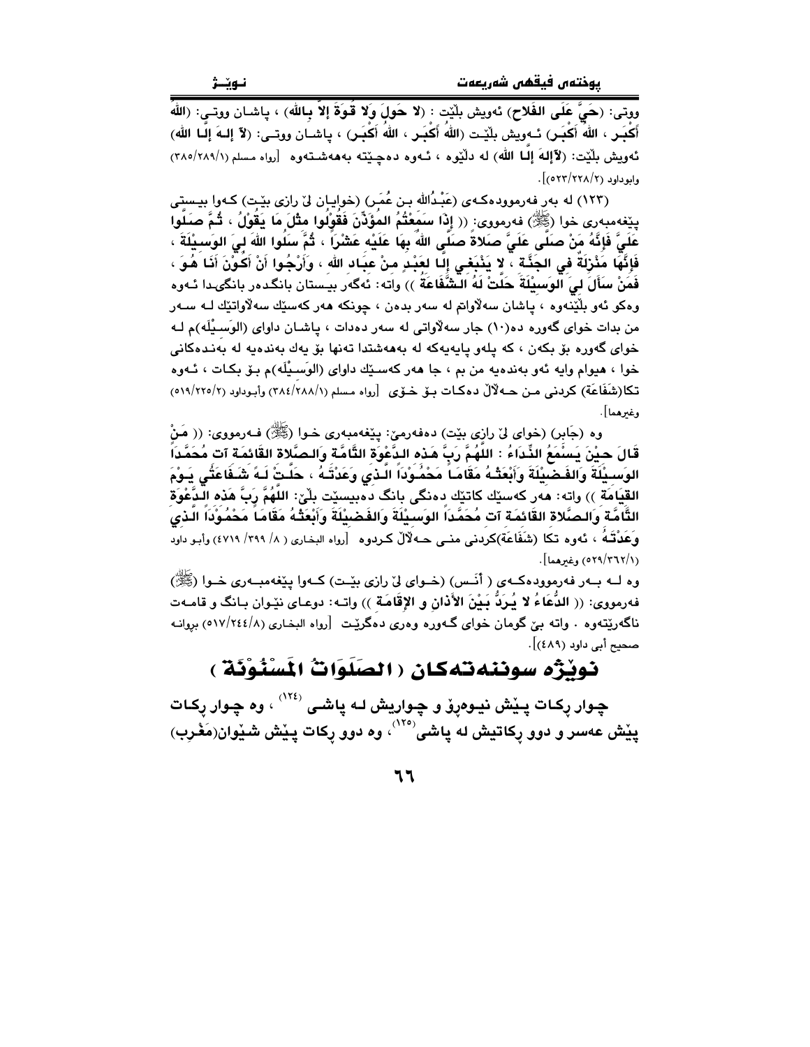ووتى: (**حَيَّ عَلَى الفَلاح**) ئەویش بڵێت : (**لا حَولَ وَلا قُوَةَ إلاّ بِالله**) ، پاشان ووتى: (**اللهُ أَكْبَر ، اللهُ أَكْبَر**) ئەویش بڵێت (**اللهُ أَكْبَر ، اللهُ أَكْبَر**) ، پاشان ووتى: (**لاَ إلـهَ إلّا الله**) ئەویش بڵێت: (**لاَإلهَ إلّا الله**) لە دڵێوە ، ئەوە دەچێتە بەهەشتەوە [رواه مسلم (٣٨٥/٢٨٩/١) وابوداود (٥٢٣/٢٢٨/٢)].

(١٢٣) لە بەر فەرموودەکەی (عَبْدُالله بـن عُمَـر) (خوایان لێ رازی بێـت) کەوا بیستی پێغەمبەری خوا (ﷺ) فەرمووی: (( **إذَا سَمِعْتُمُ المُؤَذِّنَ فَقُوْلُوا مِثْلَ مَا يَقُوْلُ ، ثُمَّ صَلُّوا عَلَيَّ فَإنَّهُ مَنْ صَلَّى عَلَيَّ صَلاةً صَلَّى اللهُ بِهَا عَلَيْهِ عَشْرَاً ، ثُمَّ سَلُوا اللهَ لِيَ الوَسِيْلَةَ ، فَإِنَّهَا مَنْزِلَةٌ فِي الجَنَّةِ ، لا يَنْبَغِي إلَّا لِعَبْدٍ مِنْ عِبَادِ الله ، وَأَرْجُوا أَنْ أَكُوْنَ أَنَا هُوَ ، فَمَنْ سَأَلَ لِيَ الوَسِيْلَةَ حَلَّتْ لَهُ الشَّفَاعَةَ** )) واتە: ئەگەر بیستان بانگدەر بانگیدا ئەوە وەکو ئەو بڵێنەوە ، پاشان سەڵاواتم لە سەر بدەن ، چونکە هەر کەسێك سەڵاواتێك لـە سـەر من بدات خوای گەورە دە(١٠) جار سەڵاواتی لە سەر دەدات ، پاشان داوای (الوَسـیْلە)م لـە خوای گەورە بۆ بکەن ، کە پلەو پایەیەکە لە بەهەشتدا تەنها بۆ یەك بەندەیە لە بەندەکانی خوا ، هیوام وایە ئەو بەندەیە من بم ، جا هەر کەسێك داوای (الوَسـیْلە)م بـۆ بکـات ، ئـەوە تکا(شَفَاعَة) کردنی مـن حـەڵاڵ دەکـات بـۆ خـۆی [رواه مسلم (٣٨٤/٢٨٨/١) وأبوداود (٥١٩/٢٢٥/٢) وغيرهما].

وە (جَابر) (خوای لێ رازی بێت) دەفەرمێ: پێغەمبەری خـوا (ﷺ) فـەرمووی: (( **مَنْ قَالَ حِيْنَ يَسْمَعُ النِّدَاءُ : اللَّهُمَّ رَبَّ هَذِه الدَّعْوَةِ التَّامَّةِ وَالصَّلاةِ القَائِمَةِ آتِ مُحَمَّدَاً الوَسِيْلَةَ وَالفَضِيْلَةَ وَابْعَثْهُ مَقَامَاً مَحْمُوْدَاً الَّذِي وَعَدْتَهُ ، حَلَّتْ لَهُ شَفَاعَتِي يَوْمَ القِيَامَةِ** )) واتە: هەر کەسێك کاتێك دەنگی بانگ دەبیستێت بڵێ: **اللَّهُمَّ رَبَّ هَذِه الدَّعْوَةِ التَّامَّةِ وَالصَّلاةِ القَائِمَةِ آتِ مُحَمَّدَاً الوَسِيْلَةَ وَالفَضِيْلَةَ وَابْعَثْهُ مَقَامَاً مَحْمُوْدَاً الَّذِي وَعَدْتَهُ** ، ئەوە تکا (شَفَاعَة)کردنی منـی حـەڵاڵ کـردوە [رواه البخاری ( ٨/ ٣٩٩/ ٤٧١٩) وأبـو داود (٥٢٩/٣٦٢/١) وغيرهما].

وە لـە بـەر فەرموودەکـەی ( أَنَـس) (خـوای لێ رازی بێـت) کـەوا پێغەمبـەری خـوا (ﷺ) فەرمووی: (( **الدُّعَاءُ لا يُرَدُّ بَيْنَ الأذَانِ و الإقَامَة** )) واتـە: دوعـای نێـوان بـانگ و قامـەت ناگەڕێتەوە . واتە بێ گومان خوای گـەورە وەری دەگرێت [رواه البخاری (٥١٧/٢٤٤/٨) برواته صحيح أبی داود (٤٨٩)].

## نوێژە سوننەتەکان ( الصَلَوَاتُ المَسْنُوْنَة )

**چوار ڕکات پـێش نیـوەڕۆ و چـواریش لـە پاشـی [١٢٤] ، وە چـوار ڕکات پێش عەسر و دوو ڕکاتیش لە پاشی [١٢٥] ، وە دوو ڕکات پێش شێوان(مَغْرِب)**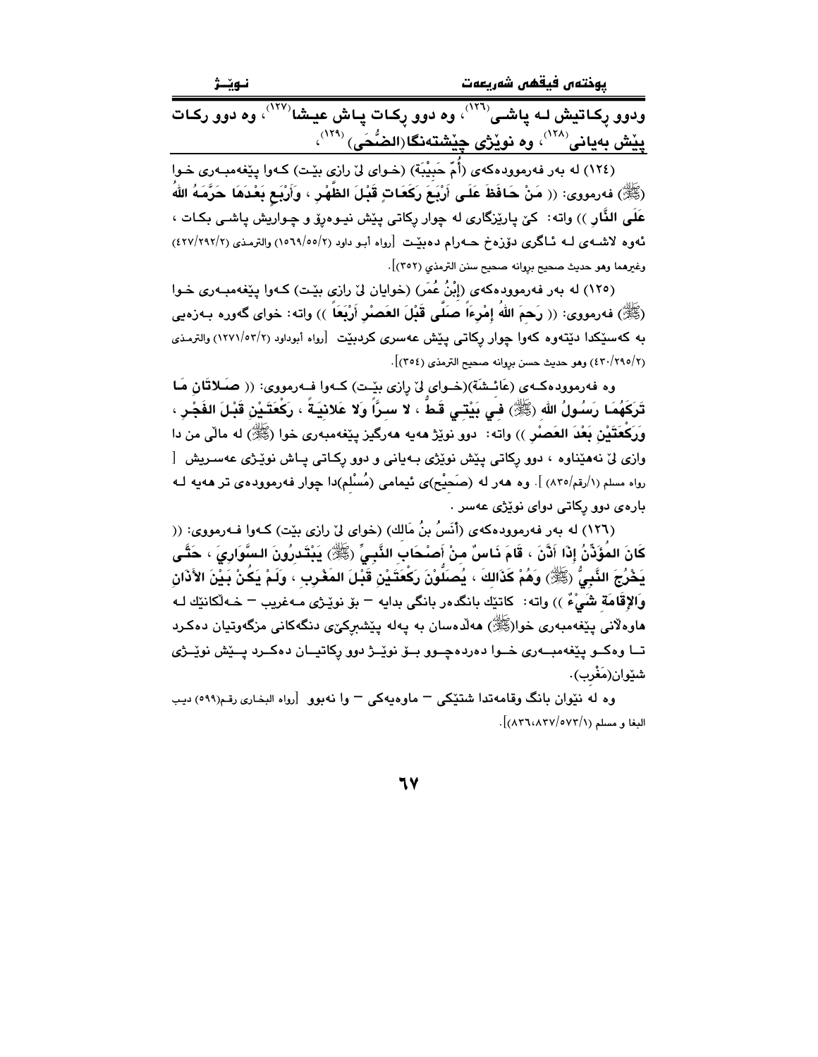**ودوو ڕکاتیش لـه پاشـی[126]، وه دوو ڕکات پـاش عیشا[127]، وه دوو ڕکات پێش بەیانی[128]، وه نوێژی چێشتەنگا(الضُّحَى)[129]،**

(١٢٤) لە بەر فەرموودەکەی (أُمّ حَبِيْبَة) (خـوای لێ ڕازی بێـت) کـەوا پێغەمبـەری خـوا (ﷺ) فەرمووی: (( مَنْ حَافَظَ عَلَى أَرْبَعَ رَكَعَاتٍ قَبْلَ الظُّهْرِ ، وَأَرْبَعٍ بَعْدَهَا حَرَّمَهُ اللهُ عَلَى النَّارِ )) واته: کێ پارێزگاری لە چوار ڕکاتی پێش نیـوەڕۆ و چـواریش پاشـی بکـات ، ئەوە لاشـەی لـە ئـاگری دۆزەخ حـەرام دەبێـت [رواه أبو داود (١٥٦٩/٥٥/٢) والترمذي (٤٢٧/٢٩٢/٢) وغيرهما وهو حديث صحيح بروانه صحيح سنن الترمذي (٣٥٢)].

(١٢٥) لە بەر فەرموودەکەی (إِبْنُ عُمَر) (خوایان لێ ڕازی بێـت) کـەوا پێغەمبـەری خـوا (ﷺ) فەرمووی: (( رَحِمَ اللهُ إِمْرِءاً صَلَّى قَبْلَ العَصْرِ أَرْبَعاً )) واته: خوای گەورە بـەزەیی بە کەسێکدا دێتەوە کەوا چوار ڕکاتی پێش عەسری کردبێت [رواه أبوداود (١٢٧١/٥٣/٢) والترمذي (٤٣٠/٢٩٥/٢) وهو حديث حسن بروانه صحيح الترمذي (٣٥٤)].

وه فەرموودەکـەی (عَائِشَة)(خـوای لێ ڕازی بێـت) کـەوا فـەرمووی: (( صَلاتَانِ مَا تَرَكَهُمَا رَسُولُ الله (ﷺ) فِي بَيْتِي قَطُّ ، لا سِرّاً وَلا عَلانِيَةً ، رَكْعَتَيْنِ قَبْلَ الفَجْرِ ، وَرَكْعَتَيْنِ بَعْدَ العَصْرِ )) واته: دوو نوێژ هەیە هەرگیز پێغەمبەری خوا (ﷺ) لە ماڵی من دا وازی لێ نەهێناوە ، دوو ڕکاتی پێش نوێژی بـەیانی و دوو ڕکـاتی پـاش نوێـژی عەسـریش [ رواه مسلم (١/رقم/٨٣٥) ]. وه هەر لە (صَحِيْح)ی ئیمامی (مُسْلِم)دا چوار فەرموودەی تر هەیە لـە بارەی دوو ڕکاتی دوای نوێژی عەسر .

(١٢٦) لە بەر فەرموودەکەی (أَنَسُ بنُ مَالِك) (خوای لێ ڕازی بێت) کـەوا فـەرمووی: (( كَانَ المُؤَذِّنُ إِذَا أَذَّنَ ، قَامَ نَاسٌ مِنْ أَصْحَابِ النَّبِيِّ (ﷺ) يَبْتَدِرُونَ السَّوَارِيَ ، حَتَّى يَخْرُجَ النَّبِيُّ (ﷺ) وَهُمْ كَذَلِكَ ، يُصَلُّوْنَ رَكْعَتَيْنِ قَبْلَ المَغْرِبِ ، وَلَمْ يَكُنْ بَيْنَ الأَذَانِ وَالإِقَامَةِ شَيْءٌ )) واته: کاتێك بانگدەر بانگی بدایە – بۆ نوێـژی مـەغریب – خـەڵکانێك لـە هاوەڵانی پێغەمبەری خوا(ﷺ) هەڵدەسان بە پەلە پێشبڕکێی دنگەکانی مزگەوتیان دەکـرد تـا وەکـو پێغەمبــەری خـوا دەردەچــوو بــۆ نوێــژ دوو ڕکاتیــان دەکــرد پــێش نوێــژی شێوان(مَغْرِب).

وه لە نێوان بانگ وقامەتدا شتێکی – ماوەیەکی – وا نەبوو [رواه البخاري رقم(٥٩٩) ديب البغا و مسلم (٨٣٦،٨٣٧/٥٧٣/١)].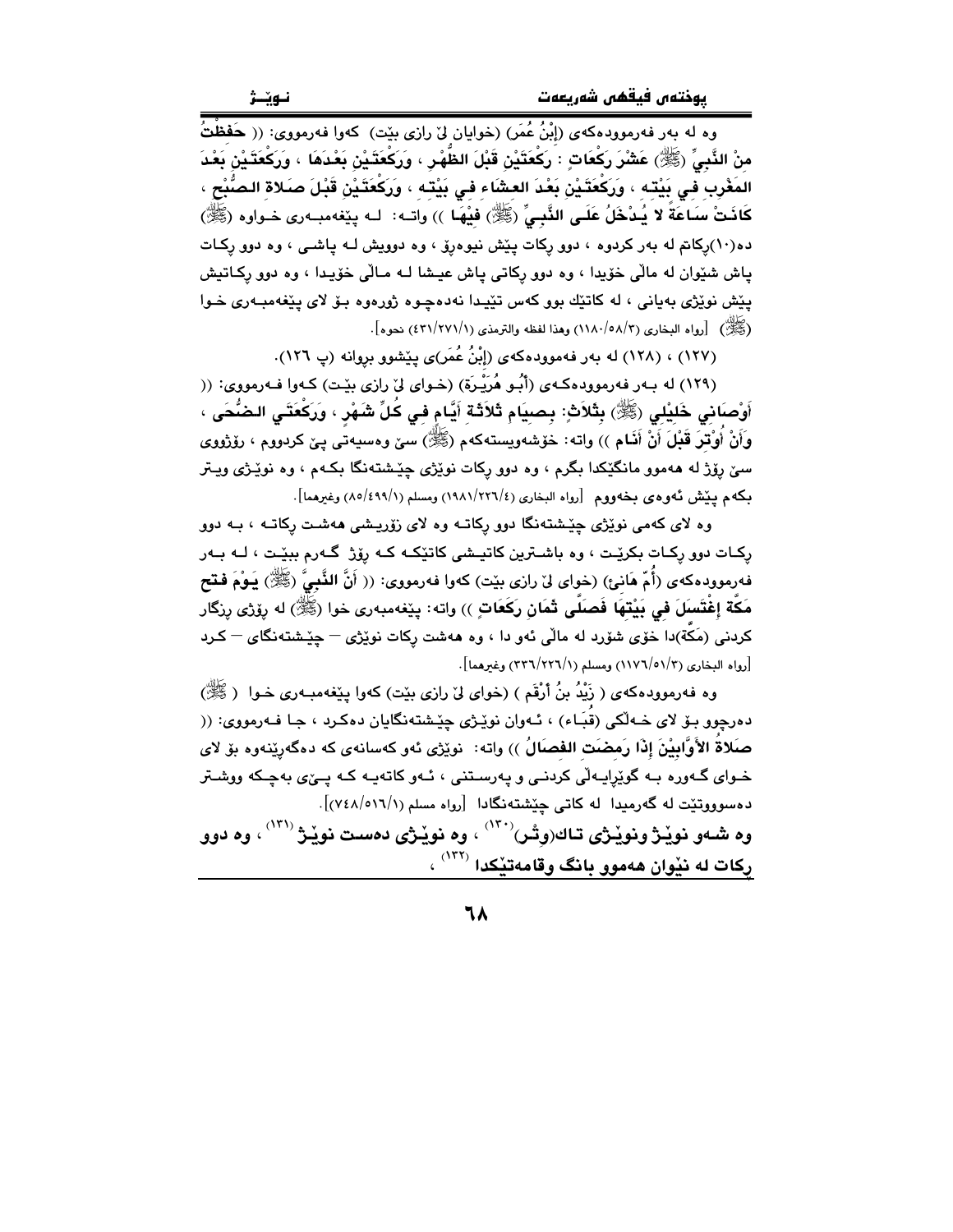وه له بهر فهرموودهكهی (إِبْنُ عُمَر) (خوایان لیّ رازی بیّت) كهوا فهرمووی: (( **حَفِظْتُ مِنْ النَّبِيِّ (ﷺ) عَشْرَ رَكَعَاتٍ : رَكْعَتَيْنِ قَبْلَ الظُّهْرِ ، وَرَكْعَتَيْنِ بَعْدَهَا ، وَرَكْعَتَيْنِ بَعْدَ المَغْرِبِ فِي بَيْتِهِ ، وَرَكْعَتَيْنِ بَعْدَ العشَاءِ فِي بَيْتِهِ ، وَرَكْعَتَيْنِ قَبْلَ صَلاةِ الصُّبْحِ ، كَانَتْ سَاعَةً لا يَدْخُلُ عَلَى النَّبِيِّ (ﷺ) فِيْهَا** )) واته: له پێغهمبهری خواوه (ﷺ) ده(١٠)ڕكاتم له بهر كردوه ، دوو ڕكات پێش نیوهڕۆ ، وه دوویش له پاشی ، وه دوو ڕكات پاش شێوان له ماڵی خۆیدا ، وه دوو ڕكاتی پاش عیشا له ماڵی خۆیدا ، وه دوو ڕكاتیش پێش نوێژی بهیانی ، له كاتێك بوو كهس تێیدا نهدهچوه ژورهوه بۆ لای پێغهمبهری خوا (ﷺ) [رواه البخاري (١١٨٠/٥٨/٣) وهذا لفظه والترمذي (٤٣١/٢٧١/١) نحوه].

(١٢٧) ، (١٢٨) له بهر فهرموودهكهی (إِبْنُ عُمَر)ی پێشوو بروانه (پ ١٢٦).

(١٢٩) له بهر فهرموودهكهی (أَبُو هُرَيْرَة) (خوای لیّ رازی بیّت) كهوا فهرمووی: (( **أَوْصَانِي خَلِيْلِي (ﷺ) بِثَلاَثٍ: بِصِيَامِ ثَلاَثَةِ أَيَّامٍ فِي كُلِّ شَهْرٍ ، وَرَكْعَتَي الضُّحَى ، وَأَنْ أُوْتِرَ قَبْلَ أَنْ أَنَامَ** )) واته: خۆشهویستهكهم (ﷺ) سێ وهسیهتی پیّ كردووم ، ڕۆژووی سێ ڕۆژ له ههموو مانگێكدا بگرم ، وه دوو ڕكات نوێژی چێشتهنگا بكهم ، وه نوێژی ویتر بكهم پێش ئهوهی بخهووم [رواه البخاري (١٩٨١/٢٢٦/٤) ومسلم (٨٥/٤٩٩/١) وغيرهما].

وه لای كهمی نوێژی چێشتهنگا دوو ڕكاته وه لای زۆریشی ههشت ڕكاته ، به دوو ڕكات دوو ڕكات بكرێت ، وه باشترین كاتیشی كاتێكه كه ڕۆژ گهرم ببێت ، له بهر فهرموودهكهی (أُمّ هَانِئ) (خوای لیّ رازی بیّت) كهوا فهرمووی: (( **أَنَّ النَّبِيَّ (ﷺ) يَوْمَ فتح مَكَّةَ إِغْتَسَلَ فِي بَيْتِهَا فَصَلَّى ثَمَانَ رَكَعَاتٍ** )) واته: پێغهمبهری خوا (ﷺ) له ڕۆژی ڕزگار كردنی (مَكَّة)دا خۆی شۆرد له ماڵی ئهو دا ، وه ههشت ڕكات نوێژی – چێشتهنگای – كرد [رواه البخاري (١١٧٦/٥١/٣) ومسلم (٣٣٦/٢٢٦/١) وغيرهما].

وه فهرموودهكهی ( زَيْدُ بنُ أَرْقَم ) (خوای لیّ رازی بیّت) كهوا پێغهمبهری خوا ( ﷺ) دهرچوو بۆ لای خهڵكی (قُبَاء) ، ئهوان نوێژی چێشتهنگایان دهكرد ، جا فهرمووی: (( **صَلاةُ الأَوَّابِيْنَ إِذَا رَمِضَتِ الفِصَالُ** )) واته: نوێژی ئهو كهسانهی كه دهگهڕێنهوه بۆ لای خوای گهوره به گوێڕایهڵی كردنی و پهرستنی ، ئهو كاتهیه كه پیێی بهچكه ووشتر دهسووتێت له گهرمیدا له كاتی چێشتهنگادا [رواه مسلم (٧٤٨/٥١٦/١)].

**وه شهو نوێژ ونوێژی تاك(وِتْر)[١٣٠] ، وه نوێژی دهست نوێژ[١٣١] ، وه دوو ڕكات له نێوان ههموو بانگ وقامهتێكدا[١٣٢] ،**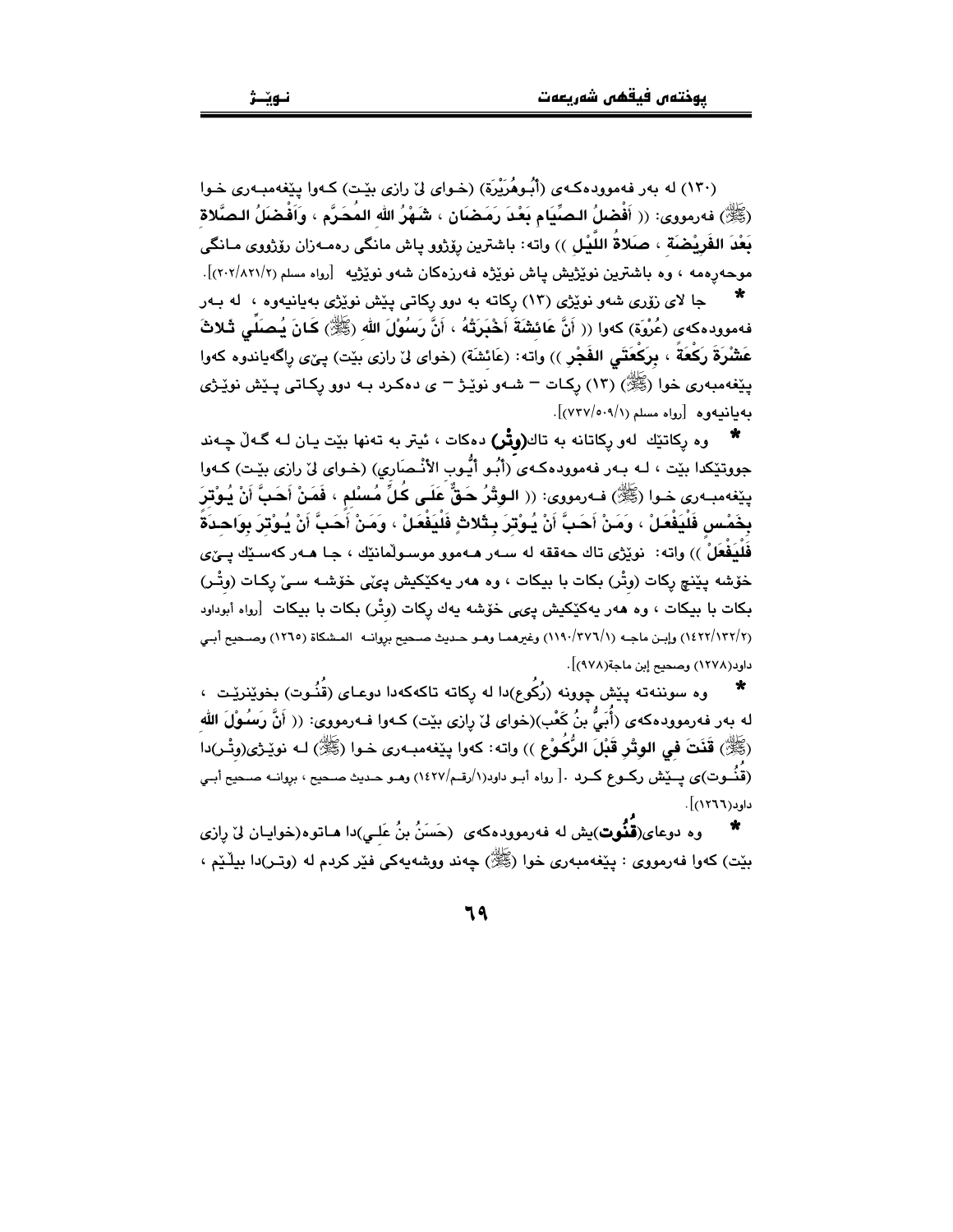(١٣٠) له بەر فەموودەکەی (أَبُوهُرَيْرَة) (خـوای لێ ڕازی بێـت) کـەوا پێغەمبـەری خـوا (ﷺ) فەرمووی: (( **أَفْضَلُ الصِّيَامِ بَعْدَ رَمَضَانَ ، شَهْرُ اللهِ المُحَرَّمِ ، وَأَفْضَلُ الصَّلاةِ بَعْدَ الفَرِيْضَةِ ، صَلاةُ اللَّيْلِ** )) واته: باشترین ڕۆژوو پاش مانگی ڕەمـەزان ڕۆژووی مـانگی موحەڕەمە ، وە باشترین نوێژیش پاش نوێژە فەرزەکان شەو نوێژە [رواه مسلم (٢/٨٢١/٢٠٢)].

* جا لای زۆری شەو نوێژی (١٣) ڕکاتە بە دوو ڕکاتی پێش نوێژی بەیانیەوە ، لە بـەر فەموودەکەی (عُرْوَة) کەوا (( **أَنَّ عَائِشَةَ أَخْبَرَتْهُ ، أَنَّ رَسُوْلَ اللهِ (ﷺ) كَانَ يُصَلِّي ثَلاثَ عَشْرَةَ رَكْعَةً ، بِرَكْعَتَي الفَجْرِ** )) واته: (عَائِشَة) (خوای لێ ڕازی بێت) پـێی ڕاگەیاندوە کەوا پێغەمبەری خوا (ﷺ) (١٣) ڕکـات – شـەو نوێـژ – ی دەکـرد بـە دوو ڕکـاتی پـێش نوێـژی بەیانیەوە [رواه مسلم (١/٥٠٩/٧٣٧)].

* وە ڕکاتێك لەو ڕکاتانە بە تاك(**وتْر**) دەکات ، ئیتر بە تەنها بێت یـان لـە گـەڵ چـەند جووتێکدا بێت ، لـە بـەر فەموودەکـەی (أَبُـو أَيُّـوب الأَنْـصَارِي) (خـوای لێ ڕازی بێـت) کـەوا پێغەمبـەری خـوا (ﷺ) فـەرمووی: (( **الـوِتْرُ حَـقٌّ عَلَـى كُـلِّ مُـسْلِمٍ ، فَمَـنْ أَحَبَّ أَنْ يُـوْتِرَ بِخَمْسٍ فَلْيَفْعَلْ ، وَمَنْ أَحَبَّ أَنْ يُـوْتِرَ بِـثَلاثٍ فَلْيَفْعَلْ ، وَمَـنْ أَحَـبَّ أَنْ يُـوْتِرَ بِوَاحِـدَةٍ فَلْيَفْعَلْ** )) واته: نوێژی تاك حەققە لە سـەر هـەموو موسـوڵمانێك ، جـا هـەر کەسـێك پـێی خۆشە پێنج ڕکات (وتْر) بکات با بیکات ، وە هەر یەکێکیش پێی خۆشـە سـێ ڕکـات (وتْـر) بکات با بیکات ، وە هەر یەکێکیش پێی خۆشە یەك ڕکات (وتْر) بکات با بیکات [رواه أبوداود (٢/١٣٢/١٤٢٢) وابـن ماجـه (١/٣٧٦/١١٩٠) وغيرهمـا وهـو حـديث صـحيح بروانـه المشكاة (١٢٦٥) وصـحيح أبـي داود(١٢٧٨) وصحيح إبن ماجة(٩٧٨)].

* وە سوننەتە پێش چوونە (ڕُكُوع)دا لە ڕکاتە تاکەکەدا دوعـای (قُنُـوت) بخوێنرێـت ، لە بەر فەرموودەکەی (أُبَيُّ بنُ كَعْب)(خوای لێ ڕازی بێت) کـەوا فـەرمووی: (( **أَنَّ رَسُـوْلَ اللهِ (ﷺ) قَنَتَ فِي الوِتْرِ قَبْلَ الرُّكُوْعِ** )) واته: کەوا پێغەمبـەری خـوا (ﷺ) لـە نوێـژی(وتْـر)دا (قُنُـوت)ی پـێش ڕکـوع کـرد .[ رواه أبـو داود(١/رقـم/١٤٢٧) وهـو حـديث صـحيح ، بروانـە صـحيح أبـي داود(١٢٦٦)].

* وە دوعای(**قُنُوت**)یش لە فەرموودەکەی (حَسَنُ بنُ عَلي)دا هـاتوە(خوایـان لێ ڕازی بێت) کەوا فەرمووی : پێغەمبەری خوا (ﷺ) چەند وشەیەکی فێر کردم لە (وتـر)دا بیڵـێم ،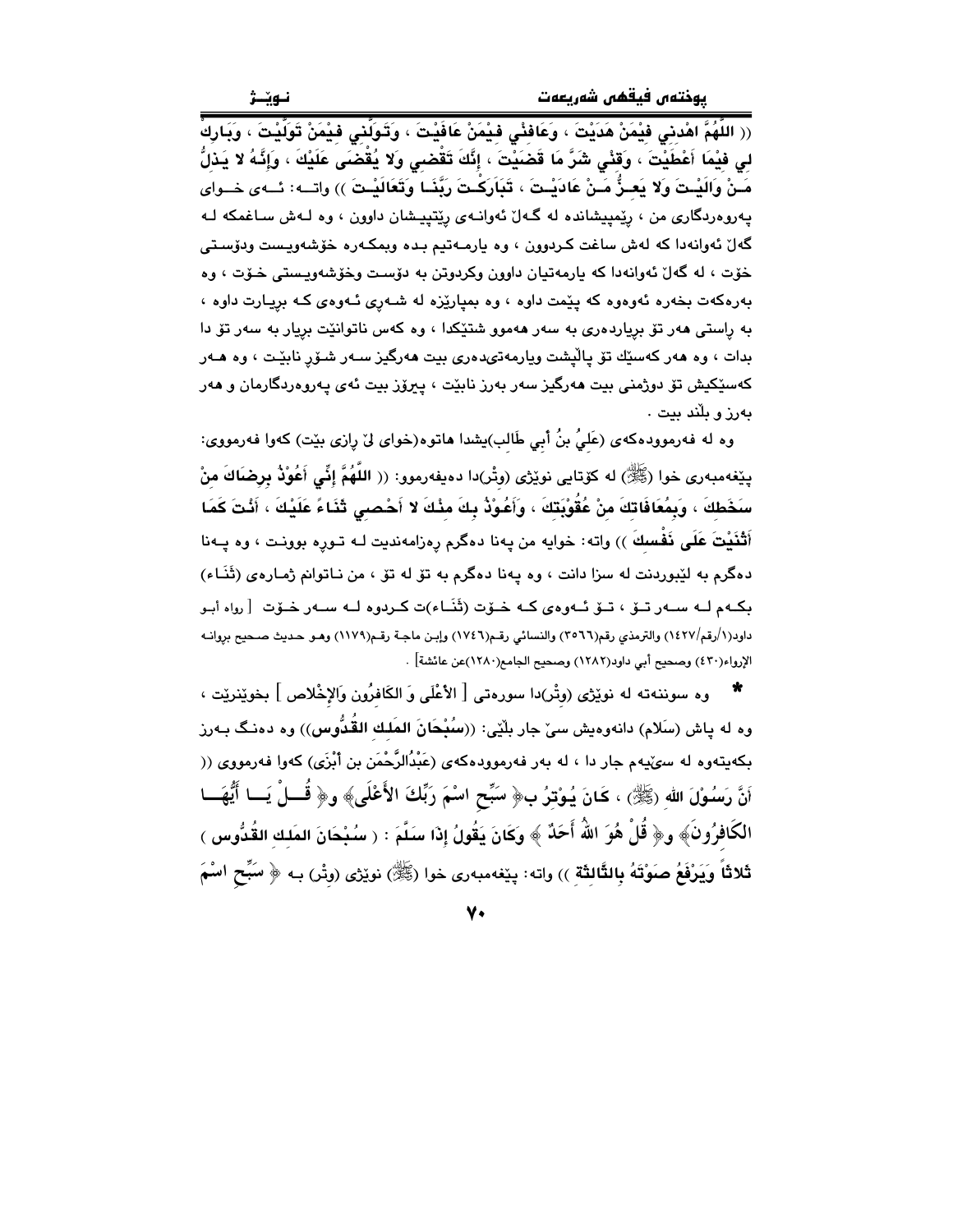(( اللَّهُمَّ اهْدِني فِيْمَنْ هَدَيْتَ ، وَعَافِنْي فِيْمَنْ عَافَيْتَ ، وَتَوَلَّنِي فِيْمَنْ تَوَلَّيْتَ ، وَبَارِكْ لِي فِيْمَا أَعْطَيْتَ ، وَقِنْي شَرَّ مَا قَضَيْتَ ، إِنَّكَ تَقْضِي وَلا يُقْضَى عَلَيْكَ ، وَإِنَّهُ لا يَذِلُّ مَنْ وَالَيْتَ وَلا يَعِزُّ مَنْ عَادَيْتَ ، تَبَارَكْتَ رَبَّنَا وَتَعَالَيْتَ )) واتە: ئەی خوای پەروەردگاری من ، ڕێمپیشانده لە گەڵ ئەوانەی ڕێتپیشان داوون ، وە لەش ساغمکە لە گەڵ ئەوانەدا کە لەش ساغت کردوون ، وە یارمەتیم بدە وبمکەرە خۆشەویست ودۆستی خۆت ، لە گەڵ ئەوانەدا کە یارمەتیان داوون وکردوتن بە دۆست وخۆشەویستی خۆت ، وە بەرەکەت بخەرە ئەوەوە کە پێمت داوە ، وە بمپارێزە لە شەڕی ئەوەی کە بڕیارت داوە ، بە ڕاستی هەر تۆ بڕیاردەری بە سەر هەموو شتێکدا ، وە کەس ناتوانێت بڕیار بە سەر تۆ دا بدات ، وە هەر کەسێك تۆ پاڵپشت ویارمەتیدەری بێت هەرگیز سەر شۆڕ نابێت ، وە هەر کەسێکیش تۆ دوژمنی بێت هەرگیز سەر بەرز نابێت ، پیرۆز بێت ئەی پەروەردگارمان و هەر بەرز و بڵند بێت .

وە لە فەرموودەکەی (عَلِيُ بنُ أَبي طَالِب)یشدا هاتوە(خوای لێ ڕازی بێت) کەوا فەرمووی: پێغەمبەری خوا (ﷺ) لە کۆتایی نوێژی (وتر)دا دەیفەرموو: (( **اللَّهُمَّ إِنِّي أَعُوْذُ بِرِضَاكَ مِنْ سَخَطِكَ ، وَبِمُعَافَاتِكَ مِنْ عُقُوْبَتِكَ ، وَأَعُوْذُ بِكَ مِنْكَ لا أَحْصِي ثَنَاءً عَلَيْكَ ، أَنْتَ كَمَا أَثْنَيْتَ عَلَى نَفْسِكَ** )) واتە: خوایە من پەنا دەگرم ڕەزامەندیت لە تووڕە بوونت ، وە پەنا دەگرم بە لێبوردنت لە سزا دانت ، وە پەنا دەگرم بە تۆ لە تۆ ، من ناتوانم ژمارەی (ثَنَاء) بکەم لە سەر تۆ ، تۆ ئەوەی کە خۆت (ثَنَاء)ت کردوە لە سەر خۆت [ رواه أبو داود(١/رقم/١٤٢٧) والترمذي رقم(٣٥٦٦) والنسائي رقم(١٧٤٦) وإبن ماجة رقم(١١٧٩) وهو حديث صحيح بروانه الإرواء(٤٣٠) وصحيح أبي داود(١٢٨٢) وصحيح الجامع(١٢٨٠)عن عائشة] .

* وە سوننەتە لە نوێژی (وتر)دا سورەتی [ الأَعْلَى وَ الكَافِرُون وَالإِخْلاص ] بخوێنرێت ، وە لە پاش (سَلام) دانەوەیش سێ جار بڵێی: ((**سُبْحَانَ المَلِكِ القُدُّوس**)) وە دەنگ بەرز بکەیتەوە لە سێیەم جار دا ، لە بەر فەرموودەکەی (عَبْدُالرَّحْمَن بن أَبْزَى) کەوا فەرمووی (( **أَنَّ رَسُوْلَ الله (ﷺ) ، كَانَ يُوْتِرُ بـ﴿ سَبِّحِ اسْمَ رَبِّكَ الأَعْلَى﴾ و﴿ قُلْ يَا أَيُّهَا الكَافِرُونَ﴾ و﴿ قُلْ هُوَ اللهُ أَحَدٌ ﴾ وَكَانَ يَقُولُ إِذَا سَلَّمَ : ( سُبْحَانَ المَلِكِ القُدُّوس ) ثَلاثاً وَيَرْفَعُ صَوْتَهُ بِالثَّالِثَةِ** )) واتە: پێغەمبەری خوا (ﷺ) نوێژی (وتر) بە ﴿ سَبِّحِ اسْمَ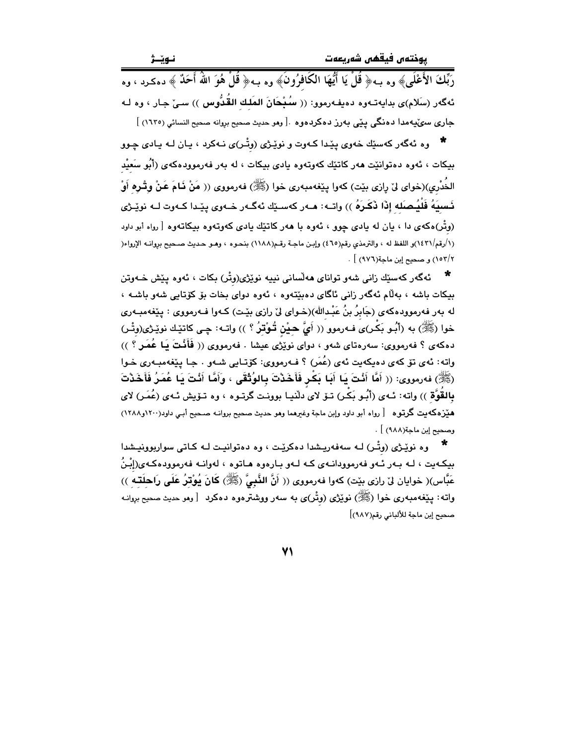رَبِّكَ الأَعْلَى﴾ وه بـه﴿ قُلْ يَا أَيُّهَا الكَافِرُونَ﴾ وه بـه﴿ قُلْ هُوَ اللّهُ أَحَدٌ ﴾ دەكـرد ، وه ئەگەر (سَلام)ی بدايەتـەوە دەيفـەرموو: (( **سُبْحَانَ المَلِكِ القُدُّوس** )) سـێ جـار ، وه لـه جاری سێيەمدا دەنگی پێی بەرز دەكردەوە .[ وهو حديث صحيح بروانه صحيح النسائي (١٦٣٥) ]

* وه ئەگەر كەسێك خەوی پێدا كـەوت و نوێـژی (وتْـر)ی نـەكرد ، يـان لـە يـادی چـوو بيكات ، ئەوە دەتوانێت هەر كاتێك كەوتەوە يادی بيكات ، لە بەر فەرموودەكەی (أَبُو سَعِيْدِ الخُدْرِي)(خوای لێ رازی بێت) كەوا پێغەمبەری خوا (ﷺ) فەرمووی (( **مَنْ نَامَ عَنْ وِتْرِهِ أَوْ نَسِيَهُ فَلْيُصَلِه إذَا ذَكَرَهُ** )) واتــە: هــەر كەســێك ئەگــەر خــەوی پێـدا كــەوت لــە نوێــژی (وِتْر)ەكەی دا ، يان لە يادی چوو ، ئەوە با هەر كاتێك يادی كەوتەوە بيكاتەوە [ رواه أبو داود (١/رقم/١٤٣١)و اللفظ له ، والترمذي رقم(٤٦٥) وإبن ماجة رقم(١١٨٨) بنحوه ، وهو حديث صحيح بروانه الإرواء( ١٥٣/٢) و صحيح إبن ماجة(٩٧٦) ] .

* ئەگەر كەسێك زانی شەو تواناى هەڵسانی نييە نوێژی(وتْر) بكات ، ئەوە پێش خـەوتن بيكات باشە ، بەڵام ئەگەر زانی ئاگای دەبێتەوە ، ئەوە دوای بخات بۆ كۆتايی شەو باشـە ، لە بەر فەرموودەكەی (جَابِرُ بنُ عَبْدِالله)(خـوای لێ رازی بێـت) كـەوا فـەرمووی : پێغەمبـەری خوا (ﷺ) بە (أَبُـو بَكْـر)ی فـەرموو (( **أَيَّ حِيْنٍ تُوْتِرُ ؟** )) واتـە: چـی كاتێـك نوێـژی(وتْـر) دەكەی ؟ فەرمووی: سەرەتای شەو ، دوای نوێژی عيشا . فەرمووی (( **فَأَنْتَ يَا عُمَر ؟** )) واتە: ئەی تۆ كەی دەيكەيت ئەی (عُمَر) ؟ فـەرمووی: كۆتـايی شـەو . جـا پێغەمبـەری خـوا (ﷺ) فەرمووی: (( **أَمَّا أَنْتَ يَا أَبَا بَكْرٍ فَأَخَذْتَ بِالوُثْقَى ، وَأَمَّا أَنْتَ يَا عُمَرُ فَأَخَذْتَ بِالقُوَّةِ** )) واتە: ئـەی (أَبُـو بَكْـر) تـۆ لای دڵنيـا بوونـت گرتـوە ، وە تـۆيش ئـەی (عُمَـر) لای هێزەكەيت گرتوە [ رواه أبو داود وإبن ماجة وغيرهما وهو حديث صحيح بروانـه صـحيح أبـي داود(١٢٠٠و١٢٨٨) وصحيح إبن ماجة(٩٨٨) ] .

* وە نوێـژی (وتْـر) لـە سەفەريـشدا دەكرێـت ، وە دەتوانيـت لـە كـاتی سواربوونيـشدا بيكـەيت ، لـە بـەر ئـەو فەرموودانـەی كـە لـەو بـارەوە هـاتوە ، لەوانـە فەرموودەكـەی(إِبْـنُ عَبَّاس)( خوايان لێ رازی بێت) كەوا فەرمووی (( **أَنَّ النَّبِيَّ (ﷺ) كَانَ يُوْتِرُ عَلَى رَاحِلَتِهِ** )) واتە: پێغەمبەری خوا (ﷺ) نوێژی (وِتْر)ی بە سەر ووشترەوە دەكرد [ وهو حديث صحيح بروانـه صحيح إبن ماجة للألباني رقم(٩٨٧)]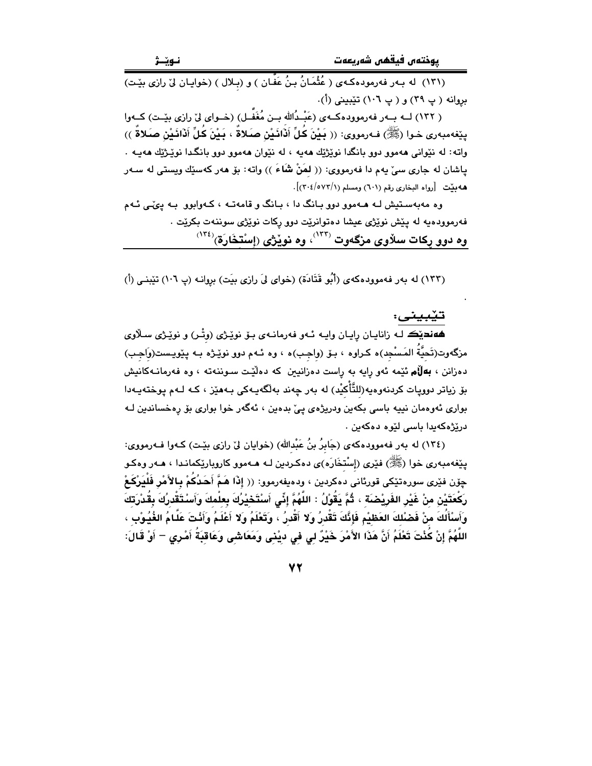(١٣١) له بەر فەرمودەکەی ( عُثْمَانُ بنُ عَفَّان ) و (بلال ) (خوایان لێ رازی بێت) بڕوانە ( پ ٣٩) و ( پ ١٠٦) تێبینی (أ).

( ١٣٢) لە بەر فەرموودەکەی (عَبْدُالله بن مُغَفَّل) (خوای لێ رازی بێت) کەوا پێغەمبەری خوا (ﷺ) فەرمووی: (( بَيْنَ كُلِّ أَذَانَيْنِ صَلاةٌ ، بَيْنَ كُلِّ أَذَانَيْنِ صَلاةٌ )) واتە: لە نێوانی هەموو دوو بانگدا نوێژێك هەیە ، لە نێوان هەموو دوو بانگدا نوێژێك هەیە . پاشان لە جاری سێ یەم دا فەرمووی: (( لِمَنْ شَاءَ )) واتە: بۆ هەر کەسێك ویستی لە سەر هەبێت [رواه البخاري رقم (٦٠١) ومسلم (٣٠٤/٥٧٣/١)].

وە مەبەستیش لە هەموو دوو بانگ دا ، بانگ و قامەتە ، کەوابوو بە پێی ئەم فەرموودەیە لە پێش نوێژی عیشا دەتوانرێت دوو ڕکات نوێژی سوننەت بکرێت .

**وە دوو ڕکات سڵاوی مزگەوت [١٣٣]، وە نوێژی (إسْتِخَارَة)[١٣٤]**

(١٣٣) لە بەر فەرموودەکەی (أَبُو قَتَادَة) (خوای لێ رازی بێت) بڕوانە (پ ١٠٦) تێبینی (أ)

.

**تێبینی:**

**هەندێک** لە زانایان ڕایان وایە ئەو فەرمانەی بۆ نوێژی (وتْر) و نوێژی سڵاوی مزگەوت(تَحِيَّةُ المَسْجِد)ە کراوە ، بۆ (واجب)ە ، وە ئەم دوو نوێژە بە پێویست(واجب) دەزانن ، **بەڵام** ئێمە ئەو ڕایە بە ڕاست دەزانین کە دەڵێت سوننەتە ، وە فەرمانەکانیش بۆ زیاتر دووپات کردنەوەیە(للتَّأْكِيْد) لە بەر چەند بەڵگەیەکی بەهێز ، کە لەم پوختەیەدا بواری ئەوەمان نییە باسی بکەین ودرێژەی پێ بدەین ، ئەگەر خوا بواری بۆ ڕەخساندین لە درێژەکەیدا باسی لێوە دەکەین .

(١٣٤) لە بەر فەرموودەکەی (جَابِرُ بنُ عَبْدالله) (خوایان لێ رازی بێت) کەوا فەرمووی: پێغەمبەری خوا (ﷺ) فێری (إسْتِخَارَە)ی دەکردین لە هەموو کاروبارێکماندا ، هەر وەکو چۆن فێری سورەتێکی قورئانی دەکردین ، ودەیفەرموو: (( **إِذَا هَمَّ أَحَدُكُمْ بِالأَمْرِ فَلْيَرْكَعْ رَكْعَتَيْنِ مِنْ غَيْرِ الفَرِيْضَةِ ، ثُمَّ يَقُوْلُ : اللَّهُمَّ إِنِّي أَسْتَخِيْرُكَ بِعِلْمِكَ وَأَسْتَقْدِرُكَ بِقُدْرَتِكَ وَأَسْأَلُكَ مِنْ فَضْلِكَ العَظِيْمِ فَإِنَّكَ تَقْدِرُ وَلا أَقْدِرُ ، وَتَعْلَمُ وَلا أَعْلَمُ وَأَنْتَ عَلَّامُ الغُيُوبِ ، اللَّهُمَّ إِنْ كُنْتَ تَعْلَمُ أَنَّ هَذَا الأَمْرَ خَيْرٌ لِي فِي دِيْنِي وَمَعَاشِي وَعَاقِبَةُ أَمْرِي – أَوْ قَالَ:**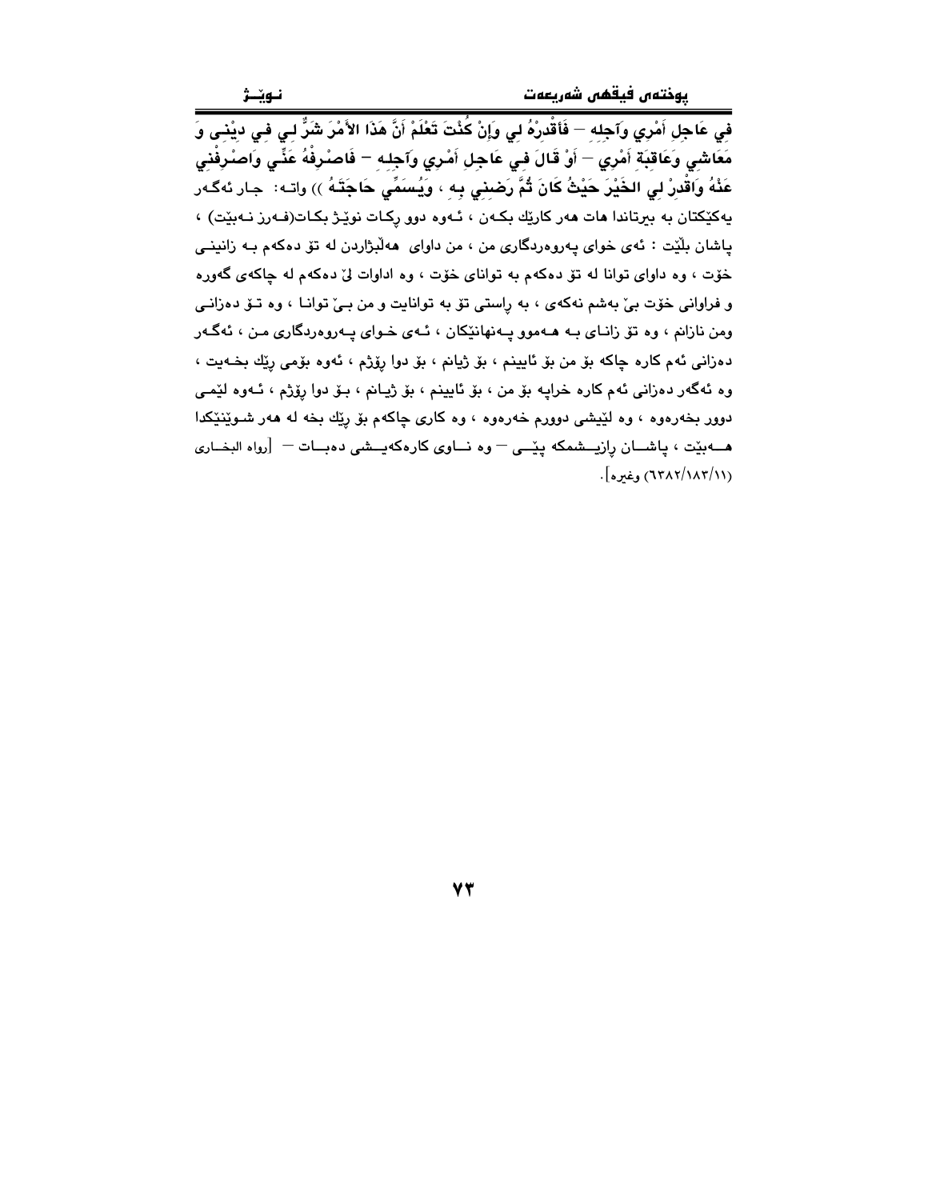**فِي عَاجِلِ أَمْرِي وَآجِلِهِ – فَأقْدِرْهُ لِي وَإِنْ كُنْتَ تَعْلَمُ أَنَّ هَذَا الأَمْرَ شَرٌّ لِي فِي دِيْنِي وَ مَعَاشِي وَعَاقِبَةِ أَمْرِي – أَوْ قَالَ فِي عَاجِلِ أَمْرِي وَآجِلِهِ – فَاصْرِفْهُ عَنِّي وَاصْرِفْنِي عَنْهُ وَاقْدِرْ لِي الخَيْرَ حَيْثُ كَانَ ثُمَّ رَضِنِي بِهِ ، وَيُسَمِّي حَاجَتَهُ ))** واتە: جار ئەگەر یەكێكتان بە بیرتاندا هات هەر كارێك بكەن ، ئەوە دوو ڕكات نوێژ بكات(فەرز نەبێت) ، پاشان بڵێت : ئەی خوای پەروەردگاری من ، من داوای هەڵبژاردن لە تۆ دەكەم بە زانینی خۆت ، وە داوای توانا لە تۆ دەكەم بە توانای خۆت ، وە اداوات لێ دەكەم لە چاكەی گەورە و فراوانی خۆت بێ بەشم نەكەی ، بە ڕاستی تۆ بە توانایت و من بێ توانا ، وە تۆ دەزانی ومن نازانم ، وە تۆ زانای بە هەموو پەنهانێكان ، ئەی خوای پەروەردگاری من ، ئەگەر دەزانی ئەم كارە چاكە بۆ من بۆ ئایینم ، بۆ ژیانم ، بۆ دوا ڕۆژم ، ئەوە بۆمی ڕێك بخەیت ، وە ئەگەر دەزانی ئەم كارە خراپە بۆ من ، بۆ ئایینم ، بۆ ژیانم ، بۆ دوا ڕۆژم ، ئەوە لێمی دوور بخەرەوە ، وە لێیشی دوورم خەرەوە ، وە كاری چاكەم بۆ ڕێك بخە لە هەر شوێنێكدا هەبێت ، پاشان ڕازیشمكە پێی – وە ناوی كارەكەیشی دەبات – [رواه البخاری (٦٣٨٢/١٨٣/١١) وغیره].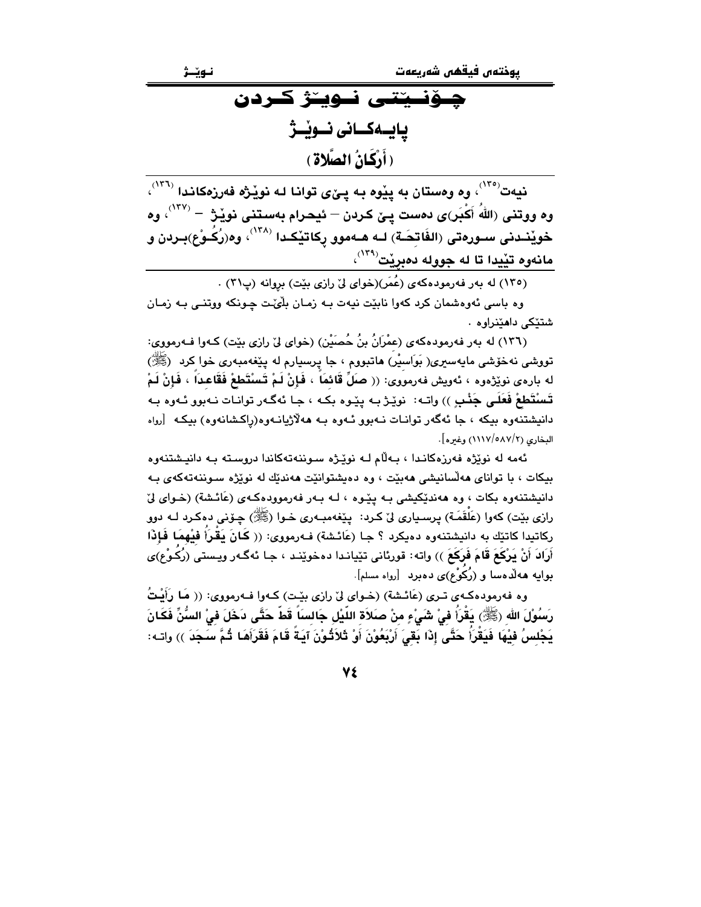# چۆنیێتی نوێژ کردن

## پایەکانی نوێژ

## (أَرْكَانُ الصَّلاة)

**نیەت[(١٣٥)]، وە وەستان بە پێوە بە پێی توانا لە نوێژە فەرزەکاندا [(١٣٦)]، وە ووتنی (اللّهُ أَكْبَر)ی دەست پێ کردن – ئیحرام بەستنی نوێژ – [(١٣٧)]، وە خوێندنی سورەتی (الفَاتحَـة) لە هەموو رکاتێکدا [(١٣٨)]، وە(رُكُـوْع)بردن و مانەوە تێیدا تا لە جوولە دەبرێت[(١٣٩)]،**

(١٣٥) لە بەر فەرمودەکەی (عُمَر)(خوای لێ رازی بێت) بروانە (پ٣١) .

وە باسی ئەوەشمان کرد کەوا نابێت نیەت بە زمان بلێت چونکە ووتنی بە زمان شتێکی داهێنراوە .

(١٣٦) لە بەر فەرمودەکەی (عِمْرَانُ بنُ حُصَيْن) (خوای لێ رازی بێت) کەوا فەرمووی: تووشی نەخۆشی مایەسیری( بَوَاسِيْر) هاتبووم ، جا پرسیارم لە پێغەمبەری خوا کرد (ﷺ) لە بارەی نوێژەوە ، ئەویش فەرمووی: (( **صَلِّ قَائِمَاً ، فَإِنْ لَمْ تَسْتَطِعْ فَقَاعِدَاً ، فَإِنْ لَمْ تَسْتَطِعْ فَعَلَى جَنْبٍ** )) واتە: نوێژ بە پێوە بکە ، جا ئەگەر توانات نەبوو ئەوە بە دانیشتنەوە بیکە ، جا ئەگەر توانات نەبوو ئەوە بە هەلاژیانەوە(راکشانەوە) بیکە [رواه البخاري (٢/٥٨٧/١١١٧) وغيره].

ئەمە لە نوێژە فەرزەکاندا ، بەلام لە نوێژە سوننەتەکاندا دروستە بە دانیشتنەوە بیکات ، با توانای هەلسانیشی هەبێت ، وە دەیشتوانێت هەندێك لە نوێژە سوننەتەکەی بە دانیشتنەوە بکات ، وە هەندێکیشی بە پێوە ، لە بەر فەرموودەکەی (عَائشة) (خوای لێ رازی بێت) کەوا (عَلْقَمَة) پرسیاری لێ کرد: پێغەمبەری خوا (ﷺ) چۆنی دەکرد لە دوو رکاتیدا کاتێك بە دانیشتنەوە دەیکرد ؟ جا (عَائشة) فەرمووی: (( **كَانَ يَقْرَأُ فِيْهِمَا فَإِذَا أَرَادَ أَنْ يَرْكَعَ قَامَ فَرَكَعَ** )) واتە: قورئانی تێیاندا دەخوێند ، جا ئەگەر ویستی (رُكُوْع)ی بوایە هەلدەسا و (رُكُوْع)ی دەبرد [رواه مسلم].

وە فەرموودەکەی تری (عَائشة) (خوای لێ رازی بێت) کەوا فەرمووی: (( **مَا رَأَيْتُ رَسُوْلَ الله (ﷺ) يَقْرَأُ فِيْ شَيْءٍ مِنْ صَلاَةِ اللّيْلِ جَالِسَاً قَطّ حَتَّى دَخَلَ فِيْ السُّنِّ فَكَانَ يَجْلِسُ فِيْهَا فَيَقْرَأُ حَتَّى إِذَا بَقِيَ أَرْبَعُوْنَ أَوْ ثَلاَثُوْنَ آيَةً قَامَ فَقَرَأَهَا ثُمَّ سَجَدَ** )) واتە: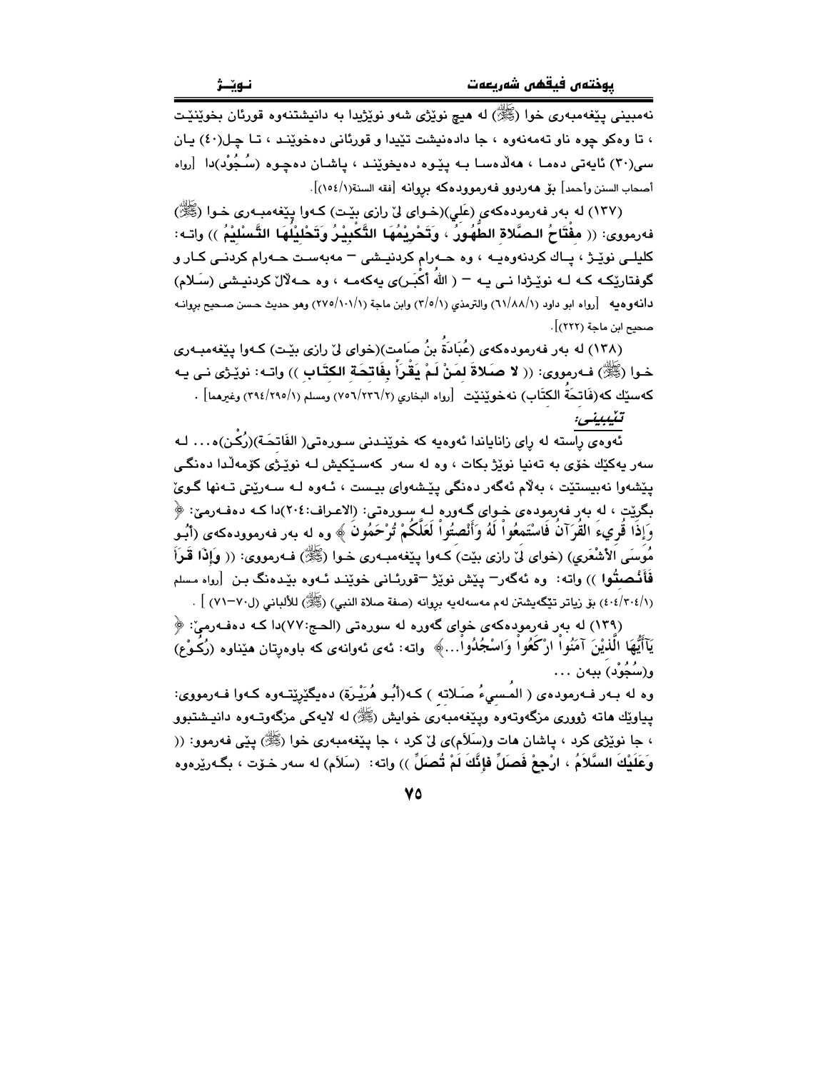نەمبینی پێغەمبەری خوا (ﷺ) لە هیچ نوێژی شەو نوێژیدا بە دانیشتنەوە قورئان بخوێنێت ، تا وەکو چوە ناو تەمەنەوە ، جا دادەنیشت تێیدا و قورئانی دەخوێند ، تا چل(٤٠) یان سی(٣٠) ئایەتی دەما ، هەڵدەسا بە پێوە دەیخوێند ، پاشان دەچوە (سُجُوْد)دا [رواه أصحاب السنن وأحمد] بۆ هەردوو فەرموودەکە بڕوانە [فقه السنة(١٥٤/١)].

(١٣٧) لە بەر فەرمودەکەی (عَلي)(خوای لێ رازی بێت) کەوا پێغەمبەری خوا (ﷺ) فەرمووی: (( **مِفْتَاحُ الصَّلاةِ الطُّهُورُ ، وَتَحْرِيْمُهَا التَّكْبِيْرُ وَتَحْلِيْلُهَا التَّسْلِيْمُ** )) واتە: کلیلی نوێژ ، پاك کردنەوەیە ، وە حەرام کردنیشی – مەبەست حەرام کردنی کار و گوفتارێکە کە لە نوێژدا نی یە – ( اللهُ أكْبَر)ی یەکەمە ، وە حەڵاڵ کردنیشی (سَلام) دانەوەیە [رواه ابو داود (٦١/٨٨/١) والترمذي (٣/٥/١) وابن ماجة (٢٧٥/١٠١/١) وهو حديث حسن صحيح بڕوانە صحيح ابن ماجة (٢٢٢)].

(١٣٨) لە بەر فەرمودەکەی (عُبَادَةُ بنُ صَامِت)(خوای لێ رازی بێت) کەوا پێغەمبەری خوا (ﷺ) فەرمووی: (( **لا صَلاةَ لِمَنْ لَمْ يَقْرَأْ بِفَاتِحَةِ الكِتَابِ** )) واتە: نوێژی نی یە کەسێك کە(فَاتِحَةُ الكِتَاب) نەخوێنێت [رواه البخاري (٧٥٦/٢٣٦/٢) ومسلم (٣٩٤/٢٩٥/١) وغيرهما] .

*تێبینی:*

ئەوەی ڕاستە لە ڕای زانایاندا ئەوەیە کە خوێندنی سورەتی( الفَاتِحَة)(رُكْن)ە... لە سەر یەکێك خۆی بە تەنیا نوێژ بکات ، وە لە سەر کەسێکیش لە نوێژی کۆمەڵدا دەنگی پێشەوا نەبیستێت ، بەڵام ئەگەر دەنگی پێشەوای بیست ، ئەوە لە سەرێتی تەنها گوێ بگرێت ، لە بەر فەرمودەی خوای گەورە لە سورەتی: (الاعراف:٢٠٤)دا کە دەفەرمێ: ﴿ وَإِذَا قُرِئَ الْقُرْآنُ فَاسْتَمِعُواْ لَهُ وَأَنصِتُواْ لَعَلَّكُمْ تُرْحَمُونَ ﴾ وە لە بەر فەرموودەکەی (أَبُو مُوسَى الأَشْعَري) (خوای لێ رازی بێت) کەوا پێغەمبەری خوا (ﷺ) فەرمووی: (( **وَإِذَا قَرَأَ فَأَنْصِتُوا** )) واتە: وە ئەگەر – پێش نوێژ –قورئانی خوێند ئەوە بێدەنگ بن [رواه مسلم (٤٠٤/٣٠٤/١) بۆ زیاتر تێگەیشتن لەم مەسەلەیە بڕوانە (صفة صلاة النبي) (ﷺ) للألباني (ل٧٠–٧١) ] .

(١٣٩) لە بەر فەرمودەکەی خوای گەورە لە سورەتی (الحج:٧٧)دا کە دەفەرمێ: ﴿ يَاأَيُّهَا الَّذِيْنَ آمَنُواْ ارْكَعُواْ وَاسْجُدُواْ...﴾ واتە: ئەی ئەوانەی کە باوەڕتان هێناوە (رُكُوْع) و(سُجُوْد) ببەن ...

وە لە بەر فەرمودەی ( المُسيءُ صَلاته ) کە(أَبُو هُرَيْرَة) دەیگێڕێتەوە کەوا فەرمووی: پیاوێك هاتە ژووری مزگەوتەوە وپێغەمبەری خوایش (ﷺ) لە لایەکی مزگەوتەوە دانیشتبوو ، جا نوێژی کرد ، پاشان هات و(سَلَام)ی لێ کرد ، جا پێغەمبەری خوا (ﷺ) پێی فەرموو: (( **وَعَلَيْكَ السَّلَامُ ، ارْجِعْ فَصَلِّ فَإِنَّكَ لَمْ تُصَلِّ** )) واتە: (سَلَام) لە سەر خۆت ، بگەڕێرەوە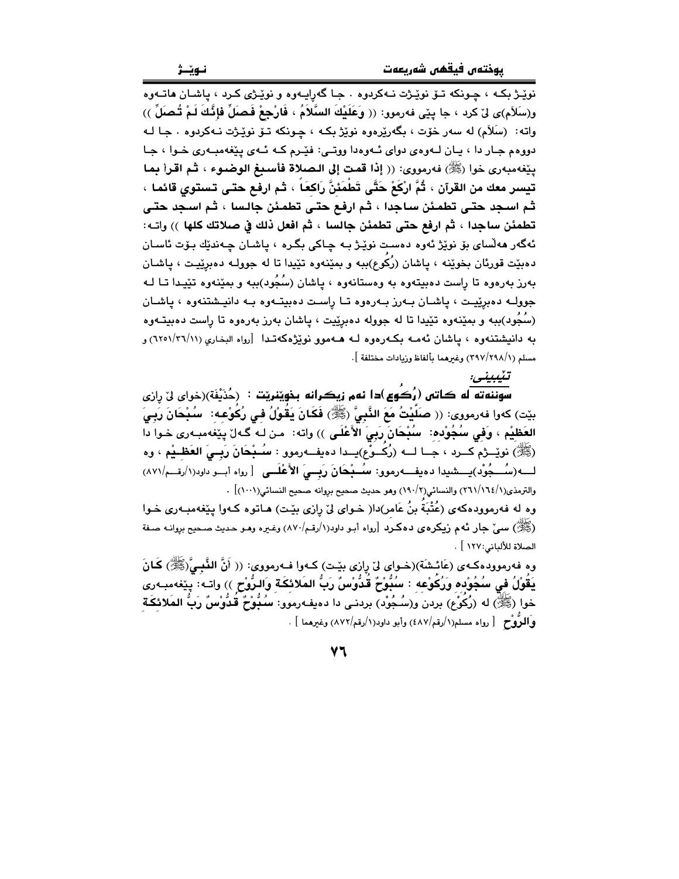نوێـژ بكـە ، چـونكە تـۆ نوێـژت نـەكردوە . جـا گەڕایـەوە و نوێـژی كـرد ، پاشـان هاتـەوە و(سَلاَم)ی لێ كرد ، جا پێی فەرموو: (( **وَعَلَيْكَ السَّلاَمُ ، فَارْجِعْ فَصَلِّ فإنَّكَ لَمْ تُصَلِّ** )) واتە: (سَلاَم) لە سەر خۆت ، بگەڕێرەوە نوێژ بكـە ، چـونكە تـۆ نوێـژت نـەكردوە . جـا لـە دووەم جـار دا ، یـان لـەوەی دوای ئـەوەدا ووتـی: فێـرم كـە ئـەی پێغەمبـەری خـوا ، جـا پێغەمبەری خوا (ﷺ) فەرمووی: (( **إذا قمت إلى الصلاة فأسبغ الوضوء ، ثم اقرأ بما تيسر معك من القرآن ، ثُمَّ ارْكَعْ حَتَّى تَطْمَئِنَّ رَاكِعاً ، ثم ارفع حتى تستوي قائما ، ثم اسجد حتى تطمئن ساجدا ، ثم ارفع حتى تطمئن جالسا ، ثم اسجد حتى تطمئن ساجدا ، ثم ارفع حتى تطمئن جالسا ، ثم افعل ذلك في صلاتك كلها** )) واتـە: ئەگەر هەڵسای بۆ نوێژ ئەوە دەسـت نوێـژ بـە چـاكی بگـرە ، پاشـان چـەندێك بـۆت ئاسـان دەبێت قورئان بخوێنە ، پاشان (رُكُوع)ببە و بمێنەوە تێیدا تا لە جوولـە دەبڕێیـت ، پاشـان بەرز بەرەوە تا ڕاست دەبیتەوە بە وەستانەوە ، پاشان (سُجُود)ببە و بمێنەوە تێیـدا تـا لـە جوولـە دەبڕێیـت ، پاشـان بـەرز بـەرەوە تـا ڕاسـت دەبیتـەوە بـە دانیـشتنەوە ، پاشـان (سُجُود)ببە و بمێنەوە تێیدا تا لە جووله دەبڕێیت ، پاشان بەرز بەرەوە تا ڕاست دەبیتـەوە بە دانیشتنەوە ، پاشان ئەمـە بكـەرەوە لـە هـەموو نوێژەكەتـدا [رواه البخاري (٦٢٥١/٣٦/١١) و مسلم (٣٩٧/٢٩٨/١) وغيرهما بألفاظ وزيادات مختلفة ].

*تێبینی:*

**سوننەتە لە كاتی (رُكُوع)دا ئەم زیكرانە بخوێنرێت :** (حُذَيْفَة)(خوای لێ ڕازی بێت) كەوا فەرمووی: (( **صَلَّيْتُ مَعَ النَّبِيِّ (ﷺ) فَكَانَ يَقُولُ فِي رُكُوعِهِ: سُبْحَانَ رَبِيَ العَظِيْمِ ، وَفِي سُجُوْدِه: سُبْحَانَ رَبِيَ الأَعْلَى** )) واتە: مـن لـە گـەڵ پێغەمبـەری خـوا دا (ﷺ) نوێـژم كـرد ، جـا لـە (رُكُـوْع)یـدا دەیفـەرموو : **سُـبْحَانَ رَبِـيَ العَظِـيْم** ، وە لـە(سُـجُوْد)یـشیدا دەیفـەرموو: **سُـبْحَانَ رَبِـيَ الأَعْلَـى** [ رواه أبـو داود(١/رقـم/٨٧١) والترمذي(٢٦١/١٦٤/١) والنسائي(١٩٠/٢) وهو حديث صحيح بروانه صحيح النسائي(١٠٠١)] .

وە لە فەرموودەكەی (عُقْبَةُ بنُ عَامِر)دا( خـوای لێ ڕازی بێـت) هـاتوە كـەوا پێغەمبـەری خـوا (ﷺ) سێ جار ئەم زیكرەی دەكـرد [رواه أبـو داود(١/رقم/٨٧٠) وغـيره وهـو حـديث صـحيح بروانـه صـفة الصلاة للألباني:١٢٧ ] .

وە فەرموودەكـەی (عَائـِشَة)(خـوای لێ ڕازی بێـت) كـەوا فـەرمووی: (( **أَنَّ النَّبِيَّ(ﷺ) كَانَ يَقُوْلُ فِي سُجُوْدِه وَرُكُوْعِه : سُبُّوحٌ قُدُّوْسٌ رَبُّ المَلائِكَةِ وَالرُّوْحِ** )) واتـە: پێغەمبـەری خوا (ﷺ) لە (رُكُوْع) بردن و(سُجُوْد) بردنـی دا دەیفـەرموو: **سُبُّوحٌ قُدُّوْسٌ رَبُّ المَلائِكَةِ وَالرُّوْحِ** [ رواه مسلم(١/رقم/٤٨٧) وأبو داود(١/رقم/٨٧٢) وغيرهما ] .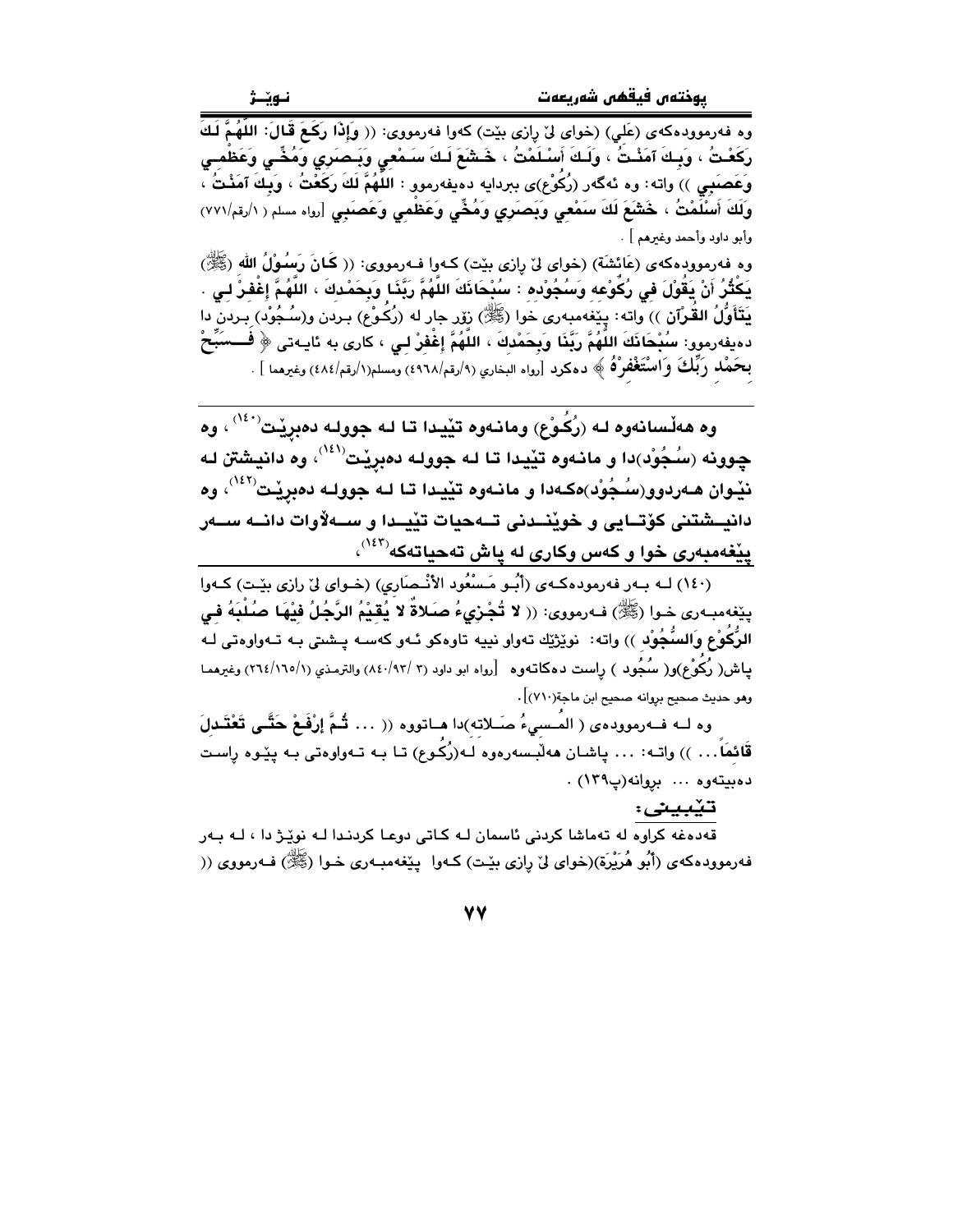وە فەرموودەکەی (عَلي) (خوای لێ ڕازی بێت) کەوا فەرمووی: (( وَإِذَا رَكَعَ قَالَ: اللَّهُمَّ لَكَ رَكَعْتُ ، وَبِكَ آمَنْتُ ، وَلَكَ أَسْلَمْتُ ، خَشَعَ لَكَ سَمْعِي وَبَصَرِي وَمُخِّي وَعَظْمِي وَعَصَبِي )) واتە: وە ئەگەر (رُكُوْع)ی ببردایە دەیفەرموو : اللَّهُمَّ لَكَ رَكَعْتُ ، وَبِكَ آمَنْتُ ، وَلَكَ أَسْلَمْتُ ، خَشَعَ لَكَ سَمْعِي وَبَصَرِي وَمُخِّي وَعَظْمِي وَعَصَبِي [رواه مسلم (١/رقم/٧٧١) وأبو داود وأحمد وغيرهم ] .

وە فەرموودەکەی (عَائِشَة) (خوای لێ ڕازی بێت) کەوا فەرمووی: (( كَانَ رَسُوْلُ الله (ﷺ) يَكْثُرُ أَنْ يَقُوْلَ فِي رُكُوْعِهِ وَسُجُوْدِهِ : سُبْحَانَكَ اللَّهُمَّ رَبَّنَا وَبِحَمْدِكَ ، اللَّهُمَّ إغْفِرْ لِي . يَتَأَوَّلُ القُرْآنَ )) واتە: پێغەمبەری خوا (ﷺ) زۆر جار لە (رُكُوْع) بردن و(سُجُوْد) بردن دا دەیفەرموو: سُبْحَانَكَ اللَّهُمَّ رَبَّنَا وَبِحَمْدِكَ ، اللَّهُمَّ إغْفِرْ لِي ، کاری بە ئایەتی ﴿ فَسَبِّحْ بِحَمْدِ رَبِّكَ وَاسْتَغْفِرْهُ ﴾ دەکرد [رواه البخاري (٩/رقم/٤٩٦٨) ومسلم(١/رقم/٤٨٤) وغيرهما ] .

**وە هەڵسانەوە لە (رُكُوْع) ومانەوە تێیدا تا لە جوولە دەبڕێت[١٤٠] ، وە چوونە (سُجُوْد)دا و مانەوە تێیدا تا لە جوولە دەبڕێت[١٤١]، وە دانیشتن لە نێوان هەردوو(سُجُوْد)ەکەدا و مانەوە تێیدا تا لە جوولە دەبڕێت[١٤٢]، وە دانیشتنی کۆتایی و خوێندنی تەحیات تێیدا و سەڵاوات دانە سەر پێغەمبەری خوا و کەس وکاری لە پاش تەحیاتەکە[١٤٣]،**

(١٤٠) لە بەر فەرمودەکەی (أَبُو مَسْعُود الأنْصَارِي) (خوای لێ ڕازی بێت) کەوا پێغەمبەری خوا (ﷺ) فەرمووی: (( لا تُجْزِيءُ صَلاةٌ لا يُقِيْمُ الرَّجُلُ فِيْهَا صُلْبَهُ فِي الرُّكُوْعِ وَالسُّجُوْدِ )) واتە: نوێژێك تەواو نییە تاوەکو ئەو کەسە پشتی بە تەواوەتی لە پاش( رُكُوْع)و( سُجُود ) ڕاست دەکاتەوە [رواه ابو داود (٣ /٩٣/٨٤٠) والترمذي (١/١٦٥/٢٦٤) وغيرهما وهو حديث صحيح بروانه صحيح ابن ماجة(٧١٠)].

وە لە فەرموودەی ( المُسيءُ صَلاته)دا هاتووە (( ... ثُمَّ إرْفَعْ حَتَّى تَعْتَدِلَ قَائِمَاً... )) واتە: ... پاشان هەڵبسەرەوە لە(رُكُوع) تا بە تەواوەتی بە پێوە ڕاست دەبیتەوە ... بڕوانە(پ١٣٩) .

تێبینی:

قەدەغە کراوە لە تەماشا کردنی ئاسمان لە کاتی دوعا کردندا لە نوێژ دا ، لە بەر فەرموودەکەی (أَبُو هُرَيْرَة)(خوای لێ ڕازی بێت) کەوا پێغەمبەری خوا (ﷺ) فەرمووی ((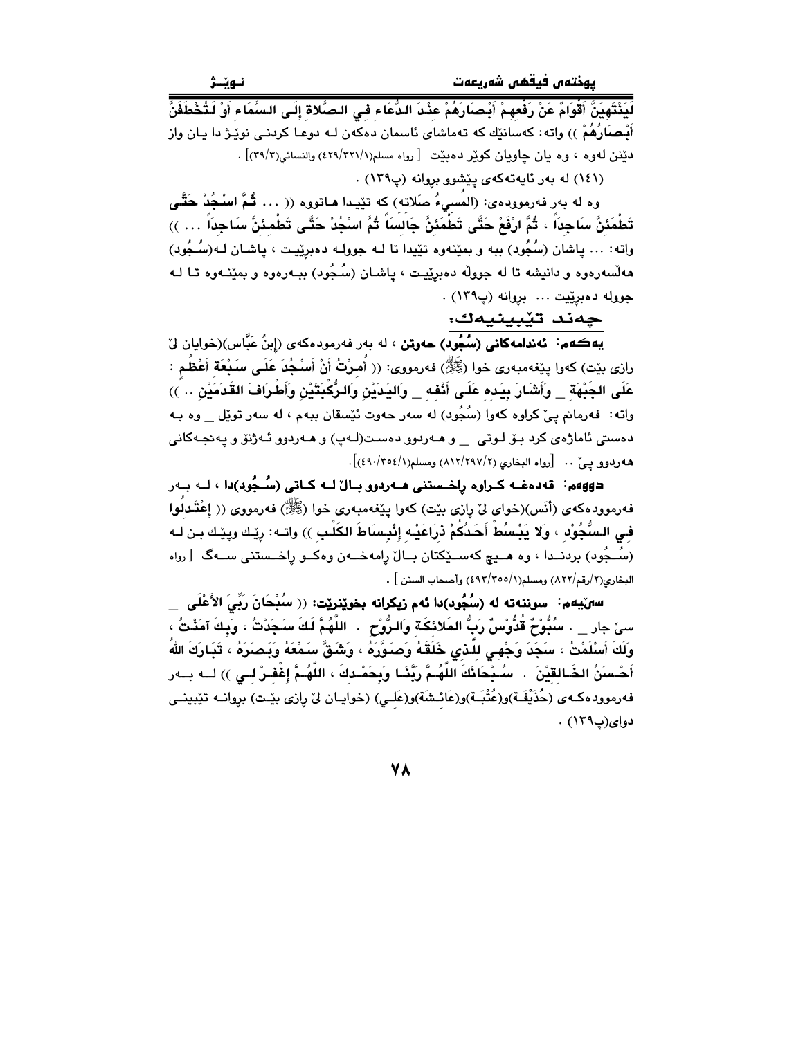لَيَنْتَهِيَنَّ أَقْوَامٌ عَنْ رَفْعِهِمْ أَبْصَارَهُمْ عِنْدَ الدُّعَاءِ فِي الصَّلاةِ إِلَى السَّمَاءِ أَوْ لَتُخْطَفَنَّ أَبْصَارُهُمْ )) واته: كەسانێك كە تەماشای ئاسمان دەكەن لە دوعا كردنی نوێژ دا یان واز دێنن لەوە ، وە یان چاویان كوێر دەبێت [ رواه مسلم(٤٢٩/٣٢١/١) والنسائي(٣٩/٣)] .

(١٤١) لە بەر ئایەتەكەی پێشوو بڕوانە (پ١٣٩) .

وە لە بەر فەرموودەی: (المُسِيءُ صَلاتَه) كە تێیدا هاتووە (( ... ثُمَّ اسْجُدْ حَتَّى تَطْمَئِنَّ سَاجِداً ، ثُمَّ ارْفَعْ حَتَّى تَطْمَئِنَّ جَالِسَاً ثُمَّ اسْجُدْ حَتَّى تَطْمَئِنَّ سَاجِداً ... )) واتە: ... پاشان (سُجُود) ببە و بمێنەوە تێیدا تا لە جوولە دەبڕێیت ، پاشان لە(سُجُود) هەڵسەرەوە و دانیشە تا لە جوولە دەبڕێیت ، پاشان (سُجُود) ببەرەوە و بمێنەوە تا لە جوولە دەبڕێیت ... بڕوانە (پ١٣٩) .

## چەند تێبینیەك:

**یەكەم: ئەندامەكانی (سُجُود) حەوتن** ، لە بەر فەرموودەكەی (إِبنُ عَبَّاس)(خوایان لێ رازی بێت) كەوا پێغەمبەری خوا (ﷺ) فەرمووی: (( أُمِرْتُ أَنْ أَسْجُدَ عَلَى سَبْعَةِ أَعْظُمٍ : عَلَى الجَبْهَةِ _ وَأَشَارَ بِيَدِهِ عَلَى أَنْفِهِ _ وَاليَدَيْنِ وَالرُّكْبَتَيْنِ وَأَطْرَافَ القَدَمَيْنِ .. )) واتە: فەرمانم پێ كراوە كەوا (سُجُود) لە سەر حەوت ئێسقان ببەم ، لە سەر توێڵ _ وە بە دەستی ئاماژەی كرد بۆ لوتی _ و هەردوو دەست(لەپ) و هەردوو ئەژنۆ و پەنجەكانی هەردوو پێ .. [رواه البخاري (٨١٢/٢٩٧/٢) ومسلم(٤٩٠/٣٥٤/١)].

**دووەم: قەدەغە كراوە راخستنی هەردوو باڵ لە كاتی (سُجُود)دا** ، لە بەر فەرموودەكەی (أَنَس)(خوای لێ رازی بێت) كەوا پێغەمبەری خوا (ﷺ) فەرمووی (( إِعْتَدِلُوا فِي السُّجُوْدِ ، وَلا يَبْسُطْ أَحَدُكُمْ ذِرَاعَيْهِ إِنْبِسَاطَ الكَلْبِ )) واتە: ڕێك وپێك بن لە (سُجُود) بردندا ، وە هیچ كەسێكتان باڵ رامەخەن وەكو راخستنی سەگ [ رواه البخاري(٢/رقم/٨٢٢) ومسلم(٤٩٣/٣٥٥/١) وأصحاب السنن ] .

**سێیەم: سوننەتە لە (سُجُود)دا ئەم زیكرانە بخوێنرێت:** (( سُبْحَانَ رَبِّيَ الأَعْلَى _ سێ جار _ . سُبُّوْحٌ قُدُّوْسٌ رَبُّ المَلائِكَةِ وَالرُّوْحِ . اللَّهُمَّ لَكَ سَجَدْتُ ، وَبِكَ آمَنْتُ ، وَلَكَ أَسْلَمْتُ ، سَجَدَ وَجْهِي لِلَّذِي خَلَقَهُ وَصَوَّرَهُ ، وَشَقَّ سَمْعَهُ وَبَصَرَهُ ، تَبَارَكَ اللهُ أَحْسَنُ الخَالِقِيْنَ . سُبْحَانَكَ اللَّهُمَّ رَبَّنَا وَبِحَمْدِكَ ، اللَّهُمَّ إِغْفِرْ لِي )) لە بەر فەرموودەكەی (حُذَيْفَة)و(عُتْبَة)و(عَائِشَة)و(عَلِي) (خوایان لێ رازی بێت) بڕوانە تێبینی دوای(پ١٣٩) .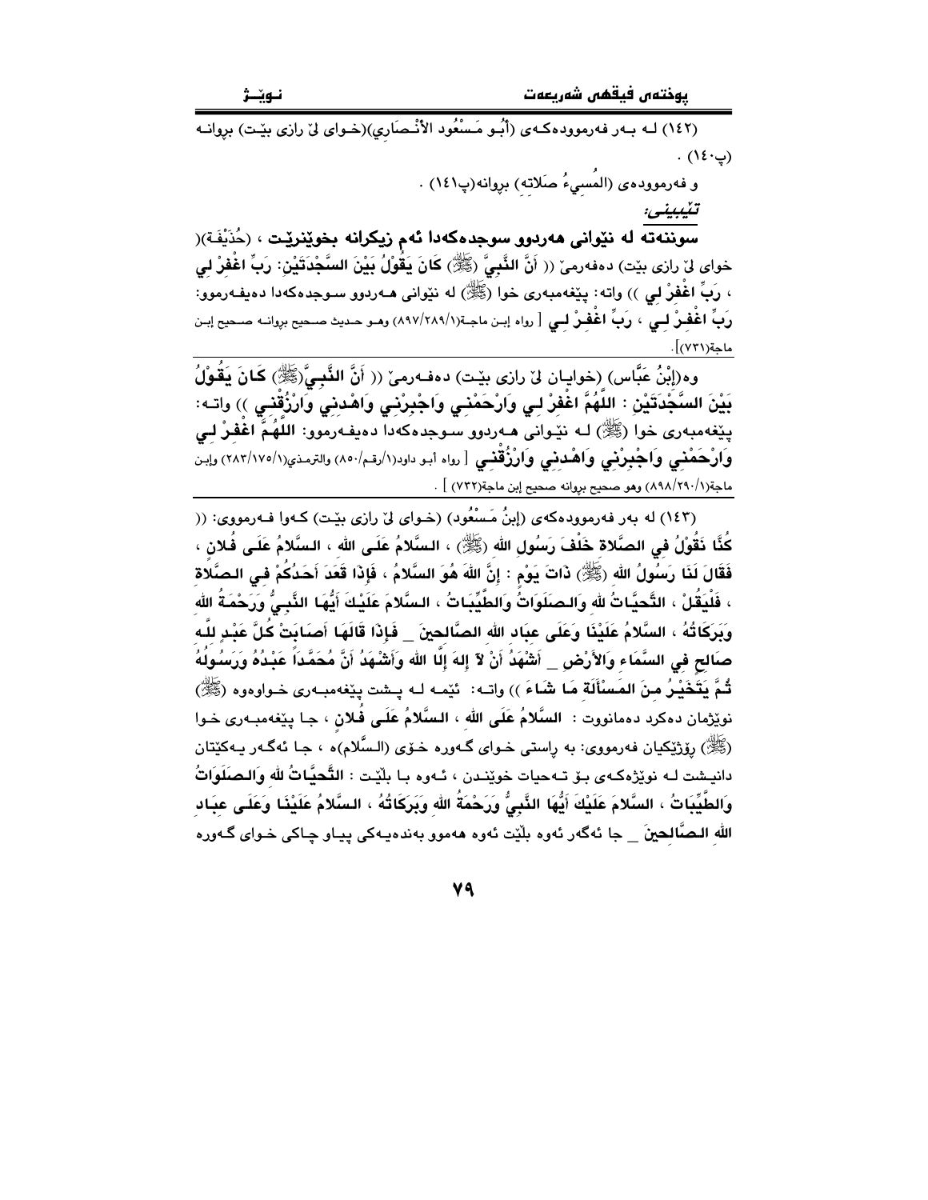(١٤٢) لە بەر فەرموودەكەی (أَبُو مَسْعُود الأَنْصَارِي)(خوای لێ رازی بێت) بڕوانە (پ١٤٠) .

و فەرموودەی (المُسِيءُ صَلاتِه) بڕوانە(پ١٤١) .

*تێبینی:*

**سوننەتە لە نێوانی هەردوو سوجدەكەدا ئەم زیكرانە بخوێنرێت** ، (حُذَيْفَةَ)( خوای لێ رازی بێت) دەفەرمێ (( **أَنَّ النَّبِيَّ (ﷺ) كَانَ يَقُوْلُ بَيْنَ السَّجْدَتَيْنِ: رَبِّ اغْفِرْ لِي ، رَبِّ اغْفِرْ لِي** )) واتە: پێغەمبەری خوا (ﷺ) لە نێوانی هەردوو سوجدەكەدا دەیفەرموو: **رَبِّ اغْفِرْ لِي ، رَبِّ اغْفِرْ لِي** [ رواه إبن ماجة(١/٢٨٩/٨٩٧) وهو حديث صحيح بڕوانە صحيح إبن ماجة(٧٣١)].

وە(إِبْنُ عَبَّاس) (خوایان لێ رازی بێت) دەفەرمێ (( **أَنَّ النَّبِيَّ(ﷺ) كَانَ يَقُوْلُ بَيْنَ السَّجْدَتَيْنِ : اللَّهُمَّ اغْفِرْ لِي وَارْحَمْنِي وَاجْبِرْنِي وَاهْدِنِي وَارْزُقْنِي** )) واتە: پێغەمبەری خوا (ﷺ) لە نێوانی هەردوو سوجدەكەدا دەیفەرموو: **اللَّهُمَّ اغْفِرْ لِي وَارْحَمْنِي وَاجْبِرْنِي وَاهْدِنِي وَارْزُقْنِي** [ رواه أبو داود(١/رقم/٨٥٠) والترمذي(١/١٧٥/٢٨٣) وإبن ماجة(١/٢٩٠/٨٩٨) وهو صحيح بڕوانە صحيح إبن ماجة(٧٣٢) ] .

(١٤٣) لە بەر فەرموودەكەی (إِبنُ مَسْعُود) (خوای لێ رازی بێت) كەوا فەرمووی: (( **كُنَّا نَقُوْلُ فِي الصَّلاةِ خَلْفَ رَسُولِ الله (ﷺ) ، السَّلامُ عَلَى الله ، السَّلامُ عَلَى فُلانٍ ، فَقَالَ لَنَا رَسُولُ الله (ﷺ) ذَاتَ يَوْمٍ : إِنَّ اللهَ هُوَ السَّلامُ ، فَإِذَا قَعَدَ أَحَدُكُمْ فِي الصَّلاةِ ، فَلْيَقُلْ ، التَّحِيَّاتُ للهِ وَالصَلَوَاتُ وَالطَّيِّبَاتُ ، السَّلامَ عَلَيْكَ أَيُّهَا النَّبِيُّ وَرَحْمَةُ اللهِ وَبَرَكَاتُهُ ، السَّلامُ عَلَيْنَا وَعَلَى عِبَادِ اللهِ الصَّالِحِينَ _ فَإِذَا قَالَهَا أَصَابَتْ كُلَّ عَبْدٍ للهِ صَالِحٍ فِي السَّمَاءِ وَالأَرْضِ _ أَشْهَدُ أَنْ لاَ إِلهَ إِلَّا اللهُ وَأَشْهَدُ أَنَّ مُحَمَّداً عَبْدُهُ وَرَسُولُهُ ثُمَّ يَتَخَيَّرُ مِنَ المَسْأَلَةِ مَا شَاءَ** )) واتە: ئێمە لە پشت پێغەمبەری خواوەوە (ﷺ) نوێژمان دەكرد دەمانووت : **السَّلامُ عَلَى اللهِ ، السَّلامُ عَلَى فُلانٍ** ، جا پێغەمبەری خوا (ﷺ) ڕۆژێكیان فەرمووی: بە ڕاستی خوای گەورە خۆی (السَّلام)ە ، جا ئەگەر یەكێتان دانیشت لە نوێژەكەی بۆ تەحیات خوێندن ، ئەوە با بڵێت : **التَّحِيَّاتُ للهِ وَالصَلَوَاتُ وَالطَّيِّبَاتُ ، السَّلامَ عَلَيْكَ أَيُّهَا النَّبِيُّ وَرَحْمَةُ اللهِ وَبَرَكَاتُهُ ، السَّلامُ عَلَيْنَا وَعَلَى عِبَادِ اللهِ الصَّالِحِينَ** _ جا ئەگەر ئەوە بڵێت ئەوە هەموو بەندەیەكی پیاو چاكی خوای گەورە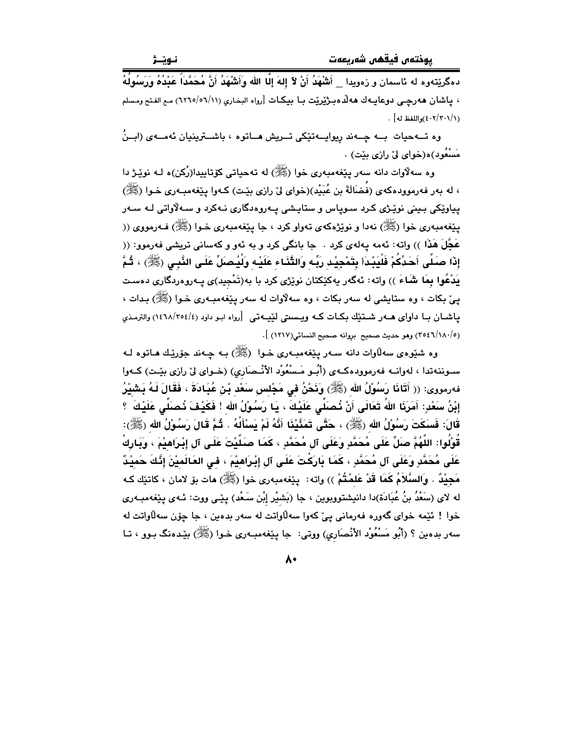دەگرێتەوە لە ئاسمان و زەویدا _ **أَشْهَدُ أَنْ لاَ إِلهَ إِلَّا الله وَأَشْهَدُ أَنَّ مُحَمَّداً عَبْدُهُ وَرَسُولُهُ** ، پاشان هەرچی دوعایەك هەڵدەبـژێرێت بـا بیكـات [رواه البخاري (٦٢٦٥/٥٦/١١) مع الفتح ومسلم (٤٠٢/٣٠١/١)واللفظ له] .

وە تـەحیات بـە چـەند ریوایـەتێكی تـریش هـاتوە ، باشـترینیان ئەمـەی (ابـنُ مَسْعُود)ە(خوای لێ رازی بێت) .

وە سەڵاوات دانە سەر پێغەمبەری خوا (ﷺ) لە تەحیاتی كۆتاییدا(رُكن)ە لـە نوێـژ دا ، لە بەر فەرموودەكەی (فُضَالَةَ بن عُبَیْد)(خوای لێ رازی بێـت) كـەوا پێغەمبـەری خـوا (ﷺ) پیاوێكی بـینی نوێـژی كـرد سـوپاس و ستایـشی پـەروەدگاری نـەكرد و سـەڵاواتی لـە سـەر پێغەمبەری خوا (ﷺ) نەدا و نوێژەكەی تەواو كرد ، جا پێغەمبەری خـوا (ﷺ) فـەرمووی (( **عَجَّلَ هَذَا** )) واتە: ئەمە پەلەی كرد . جا بانگی كرد و بە ئەو و كەسانی تریشی فەرموو: (( **إِذَا صَلَّى أَحَدُكُمْ فَلْيَبْدَأْ بِتَمْجِيْدِ رَبِّهِ وَالثَّنَاءِ عَلَيْهِ وَلْيُصَلِّ عَلَى النَّبِي** (ﷺ) ، **ثُمَّ يَدْعُوا بِمَا شَاءَ** )) واتە: ئەگەر یەكێكتان نوێژی كرد با بە(تَمْجِيد)ی پـەروەردگاری دەست پێ بكات ، وە ستایشی لە سەر بكات ، وە سەڵاوات لە سەر پێغەمبـەری خـوا (ﷺ) بـدات ، پاشـان بـا داوای هـەر شـتێك بكـات كـە ویـستی لێیـەتی [رواه ابو داود (١٤٦٨/٣٥٤/٤) والترمذي (٣٥٤٦/١٨٠/٥) وهو حديث صحيح بروانه صحيح النسائي(١٢١٧) ].

وە شێوەی سەڵاوات دانە سـەر پێغەمبـەری خـوا (ﷺ) بـە چـەند جۆرێك هـاتوە لـە سـوننەتدا ، لەوانـە فەرموودەكـەی (أَبُـو مَـسْعُوْد الأَنْـصَارِي) (خـوای لێ رازی بێـت) كـەوا فەرمووی: (( **أَتَانَا رَسُوْلُ الله** (ﷺ) **وَنَحْنُ فِي مَجْلِسِ سَعْدِ بْنِ عُبَادَةَ ، فَقَالَ لَهُ بَشِيْرُ إِبْنُ سَعْدٍ: أَمَرَنَا اللهُ تَعَالَى أَنْ نُصَلِّي عَلَيْكَ ، يَا رَسُوْلُ الله ! فَكَيْفَ نُصَلِّي عَلَيْكَ ؟ قَالَ: فَسَكَتَ رَسُوْلُ الله** (ﷺ) ، **حَتَّى تَمَنَّيْنَا أَنَّهُ لَمْ يَسْأَلْهُ . ثُمَّ قَالَ رَسُوْلُ الله** (ﷺ): **قُوْلُوا: اللَّهُمَّ صَلِّ عَلَى مُحَمَّدٍ وَعَلَى آلِ مُحَمَّدٍ ، كَمَا صَلَّيْتَ عَلَى آلِ إِبْرَاهِيْمَ ، وَبَارِكْ عَلَى مُحَمَّدٍ وَعَلَى آلِ مُحَمَّدٍ ، كَمَا بَارَكْتَ عَلَى آلِ إِبْرَاهِيْمَ ، فِي العَالَمِيْنَ إِنَّكَ حَمِيْدٌ مَجِيْدٌ . وَالسَّلاَمُ كَمَا قَدْ عَلِمْتُمْ** )) واتە: پێغەمبەری خوا (ﷺ) هات بۆ لامان ، كاتێك كـە لە لای (سَعْدُ بنُ عُبَادَة)دا دانیشتووبوین ، جا (بَشِيْر إِبْن سَعْد) پێـی ووت: ئـەی پێغەمبـەری خوا ! ئێمە خوای گەورە فەرمانی پێ كەوا سەڵاواتت لە سەر بدەین ، جا چۆن سەڵاواتت لە سەر بدەین ؟ (أَبُو مَسْعُوْد الأَنْصَارِي) ووتی: جا پێغەمبـەری خـوا (ﷺ) بێـدەنگ بـوو ، تـا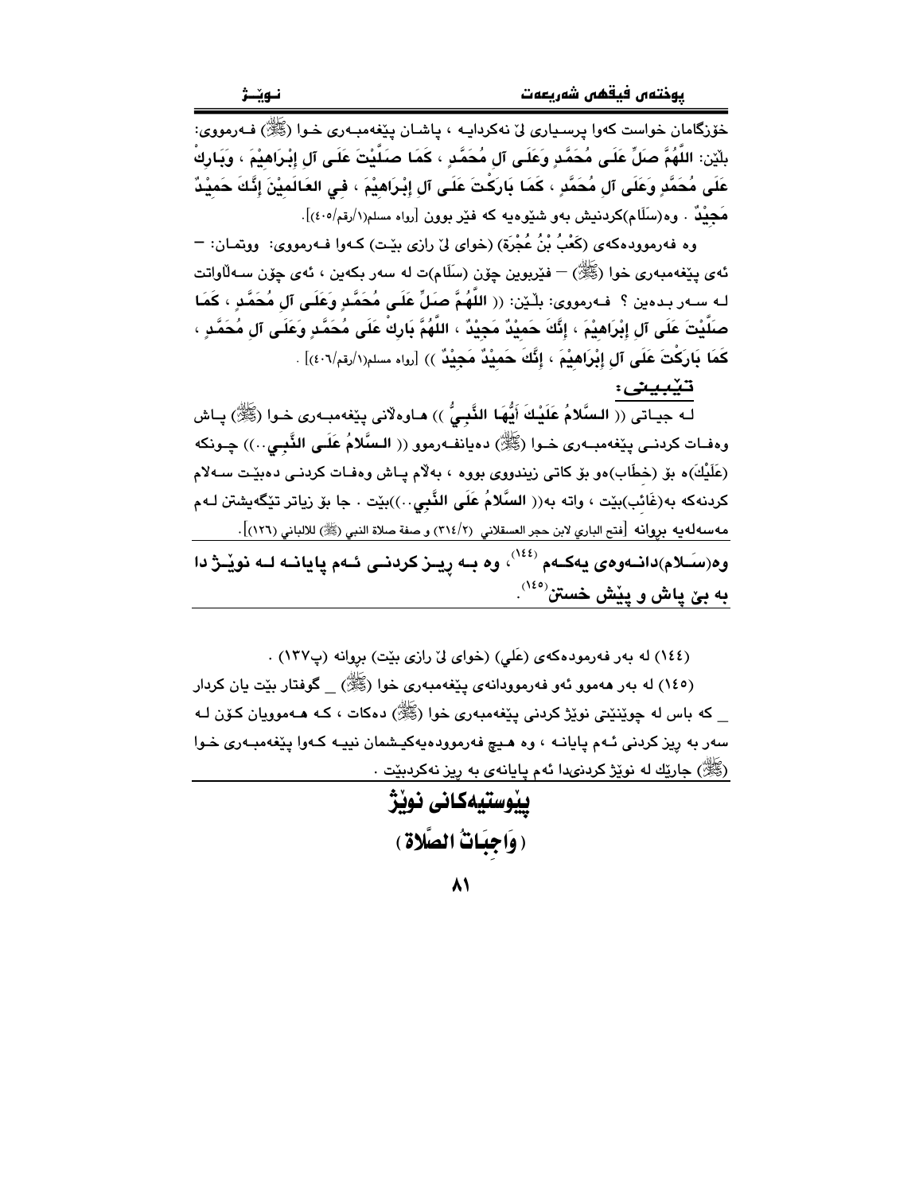خۆزگامان خواست کەوا پرسیاری لێ نەکردایە ، پاشان پێغەمبەری خوا (ﷺ) فەرمووی: بڵێن: **اللَّهُمَّ صَلِّ عَلَى مُحَمَّدٍ وَعَلَى آلِ مُحَمَّدٍ ، كَمَا صَلَّيْتَ عَلَى آلِ إِبْرَاهِيْمَ ، وَبَارِكْ عَلَى مُحَمَّدٍ وَعَلَى آلِ مُحَمَّدٍ ، كَمَا بَارَكْتَ عَلَى آلِ إِبْرَاهِيْمَ ، فِي العَالَمِيْنَ إِنَّكَ حَمِيْدٌ مَجِيْدٌ** . وە(سَلَام)کردنیش بەو شێوەیە کە فێر بوون [رواه مسلم(١/رقم/٤٠٥)].

وە فەرموودەکەی (كَعْبُ بْنُ عُجْرَة) (خوای لێ رازی بێت) کەوا فەرمووی: ووتمان: – ئەی پێغەمبەری خوا (ﷺ) – فێربووین چۆن (سَلَام)ت لە سەر بکەین ، ئەی چۆن سەڵاواتت لە سەر بدەین ؟ فەرمووی: بڵێن: (( **اللَّهُمَّ صَلِّ عَلَى مُحَمَّدٍ وَعَلَى آلِ مُحَمَّدٍ ، كَمَا صَلَّيْتَ عَلَى آلِ إِبْرَاهِيْمَ ، إِنَّكَ حَمِيْدٌ مَجِيْدٌ ، اللَّهُمَّ بَارِكْ عَلَى مُحَمَّدٍ وَعَلَى آلِ مُحَمَّدٍ ، كَمَا بَارَكْتَ عَلَى آلِ إِبْرَاهِيْمَ ، إِنَّكَ حَمِيْدٌ مَجِيْدٌ** )) [رواه مسلم(١/رقم/٤٠٦)] .

**تێبینی:**

لە جیاتی (( **السَّلامُ عَلَيْكَ أَيُّهَا النَّبِيُّ** )) هاوەڵانی پێغەمبەری خوا (ﷺ) پاش وەفات کردنی پێغەمبەری خوا (ﷺ) دەیانفەرموو (( **السَّلامُ عَلَى النَّبِي**..)) چونکە (عَلَيْكَ)ە بۆ (خطَاب)ەو بۆ کاتی زیندووی بووە ، بەڵام پاش وەفات کردنی دەبێت سەلام کردنەکە بە(غَائب)بێت ، واتە بە(( **السَّلامُ عَلَى النَّبِي**..))بێت . جا بۆ زیاتر تێگەیشتن لەم مەسەلەیە بڕوانە [فتح الباري لابن حجر العسقلاني (٣١٤/٢) و صفة صلاة النبي (ﷺ) للالباني (١٢٦)].

**وە(سَلام)دانەوەی یەکەم [١٤٤]، وە بە ریز کردنی ئەم پایانە لە نوێژ دا بە بێ پاش و پێش خستن[١٤٥].**

---

(١٤٤) لە بەر فەرمودەکەی (عَلي) (خوای لێ رازی بێت) بڕوانە (پ١٣٧) .

(١٤٥) لە بەر هەموو ئەو فەرموودانەی پێغەمبەری خوا (ﷺ) _ گوفتار بێت یان کردار _ کە باس لە چوێنێتی نوێژ کردنی پێغەمبەری خوا (ﷺ) دەکات ، کە هەموویان کۆن لە سەر بە ریز کردنی ئەم پایانە ، وە هیچ فەرموودەیەکیشمان نییە کەوا پێغەمبەری خوا (ﷺ) جارێك لە نوێژ کردنیدا ئەم پایانەی بە ریز نەکردبێت .

## پێوستیەکانی نوێژ
## ( وَاجِبَاتُ الصَّلاة )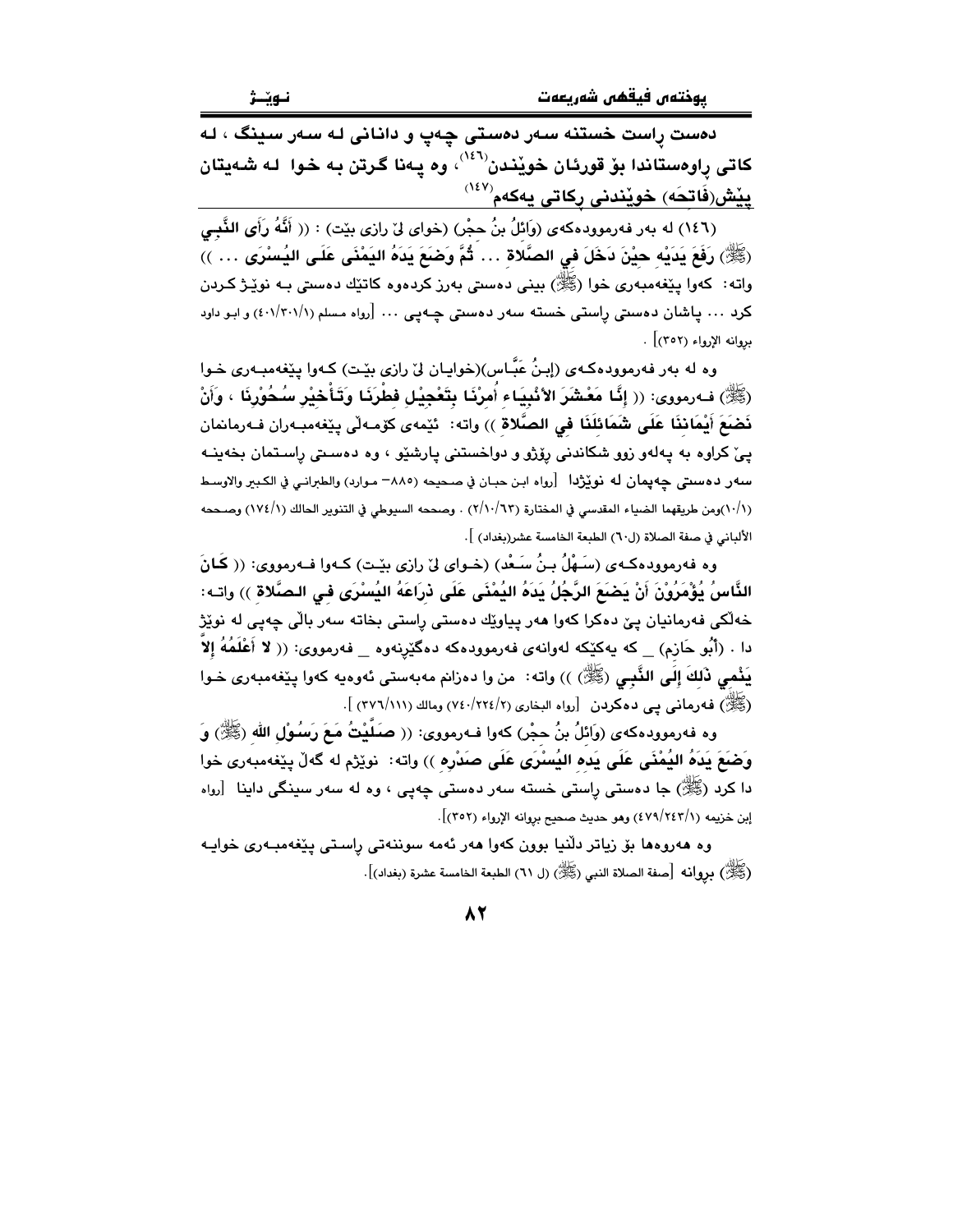**دەست ڕاست خستنە سەر دەستی چەپ و دانانی لە سەر سینگ ، لە کاتی ڕاوەستاندا بۆ قورئان خوێندن[(١٤٦)]، وە پەنا گرتن بە خوا لە شەیتان پێش(فاتحە) خوێندنی ڕکاتی یەکەم[(١٤٧)]**

(١٤٦) لە بەر فەرموودەکەی (وَائِلُ بنُ حجْر) (خوای لێ رازی بێت) : (( **أَنَّهُ رَأَى النَّبِي (ﷺ) رَفَعَ يَدَيْهِ حِيْنَ دَخَلَ فِي الصَّلَاةِ ... ثُمَّ وَضَعَ يَدَهُ اليَمْنَى عَلَى اليُسْرَى ...** )) واتە: کەوا پێغەمبەری خوا (ﷺ) بینی دەستی بەرز کردەوە کاتێك دەستی بە نوێـژ کـردن کرد ... پاشان دەستی ڕاستی خستە سەر دەستی چـەپی ... [رواه مسلم (٤٠١/٣٠١/١) و ابو داود بروانه الإرواء (٣٥٢)] .

وە لە بەر فەرموودەکـەی (إبـنُ عَبَّـاس)(خوایـان لێ رازی بێـت) کـەوا پێغەمبـەری خـوا (ﷺ) فـەرمووی: (( **إِنَّا مَعْشَرَ الأنْبِيَاءِ أُمِرْنَا بِتَعْجِيْلِ فِطْرِنَا وَتَأْخِيْرِ سُحُوْرِنَا ، وَأَنْ نَضَعَ أَيْمَانِنَا عَلَى شَمَائِلِنَا فِي الصَّلَاةِ** )) واتە: ئێمەی کۆمـەڵی پێغەمبـەران فـەرمانمان پێ کراوە بە پەلەو زوو شکاندنی ڕۆژو و دواخستنی پارشێو ، وە دەسـتی ڕاسـتمان بخەینـە سەر دەستی چەپمان لە نوێژدا [رواه ابن حبان في صحيحه (٨٨٥- موارد) والطبراني في الكبير والاوسط (١٠/١)ومن طريقهما الضياء المقدسي في المختارة (٢/١٠/٦٣) . وصححه السيوطي في التنوير الحالك (١٧٤/١) وصححه الألباني في صفة الصلاة (ل٦٠ الطبعة الخامسة عشر(بغداد) ].

وە فەرموودەکـەی (سَـهْلُ بـنُ سَـعْد) (خـوای لێ رازی بێـت) کـەوا فـەرمووی: (( **كَانَ النَّاسُ يُؤْمَرُوْنَ أَنْ يَضَعَ الرَّجُلُ يَدَهُ اليُمْنَى عَلَى ذِرَاعَهُ اليُسْرَى فِي الصَّلَاةِ** )) واتـە: خەڵکی فەرمانیان پێ دەکرا کەوا هەر پیاوێك دەستی ڕاستی بخاتە سەر باڵی چەپی لە نوێژ دا . (أَبُو حَازِم) _ کە یەکێکە لەوانەی فەرموودەکە دەگێڕنەوە _ فەرمووی: (( **لا أَعْلَمُهُ إِلاَّ يَنْمِي ذَلِكَ إِلَى النَّبِي (ﷺ)** )) واتە: من وا دەزانم مەبەستی ئەوەیە کەوا پێغەمبەری خـوا (ﷺ) فەرمانی پی دەکردن [رواه البخاري (٧٤٠/٢٢٤/٢) ومالك (٣٧٦/١١١) ].

وە فەرموودەکەی (وَائِلُ بنُ حجْر) کەوا فـەرمووی: (( **صَلَّيْتُ مَعَ رَسُوْلِ اللهِ (ﷺ) وَ وَضَعَ يَدَهُ اليُمْنَى عَلَى يَدِهِ اليُسْرَى عَلَى صَدْرِهِ** )) واتە: نوێژم لە گەڵ پێغەمبەری خوا دا کرد (ﷺ) جا دەستی ڕاستی خستە سەر دەستی چەپی ، وە لە سەر سینگی داینا [رواه إبن خزيمه (٤٧٩/٢٤٣/١) وهو حديث صحيح بروانه الإرواء (٣٥٢)].

وە هەروەها بۆ زیاتر دڵنیا بوون کەوا هەر ئەمە سوننەتی ڕاستی پێغەمبـەری خوایـە (ﷺ) بروانه [صفة الصلاة النبي (ﷺ) (ل ٦١) الطبعة الخامسة عشرة (بغداد)].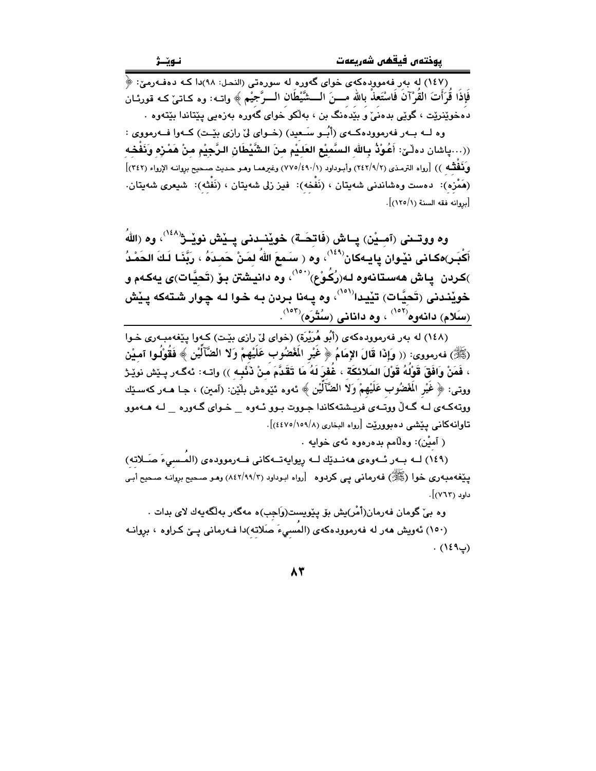(١٤٧) له بەر فەموودەكەی خوای گەورە لە سورەتی (النحل: ٩٨)دا كە دەفەرمێ: ﴿ فَإِذَا قَرَأْتَ الْقُرْآنَ فَاسْتَعِذْ بِاللهِ مِنَ الشَّيْطَانِ الرَّجِيْمِ ﴾ واتە: وە كاتێ كە قورئان دەخوێنرێت ، گوێی بدەنێ و بێدەنگ بن ، بەڵكو خوای گەورە بەزەیی پێتاندا بێتەوە .

وە لە بەر فەرموودەكەی (أَبُو سَعِيد) (خوای لێ رازی بێت) كەوا فەرمووی : ((...پاشان دەڵێ: أَعُوْذُ بِاللهِ السَّمِيْعِ العَلِيْمِ مِنَ الشَّيْطَانِ الرَّجِيْمِ مِنْ هَمْزِهِ وَنَفْخِهِ وَنَفْثِهِ )) [رواه الترمذي (٢٤٢/٩/٢) وأبوداود (٧٧٥/٤٩٠/١) وغيرهما وهو حديث صحيح بروانه الإرواء (٣٤٢)] (هَمْزِهِ): دەست وەشاندنی شەیتان ، (نَفْخِهِ): فیز زلی شەیتان ، (نَفْثِهِ): شیعری شەیتان. [بروانه فقه السنة (١٢٥/١)].

**وە ووتنی (آمِيْن) پاش (فَاتِحَة) خوێندنی پێش نوێژ[١٤٨]، وە (اللهُ أَكْبَر)ەكانی نێوان پایەكان[١٤٩]، وە ( سَمِعَ اللهُ لِمَنْ حَمِدَهُ ، رَبَّنَا لَكَ الحَمْدُ )كردن پاش هەستانەوە لە(رُكُوْع)[١٥٠]، وە دانیشتن بۆ (تَحِيَّات)ی یەكەم و خوێندنی (تَحِيَّات) تێیدا[١٥١]، وە پەنا بردن بە خوا لە چوار شتەكە پێش (سَلام) دانەوە[١٥٢] ، وە دانانی (سُتْرَه)[١٥٣].**

(١٤٨) لە بەر فەرموودەكەی (أَبُو هُرَيْرَة) (خوای لێ رازی بێت) كەوا پێغەمبەری خوا (ﷺ) فەرمووی: (( وَإِذَا قَالَ الإِمَامُ ﴿ غَيْرِ الْمَغْضُوبِ عَلَيْهِمْ وَلاَ الضَّآلِّيْنَ ﴾ فَقُوْلُوا آمِيْن ، فَمَنْ وَافَقَ قَوْلُهُ قَوْلَ المَلائِكَةِ ، غُفِرَ لَهُ مَا تَقَدَّمَ مِنْ ذَنْبِهِ )) واتە: ئەگەر پێش نوێژ ووتی: ﴿ غَيْرِ الْمَغْضُوبِ عَلَيْهِمْ وَلاَ الضَّآلِّيْنَ ﴾ ئەوە ئێوەش بڵێن: (آمين) ، جا هەر كەسێك ووتەكەی لە گەڵ ووتەی فریشتەكاندا جووت بوو ئەوە _ خوای گەورە _ لە هەموو تاوانەكانی پێشی دەبوورێت [رواه البخاري (٤٤٧٥/١٥٩/٨)].

( آمِيْن): وەڵامم بدەرەوە ئەی خوایە .

(١٤٩) لە بەر ئەوەی هەندێك لە ریوایەتەكانی فەرموودەی (المُسِيءَ صَلاته) پێغەمبەری خوا (ﷺ) فەرمانی پی كردوە [رواه ابوداود (٨٤٢/٩٩/٣) وهو صحيح بروانه صحيح أبي داود (٧٦٣)].

وە بێ گومان فەرمان(أَمْر)یش بۆ پێویست(وَاجِب)ە مەگەر بەڵگەیەك لای بدات .

(١٥٠) ئەویش هەر لە فەرموودەكەی (المُسِيءَ صَلاته)دا فەرمانی پێ كراوە ، بروانە (پ١٤٩) .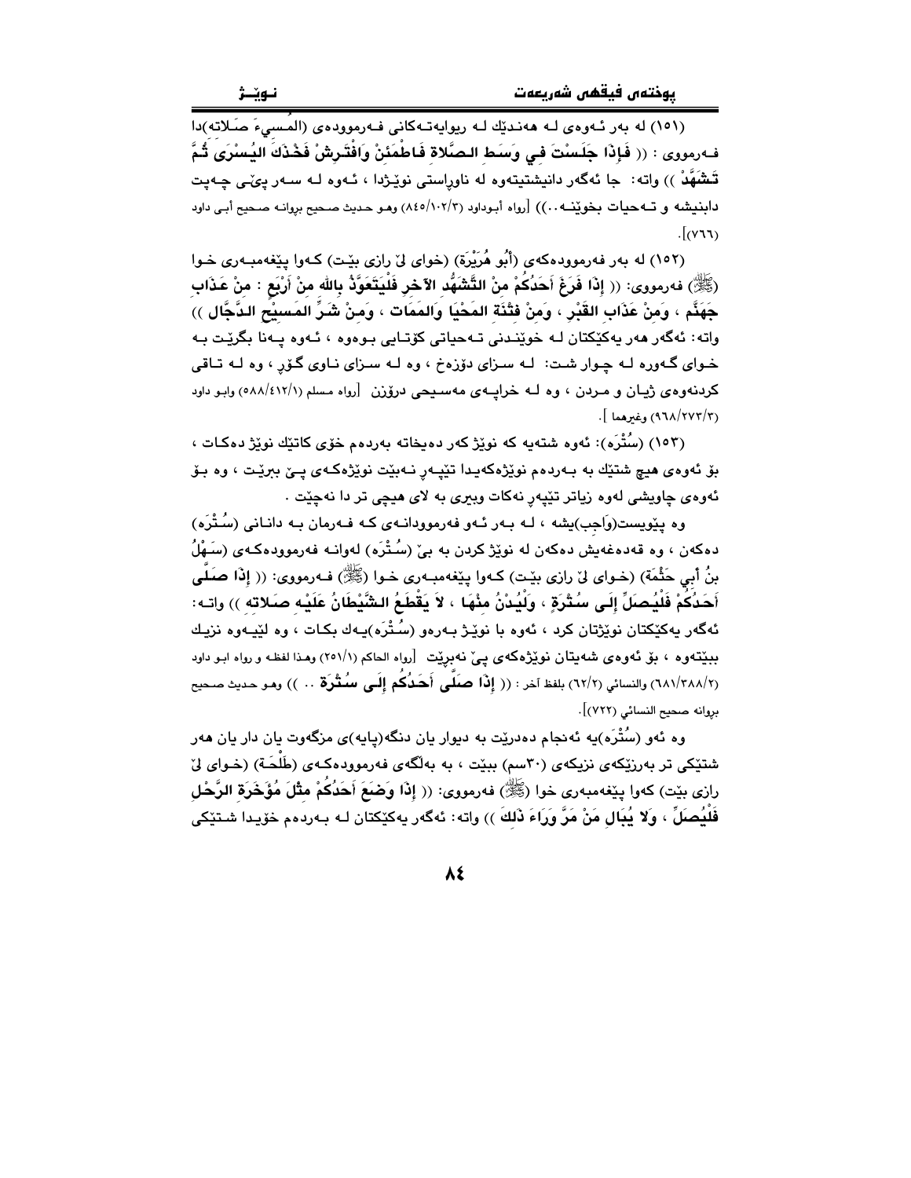(١٥١) له بەر ئـەوەی لـه هەنـدێك لـه ریوایەتـەكانی فـەرموودەی (المُسيءَ صَلاته)دا فـەرمووی : (( **فَإذَا جَلَسْتَ فِي وَسَطِ الصَّلاةِ فَاطْمَئِنْ وَافْتَرِشْ فَخْذَكَ اليُسْرَى ثُمَّ تَشَهَّدْ** )) واتە: جا ئەگەر دانیشتیتەوە لە ناوڕاستی نوێـژدا ، ئـەوە لـە سـەر پێـی چـەپت دابنیشە و تـەحیات بخوێنـە..)) [رواه أبوداود (٨٤٥/١٠٢/٣) وهو حديث صحيح بروانـه صحيح أبـى داود (٧٦٦)].

(١٥٢) لە بەر فەرموودەكەی (أَبُو هُرَيْرَة) (خوای لێ رازی بێـت) كـەوا پێغەمبـەری خـوا (ﷺ) فەرمووی: (( **إذَا فَرَغَ أَحَدُكُمْ مِنْ التَّشَهُّد الآخِرِ فَلْيَتَعَوَّذْ بِاللهِ مِنْ أَرْبَع : مِنْ عَذَابِ جَهَنَّم ، وَمِنْ عَذَابِ القَبْرِ ، وَمِنْ فِتْنَةِ المَحْيَا وَالمَمَات ، وَمِنْ شَرِّ المَسِيْحِ الدَّجَّال** )) واتە: ئەگەر هەر یەكێكتان لـە خوێنـدنی تـەحیاتی كۆتـایی بـووەوە ، ئـەوە پـەنا بگرێـت بـە خـوای گـەورە لـە چـوار شـت: لـە سـزای دۆزەخ ، وە لـە سـزای نـاوی گـۆڕ ، وە لـە تـاقی كردنەوەی ژیـان و مـردن ، وە لـە خراپـەی مەسـیحی درۆزن [رواه مسلم (٥٨٨/٤١٢/١) وابـو داود (٩٦٨/٢٧٣/٣) وغيرهما ].

(١٥٣) (سُتْرَه): ئەوە شتەیە كە نوێژ كەر دەیخاتە بەردەم خۆی كاتێك نوێژ دەكـات ، بۆ ئەوەی هیچ شتێك بە بـەردەم نوێژەكەیدا تێپـەڕ نـەبێت نوێژەكـەی پـێ ببڕێـت ، وە بـۆ ئەوەی چاویشی لەوە زیاتر تێپەڕ نەكات وبیری بە لای هیچی تر دا نەچێت .

وە پێویست(وَاجِب)یشە ، لـە بـەر ئـەو فەرموودانـەی كـە فـەرمان بـە دانـانی (سُـتْرَه) دەكەن ، وە قەدەغەیش دەكەن لە نوێژ كردن بە بێ (سُـتْرَه) لەوانـە فەرموودەكـەی (سَـهْلُ بنُ أبِي حَثْمَة) (خـوای لێ رازی بێـت) كـەوا پێغەمبـەری خـوا (ﷺ) فـەرمووی: (( **إذَا صَلَّى أَحَدُكُمْ فَلْيُصَلِّ إِلَى سُتْرَةٍ ، وَلْيُدْنُ مِنْهَا ، لاَ يَقْطَعُ الشَّيْطَانُ عَلَيْه صَلاته** )) واتـە: ئەگەر یەكێكتان نوێژتان كرد ، ئەوە با نوێـژ بـەرەو (سُـتْرَه)یـەك بكـات ، وە لێیـەوە نزیـك ببێتەوە ، بۆ ئەوەی شەیتان نوێژەكەی پێ نەبڕێت [رواه الحاكم (٢٥١/١) وهـذا لفظـه و رواه ابـو داود (٦٨١/٣٨٨/٢) والنسائي (٦٢/٢) بلفظ آخر : (( **إذَا صَلَّى أَحَدُكُم إلَى سُتْرَة** .. )) وهـو حديث صحيح بروانه صحيح النسائي (٧٢٢)].

وە ئەو (سُتْرَه)یە ئەنجام دەدرێت بە دیوار یان دنگە(پایە)ی مزگەوت یان دار یان هەر شتێكی تر بەرزێكەی نزیكەی (٣٠سم) ببێت ، بە بەڵگەی فەرموودەكـەی (طَلْحَـة) (خـوای لێ رازی بێت) كەوا پێغەمبەری خوا (ﷺ) فەرمووی: (( **إذَا وَضَعَ أَحَدُكُمْ مِثْلَ مُؤَخَرَةِ الرَّحْلِ فَلْيُصَلِّ ، وَلا يُبَالِ مَنْ مَرَّ وَرَاءَ ذَلكَ** )) واتە: ئەگەر یەكێكتان لـە بـەردەم خۆیدا شـتێكی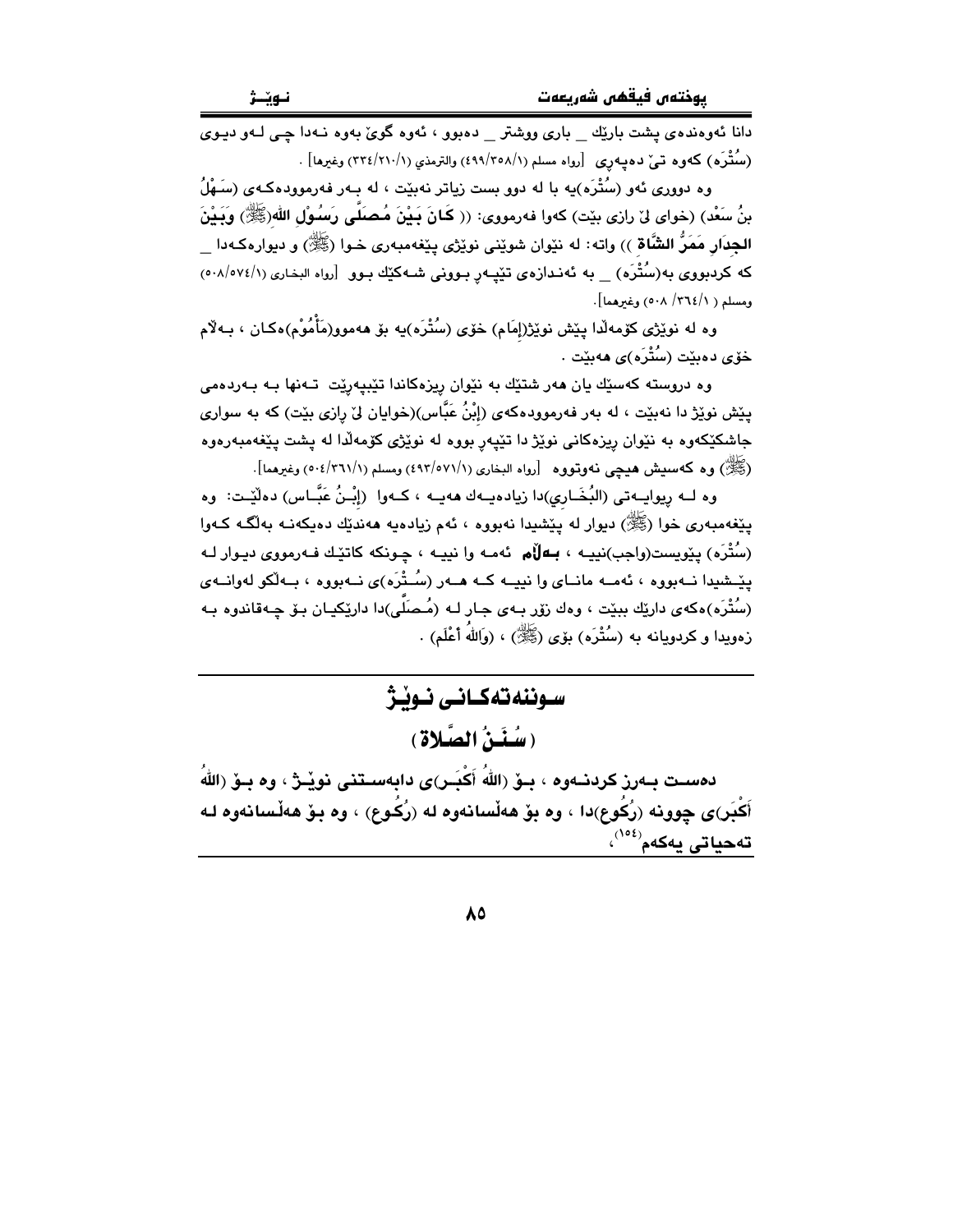دانا ئەوەندەی پشت بارێك \_ باری ووشتر \_ دەبوو ، ئەوە گوێ بەوە نەدا چی لەو دیوی (سُتْرَە) کەوە تێ دەپەڕی [رواه مسلم (٤٩٩/٣٥٨/١) والترمذي (٣٣٤/٢١٠/١) وغيرها] .

وە دووری ئەو (سُتْرَە)یە با لە دوو بست زیاتر نەبێت ، لە بەر فەرموودەکەی (سَهْلُ بنُ سَعْد) (خوای لێ رازی بێت) کەوا فەرمووی: (( **كَانَ بَيْنَ مُصَلَّى رَسُولِ اللهِ(ﷺ) وَبَيْنَ الجِدَارِ مَمَرُّ الشَّاةِ** )) واتە: لە نێوان شوێنی نوێژی پێغەمبەری خوا (ﷺ) و دیوارەکەدا \_ کە کردبووی بە(سُتْرَە) \_ بە ئەندازەی تێپەڕ بوونی شەکێك بوو [رواه البخاري (٥٠٨/٥٧٤/١) ومسلم ( ٣٦٤/١/ ٥٠٨) وغيرهما] .

وە لە نوێژی کۆمەڵدا پێش نوێژ(إمَام) خۆی (سُتْرَە)یە بۆ هەموو(مَأْمُوْم)ەکان ، بەڵام خۆی دەبێت (سُتْرَە)ی هەبێت .

وە دروستە کەسێك یان هەر شتێك بە نێوان ریزەکاندا تێپەڕێت تەنها بە بەردەمی پێش نوێژ دا نەبێت ، لە بەر فەرموودەکەی (إبْنُ عَبَّاس)(خوایان لێ رازی بێت) کە بە سواری جاشکێکەوە بە نێوان ریزەکانی نوێژ دا تێپەڕ بووە لە نوێژی کۆمەڵدا لە پشت پێغەمبەرەوە (ﷺ) وە کەسیش هیچی نەوتووە [رواه البخاري (٤٩٣/٥٧١/١) ومسلم (٥٠٤/٣٦١/١) وغيرهما] .

وە لە ریوایەتی (البُخَارِي)دا زیادەیەك هەیە ، کەوا (إبْنُ عَبَّاس) دەڵێت: وە پێغەمبەری خوا (ﷺ) دیوار لە پێشیدا نەبووە ، ئەم زیادەیە هەندێك دەیکەنە بەڵگە کەوا (سُتْرَە) پێویست(واجب)نییە ، **بەڵام** ئەمە وا نییە ، چونکە کاتێك فەرمووی دیوار لە پێشیدا نەبووە ، ئەمە مانای وا نییە کە هەر (سُتْرَە)ی نەبووە ، بەڵکو لەوانەی (سُتْرَە)کەی دارێك بووبێت ، وەك زۆر بەی جار لە (مُصَلَّى)دا دارێکیان بۆ چەقاندوە بە زەویدا و کردویانە بە (سُتْرَە) بۆی (ﷺ) ، (وَاللهُ أعْلَم) .

## سوننەتەکانی نوێژ
## ( سُنَنُ الصَّلاة )

**دەست بەرز کردنەوە ، بۆ (اللهُ أَكْبَر)ی دابەستنی نوێژ ، وە بۆ (اللهُ أَكْبَر)ی چوونە (رُكُوع)دا ، وە بۆ هەڵسانەوە لە (رُكُوع) ، وە بۆ هەڵسانەوە لە تەحیاتی یەکەم**[١٥٤]،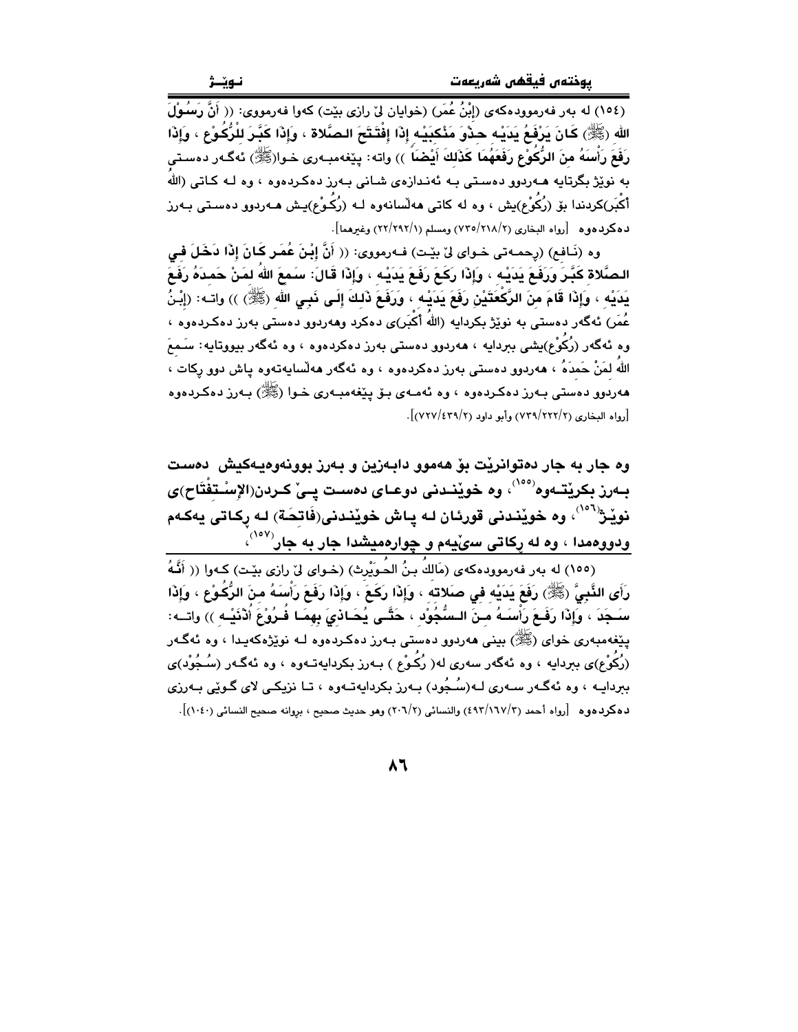(١٥٤) له بەر فەرموودەكەی (إِبْنُ عُمَر) (خوایان لیّ رازی بیّت) كەوا فەرمووی: (( أَنَّ رَسُوْلَ اللهِ (ﷺ) كَانَ يَرْفَعُ يَدَيْهِ حِذْوَ مَنْكِبَيْهِ إِذَا إِفْتَتَحَ الصَّلاةَ ، وَإِذَا كَبَّرَ لِلْرُّكُوْعِ ، وَإِذَا رَفَعَ رَأْسَهُ مِنَ الرُّكُوْعِ رَفَعَهُمَا كَذَلِكَ أَيْضاً )) واتە: پێغەمبەری خوا(ﷺ) ئەگەر دەستی بە نوێژ بگرتایە هەردوو دەستی بە ئەندازەی شانی بەرز دەكردەوە ، وە لە كاتی (اللهُ أَكْبَر)كردندا بۆ (رُكُوْع)یش ، وە لە كاتی هەڵسانەوە لە (رُكُوْع)یش هەردوو دەستی بەرز دەكردەوە [رواه البخاري (٧٣٥/٢١٨/٢) ومسلم (٢٢/٢٩٢/١) وغيرهما].

وە (نَافِع) (ڕەحمەتی خوای لیّ بیّت) فەرمووی: (( أَنَّ إِبْنَ عُمَر كَانَ إِذَا دَخَلَ فِي الصَّلاةِ كَبَّرَ وَرَفَعَ يَدَيْهِ ، وَإِذَا رَكَعَ رَفَعَ يَدَيْهِ ، وَإِذَا قَالَ: سَمِعَ اللهُ لِمَنْ حَمِدَهُ رَفَعَ يَدَيْهِ ، وَإِذَا قَامَ مِنَ الرَّكْعَتَيْنِ رَفَعَ يَدَيْهِ ، وَرَفَعَ ذَلِكَ إِلَى نَبِيِّ اللهِ (ﷺ) )) واتە: (إِبْنُ عُمَر) ئەگەر دەستی بە نوێژ بكردایە (اللهُ أَكْبَر)ی دەكرد وهەردوو دەستی بەرز دەكردەوە ، وە ئەگەر (رُكُوْع)یشی ببردایە ، هەردوو دەستی بەرز دەكردەوە ، وە ئەگەر بیووتایە: سَمِعَ اللهُ لِمَنْ حَمِدَهُ ، هەردوو دەستی بەرز دەكردەوە ، وە ئەگەر هەڵسایەتەوە پاش دوو ڕكات ، هەردوو دەستی بەرز دەكردەوە ، وە ئەمەی بۆ پێغەمبەری خوا (ﷺ) بەرز دەكردەوە [رواه البخاري (٧٣٩/٢٢٢/٢) وأبو داود (٧٢٧/٤٣٩/٢)].

**وە جار بە جار دەتوانرێت بۆ هەموو دابەزین و بەرز بوونەوەیەكیش دەست بەرز بكرێتەوە[١٥٥] ، وە خوێندنی دوعای دەست پیّ كردن(الإِسْتِفْتَاح)ی نوێژ[١٥٦] ، وە خوێندنی قورئان لە پاش خوێندنی(فَاتِحَة) لە ڕكاتی یەكەم ودووەمدا ، وە لە ڕكاتی سێیەم و چوارەمیشدا جار بە جار[١٥٧] ،**

(١٥٥) لە بەر فەرموودەكەی (مَالِكُ بنُ الحُوَيْرِث) (خوای لیّ رازی بیّت) كەوا (( أَنَّهُ رَأَى النَّبِيَّ (ﷺ) رَفَعَ يَدَيْهِ فِي صَلاتِهِ ، وَإِذَا رَكَعَ ، وَإِذَا رَفَعَ رَأْسَهُ مِنَ الرُّكُوْعِ ، وَإِذَا سَجَدَ ، وَإِذَا رَفَعَ رَأْسَهُ مِنَ السُّجُوْدِ ، حَتَّى يُحَاذِيَ بِهِمَا فُرُوْعَ أُذُنَيْهِ )) واتە: پێغەمبەری خوای (ﷺ) بینی هەردوو دەستی بەرز دەكردەوە لە نوێژەكەیدا ، وە ئەگەر (رُكُوْع)ی ببردایە ، وە ئەگەر سەری لە( رُكُوْع ) بەرز بكردایەتەوە ، وە ئەگەر (سُجُوْد)ی ببردایە ، وە ئەگەر سەری لە(سُجُود) بەرز بكردایەتەوە ، تا نزیكی لای گوێی بەرزی دەكردەوە [رواه أحمد (٤٩٣/١٦٧/٣) والنسائي (٢٠٦/٢) وهو حديث صحيح ، بروانە صحيح النسائي (١٠٤٠)].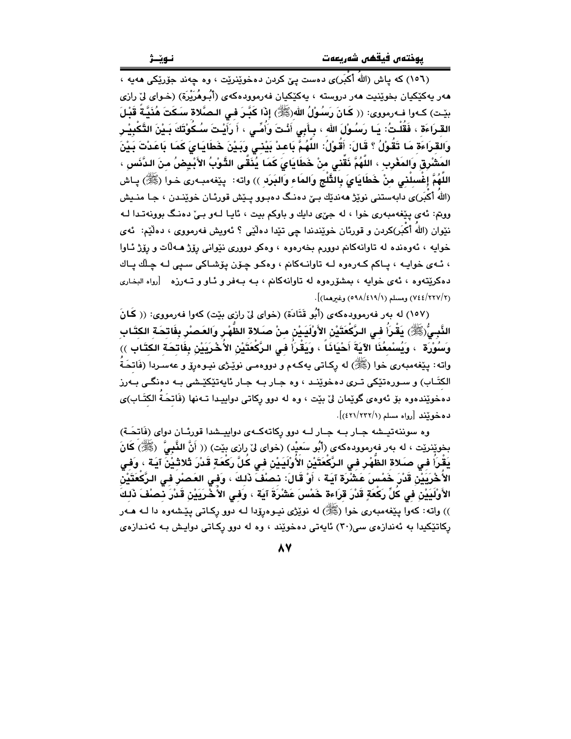(١٥٦) كە پاش (اللهُ أكْبَر)ی دەست پێ كردن دەخوێنرێت ، وە چەند جۆرێكی هەیە ، هەر یەكێكیان بخوێنیت هەر دروستە ، یەكێكیان فەرموودەكەی (أَبُوهُرَيْرَة) (خوای لێ رازی بێت) كەوا فەرمووی: (( **كَانَ رَسُوْلُ الله(ﷺ) إِذَا كَبَّرَ فِي الصَّلاةِ سَكَتَ هُنَيَّةً قَبْلَ القِرَاءَةِ ، فَقُلْتُ: يَا رَسُوْلَ الله ، بِأَبِي أَنْتَ وَأُمِّي ، أَ رَأَيْتَ سُكُوْتَكَ بَيْنَ التَّكْبِيْرِ وَالقِرَاءَةِ مَا تَقُوْلُ ؟ قَالَ: أَقُوْلُ: اللَّهُمَّ بَاعِدْ بَيْنِي وَبَيْنَ خَطَايَايَ كَمَا بَاعَدْتَ بَيْنَ المَشْرِقِ وَالمَغْرِبِ ، اللَّهُمَّ نَقِّنِي مِنْ خَطَايَايَ كَمَا يُنَقَّى الثَّوْبُ الأَبْيضُ مِنَ الدَّنَسِ ، اللَّهُمَّ إِغْسِلْنِي مِنْ خَطَايَايَ بِالثَّلْجِ وَالمَاءِ وَالبَرَدِ** )) واتە: پێغەمبەری خوا (ﷺ) پاش (اللهُ أكْبَر)ی دابەستنی نوێژ هەندێك بێ دەنگ دەبوو پێش قورئان خوێندن ، جا منیش ووتم: ئەی پێغەمبەری خوا ، لە جێی دایك و باوكم بیت ، ئایا لەو بێ دەنگ بوونەتدا لە نێوان (اللهُ أكْبَر)كردن و قورئان خوێندندا چی تێدا دەڵێی ؟ ئەویش فەرمووی ، دەڵێم: ئەی خوایە ، ئەوەندە لە تاوانەكانم دوورم بخەرەوە ، وەكو دووری نێوانی رۆژ هەڵات و رۆژ ئاوا ، ئەی خوایە ، پاكم كەرەوە لە تاوانەكانم ، وەكو چۆن پۆشاكی سپی لە چڵك پاك دەكرێتەوە ، ئەی خوایە ، بمشۆرەوە لە تاوانەكانم ، بە بەفر و ئاو و تەرزە [رواه البخاري (٢/٢٢٧/٧٤٤) ومسلم (١/٤١٩/٥٩٨) وغيرهما)].

(١٥٧) لە بەر فەرموودەكەی (أَبُو قَتَادَة) (خوای لێ رازی بێت) كەوا فەرمووی: (( **كَانَ النَّبِيُّ(ﷺ) يَقْرَأُ فِي الرَّكْعَتَيْنِ الأَوْلَيَيْنِ مِنْ صَلاةِ الظُّهْرِ وَالعَصْرِ بِفَاتِحَةِ الكِتَابِ وَسُوْرَةٍ ، وَيُسْمِعُنَا الآيَةَ أَحْيَانَاً ، وَيَقْرَأُ فِي الرَّكْعَتَيْنِ الأُخْرَيَيْنِ بِفَاتِحَةِ الكِتَابِ** )) واتە: پێغەمبەری خوا (ﷺ) لە ركاتی یەكەم و دووەمی نوێژی نیوەڕۆ و عەسردا (فَاتِحَةُ الكِتَاب) و سورەتێكی تری دەخوێند ، وە جار بە جار ئایەتێكیشی بە دەنگی بەرز دەخوێندەوە بۆ ئەوەی گوێمان لێ بێت ، وە لە دوو ركاتی دواییدا تەنها (فَاتِحَةُ الكِتَاب)ی دەخوێند [رواه مسلم (١/٣٣٢/٤٢١)].

وە سوننەتیشە جار بە جار لە دوو ركاتەكەی دواییشدا قورئان دوای (فَاتِحَة) بخوێنرێت ، لە بەر فەرموودەكەی (أَبُو سَعِيْد) (خوای لێ رازی بێت) (( **أَنَّ النَّبِيَّ (ﷺ) كَانَ يَقْرَأُ فِي صَلاةِ الظُّهْرِ فِي الرَّكْعَتَيْنِ الأَوْلَيَيْنِ فِي كُلِّ رَكْعَةٍ قَدْرَ ثَلاثِيْنَ آيَةً ، وَفِي الأُخْرَيَيْنِ قَدْرَ خَمْسَ عَشْرَةَ آيَةً ، أَوْ قَالَ: نِصْفَ ذَلِكَ ، وَفِي العَصْرِ فِي الرَّكْعَتَيْنِ الأَوْلَيَيْنِ فِي كُلِّ رَكْعَةٍ قَدْرَ قِرَاءَةِ خَمْسَ عَشْرَةَ آيَةً ، وَفِي الأُخْرَيَيْنِ قَدْرَ نِصْفَ ذَلِكَ** )) واتە: كەوا پێغەمبەری خوا (ﷺ) لە نوێژی نیوەڕۆدا لە دوو ركاتی پێشەوە دا لە هەر ركاتێكیدا بە ئەندازەی سی(٣٠) ئایەتی دەخوێند ، وە لە دوو ركاتی دوایش بە ئەندازەی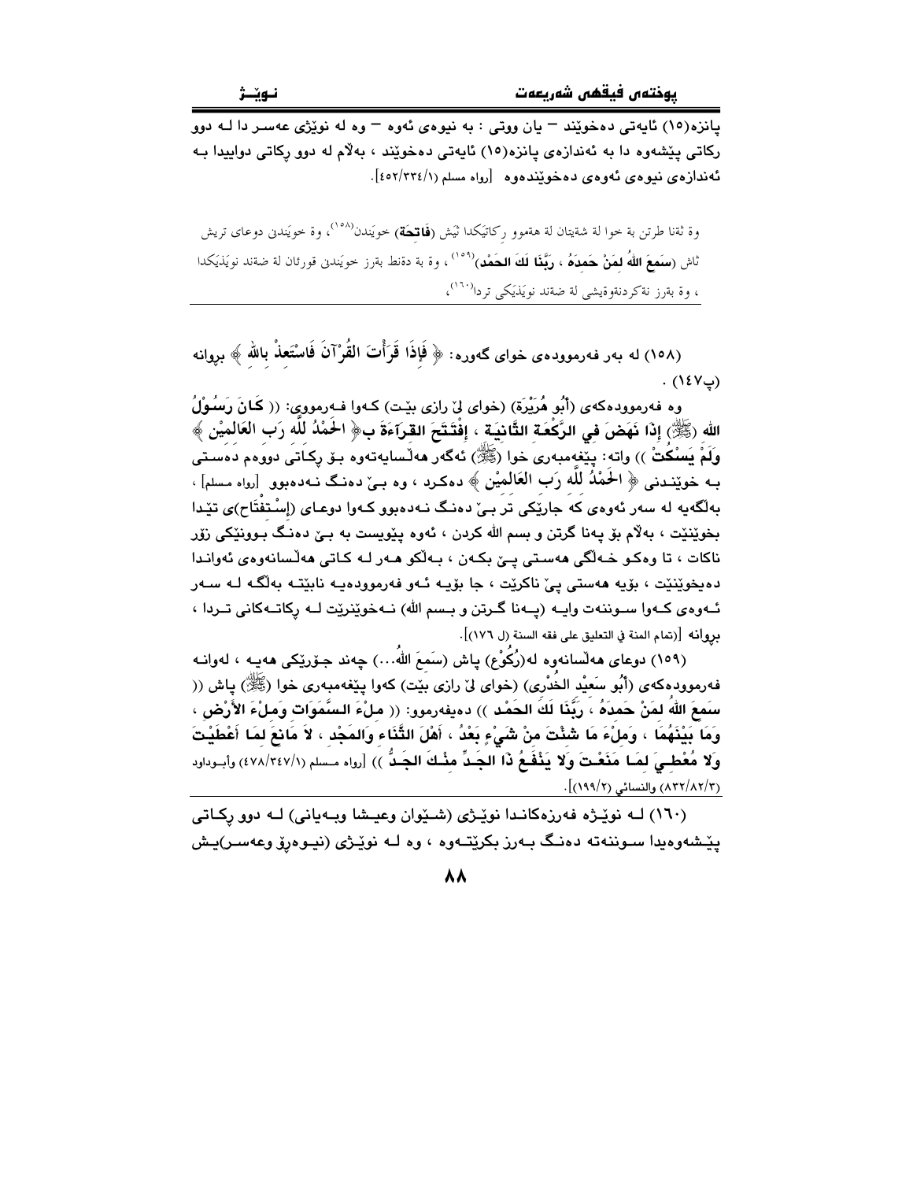پانزه(١٥) ئایەتی دەخوێند – یان ووتی : بە نیوەی ئەوە – وە لە نوێژی عەسر دا لـە دوو رکاتی پێشەوە دا بە ئەندازەی پانزه(١٥) ئایەتی دەخوێند ، بەڵام لە دوو رکاتی دواییدا بـە ئەندازەی نیوەی ئەوەی دەخوێندەوە [رواه مسلم (٤٥٢/٣٣٤/١)].

وة ئةنا طرتن بة خوا لة شةيتان لة هةموو ركاتيَكدا ثيَش (**فاتحة**) خويَندن[١٥٨]، وة خويَندنى دوعاى تريش ثاش (**سَمِعَ اللهُ لِمَنْ حَمِدَهُ ، رَبَّنَا لَكَ الحَمْد**)[١٥٩] ، وة بة دةنط بةرز خويَندنى قورئان لة ضةند نويَذيَكدا ، وة بةرز نةكردنةوةيشى لة ضةند نويَذيَكى تردا[١٦٠]،

---

(١٥٨) لە بەر فەرموودەی خوای گەورە: ﴿ فَإِذَا قَرَأْتَ الْقُرْآنَ فَاسْتَعِذْ بِاللهِ ﴾ بڕوانە (پ١٤٧) .

وە فەرموودەکەی (أَبُو هُرَيْرَة) (خوای لێ ڕازی بێت) کـەوا فـەرمووی: (( **كَانَ رَسُوْلُ اللهِ (ﷺ) إِذَا نَهَضَ فِي الرَّكْعَةِ الثَّانِيَةِ ، إِفْتَتَحَ القِرَاءَةَ بِ﴿ الحَمْدُ للهِ رَبِّ العَالَمِيْنَ ﴾ وَلَمْ يَسْكُتْ** )) واتە: پێغەمبەری خوا (ﷺ) ئەگەر هەڵسایەتەوە بـۆ رکـاتی دووەم دەسـتی بـە خوێندنی ﴿ الحَمْدُ للهِ رَبِّ العَالَمِيْنَ ﴾ دەکرد ، وە بـێ دەنـگ نـەدەبوو [رواه مسلم] ، بەڵگەیە لە سەر ئەوەی کە جارێکی تر بـێ دەنـگ نـەدەبوو کـەوا دوعـای (إسْتِفْتَاح)ی تێدا بخوێنێت ، بەڵام بۆ پەنا گرتن و بسم الله کردن ، ئەوە پێویست بە بـێ دەنـگ بـوونێکی زۆر ناکات ، تا وەکو خـەڵکی هەسـتی پـێ بکـەن ، بـەڵکو هـەر لـە کـاتی هەڵسانەوەی ئەواندا دەیخوێنێت ، بۆیە هەستی پێ ناکرێت ، جا بۆیـە ئـەو فەرموودەیـە نابێتـە بەڵگـە لـە سـەر ئـەوەی کـەوا سـوننەت وایـە (پـەنا گـرتن و بـسم الله) نـەخوێنرێت لـە رکاتـەکانی تـردا ، بڕوانە [تمام المنة في التعليق على فقه السنة (ل ١٧٦)].

(١٥٩) دوعای هەڵسانەوە لە(رُكُوْع) پاش (سَمِعَ اللهُ...) چەند جـۆرێکی هەیـە ، لەوانـە فەرموودەکەی (أَبُو سَعِيْد الخُدْرِي) (خوای لێ ڕازی بێت) کەوا پێغەمبەری خوا (ﷺ) پاش (( **سَمِعَ اللهُ لِمَنْ حَمِدَهُ ، رَبَّنَا لَكَ الحَمْد** )) دەیفەرموو: (( **مِلْءَ السَّمَوَاتِ وَمِلْءَ الأَرْضِ ، وَمَا بَيْنَهُمَا ، وَمِلْءَ مَا شِئْتَ مِنْ شَيْءٍ بَعْدُ ، أَهْلَ الثَّنَاءِ وَالمَجْدِ ، لاَ مَانِعَ لِمَا أَعْطَيْتَ وَلا مُعْطِيَ لِمَا مَنَعْتَ وَلا يَنْفَعُ ذَا الجَدِّ مِنْكَ الجَدُّ** )) [رواه مسلم (٤٧٨/٣٤٧/١) وأبـوداود (٨٣٢/٨٢/٣) والنسائي (١٩٩/٢)].

(١٦٠) لـە نوێـژە فەرزەکانـدا نوێـژی (شـێوان وعیـشا وبـەیانی) لـە دوو رکـاتی پێـشەوەیدا سـوننەتە دەنـگ بـەرز بکرێتـەوە ، وە لـە نوێـژی (نیـوەڕۆ وعەسـر)یـش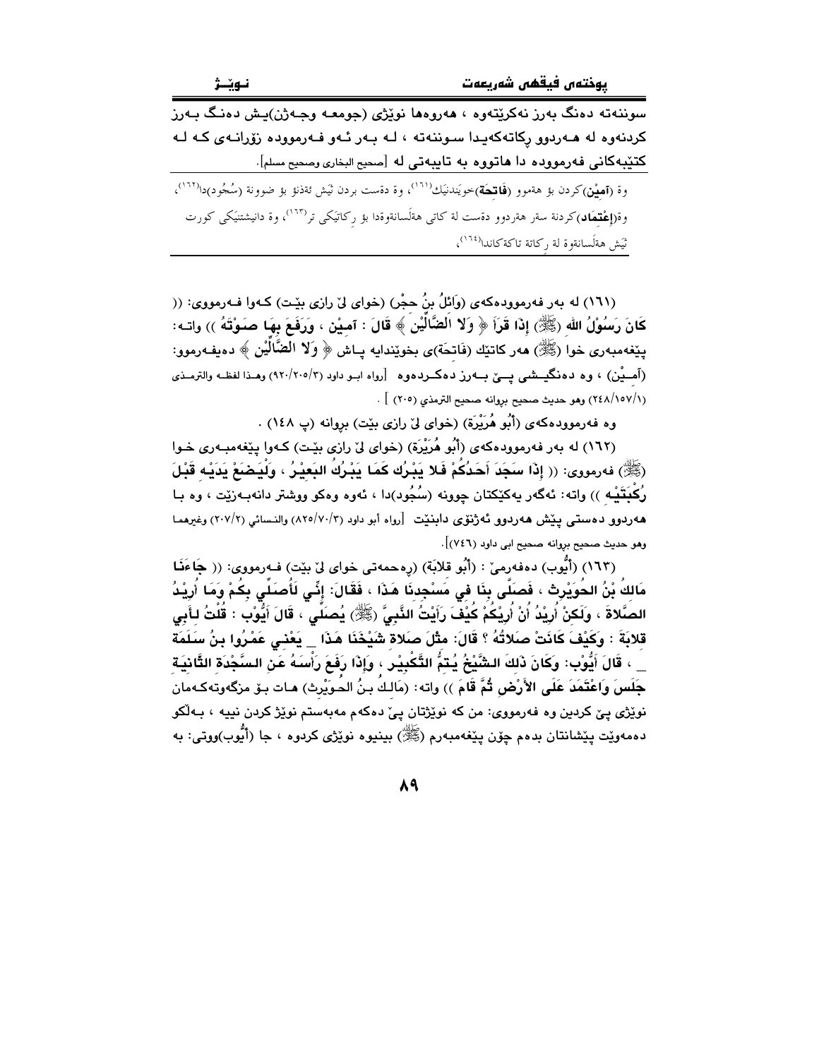سوننەتە دەنگ بەرز نەكرێتەوە ، هەروەها نوێژی (جومعە وجەژن)یش دەنگ بەرز كردنەوە لە هەردوو ڕكاتەكەیدا سوننەتە ، لە بەر ئەو فەرموودە زۆرانەی كە لە كتێبەكانی فەرموودە دا هاتووە بە تایبەتی لە [صحیح البخاری وصحیح مسلم].

وە (آمین)كردن بۆ هەموو (فاتحة)خوێندنێك[١٦١]، وە دەست بردن پێش ئەژنۆ بۆ چوونە (سُجُود)دا[١٦٢]، وە(إعْتِمَاد)كردنە سەر هەردوو دەست لە كاتی هەڵسانەوەدا بۆ ڕكاتێكی تر[١٦٣]، وە دانیشتنێكی كورت پێش هەڵسانەوە لە ڕكاتە تاكەكاندا[١٦٤]،

---

(١٦١) لە بەر فەرموودەكەی (وَائِلُ بنُ حجْر) (خوای لێ ڕازی بێت) كەوا فەرمووی: (( كَانَ رَسُوْلُ الله (ﷺ) إذا قَرَأ ﴿ وَلا الضَّالِّيْن ﴾ قالَ : آمين ، ورَفَعَ بها صَوْتَهُ )) واتە: پێغەمبەری خوا (ﷺ) هەر كاتێك (فَاتحَة)ی بخوێندایە پاش ﴿ وَلا الضَّالِّيْن ﴾ دەیفەرموو: (آمـين) ، وە دەنگیشی پێ بەرز دەكردەوە [رواه ابو داود (٣/٢٠٥/٩٢٠) وهذا لفظه والترمذی (١/١٥٧/٢٤٨) وهو حديث صحيح بروانه صحيح الترمذي (٢٠٥) ] .

وە فەرموودەكەی (أَبُو هُرَيْرَة) (خوای لێ ڕازی بێت) بڕوانە (پ ١٤٨) .

(١٦٢) لە بەر فەرموودەكەی (أَبُو هُرَيْرَة) (خوای لێ ڕازی بێت) كەوا پێغەمبەری خوا (ﷺ) فەرمووی: (( إذَا سَجَدَ أَحَدُكُمْ فَلا يَبْرُك كَمَا يَبْرُكُ البَعِيْرُ ، وَلْيَضَعْ يَدَيْه قَبْلَ رُكْبَتَيْه )) واتە: ئەگەر یەكێكتان چوونە (سُجُود)دا ، ئەوە وەكو ووشتر دانەبەزێت ، وە با هەردوو دەستی پێش هەردوو ئەژنۆی دابنێت [رواه أبو داود (٣/٧٠/٨٢٥) والنسائي (٢/٢٠٧) وغيرهما وهو حديث صحيح بروانه صحيح ابي داود (٧٤٦)].

(١٦٣) (أَيُّوب) دەفەرمێ : (أَبُو قِلابَة) (ڕەحمەتی خوای لێ بێت) فەرمووی: (( جَاءَنَا مَالِكُ بْنُ الحُوَيْرِث ، فَصَلَّى بِنَا فِي مَسْجِدِنَا هَذَا ، فَقَالَ: إنِّي لَأُصَلِّي بِكُمْ وَمَا أُرِيْدُ الصَّلاةَ ، وَلَكِنْ أُرِيْدُ أَنْ أُرِيْكُمْ كَيْفَ رَأَيْتُ النَّبِيَّ (ﷺ) يُصَلِّي ، قَالَ أَيُّوْب : قُلْتُ لأَبِي قِلابَةَ : وَكَيْفَ كَانَتْ صَلاتُهُ ؟ قَالَ: مِثْلَ صَلاةِ شَيْخِنَا هَذَا _ يَعْنِي عَمْرُوا بنُ سَلَمَة _ ، قَالَ أَيُّوْب: وَكَانَ ذَلِكَ الشَّيْخُ يُتِمُّ التَّكْبِيْر ، وَإذَا رَفَعَ رَأْسَهُ عَنِ السَّجْدَةِ الثَّانِيَةِ جَلَسَ وَاعْتَمَدَ عَلَى الأَرْضِ ثُمَّ قَامَ )) واتە: (مَالِكُ بنُ الحُوَيْرِث) هات بۆ مزگەوتەكەمان نوێژی پێ كردین وە فەرمووی: من كە نوێژتان پێ دەكەم مەبەستم نوێژ كردن نییە ، بەڵكو دەمەوێت پێشانتان بدەم چۆن پێغەمبەرم (ﷺ) بینیوە نوێژی كردوە ، جا (أَيُّوب)ووتی: بە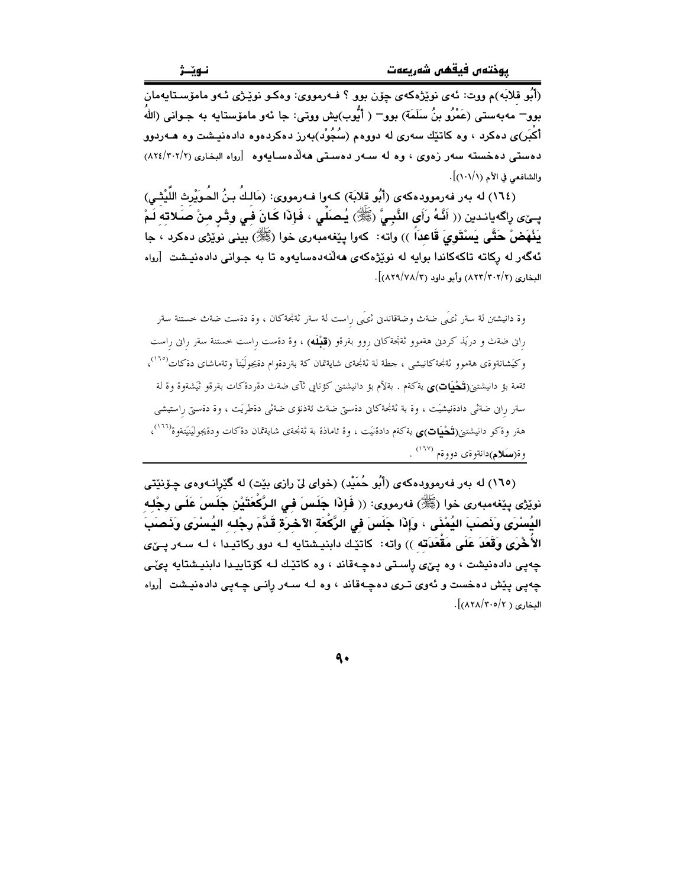(أَبُو قِلابَة)م ووت: ئەی نوێژەکەی چۆن بوو ؟ فەرمووی: وەکو نوێژی ئەو مامۆستایەمان بوو– مەبەستی (عَمْرُو بنُ سَلَمَة) بوو– ( أَيُّوب)یش ووتی: جا ئەو مامۆستایە بە جوانی (اللهُ أَكْبَر)ی دەکرد ، وە کاتێك سەری لە دووەم (سُجُود)بەرز دەکردەوە دادەنیشت وە هەردوو دەستی دەخستە سەر زەوی ، وە لە سەر دەستی هەڵدەسایەوە [رواه البخاري (٨٢٤/٣٠٢/٢) والشافعي في الأم (١٠١/١)].

(١٦٤) لە بەر فەرموودەکەی (أَبُو قِلابَة) کەوا فەرمووی: (مَالِكُ بنُ الحُوَيْرِث اللَّيْثِي) پێی ڕاگەیاندین (( **أَنَّهُ رَأَى النَّبِيَّ** (ﷺ) **يُصَلِّي ، فَإِذَا كَانَ فِي وِتْرٍ مِنْ صَلاتِهِ لَمْ يَنْهَضْ حَتَّى يَسْتَوِيَ قَاعِداً** )) واتە: کەوا پێغەمبەری خوا (ﷺ) بینی نوێژی دەکرد ، جا ئەگەر لە ڕکاتە تاکەکاندا بوایە لە نوێژەکەی هەڵنەدەسایەوە تا بە جوانی دادەنیشت [رواه البخاري (٨٢٣/٣٠٢/٢) وأبو داود (٨٢٩/٧٨/٣)].

---

وە دانیشتن لە سەر ئێی چەپ وچەقاندنی ئێی ڕاست لە سەر ئەنجەکان ، وە دەست چەپ خستنە سەر ڕانی چەپ و درێژ کردنی هەموو ئەنجەکانی ڕوو بەرەو (**قِبْلَه**) ، وە دەست ڕاست خستنە سەر ڕانی ڕاست وکێشانەوەی هەموو ئەنجەکانیشی ، جطە لە ئەنجەی شایەتمان کە بەردەوام دەجولێنرێ وتەماشای دەکات[١٦٥]، ئەمە بۆ دانیشتنی(**تَحْيَات**)ی یەکەم . بەڵام بۆ دانیشتنی کۆتایی ئای چەپ دەردەکات بەرەو ئێشەوە وە لە سەر ڕانی چەپی دادەنیشێت ، وە بە ئەنجەکانی دەستی چەپ ئەژنۆی چەپی دەطرێت ، وە دەستی ڕاستیشی هەر وەکو دانیشتنی(**تَحْيَات**)ی یەکەم دادەنێت ، وە ئاماژە بە ئەنجەی شایەتمان دەکات ودەیجولێنێتەوە[١٦٦]، وە(**سَلام**)دانەوەی دووەم [١٦٧] .

---

(١٦٥) لە بەر فەرموودەکەی (أَبُو حُمَيْد) (خوای لێ ڕازی بێت) لە گێڕانەوەی چۆنێتی نوێژی پێغەمبەری خوا (ﷺ) فەرمووی: (( **فَإِذَا جَلَسَ فِي الرَّكْعَتَيْنِ جَلَسَ عَلَى رِجْلِهِ اليُسْرَى وَنَصَبَ اليُمْنَى ، وَإِذَا جَلَسَ فِي الرَّكْعَةِ الآخِرَةِ قَدَّمَ رِجْلِهِ اليُسْرَى وَنَصَبَ الأُخْرَى وَقَعَدَ عَلَى مَقْعَدَتِهِ** )) واتە: کاتێك دابنیشتایە لە دوو ڕکاتیدا ، لە سەر پێی چەپی دادەنیشت ، وە پێی ڕاستی دەچەقاند ، وە کاتێك لە کۆتاییدا دابنیشتایە پێی چەپی پێش دەخست و ئەوی تری دەچەقاند ، وە لە سەر ڕانی چەپی دادەنیشت [رواه البخاري ( ٨٢٨/٣٠٥/٢)].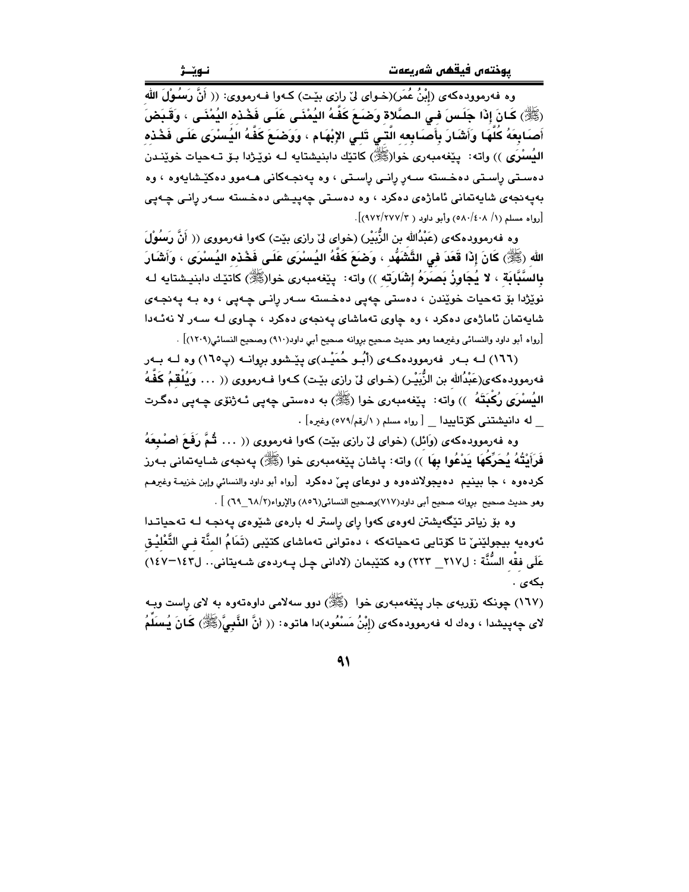وە فەرموودەکەی (إِبْنُ عُمَر)(خـوای لێ ڕازی بێـت) کـەوا فـەرمووی: (( **أَنَّ رَسُوْلَ اللهِ (ﷺ) كَانَ إِذَا جَلَسَ فِي الصَّلاةِ وَضَعَ كَفَّهُ اليُمْنَى عَلَى فَخْذِهِ اليُمْنَى ، وَقَبَضَ أَصَابِعَهُ كُلَّهَا وَأَشَارَ بِأَصَابِعِهِ الَّتِي تَلِي الإِبْهَام ، وَوَضَعَ كَفَّهُ اليُسْرَى عَلَى فَخْذِهِ اليُسْرَى** )) واتە: پێغەمبەری خوا(ﷺ) کاتێك دابنیشتایە لـە نوێـژدا بـۆ تـەحیات خوێنـدن دەسـتی ڕاسـتی دەخـستە سـەر ڕانـی ڕاسـتی ، وە پەنجـەکانی هـەموو دەکێـشایەوە ، وە بەپەنجەی شایەتمانی ئاماژەی دەکرد ، وە دەسـتی چەپیـشی دەخـستە سـەر ڕانـی چـەپی [رواه مسلم (١/ ٤٠٨/ ٥٨٠) وأبو داود ( ٣/ ٢٧٧/ ٩٧٢)].

وە فەرموودەکەی (عَبْدُالله بن الزُّبَيْر) (خوای لێ ڕازی بێت) کەوا فەرمووی (( **أَنَّ رَسُوْلَ اللهِ (ﷺ) كَانَ إِذَا قَعَدَ فِي التَّشَهُّد ، وَضَعَ كَفَّهُ اليُسْرَى عَلَى فَخْذِهِ اليُسْرَى ، وَأَشَارَ بِالسَّبَّابَة ، لا يُجَاوِزُ بَصَرَهُ إِشَارَتَه** )) واتە: پێغەمبەری خوا(ﷺ) کاتێك دابنیـشتایە لـە نوێژدا بۆ تەحیات خوێندن ، دەستی چەپی دەخـستە سـەر ڕانـی چـەپی ، وە بـە پەنجـەی شایەتمان ئاماژەی دەکرد ، وە چاوی تەماشای پەنجەی دەکرد ، چـاوی لـە سـەر لا نەئـەدا [رواه أبو داود والنسائي وغيرهما وهو حديث صحيح بروانه صحيح أبي داود(٩١٠) وصحيح النسائي(١٢٠٩)] .

(١٦٦) لـە بـەر فەرموودەکـەی (أَبُـو حُمَيْـد)ی پێـشوو بڕوانـە (پ١٦٥) وە لـە بـەر فەرموودەکەی(عَبْدُالله بن الزُّبَيْـر) (خـوای لێ ڕازی بێـت) کـەوا فـەرمووی (( ... **وَيُلْقِمُ كَفَّهُ اليُسْرَى رُكْبَتَهُ** )) واتە: پێغەمبەری خوا (ﷺ) بە دەستی چەپی ئـەژنۆی چـەپی دەگـرت _ لە دانیشتنی کۆتاییدا _ [ رواه مسلم ( ١/رقم/٥٧٩) وغيره] .

وە فەرموودەکەی (وَائِل) (خوای لێ ڕازی بێت) کەوا فەرمووی (( ... **ثُمَّ رَفَعَ أُصْبعَهُ فَرَأَيْتُهُ يُحَرِّكُهَا يَدْعُوا بِهَا** )) واتە: پاشان پێغەمبەری خوا (ﷺ) پەنجەی شـایەتمانی بـەرز کردەوە ، جا بینیم دەیجولاندەوە و دوعای پێ دەکرد [رواه أبو داود والنسائي وإبن خزيمـة وغيرهـم وهو حديث صحيح بروانه صحيح أبي داود(٧١٧)وصحيح النسائي(٨٥٦) والإرواء(٢/٦٨_٦٩) ] .

وە بۆ زیاتر تێگەیشتن لەوەی کەوا ڕای ڕاستر لە بارەی شێوەی پەنجـە لـە تەحیاتـدا ئەوەیە بیجولێنێ تا کۆتایی تەحیاتەکە ، دەتوانی تەماشای کتێبی (تَمَامُ المِنَّة فِي التَّعْلِيْق عَلَى فِقْه السُّنَّة : ل٢١٧_ ٢٢٣) وە کتێبمان (لادانی چل پـەردەی شـەیتانی.. ل١٤٣–١٤٧) بکەی .

(١٦٧) چونکە زۆربەی جار پێغەمبەری خوا (ﷺ) دوو سەلامی داوەتەوە بە لای ڕاست وبـە لای چەپیشدا ، وەك لە فەرموودەکەی (إِبْنُ مَسْعُود)دا هاتوە: (( **أَنَّ النَّبِيَّ(ﷺ) كَانَ يُسَلِّمُ**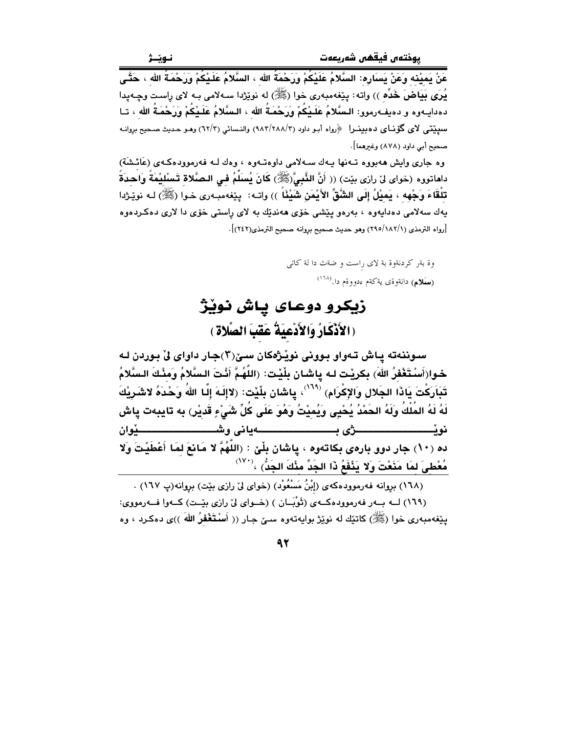عَنْ يَمِيْنِهِ وَعَنْ يَسَارِهِ: السَّلامُ عَلَيْكُمْ وَرَحْمَةُ اللهِ ، السَّلامُ عَلَيْكُمْ وَرَحْمَةُ اللهِ ، حَتَّى يُرَى بَيَاضَ خَدِّهِ )) واته: پێغەمبەری خوا (ﷺ) لە نوێژدا سەلامی بە لای ڕاست وچەپدا دەدایەوە و دەیفەرموو: السَّلامُ عَلَيْكُمْ وَرَحْمَةُ اللهِ ، السَّلامُ عَلَيْكُمْ وَرَحْمَةُ اللهِ ، تا سپێتی لای گۆنای دەبینرا [رواه أبو داود (٩٨٣/٢٨٨/٣) والنسائي (٦٢/٣) وهو حديث صحيح بروانە صحيح أبي داود (٨٧٨) وغيرهما].

وە جاری وایش هەبووە تەنها یەك سەلامی داوەتەوە ، وەك لە فەرموودەكەی (عَائِشَة) داهاتووە (خوای لێ ڕازی بێت) (( أَنَّ النَّبِيَّ(ﷺ) كَانَ يُسَلِّمُ فِي الصَّلاةِ تَسْلِيْمَةً وَاحِدَةً تِلْقَاءَ وَجْهِهِ ، يَمِيْلُ إِلَى الشِّقِّ الأَيْمَنِ شَيْئًا )) واتە: پێغەمبەری خوا (ﷺ) لە نوێژدا یەك سەلامی دەدایەوە ، بەرەو پێشی خۆی هەندێك بە لای ڕاستی خۆی دا لاری دەكردەوە [رواه الترمذي (٢٩٥/١٨٢/١) وهو حديث صحيح بروانە صحيح الترمذي(٢٤٢)].

وە بەر کردنەوە بە لای ڕاست و ضەث دا لە کاتی (سَلام) دانەوەی یەکەم ءەدووەم دا.(١٦٨)

# زیكرو دوعای پاش نوێژ
## (الأَذْكَارُ وَالأَدْعِيَةُ عَقِبَ الصَّلاةِ)

**سوننەتە پاش تەواو بوونی نوێژەكان سێ(٣)جار داوای لێ بوردن لە خوا(أَسْتَغْفِرُ اللهَ) بكرێت لە پاشان بڵێت: (اللَّهُمَّ أَنْتَ السَّلامُ وَمِنْكَ السَّلامُ تَبَارَكْتَ يَاذَا الجَلالِ وَالإِكْرَامِ)** (١٦٩)**، پاشان بڵێت: (لاإِلَهَ إِلَّا اللهُ وَحْدَهُ لاشَرِيْكَ لَهُ لَهُ المُلْكُ وَلَهُ الحَمْدُ يُحْيِي وَيُمِيْتُ وَهُوَ عَلَى كُلِّ شَيْءٍ قَدِيْر) بە تایبەت پاش نوێژی بەیانی وشێوان دە (١٠) جار دوو بارەی بكاتەوە ، پاشان بڵێ : (اللَّهُمَّ لا مَانِعَ لِمَا أَعْطَيْتَ وَلا مُعْطِيَ لِمَا مَنَعْتَ وَلا يَنْفَعُ ذَا الجَدِّ مِنْكَ الجَدُّ)** ،(١٧٠)

---

(١٦٨) بروانە فەرموودەكەی (إِبْنُ مَسْعُوْد) (خوای لێ ڕازی بێت) بروانە(پ ١٦٧) .

(١٦٩) لە بەر فەرموودەكەی (ثَوْبَان ) (خوای لێ ڕازی بێت) كەوا فەرمووی: پێغەمبەری خوا (ﷺ) كاتێك لە نوێژ بوایەتەوە سێ جار (( أَسْتَغْفِرُ اللهَ ))ی دەكرد ، وە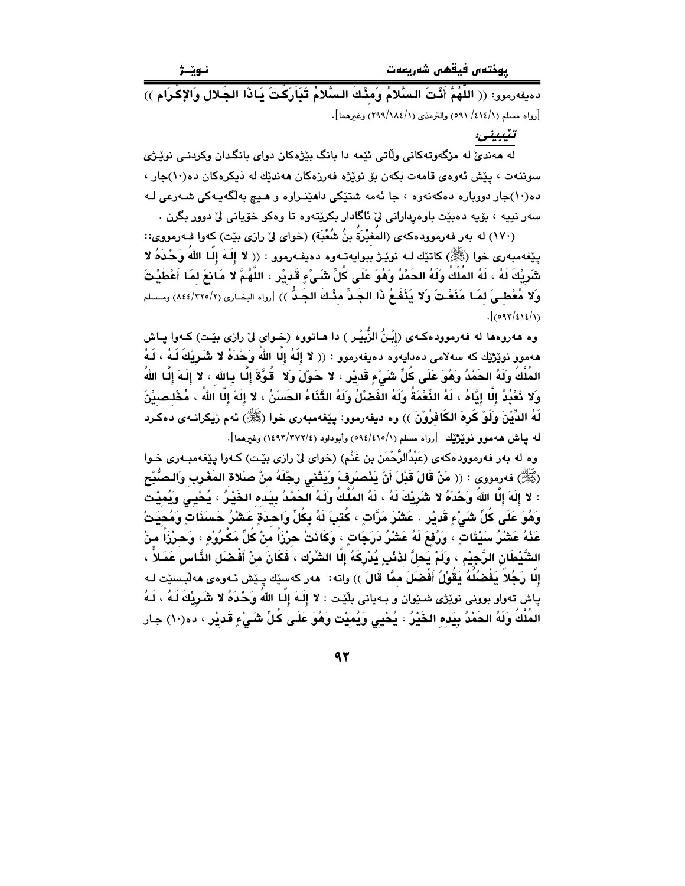دەیفەرموو: (( اللَّهُمَّ أَنْتَ السَّلامُ وَمِنْكَ السَّلامُ تَبَارَكْتَ يَاذَا الجَلالِ وَالإِكْرَام )) [رواه مسلم (٥٩١ /٤١٤/١) والترمذي (٢٩٩/١٨٤/١) وغيرهما].

*تێبینی:*

لە هەندێ لە مزگەوتەکانی وڵاتی ئێمە دا بانگ بێژەکان دوای بانگدان وکردنی نوێژی سوننەت ، پێش ئەوەی قامەت بکەن بۆ نوێژە فەرزەکان هەندێك لە ذیکرەکان دە(١٠)جار ، دە(١٠)جار دووبارە دەکەنەوە ، جا ئەمە شتێکی داهێنراوە و هیچ بەڵگەیەکی شەرعی لە سەر نییە ، بۆیە دەبێت باوەڕدارانی لێ ئاگادار بکرێتەوە تا وەکو خۆیانی لێ دوور بگرن .

(١٧٠) لە بەر فەرموودەکەی (المُغِيْرَةُ بنُ شُعْبَة) (خوای لێ رازی بێت) کەوا فەرمووی:: پێغەمبەری خوا (ﷺ) کاتێك لە نوێژ ببوایەتەوە دەیفەرموو : (( لا إِلَهَ إِلَّا اللهُ وَحْدَهُ لا شَرِيْكَ لَهُ ، لَهُ المُلْكُ وَلَهُ الحَمْدُ وَهُوَ عَلَى كُلِّ شَيْءٍ قَدِيْر ، اللَّهُمَّ لا مَانِعَ لِمَا أَعْطَيْتَ وَلا مُعْطِيَ لِمَا مَنَعْتَ وَلا يَنْفَعُ ذَا الجَدِّ مِنْكَ الجَدُّ )) [رواه البخاري (٨٤٤/٣٢٥/٢) ومسلم (٥٩٣/٤١٤/١)].

وە هەروەها لە فەرموودەکەی (إِبْنُ الزُّبَيْر ) دا هاتووە (خوای لێ رازی بێت) کەوا پاش هەموو نوێژێك کە سەلامی دەدایەوە دەیفەرموو : (( لا إِلَهَ إِلَّا اللهُ وَحْدَهُ لا شَرِيْكَ لَهُ ، لَهُ المُلْكُ وَلَهُ الحَمْدُ وَهُوَ عَلَى كُلِّ شَيْءٍ قَدِيْر ، لا حَوْلَ وَلا قُوَّةَ إِلَّا بِالله ، لا إِلَهَ إِلَّا اللهُ وَلا نَعْبُدُ إِلَّا إِيَّاهُ ، لَهُ النِّعْمَةُ وَلَهُ الفَضْلُ وَلَهُ الثَّنَاءُ الحَسَنُ ، لا إِلَهَ إِلَّا اللهُ ، مُخْلِصِيْنَ لَهُ الدِّيْنَ وَلَوْ كَرِهَ الكَافِرُوْنَ )) وە دیفەرموو: پێغەمبەری خوا (ﷺ) ئەم زیکرانەی دەکرد لە پاش هەموو نوێژێك [رواه مسلم (٥٩٤/٤١٥/١) وأبوداود (١٤٩٣/٣٧٢/٤) وغيرهما].

وە لە بەر فەرموودەکەی (عَبْدُالرَّحْمَن بن غَنْم) (خوای لێ رازی بێت) کەوا پێغەمبەری خوا (ﷺ) فەرمووی : (( مَنْ قَالَ قَبْلَ أَنْ يَنْصَرِفَ وَيَثْنِي رِجْلَهُ مِنْ صَلاةِ المَغْرِبِ وَالصُّبْحِ : لا إِلَهَ إِلَّا اللهُ وَحْدَهُ لا شَرِيْكَ لَهُ ، لَهُ المُلْكُ وَلَهُ الحَمْدُ بِيَدِه الخَيْرُ ، يُحْيِي وَيُمِيْت وَهُوَ عَلَى كُلِّ شَيْءٍ قَدِيْر . عَشْرَ مَرَّاتٍ ، كُتِبَ لَهُ بِكُلِّ وَاحِدَةٍ عَشْرُ حَسَنَاتٍ وَمُحِيَتْ عَنْهُ عَشْرُ سَيِّئَاتٍ ، وَرُفِعَ لَهُ عَشْرُ دَرَجَاتٍ ، وَكَانَتْ حِرْزَاً مِنْ كُلِّ مَكْرُوْهٍ ، وَحِرْزَاً مِنْ الشَّيْطَانِ الرَّجِيْمِ ، وَلَمْ يَحِلَّ لِذَنْبٍ يُدْرِكَهُ إِلَّا الشِّرْك ، فَكَانَ مِنْ أَفْضَلِ النَّاسِ عَمَلاً ، إِلَّا رَجُلاً يَفْضُلُهُ يَقُوْلُ أَفْضَلَ مِمَّا قَالَ )) واتە: هەر کەسێك پێش ئەوەی هەڵبسێت لە پاش تەواو بوونی نوێژی شێوان و بەیانی بڵێت : لا إِلَهَ إِلَّا اللهُ وَحْدَهُ لا شَرِيْكَ لَهُ ، لَهُ المُلْكُ وَلَهُ الحَمْدُ بِيَدِه الخَيْرُ ، يُحْيِي وَيُمِيْت وَهُوَ عَلَى كُلِّ شَيْءٍ قَدِيْر ، دە(١٠) جار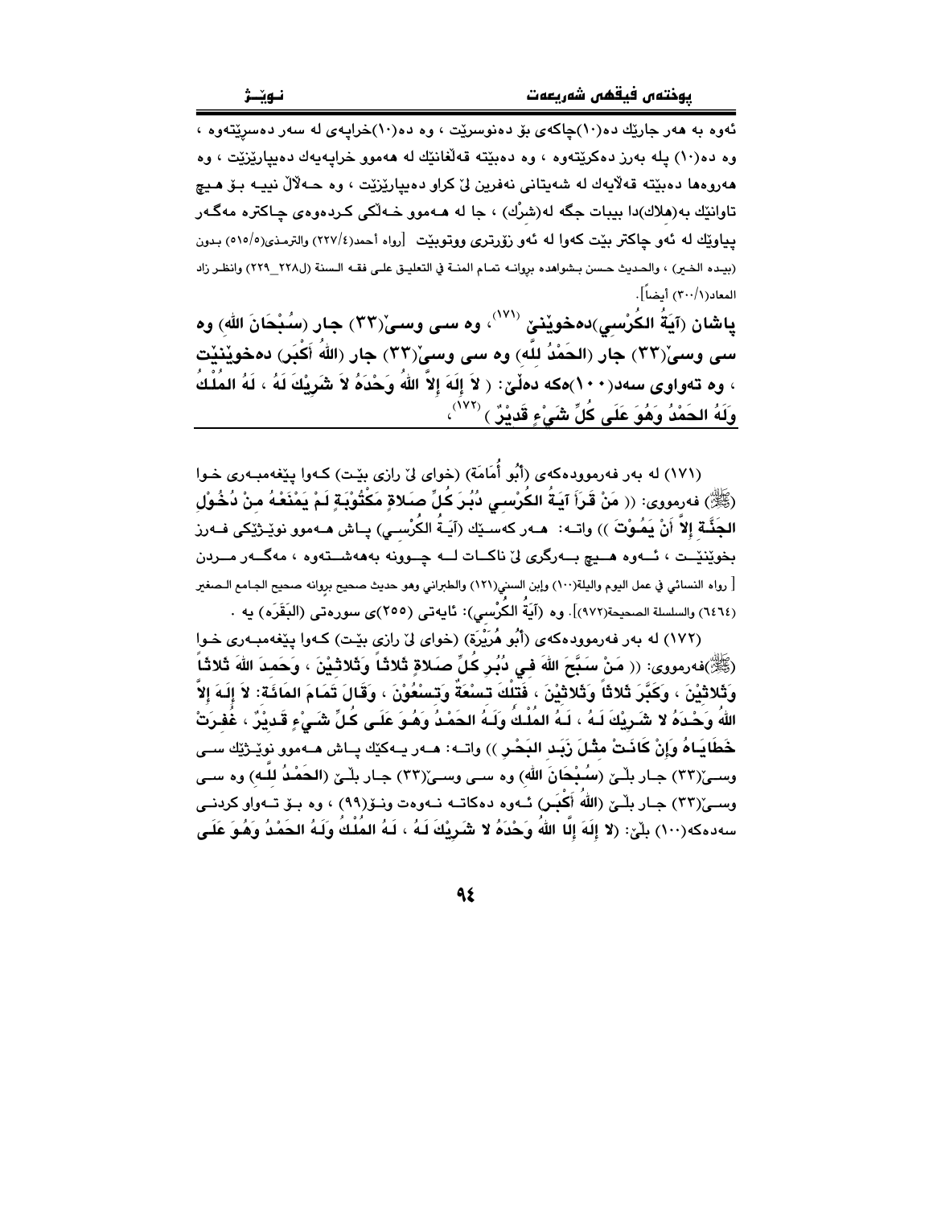ئەوە بە هەر جارێك دە(١٠)چاكەی بۆ دەنوسرێت ، وە دە(١٠)خراپەی لە سەر دەسڕێتەوە ، وە دە(١٠) پلە بەرز دەكرێتەوە ، وە دەبێتە قەڵغانێك لە هەموو خراپەیەك دەیپارێزێت ، وە هەروەها دەبێتە قەڵایەك لە شەیتانی نەفرین لێ كراو دەیپارێزێت ، وە حەڵاڵ نییە بۆ هیچ تاوانێك بە(هلاك)دا ببات جگە لە(شرك) ، جا لە هەموو خەڵكی كردەوەی چاكترە مەگەر پیاوێك لە ئەو چاكتر بێت كەوا لە ئەو زۆرتری ووتوبێت [رواه أحمد(٢٢٧/٤) والترمذي(٥١٥/٥) بدون (بيده الخير) ، والحديث حسن بشواهده بروانه تمام المنة في التعليق على فقه السنة (ل٢٢٨_٢٢٩) وانظر زاد المعاد(٣٠٠/١) أيضاً].

**پاشان (آيَةُ الكُرْسِي)دەخوێنێ [(١٧١)] ، وە سی وسیٰ(٣٣) جار (سُبْحَانَ اللهِ) وە سی وسیٰ(٣٣) جار (الحَمْدُ للَّه) وە سی وسیٰ(٣٣) جار (اللهُ أكْبَر) دەخوێنێت ، وە تەواوی سەد(١٠٠)ەكە دەڵێ: ( لاَ إلَهَ إلاَّ اللهُ وَحْدَهُ لاَ شَرِيْكَ لَهُ ، لَهُ المُلْكُ وَلَهُ الحَمْدُ وَهُوَ عَلَى كُلِّ شَيْءٍ قَدِيْرٌ ) [(١٧٢)] ،**

---

(١٧١) لە بەر فەرموودەكەی (أَبُو أُمَامَة) (خوای لێ رازی بێت) كەوا پێغەمبەری خوا (ﷺ) فەرمووی: (( **مَنْ قَرَأَ آيَةَ الكُرْسِي دُبُرَ كُلِّ صَلاةٍ مَكْتُوْبَةٍ لَمْ يَمْنَعْهُ مِنْ دُخُوْلِ الجَنَّةِ إلاَّ أنْ يَمُوْتَ** )) واتە: هەر كەسێك (آيَةُ الكُرْسِي) پاش هەموو نوێژێكی فەرز بخوێنێت ، ئەوە هیچ بەرگری لێ ناكات لە چوونە بەهەشتەوە ، مەگەر مردن [ رواه النسائي في عمل اليوم والليلة(١٠٠) وإبن السني(١٢١) والطبراني وهو حديث صحيح بروانە صحيح الجامع الصغير (٦٤٦٤) والسلسلة الصحيحة(٩٧٢)]. وە (آيَةُ الكُرْسي): ئایەتی (٢٥٥)ی سورەتی (البَقَرَه) يە .

(١٧٢) لە بەر فەرموودەكەی (أَبُو هُرَيْرَة) (خوای لێ رازی بێت) كەوا پێغەمبەری خوا (ﷺ)فەرمووی: (( **مَنْ سَبَّحَ اللهَ فِي دُبُرِ كُلِّ صَلاةٍ ثَلاثاً وَثَلاثِيْنَ ، وَحَمِدَ اللهَ ثَلاثاً وَثَلاثِيْنَ ، وَكَبَّرَ ثَلاثاً وَثَلاثِيْنَ ، فَتِلْكَ تِسْعَةٌ وَتِسْعُوْنَ ، وَقَالَ تَمَامَ المِائَةِ: لاَ إلَهَ إلاَّ اللهُ وَحْدَهُ لا شَرِيْكَ لَهُ ، لَهُ المُلْكُ وَلَهُ الحَمْدُ وَهُوَ عَلَى كُلِّ شَيْءٍ قَدِيْرٌ ، غُفِرَتْ خَطَايَاهُ وَإنْ كَانَتْ مِثْلَ زَبَدِ البَحْرِ** )) واتە: هەر یەكێك پاش هەموو نوێژێك سی وسیٰ(٣٣) جار بڵێ (**سُبْحَانَ اللهِ**) وە سی وسیٰ(٣٣) جار بڵێ (**الحَمْدُ للَّه**) وە سی وسیٰ(٣٣) جار بڵێ (**اللهُ أكْبَر**) ئەوە دەكاتە نەوەت ونۆ(٩٩) ، وە بۆ تەواو كردنی سەدەكە(١٠٠) بڵێ: (**لا إلَهَ إلَّا اللهُ وَحْدَهُ لا شَرِيْكَ لَهُ ، لَهُ المُلْكُ وَلَهُ الحَمْدُ وَهُوَ عَلَى**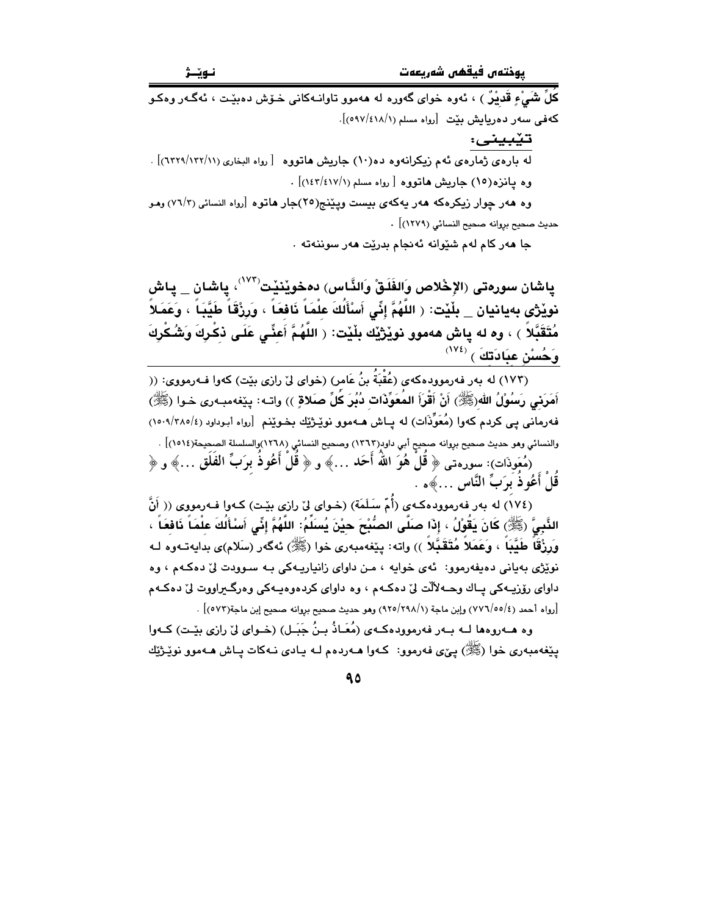كُلِّ شَيْءٍ قَدِيْرٌ ) ، ئەوە خواى گەورە لە هەموو تاوانەكانى خۆش دەبێت ، ئەگەر وەكو كەفى سەر دەريایش بێت [رواه مسلم (٥٩٧/٤١٨/١)].

**تێبینی:**

لە بارەی ژمارەی ئەم زیكرانەوە دە(١٠) جاریش هاتووە [ رواه البخاري (٦٣٢٩/١٣٢/١١)] .

وە پانزە(١٥) جاریش هاتووە [ رواه مسلم (١٤٣/٤١٧/١)] .

وە هەر چوار زیكرەكە هەر یەكەی بیست وپێنج(٢٥)جار هاتوە [رواه النسائي (٧٦/٣) وهـو حديث صحيح بروانه صحيح النسائي (١٢٧٩)] .

جا هەر كام لەم شێوانە ئەنجام بدرێت هەر سوننەتە .

**پاشان سورەتی (الإِخْلاص وَالفَلَقْ وَالنَّاس) دەخوێنێت[١٧٣]، پاشان _ پاش نوێژی بەیانیان _ بڵێت: ( اللَّهُمَّ إِنِّي أَسْأَلُكَ عِلْمَاً نَافِعَاً ، وَرِزْقَاً طَيِّبَاً ، وَعَمَلاً مُتَقَبَّلاً ) ، وە لە پاش هەموو نوێژێك بڵێت: ( اللَّهُمَّ أَعِنِّي عَلَى ذِكْرِكَ وَشُكْرِكَ وَحُسْنِ عِبَادَتِكَ )[١٧٤]**

(١٧٣) لە بەر فەرموودەكەی (عُقْبَةُ بنُ عَامِر) (خوای لێ رازی بێت) كەوا فەرمووی: (( أَمَرَنِي رَسُوْلُ اللهِ(ﷺ) أَنْ أَقْرَأَ المُعَوِّذَات دُبُرَ كُلِّ صَلاةٍ )) واتە: پێغەمبەری خوا (ﷺ) فەرمانی پی كردم كەوا (مُعَوِّذَات) لە پاش هەموو نوێژێك بخوێنم [رواه أبـوداود (١٥٠٩/٣٨٥/٤) والنسائي وهو حديث صحيح بروانه صحيح أبي داود(١٣٦٣) وصحيح النسائي (١٢٦٨)والسلسلة الصحيحة(١٥١٤)] .

(مُعَوذَات): سورەتی ﴿ قُلْ هُوَ اللهُ أَحَد ...﴾ و ﴿ قُلْ أَعُوذُ بِرَبِّ الفَلَق ...﴾ و ﴿ قُلْ أَعُوذُ بِرَبِّ النَّاس ...﴾ە .

(١٧٤) لە بەر فەرموودەكەی (أُمِّ سَلَمَة) (خوای لێ رازی بێت) كەوا فەرمووی (( أَنَّ النَّبِيَّ (ﷺ) كَانَ يَقُوْلُ ، إِذَا صَلَّى الصُّبْحَ حِيْنَ يُسَلِّمُ: اللَّهُمَّ إِنِّي أَسْأَلُكَ عِلْمَاً نَافِعَاً ، وَرِزْقَاً طَيِّبَاً ، وَعَمَلاً مُتَقَبَّلاً )) واتە: پێغەمبەری خوا (ﷺ) ئەگەر (سَلام)ی بدایەتەوە لە نوێژی بەیانی دەیفەرموو: ئەی خوایە ، من داوای زانیارییەكی بە سوودت لێ دەكەم ، وە داوای رۆزییەكی پاك وحەلاڵت لێ دەكەم ، وە داوای كردەوەیەكی وەرگیراووت لێ دەكەم [رواه أحمد (٧٧٦/٥٥/٤) وإبن ماجة (٩٢٥/٢٩٨/١) وهو حديث صحيح بروانه صحيح إبن ماجة(٥٧٣)] .

وە هەروەها لە بەر فەرموودەكەی (مُعَاذُ بنُ جَبَل) (خوای لێ رازی بێت) كەوا پێغەمبەری خوا (ﷺ) پیّی فەرموو: كەوا هەردەم لە یادی نەكات پاش هەموو نوێژێك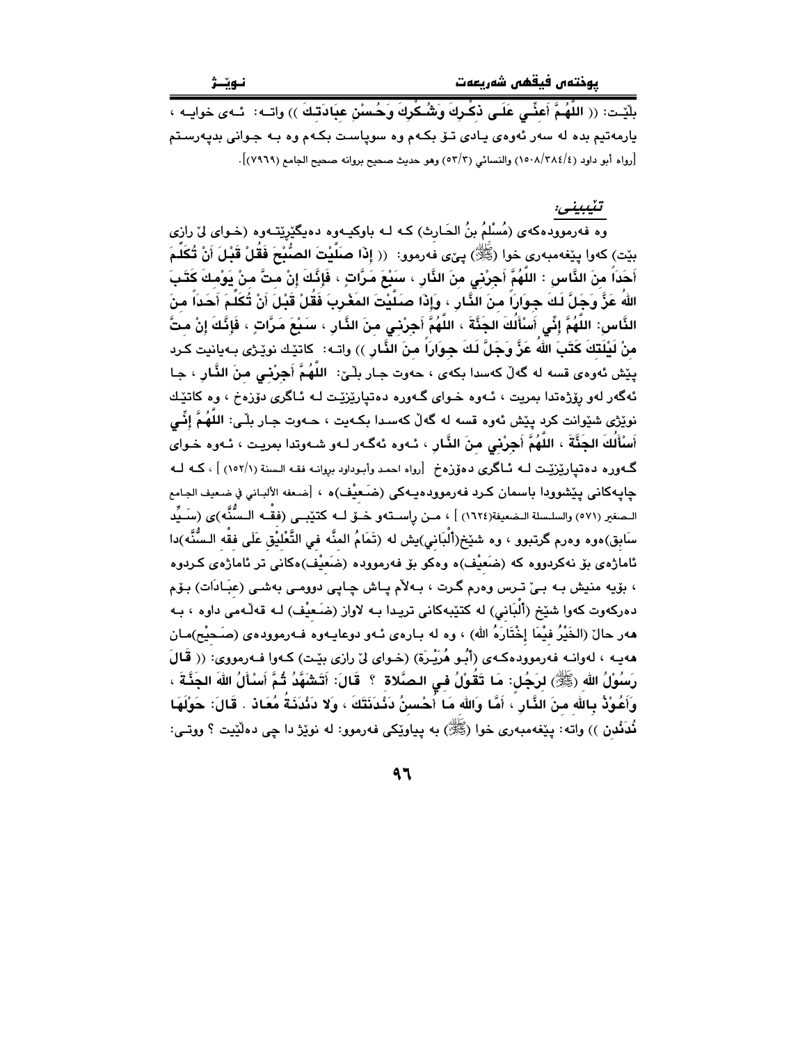بڵێـت: (( **اللَّهُـمَّ أَعِنِّـي عَلَـى ذِكْـرِكَ وَشُكْـرِكَ وَحُـسْنِ عِبَادَتِـكَ** )) واتـه: ئـه‌ی خوایـه ، یارمه‌تیم بده له سه‌ر ئه‌وه‌ی یادی تۆ بکه‌م وه سوپاست بکه‌م وه به جوانی بدپه‌رستم [رواه أبو داود (١٥٠٨/٣٨٤/٤) والنسائي (٥٣/٣) وهو حديث صحيح بروانه صحيح الجامع (٧٩٦٩)].

*تێبینی:*

وه فه‌رمووده‌كه‌ی (مُسْلِمُ بنُ الحَـارِث) كـه لـه باوكیـه‌وه ده‌یگێڕێتـه‌وه (خـوای لێ رازی بێت) كه‌وا پێغه‌مبه‌ری خوا (ﷺ) پێی فه‌رموو: (( **إِذَا صَلَّيْتَ الصُّبْحَ فَقُلْ قَبْلَ أَنْ تُكَلِّمَ أَحَداً مِنَ النَّاسِ : اللَّهُمَّ أَجِرْنِي مِنَ النَّارِ ، سَبْعَ مَرَّاتٍ ، فَإِنَّكَ إِنْ مِتَّ مِنْ يَوْمِكَ كَتَبَ اللهُ عَزَّ وَجَلَّ لَكَ جِوَاراً مِنَ النَّارِ ، وَإِذَا صَلَّيْتَ المَغْرِبَ فَقُلْ قَبْلَ أَنْ تُكَلِّمَ أَحَداً مِنَ النَّاسِ: اللَّهُمَّ إِنِّي أَسْأَلُكَ الجَنَّةَ ، اللَّهُمَّ أَجِرْنِي مِنَ النَّارِ ، سَبْعَ مَرَّاتٍ ، فَإِنَّكَ إِنْ مِتَّ مِنْ لَيْلَتِكَ كَتَبَ اللهُ عَزَّ وَجَلَّ لَكَ جِوَاراً مِنَ النَّارِ** )) واتـه: كاتێك نوێـژی بـه‌یانیت كـرد پێش ئه‌وه‌ی قسه له گه‌ڵ كه‌سدا بكه‌ی ، حه‌وت جـار بڵـێ: **اللَّهُمَّ أَجِرْنِـي مِنَ النَّارِ** ، جـا ئه‌گه‌ر له‌و رۆژه‌تدا بمریت ، ئـه‌وه خـوای گـه‌وره ده‌تپارێزێـت لـه ئـاگری دۆزه‌خ ، وه كاتێك نوێژی شێوانت كرد پێش ئه‌وه قسه له گه‌ڵ كه‌سـدا بكـه‌یت ، حـه‌وت جـار بڵـێ: **اللَّهُمَّ إِنِّي أَسْأَلُكَ الجَنَّةَ ، اللَّهُمَّ أَجِرْنِي مِنَ النَّارِ** ، ئـه‌وه ئه‌گـه‌ر لـه‌و شـه‌وتدا بمریـت ، ئـه‌وه خـوای گـه‌وره ده‌تپارێزێـت لـه ئـاگری دۆزه‌خ [رواه احمد وأبوداود بروانه فقه السنة (١٥٢/١) ] ، كـه لـه چاپه‌كانی پێشوودا باسمان كـرد فه‌رمووده‌یـه‌كی (ضَـعِيْف)ه ، [ضعفه الألباني في ضعيف الجامع الصغير (٥٧١) والسلسلة الضعيفة(١٦٢٤) ] ، مـن راسـته‌و خـۆ لـه كتێبـی (فِقْـه الـسُّنَّه)ی (سَـيِّد سَابِق)ه‌وه وه‌رم گرتبوو ، وه شێخ(أَلْبَانِي)یش له (تَمَامُ المِنَّه فِي التَّعْلِيْق عَلَى فِقْه السُّنَّه)دا ئاماژه‌ی بۆ نه‌كردووه كه (ضَعِيْف)ه وه‌كو بۆ فه‌رمووده (ضَعِيْف)ه‌كانی تر ئاماژه‌ی كـردوه ، بۆیه منیش بـه بـێ تـرس وه‌رم گـرت ، بـه‌ڵام پـاش چـاپی دووه‌مـی به‌شـی (عِبَـادَات) بـۆم ده‌ركه‌وت كه‌وا شێخ (أَلْبَانِي) له كتێبه‌كانی تریدا بـه لاواز (ضَـعِيْف) لـه قه‌ڵـه‌می داوه ، بـه هه‌ر حاڵ (الخَيْرُ فِيْمَا إِخْتَارَهُ الله) ، وه له بـاره‌ی ئـه‌و دوعایـه‌وه فـه‌رمووده‌ی (صَـحِيْح)مـان هه‌یـه ، له‌وانـه فه‌رمووده‌كـه‌ی (أَبُـو هُرَيْـرَة) (خـوای لێ رازی بێـت) كـه‌وا فـه‌رمووی: (( **قَالَ رَسُوْلُ الله** (ﷺ) **لِرَجُلٍ: مَا تَقُوْلُ فِي الصَّلَاةِ ؟ قَالَ: أَتَشَهَّدُ ثُمَّ أَسْأَلُ اللهَ الجَنَّةَ ، وَأَعُوْذُ بِالله مِنَ النَّارِ ، أَمَّا وَالله مَا أُحْسِنُ دَنْدَنَتَكَ ، وَلا دَنْدَنَةُ مُعَاذ . قَالَ: حَوْلَهَا نُدَنْدِن** )) واته: پێغه‌مبه‌ری خوا (ﷺ) به پیاوێكی فه‌رموو: له نوێژ دا چی ده‌ڵێیت ؟ ووتـی: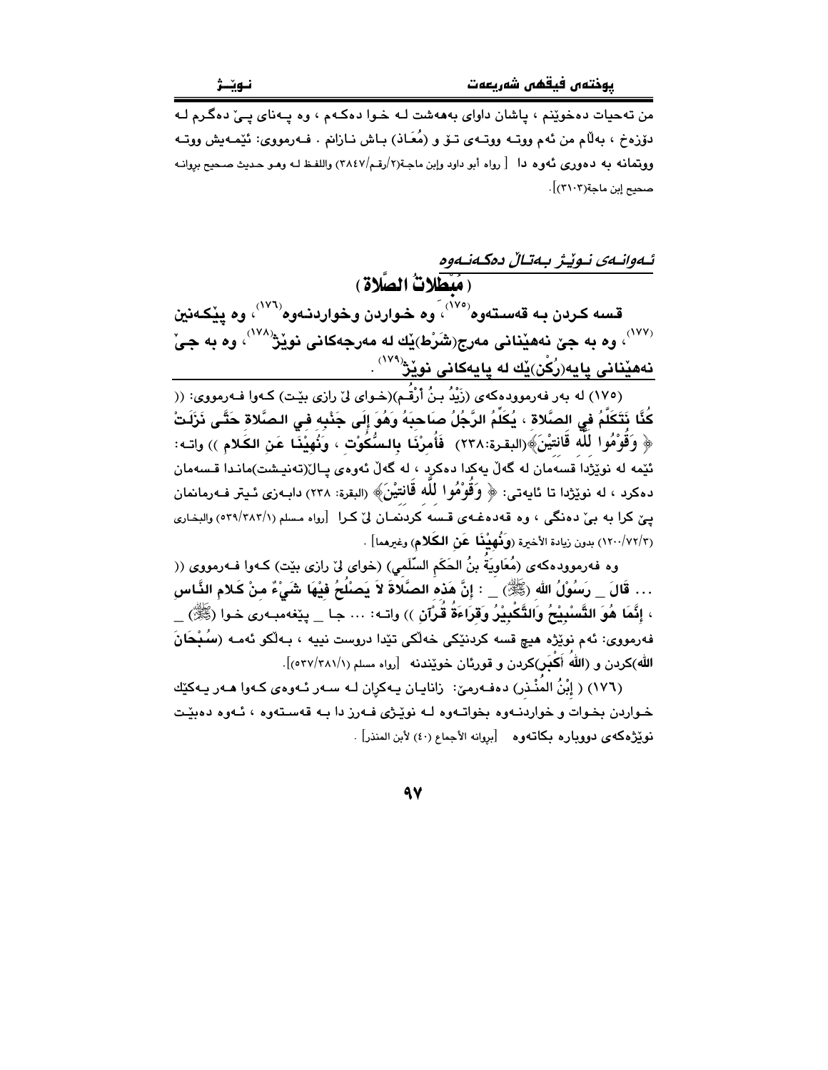من تەحیات دەخوێنم ، پاشان داوای بەھەشت لە خوا دەکەم ، وە پەنای پێ دەگرم لە دۆزەخ ، بەڵام من ئەم ووتە ووتەی تۆ و (مُعَاذ) باش نازانم . فەرمووی: ئێمەیش ووتە ووتمانە بە دەوری ئەوە دا [ رواه أبو داود وإبن ماجة(٢/رقم/٣٨٤٧) واللفظ له وهو حديث صحيح بروانه صحيح إبن ماجة(٣١٠٣)].

## ئەوانەی نوێژ بەتاڵ دەکەنەوە
## ( مُبْطِلاتُ الصَّلاة )

**قسە کردن بە قەستەوە[١٧٥] ، وە خواردن وخواردنەوە[١٧٦] ، وە پێکەنین[١٧٧] ، وە بە جێ نەھێنانی مەرج(شَرْط)ێك لە مەرجەکانی نوێژ[١٧٨] ، وە بە جێ نەھێنانی پایە(رُکْن)ێك لە پایەکانی نوێژ[١٧٩] .**

(١٧٥) لە بەر فەرموودەکەی (زَيْدُ بنُ أرْقُم)(خوای لێ رازی بێت) کەوا فەرمووی: (( **كُنَّا نَتَكَلَّمُ فِي الصَّلاةِ ، يُكَلِّمُ الرَّجُلُ صَاحِبَهُ وَهُوَ إِلَى جَنْبِهِ فِي الصَّلاةِ حَتَّى نَزَلَتْ ﴿ وَقُوْمُوا لِلَّهِ قَانِتِيْنَ﴾**(البقرة:٢٣٨) **فَأُمِرْنَا بِالسُّكُوْتِ ، وَنُهِيْنَا عَنِ الكَلامِ** )) واتە: ئێمە لە نوێژدا قسەمان لە گەڵ یەکدا دەکرد ، لە گەڵ ئەوەی پاڵ(تەنیشت)ماندا قسەمان دەکرد ، لە نوێژدا تا ئایەتی: ﴿ **وَقُوْمُوا لِلَّهِ قَانِتِيْنَ**﴾ (البقرة: ٢٣٨) دابەزی ئیتر فەرمانمان پێ کرا بە بێ دەنگی ، وە قەدەغەی قسە کردنمان لێ کرا [رواه مسلم (٥٣٩/٣٨٣/١) والبخاري (١٢٠٠/٧٢/٣) بدون زيادة الأخيرة (**وَنُهِيْنَا عَنِ الكَلامِ**) وغيرهما] .

وە فەرموودەکەی (مُعَاوِيَةُ بنُ الحَكَمِ السّلَمِي) (خوای لێ رازی بێت) کەوا فەرمووی (( ... **قَالَ _ رَسُوْلُ اللهِ (ﷺ) _ : إِنَّ هَذِهِ الصَّلاةَ لاَ يَصْلُحُ فِيْهَا شَيْءٌ مِنْ كَلامِ النَّاسِ ، إِنَّمَا هُوَ التَّسْبِيْحُ وَالتَّكْبِيْرُ وَقِرَاءَةُ قُرْآنِ** )) واتە: ... جا _ پێغەمبەری خوا (ﷺ) _ فەرمووی: ئەم نوێژە هیچ قسە کردنێکی خەڵکی تێدا دروست نییە ، بەڵکو ئەمە (**سُبْحَانَ اللهِ**)کردن و (**اللهُ أَكْبَر**)کردن و قورئان خوێندنە [رواه مسلم (٥٣٧/٣٨١/١)].

(١٧٦) ( إِبْنُ المُنْذِر) دەفەرمێ: زانایان لە سەر ئەوەی کەوا هەر یەکێك خواردن بخوات و خواردنەوە بخواتەوە لە نوێژی فەرز دا بە قەستەوە ، ئەوە دەبێت نوێژەکەی دووبارە بکاتەوە [بروانه الأجماع (٤٠) لأبن المنذر] .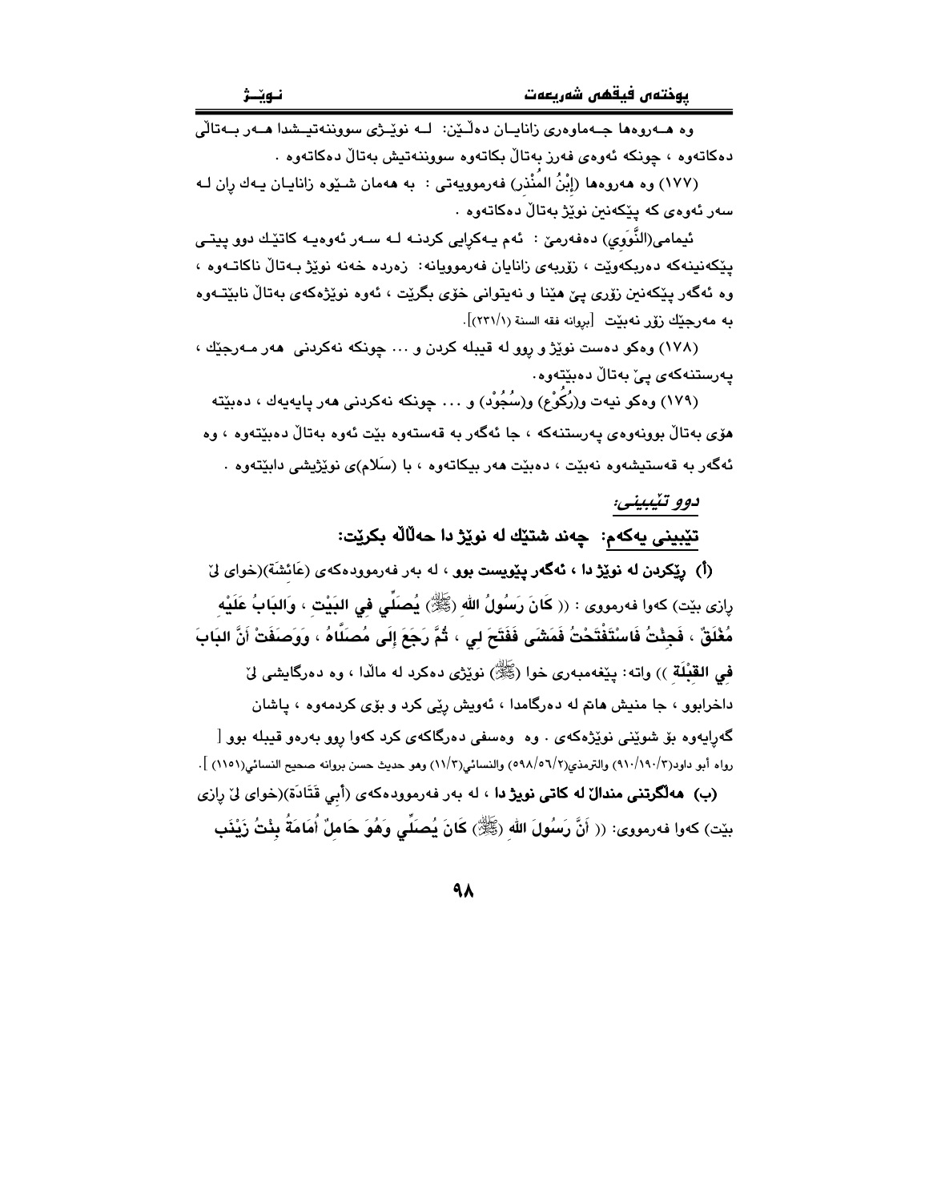وە هــەروەها جــەماوەری زانایــان دەڵــێن: لــە نوێــژی سوونەتیــشدا هــەر بــەتاڵی دەکاتەوە ، چونکە ئەوەی فەرز بەتاڵ بکاتەوە سوونەتیش بەتاڵ دەکاتەوە .

(١٧٧) وە هەروەها (إبْنُ المُنْذِر) فەرموویەتی : بە هەمان شێوە زانایـان یـەك ڕان لـە سەر ئەوەی کە پێکەنین نوێژ بەتاڵ دەکاتەوە .

ئیمامی(النَّوَوِي) دەفەرمێ : ئەم یـەکڕایی کردنـە لـە سـەر ئەوەیـە کاتێـك دوو پیتـی پێکەنینەکە دەربکەوێت ، زۆربەی زانایان فەرموویانە: زەردە خەنە نوێژ بـەتاڵ ناکاتـەوە ، وە ئەگەر پێکەنین زۆری پێ هێنا و نەیتوانی خۆی بگرێت ، ئەوە نوێژەکەی بەتاڵ نابێتـەوە بە مەرجێك زۆر نەبێت [بروانە فقە السنة (١/٢٣١)].

(١٧٨) وەکو دەست نوێژ و ڕوو لە قیبلە کردن و ... چونکە نەکردنی هەر مـەرجێك ، پەرستنەکەی پێ بەتاڵ دەبێتەوە.

(١٧٩) وەکو نیەت و(رُکُوْع) و(سُجُوْد) و ... چونکە نەکردنی هەر پایەیەك ، دەبێتە هۆی بەتاڵ بوونەوەی پەرستنەکە ، جا ئەگەر بە قەستەوە بێت ئەوە بەتاڵ دەبێتەوە ، وە ئەگەر بە قەستیشەوە نەبێت ، دەبێت هەر بیکاتەوە ، یا (سَلام)ی نوێژیشی دابێتەوە .

*دوو تێبینی:*

**تێبینی یەکەم: چەند شتێك لە نوێژ دا حەڵاڵە بکرێت:**

**(أ) ڕێکردن لە نوێژ دا ، ئەگەر پێویست بوو** ، لە بەر فەرموودەکەی (عَائِشَة)(خوای لێ ڕازی بێت) کەوا فەرمووی : (( **كَانَ رَسُولُ الله (ﷺ) يُصَلِّي فِي البَيْتِ ، وَالبَابُ عَلَيْهِ مُغْلَقٌ ، فَجِئْتُ فَاسْتَفْتَحْتُ فَمَشَى فَفَتَحَ لِي ، ثُمَّ رَجَعَ إِلَى مُصَلَّاهُ ، وَوَصَفَتْ أَنَّ البَابَ فِي القِبْلَةِ** )) واتە: پێغەمبەری خوا (ﷺ) نوێژی دەکرد لەماڵدا ، وە دەرگایشی لێ داخرابوو ، جا منیش هاتم لە دەرگامدا ، ئەویش ڕێی کرد و بۆی کردمەوە ، پاشان گەڕایەوە بۆ شوێنی نوێژەکەی . وە وەسفی دەرگاکەی کرد کەوا ڕوو بەرەو قیبلە بوو [ رواه أبو داود(٣/١٩٠/٩١٠) والترمذي(٢/٥٦/٥٩٨) والنسائي(٣/١١) وهو حديث حسن بروانە صحيح النسائي(١١٥١) ].

**(ب) هەڵگرتنی منداڵ لە کاتی نوێژ دا** ، لە بەر فەرموودەکەی (أَبي قَتَادَة)(خوای لێ ڕازی بێت) کەوا فەرمووی: (( **أَنَّ رَسُولَ الله (ﷺ) كَانَ يُصَلِّي وَهُوَ حَامِلٌ أُمَامَةُ بِنْتُ زَيْنَب**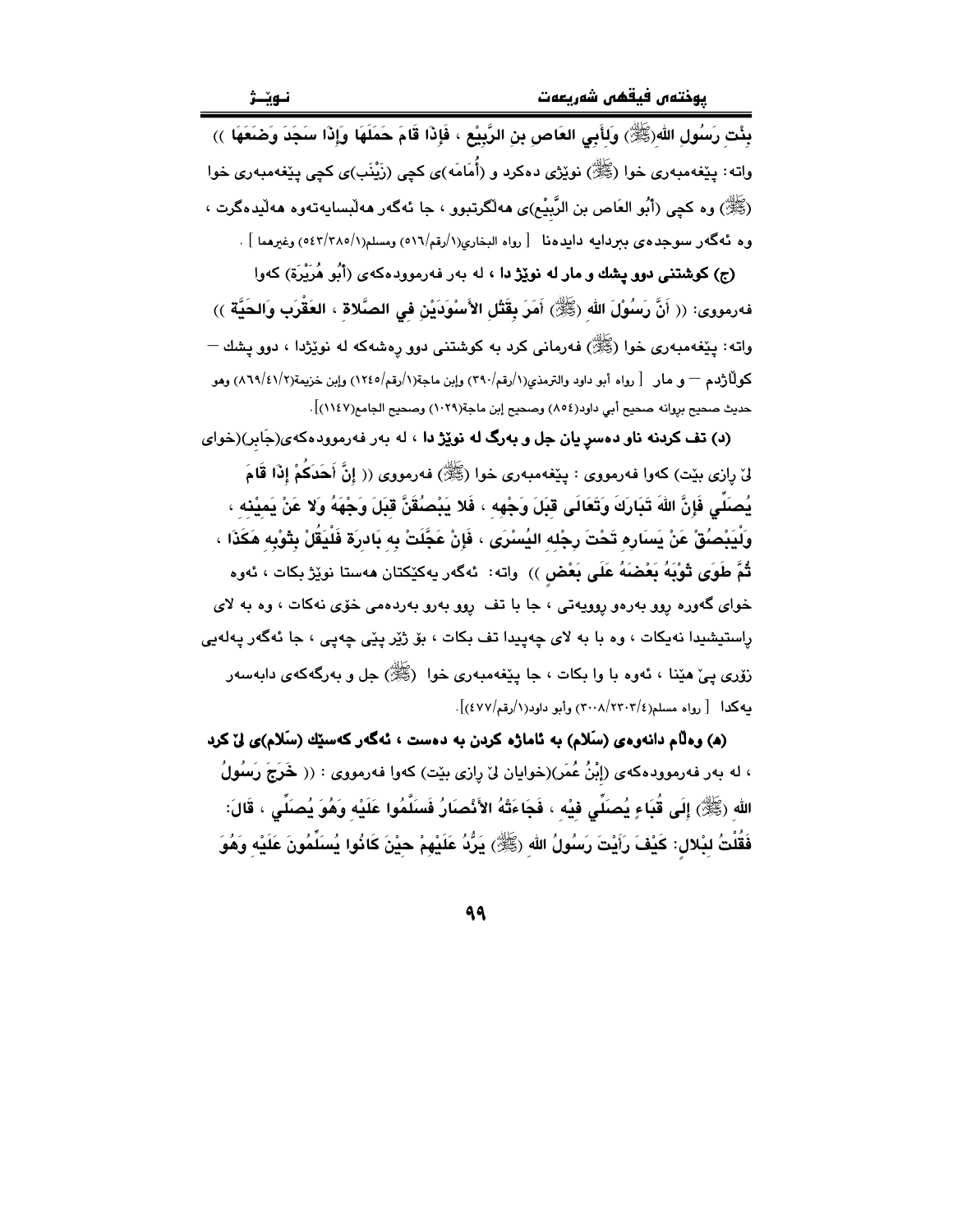**بِنْتِ رَسُولِ اللهِ(ﷺ) وَلأَبِي العَاصِ بنِ الرَّبِيْعِ ، فَإِذَا قَامَ حَمَلَهَا وَإِذَا سَجَدَ وَضَعَهَا ))**
واتە: پێغەمبەری خوا (ﷺ) نوێژی دەکرد و (أُمَامَه)ی کچی (زَيْنَب)ی کچی پێغەمبەری خوا (ﷺ) وە کچی (أَبُو العَاص بن الرَّبِيْع)ی هەڵگرتبوو ، جا ئەگەر هەڵبسایەتەوە هەڵیدەگرت ، وە ئەگەر سوجدەی ببردایە دایدەنا [ رواه البخاري(١/رقم/٥١٦) ومسلم(١/٣٨٥/٥٤٣) وغيرهما ] .

**(ج) کوشتنی دوو پشك و مار لە نوێژ دا** ، لە بەر فەرموودەکەی (أَبُو هُرَيْرَة) کەوا فەرمووی: (( **أَنَّ رَسُوْلَ اللهِ (ﷺ) أَمَرَ بِقَتْلِ الأَسْوَدَيْنِ فِي الصَّلاةِ ، العَقْرَبِ وَالحَيَّةِ** ))
واتە: پێغەمبەری خوا (ﷺ) فەرمانی کرد بە کوشتنی دوو ڕەشەکە لە نوێژدا ، دوو پشك – کوڵاژدم – و مار [ رواه أبو داود والترمذي(١/رقم/٣٩٠) وإبن ماجة(١/رقم/١٢٤٥) وإبن خزيمة(٢/٤١/٨٦٩) وهو حديث صحيح بروانە صحيح أبي داود(٨٥٤) وصحيح إبن ماجة(١٠٢٩) وصحيح الجامع(١١٤٧)].

**(د) تف کردنە ناو دەسڕ یان جل و بەرگ لە نوێژ دا** ، لە بەر فەرموودەکەی(جَابِر)(خوای لێ ڕازی بێت) کەوا فەرمووی : پێغەمبەری خوا (ﷺ) فەرمووی (( **إِنَّ أَحَدَكُمْ إِذَا قَامَ يُصَلِّي فَإِنَّ اللهَ تَبَارَكَ وَتَعَالَى قِبَلَ وَجْهِهِ ، فَلا يَبْصُقَنَّ قِبَلَ وَجْهَهُ وَلا عَنْ يَمِيْنِهِ ، وَلْيَبْصُقْ عَنْ يَسَارِهِ تَحْتَ رِجْلِهِ اليُسْرَى ، فَإِنْ عَجَّلَتْ بِهِ بَادِرَةٌ فَلْيَقُلْ بِثَوْبِهِ هَكَذَا ، ثُمَّ طَوَى ثَوْبَهُ بَعْضَهُ عَلَى بَعْضٍ** )) واتە: ئەگەر یەکێکتان هەستا نوێژ بکات ، ئەوە خوای گەورە ڕوو بەڕەو ڕوویەتی ، جا با تف ڕوو بەرو بەردەمی خۆی نەکات ، وە بە لای ڕاستیشیدا نەیکات ، وە با بە لای چەپیدا تف بکات ، بۆ ژێر پێی چەپی ، جا ئەگەر پەلەیی زۆری پێ هێنا ، ئەوە با وا بکات ، جا پێغەمبەری خوا (ﷺ) جل و بەرگەکەی دابەسەر یەکدا [ رواه مسلم(٤/٢٣٠٣/٣٠٠٨) وأبو داود(١/رقم/٤٧٧)].

**(هـ) وەڵام دانەوەی (سَلام) بە ئاماژە کردن بە دەست ، ئەگەر کەسێك (سَلام)ی لێ کرد** ، لە بەر فەرموودەکەی (إِبْنُ عُمَر)(خوایان لێ ڕازی بێت) کەوا فەرمووی : (( **خَرَجَ رَسُولُ الله (ﷺ) إِلَى قُبَاءٍ يُصَلِّي فِيْهِ ، فَجَاءَتْهُ الأَنْصَارُ فَسَلَّمُوا عَلَيْهِ وَهُوَ يُصَلِّي ، قَالَ: فَقُلْتُ لِبْلالٍ: كَيْفَ رَأَيْتَ رَسُولُ الله (ﷺ) يَرُدُّ عَلَيْهِمْ حِيْنَ كَانُوا يُسَلِّمُونَ عَلَيْهِ وَهُوَ**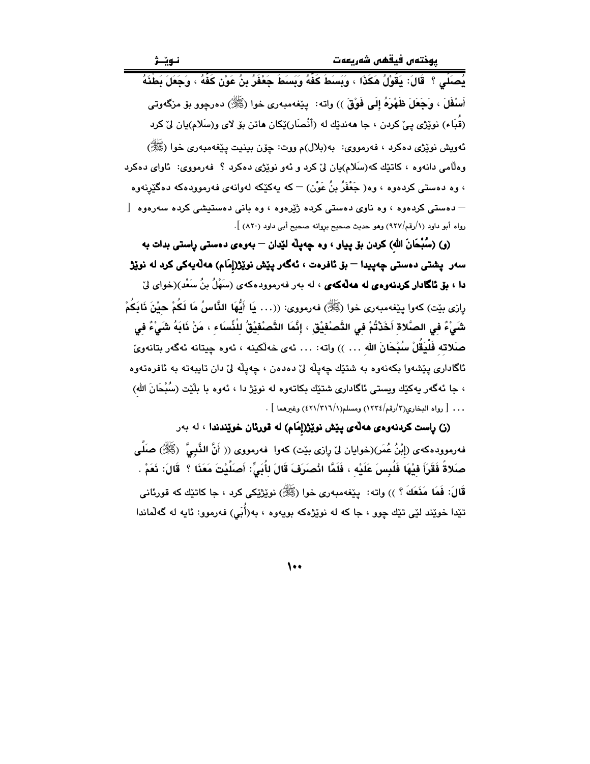يُصَلِّي ؟ قَالَ: يَقُوْلُ هَكَذَا ، وَبَسَطَ كَفَّهُ وَبَسَطَ جَعْفَرُ بنُ عَوْن كَفَّهُ ، وَجَعَلَ بَطْنَهُ أَسْفَلَ ، وَجَعَلَ ظَهْرَهُ إِلَى فَوْقَ )) واته: پێغەمبەری خوا (ﷺ) دەرچوو بۆ مزگەوتی (قُبَاء) نوێژی پێ کردن ، جا هەندێك لە (أنْصَار)ێکان هاتن بۆ لای و(سَلام)یان لێ کرد ئەویش نوێژی دەکرد ، فەرمووی: بە(بلال)م ووت: چۆن بینیت پێغەمبەری خوا (ﷺ) وەڵامی دانەوە ، کاتێك کە(سَلام)یان لێ کرد و ئەو نوێژی دەکرد ؟ فەرمووی: ئاوای دەکرد ، وە دەستی کردەوە ، وە( جَعْفَرُ بنُ عَوْن) – کە یەکێکە لەوانەی فەرموودەکە دەگێڕنەوە – دەستی کردەوە ، وە ناوی دەستی کردە ژێرەوە ، وە بانی دەستیشی کردە سەرەوە [ رواه أبو داود (١/رقم/٩٢٧) وهو حديث صحيح بروانە صحيح أبى داود (٨٢٠) ].

**(و) (سُبْحَانَ الله) کردن بۆ پیاو ، وە چەپڵە لێدان – بەوەی دەستی ڕاستی بدات بە سەر پشتی دەستی چەپیدا – بۆ ئافرەت ، ئەگەر پێش نوێژ(إمَام) هەڵەیەکی کرد لە نوێژ دا ، بۆ ئاگادار کردنەوەی لە هەڵەکەی** ، لە بەر فەرموودەکەی (سَهْلُ بنُ سَعْد)(خوای لێ ڕازی بێت) کەوا پێغەمبەری خوا (ﷺ) فەرمووی: ((... **يَا أَيُّهَا النَّاسُ مَا لَكُمْ حِيْنَ نَابَكُمْ شَيْءٌ فِي الصَّلاةِ أَخَذْتُمْ فِي التَّصْفِيْقِ ، إِنَّمَا التَّصْفِيْقُ لِلْنِّسَاءِ ، مَنْ نَابَهُ شَيْءٌ فِي صَلاتِهِ فَلْيَقُلْ سُبْحَانَ الله** ... )) واتە: ... ئەی خەڵکینە ، ئەوە چیتانە ئەگەر بتانەوێ ئاگاداری پێشەوا بکەنەوە بە شتێك چەپڵە لێ دەدەن ، چەپڵە لێ دان تایبەتە بە ئافرەتەوە ، جا ئەگەر یەکێك ویستی ئاگاداری شتێك بکاتەوە لە نوێژ دا ، ئەوە با بڵێت (سُبْحَانَ الله) ... [ رواه البخاري(٣/رقم/١٢٣٤) ومسلم(١/٣١٦/٤٢١) وغيرهما ] .

**(ز) ڕاست کردنەوەی هەڵەی پێش نوێژ(إمَام) لە قورئان خوێندندا** ، لە بەر فەرموودەکەی (إبْنُ عُمَر)(خوایان لێ ڕازی بێت) کەوا فەرمووی (( **أَنَّ النَّبِيَّ (ﷺ) صَلَّى صَلاةً فَقَرَأَ فِيْهَا فَلُبِسَ عَلَيْهِ ، فَلَمَّا انْصَرَفَ قَالَ لأُبَيٍّ: أَصَلَّيْتَ مَعَنَا ؟ قَالَ: نَعَمْ . قَالَ: فَمَا مَنَعَكَ ؟** )) واتە: پێغەمبەری خوا (ﷺ) نوێژێکی کرد ، جا کاتێك کە قورئانی تێدا خوێند لێی تێك چوو ، جا کە لە نوێژەکە بویەوە ، بە(أُبَي) فەرموو: ئایە لە گەڵماندا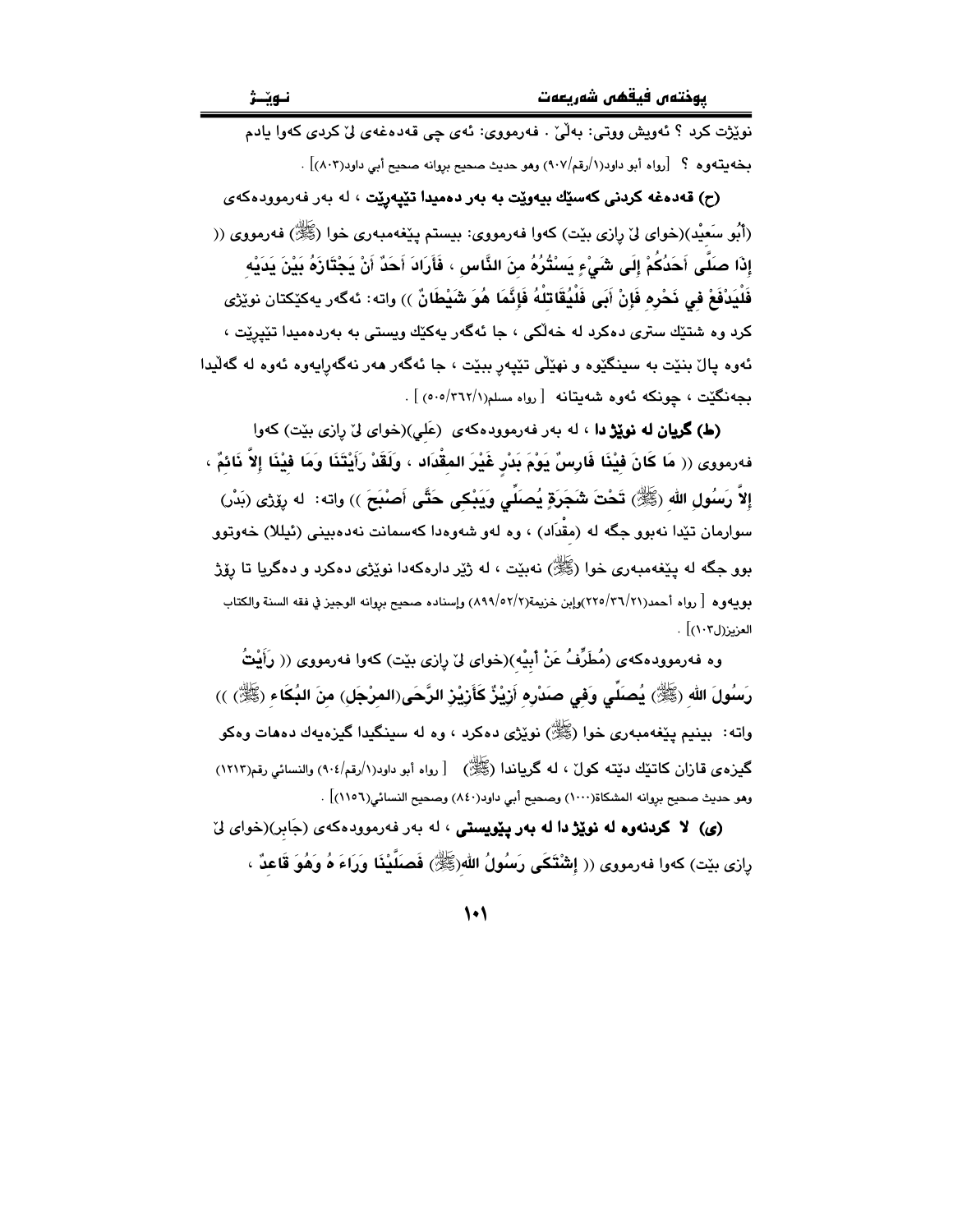نوێژت کرد ؟ ئەویش ووتی: بەڵێ . فەرمووی: ئەی چی قەدەغەی لێ کردی کەوا یادم بخەیتەوە ؟ [رواه أبو داود(١/رقم/٩٠٧) وهو حديث صحيح بروانه صحيح أبي داود(٨٠٣)] .

**(ح) قەدەغە کردنی کەسێك بیەوێت بە بەر دەمیدا تێپەڕێت** ، لە بەر فەرموودەکەی (أبُو سَعِيْد)(خوای لێ ڕازی بێت) کەوا فەرمووی: بیستم پێغەمبەری خوا (ﷺ) فەرمووی (( **إذَا صَلَّى أَحَدُكُمْ إلَى شَيْءٍ يَسْتُرُهُ مِنَ النَّاسِ ، فَأَرَادَ أَحَدٌ أَنْ يَجْتَازَهُ بَيْنَ يَدَيْهِ فَلْيَدْفَعْ فِي نَحْرِهِ فَإنْ أَبَى فَلْيُقَاتِلْهُ فَإنَّمَا هُوَ شَيْطَانٌ** )) واتە: ئەگەر یەکێکتان نوێژی کرد وە شتێك ستری دەکرد لە خەڵکی ، جا ئەگەر یەکێك ویستی بە بەردەمیدا تێپەڕێت ، ئەوە پاڵ بنێت بە سینگێوە و نهێڵی تێپەڕ ببێت ، جا ئەگەر هەر نەگەڕایەوە ئەوە لە گەڵیدا بجەنگێت ، چونکە ئەوە شەیتانە [ رواه مسلم(١/٣٦٢/٥٠٥) ] .

**(ط) گریان لە نوێژ دا** ، لە بەر فەرموودەکەی (عَلي)(خوای لێ ڕازی بێت) کەوا فەرمووی (( **مَا كَانَ فِيْنَا فَارِسٌ يَوْمَ بَدْرٍ غَيْرَ المِقْدَاد ، وَلَقَدْ رَأَيْتَنَا وَمَا فِيْنَا إلاَّ نَائمٌ ، إلاَّ رَسُولِ الله (ﷺ) تَحْتَ شَجَرَةٍ يُصَلِّي وَيَبْكِي حَتَّى أَصْبَحَ** )) واتە: لە ڕۆژی (بَدْر) سوارمان تێدا نەبوو جگە لە (مِقْدَاد) ، وە لەو شەوەدا کەسمانت نەدەبینی (ئیللا) خەوتوو بوو جگە لە پێغەمبەری خوا (ﷺ) نەبێت ، لە ژێر دارەکەدا نوێژی دەکرد و دەگریا تا ڕۆژ بویەوە [ رواه أحمد(٢١/٣٦/٢٢٥)وإبن خزيمة(٢/٥٢/٨٩٩) وإسناده صحيح بروانه الوجيز في فقه السنة والكتاب العزيز(ل١٠٣)] .

وە فەرموودەکەی (مُطَرِّفُ عَنْ أَبِيْهِ)(خوای لێ ڕازی بێت) کەوا فەرمووی (( **رَأَيْتُ رَسُولَ الله (ﷺ) يُصَلِّي وَفِي صَدْرِهِ أزِيْزٌ كَأَزِيْزِ الرَّحَى(المِرْجَلِ) مِنَ البُكَاءِ (ﷺ)** )) واتە: بینیم پێغەمبەری خوا (ﷺ) نوێژی دەکرد ، وە لە سینگیدا گیزەیەك دەهات وەکو گیزەی قازان کاتێك دێتە کوڵ ، لە گریاندا (ﷺ) [ رواه أبو داود(١/رقم/٩٠٤) والنسائي رقم(١٢١٣) وهو حديث صحيح بروانه المشكاة(١٠٠٠) وصحيح أبي داود(٨٤٠) وصحيح النسائي(١١٥٦)] .

**(ی) لا کردنەوە لە نوێژ دا لە بەر پێویستی** ، لە بەر فەرموودەکەی (جَابر)(خوای لێ ڕازی بێت) کەوا فەرمووی (( **إشْتَكَى رَسُولُ الله(ﷺ) فَصَلَّيْنَا وَرَاءَهُ وَهُوَ قَاعِدٌ** ،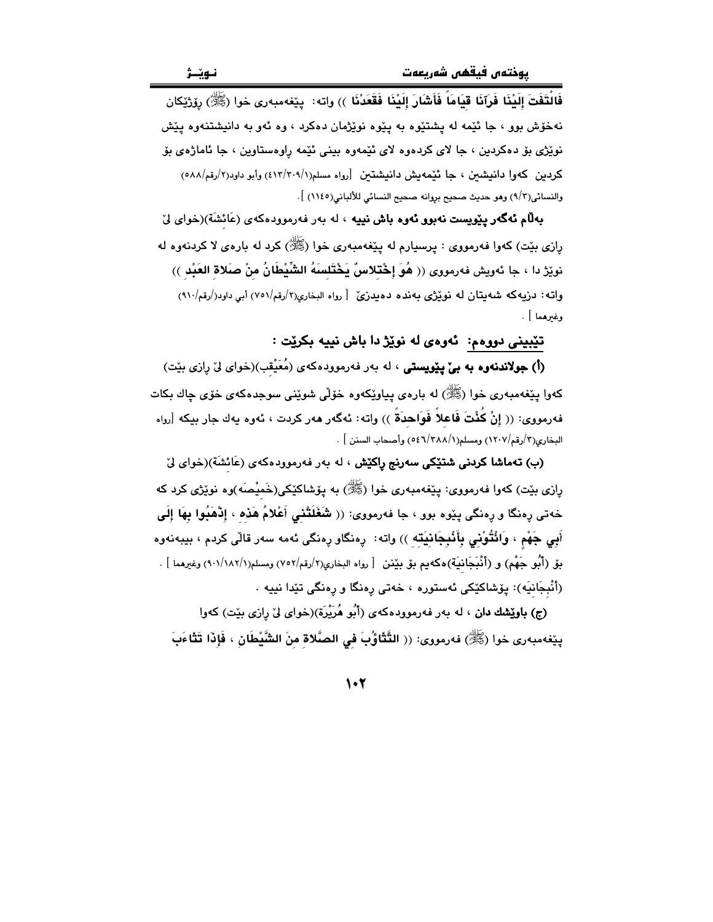**فَالْتَفَتَ إِلَيْنَا فَرَآنَا قِيَامَاً فَأَشَارَ إِلَيْنَا فَقَعَدْنَا** )) واتە: پێغەمبەری خوا (ﷺ) ڕۆژێكان نەخۆش بوو ، جا ئێمە لە پشتێوە بە پێوە نوێژمان دەكرد ، وە ئەو بە دانیشتنەوە پێش نوێژی بۆ دەكردین ، جا لای كردەوە لای ئێمەوە بینی ئێمە ڕاوەستاوین ، جا ئاماژەی بۆ كردین كەوا دانیشین ، جا ئێمەیش دانیشتین [رواه مسلم(٤١٣/٣٠٩/١) وأبو داود(٢/رقم/٥٨٨) والنسائي(٩/٣) وهو حديث صحيح بروانه صحيح النسائي للألباني(١١٤٥) ].

**بەڵام ئەگەر پێویست نەبوو ئەوە باش نییە** ، لە بەر فەرموودەكەی (عَائِشَةَ)(خوای لێ ڕازی بێت) كەوا فەرمووی : پرسیارم لە پێغەمبەری خوا (ﷺ) كرد لە بارەی لا كردنەوە لە نوێژ دا ، جا ئەویش فەرمووی (( **هُوَ إِخْتِلاسٌ يَخْتَلِسَهُ الشَّيْطَانُ مِنْ صَلاةِ العَبْدِ** )) واتە: دزیەكە شەیتان لە نوێژی بەندە دەیدزێ [ رواه البخاري(٢/رقم/٧٥١) أبي داود(/رقم/٩١٠) وغيرهما ] .

**تێبینی دووەم: ئەوەی لە نوێژ دا باش نییە بكرێت :**

**(أ) جولاندنەوە بە بێ پێویستی** ، لە بەر فەرموودەكەی (مُعَيْقِب)(خوای لێ ڕازی بێت) كەوا پێغەمبەری خوا (ﷺ) لە بارەی پیاوێكەوە خۆڵی شوێنی سوجدەكەی خۆی چاك بكات فەرمووی: (( **إِنْ كُنْتَ فَاعِلاً فَوَاحِدَةً** )) واتە: ئەگەر هەر كردت ، ئەوە یەك جار بیكە [رواه البخاري(٣/رقم/١٢٠٧) ومسلم(٥٤٦/٣٨٨/١) وأصحاب السنن ] .

**(ب) تەماشا كردنی شتێكی سەرنج ڕاكێش** ، لە بەر فەرموودەكەی (عَائِشَةَ)(خوای لێ ڕازی بێت) كەوا فەرمووی: پێغەمبەری خوا (ﷺ) بە پۆشاكێكی(خَمِيْصَه)وە نوێژی كرد كە خەتی ڕەنگا و ڕەنگی پێوە بوو ، جا فەرمووی: (( **شَغَلَتْنِي أَعْلامُ هَذِهِ ، إِذْهَبُوا بِهَا إِلَى أَبِي جَهْمٍ ، وَائْتُوْنِي بِأَنْبِجَانِيَتِهِ** )) واتە: ڕەنگاو ڕەنگی ئەمە سەر قاڵی كردم ، بیبەنەوە بۆ (أَبُو جَهْم) و (أَنْبَجَانِيَة)ەكەیم بۆ بێنن [ رواه البخاري(٢/رقم/٧٥٢) ومسلم(٩٠١/١٨٢/١) وغيرهما ] . (أَنْبِجَانِيَه): پۆشاكێكی ئەستورە ، خەتی ڕەنگا و ڕەنگی تێدا نییە .

**(ج) باوێشك دان** ، لە بەر فەرموودەكەی (أَبُو هُرَيْرَة)(خوای لێ ڕازی بێت) كەوا پێغەمبەری خوا (ﷺ) فەرمووی: (( **التَّثَاؤُبَ فِي الصَّلاةِ مِنَ الشَّيْطَانِ ، فَإِذَا تَثَاءَبَ**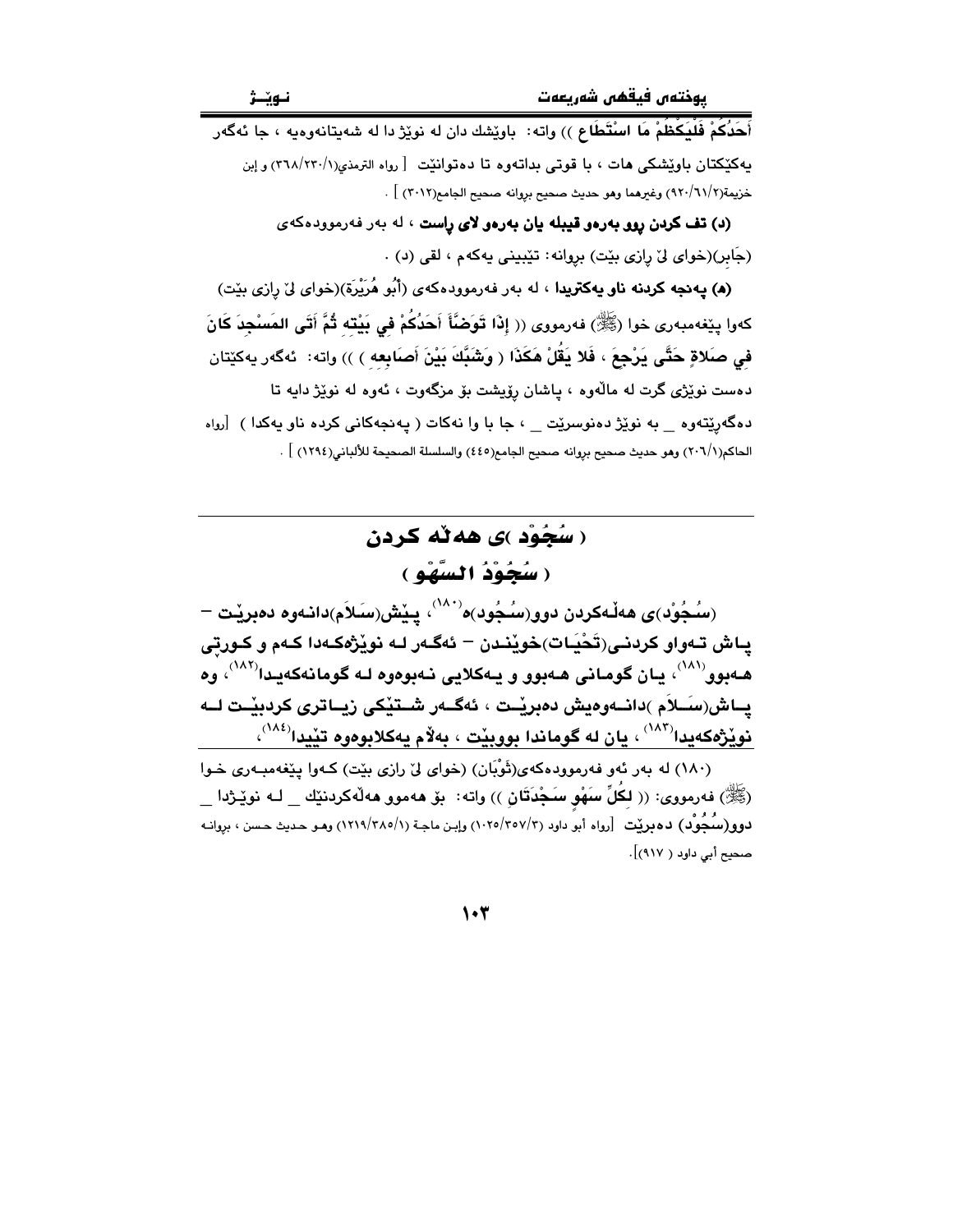أَحَدُكُمْ فَلْيَكْظُمْ مَا اسْتَطَاعَ )) واته: باوێشك دان له نوێژ دا له شەیتانەوەیە ، جا ئەگەر یەکێکتان باوێشکی هات ، با قوتی بداتەوە تا دەتوانێت [ رواه الترمذي(١/٢٣٠/٣٦٨) و إبن خزيمة(٢/٦١/٩٢٠) وغيرهما وهو حديث صحيح بروانه صحيح الجامع(٣٠١٢) ] .

**(د) تف کردن ڕوو بەرەو قیبلە یان بەرەو لای ڕاست** ، لە بەر فەرموودەکەی (جَابِر)(خوای لێ ڕازی بێت) بڕوانە: تێبینی یەکەم ، لقی (د) .

**(ه) پەنجە کردنە ناو یەکتریدا** ، لە بەر فەرموودەکەی (أَبُو هُرَيْرَةَ)(خوای لێ ڕازی بێت) کەوا پێغەمبەری خوا (ﷺ) فەرمووی (( **إِذَا تَوَضَّأَ أَحَدُكُمْ فِي بَيْتِهِ ثُمَّ أَتَى الْمَسْجِدَ كَانَ فِي صَلَاةٍ حَتَّى يَرْجِعَ ، فَلَا يَقُلْ هَكَذَا ( وَشَبَّكَ بَيْنَ أَصَابِعِهِ )** )) واته: ئەگەر یەکێتان دەست نوێژی گرت لە ماڵەوە ، پاشان ڕۆیشت بۆ مزگەوت ، ئەوە لە نوێژ دایە تا دەگەڕێتەوە _ بە نوێژ دەنوسرێت _ ، جا با وا نەکات ( پەنجەکانی کردە ناو یەکدا ) [رواه الحاكم(١/٢٠٦) وهو حديث صحيح بروانه صحيح الجامع(٤٤٥) والسلسلة الصحيحة للألباني(١٢٩٤) ] .

## ( سُجُوْد )ی هەڵە کردن
## ( سُجُوْدُ السَّهْو )

**(سُجُوْد)ی هەڵەکردن دوو(سُجُود)ە[١٨٠] ، پێش(سَلَام)دانەوە دەبرێت – پاش تەواو کردنی(تَحْيَات)خوێندن – ئەگەر لە نوێژەکەدا کەم و کورتی هەبوو[١٨١] ، یان گومانی هەبوو و یەکلایی نەبووەوە لە گومانەکەیدا[١٨٢] ، وە پاش(سَلَام)دانەوەیش دەبرێت ، ئەگەر شتێکی زیاتری کردبێت لە نوێژەکەیدا[١٨٣] ، یان لە گوماندا بووبێت ، بەڵام یەکلابووەوە تێیدا[١٨٤] ،**

---

(١٨٠) لە بەر ئەو فەرموودەکەی(ثَوْبَان) (خوای لێ ڕازی بێت) کەوا پێغەمبەری خوا (ﷺ) فەرمووی: (( **لِكُلِّ سَهْوٍ سَجْدَتَانِ** )) واته: بۆ هەموو هەڵەکردنێك _ لە نوێژدا _ دوو(سُجُوْد) دەبرێت [رواه أبو داود (٣/٣٥٧/١٠٢٥) وإبن ماجة (١/٣٨٥/١٢١٩) وهو حديث حسن ، بروانه صحيح أبي داود ( ٩١٧)].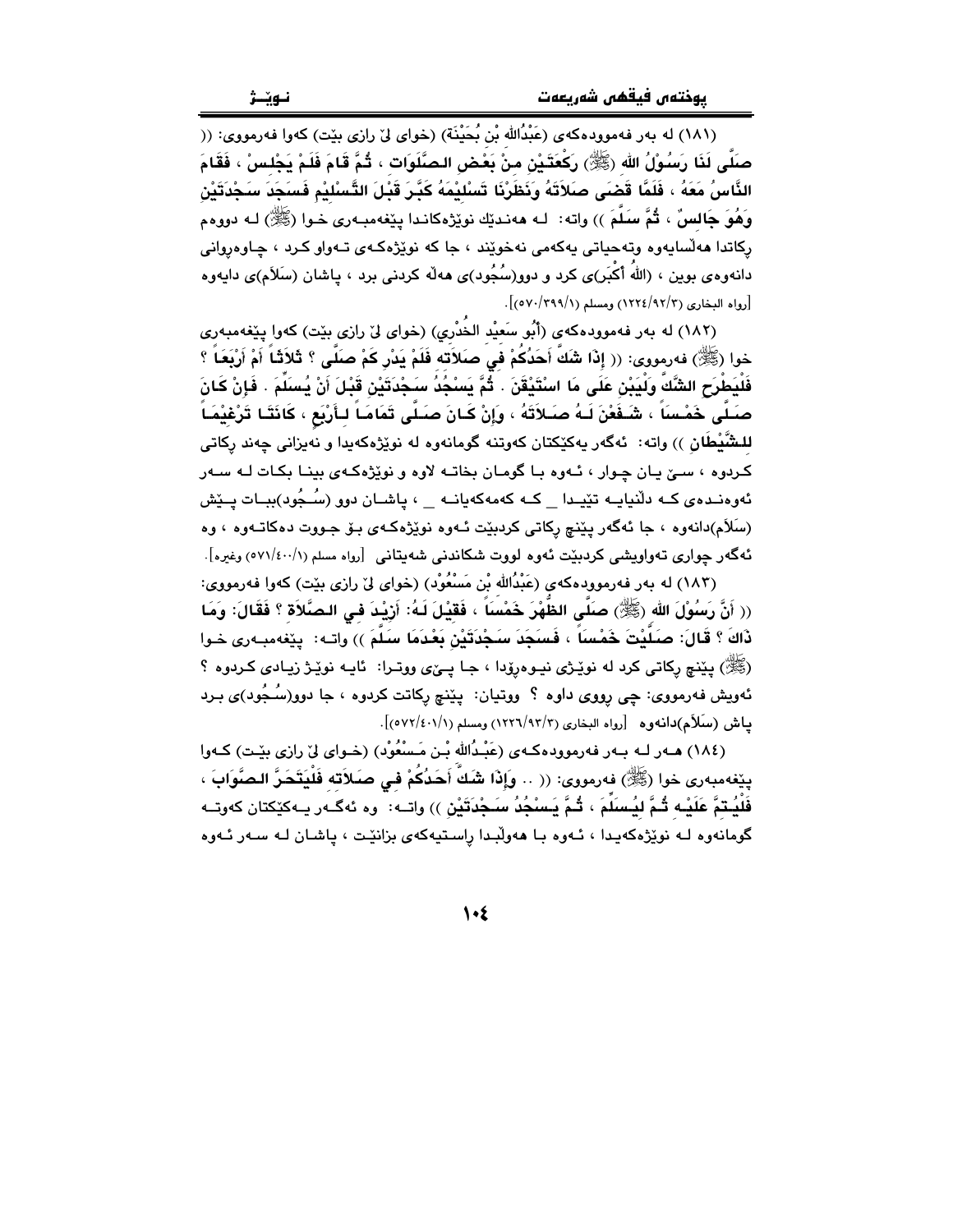(١٨١) له بەر فەموودەكەی (عَبْدُالله بْن بُحَيْنَة) (خوای لیّ رازی بێت) كەوا فەرمووی: (( صَلَّى لَنَا رَسُولُ الله (ﷺ) رَكْعَتَيْنِ مِنْ بَعْضِ الصَّلَوَات ، ثُمَّ قَامَ فَلَمْ يَجْلِسْ ، فَقَامَ النَّاسُ مَعَهُ ، فَلَمَّا قَضَى صَلاَتَهُ وَنَظَرْنَا تَسْلِيْمَهُ كَبَّرَ قَبْلَ التَّسْلِيْمِ فَسَجَدَ سَجْدَتَيْنِ وَهُوَ جَالِسٌ ، ثُمَّ سَلَّمَ )) واتە: لـە هەنـدێك نوێژەكانـدا پێغەمبـەری خـوا (ﷺ) لـە دووەم ڕكاتدا هەڵسایەوە وتەحیاتی یەكەمی نەخوێند ، جا كە نوێژەكـەی تـەواو كـرد ، چـاوەڕوانی دانەوەی بوین ، (اللهُ أكْبَر)ی كرد و دوو(سُجُود)ی هەڵە كردنی برد ، پاشان (سَلاَم)ی دایەوە [رواه البخاري (١٢٢٤/٩٢/٣) ومسلم (٥٧٠/٣٩٩/١)].

(١٨٢) لە بەر فەموودەكەی (أَبُو سَعِيْد الخُدْرِي) (خوای لیّ رازی بێت) كەوا پێغەمبەری خوا (ﷺ) فەرمووی: (( إِذَا شَكَّ أَحَدُكُمْ فِي صَلاَته فَلَمْ يَدْرِ كَمْ صَلَّى ؟ ثَلاَثاً أَمْ أَرْبَعاً ؟ فَلْيَطْرَحِ الشَّكَّ وَلْيَبْنِ عَلَى مَا اسْتَيْقَنَ . ثُمَّ يَسْجُدُ سَجْدَتَيْنِ قَبْلَ أَنْ يُسَلِّمَ . فَإِنْ كَانَ صَلَّى خَمْساً ، شَفَعْنَ لَهُ صَلاَتَهُ ، وَإِنْ كَانَ صَلَّى تَمَاماً لِأَرْبَعٍ ، كَانَتَا تَرْغِيْماً لِلشَّيْطَانِ )) واتە: ئەگەر یەكێكتان كەوتنە گومانەوە لە نوێژەكەیدا و نەیزانی چەند ڕكاتی كـردوە ، سـێ یـان چـوار ، ئـەوە بـا گومـان بخاتـە لاوە و نوێژەكـەی بینـا بكـات لـە سـەر ئەوەنـدەی كـە دڵنیایـە تێیـدا _ كـە كەمەكەیانـە _ ، پاشـان دوو (سُـجُود)ببـات پـێش (سَلاَم)دانەوە ، جا ئەگەر پێنج ڕكاتی كردبێت ئـەوە نوێژەكـەی بـۆ جـووت دەكاتـەوە ، وە ئەگەر چواری تەواویشی كردبێت ئەوە لووت شكاندنی شەیتانی [رواه مسلم (٥٧١/٤٠٠/١) وغيره].

(١٨٣) لە بەر فەرموودەكەی (عَبْدُالله بْن مَسْعُوْد) (خوای لیّ رازی بێت) كەوا فەرمووی: (( أَنَّ رَسُولَ الله (ﷺ) صَلَّى الظُّهْرَ خَمْساً ، فَقِيْلَ لَهُ: أَزِيْدَ فِي الصَّلاَة ؟ فَقَالَ: وَمَا ذَاكَ ؟ قَالَ: صَلَّيْتَ خَمْساً ، فَسَجَدَ سَجْدَتَيْنِ بَعْدَمَا سَلَّمَ )) واتـە: پێغەمبـەری خـوا (ﷺ) پێنج ڕكاتی كرد لە نوێـژی نیـوەڕۆدا ، جـا پـێی ووتـرا: ئایـە نوێـژ زیـادی كـردوە ؟ ئەویش فەرمووی: چی ڕووی داوە ؟ ووتیان: پێنج ڕكاتت كردوە ، جا دوو(سُجُود)ی بـرد پاش (سَلاَم)دانەوە [رواه البخاري (١٢٢٦/٩٣/٣) ومسلم (٥٧٢/٤٠١/١)].

(١٨٤) هـەر لـە بـەر فەرموودەكـەی (عَبْدُالله بْـن مَـسْعُوْد) (خـوای لیّ رازی بێـت) كـەوا پێغەمبەری خوا (ﷺ) فەرمووی: (( .. وَإِذَا شَكَّ أَحَدُكُمْ فِي صَلاَته فَلْيَتَحَرَّ الصَّوَابَ ، فَلْيُتِمَّ عَلَيْهِ ثُمَّ لِيُسَلِّمَ ، ثُمَّ يَسْجُدُ سَجْدَتَيْنِ )) واتـە: وە ئەگـەر یـەكێكتان كەوتـە گومانەوە لـە نوێژەكەیدا ، ئـەوە بـا هەوڵبـدا ڕاسـتیەكەی بزانێـت ، پاشـان لـە سـەر ئـەوە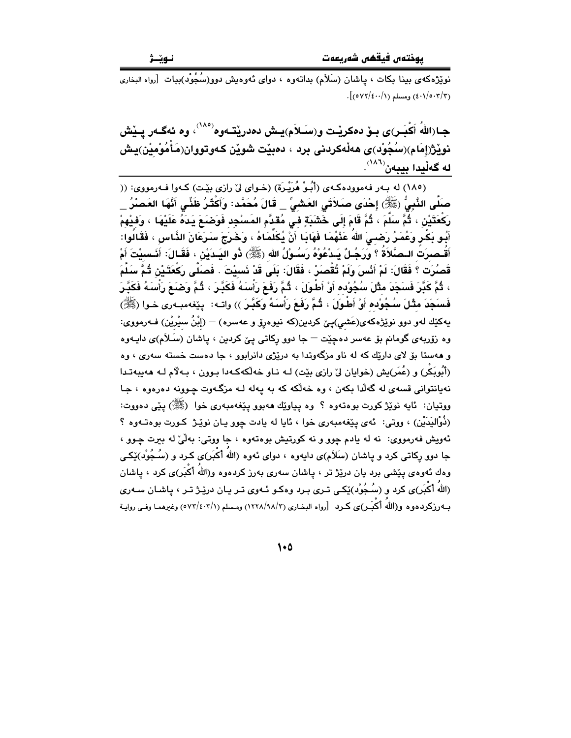نوێژەکەی بینا بکات ، پاشان (سَلاَم) بداتەوە ، دوای ئەوەیش دوو(سُجُوْد)ببات [رواه البخاري (٤٠١/٥٠٣/٣) ومسلم (٥٧٢/٤٠٠/١)].

**جا(اللهُ أَكْبَـر)ی بـۆ دەکرێـت و(سَـلاَم)یـش دەدرێتـەوە[١٨٥] ، وە ئەگـەر پـێش نوێژ(إمَام)(سُجُوْد)ی هەڵەکردنی برد ، دەبێت شوێن کـەوتووان(مَأْمُوْمِيْن)یـش لە گەڵیدا بیبەن[١٨٦].**

(١٨٥) لە بـەر فەموودەکـەی (أَبُـوْ هُرَيْـرَة) (خـوای لێ رازی بێـت) کـەوا فـەرمووی: (( صَلَّى النَّبِيُّ (ﷺ) إِحْدَى صَلاَتَي العَشِيِّ _ قَالَ مُحَمَّد: وَأَكْثَرُ ظَنِّي أَنَّهَا العَصْرُ _ رَكْعَتَيْنِ ، ثُمَّ سَلَّمَ ، ثُمَّ قَامَ إِلَى خَشَبَةٍ فِي مُقَدَّمِ المَسْجِدِ فَوَضَعَ يَدَهُ عَلَيْهَا ، وَفِيْهِمْ أَبُو بَكْرٍ وَعُمَرُ رَضِيَ اللهُ عَنْهُمَا فَهَابَا أَنْ يُكَلِّمَاهُ ، وَخَرَجَ سَرَعَانَ النَّاسِ ، فَقَالُوا: أَقُصِرَتِ الصَّلاَةُ ؟ وَرَجُلٌ يَدْعُوْهُ رَسُوْلُ الله (ﷺ) ذُو اليَدَيْنِ ، فَقَالَ: أَنَسِيْتَ أَمْ قَصُرَت ؟ فَقَالَ: لَمْ أَنْسَ وَلَمْ تُقْصَرْ ، فَقَالَ: بَلَى قَدْ نَسِيْتَ . فَصَلَّى رَكْعَتَيْنِ ثُمَّ سَلَّمَ ، ثُمَّ كَبَّرَ فَسَجَدَ مِثْلَ سُجُوْدِه أَوْ أَطْوَلَ ، ثُمَّ رَفَعَ رَأْسَهُ فَكَبَّرَ ، ثُمَّ وَضَعَ رَأْسَهُ فَكَبَّرَ فَسَجَدَ مِثْلَ سُجُوْدِه أَوْ أَطْوَلَ ، ثُمَّ رَفَعَ رَأْسَهُ وَكَبَّرَ )) واتـه: پێغەمبـەری خـوا (ﷺ) یەکێك لەو دوو نوێژەکەی(عَشِي)پـێ کردین(کە نیوەڕۆ و عەسره) — (إبْنُ سِيْرِيْن) فـەرمووی: وە زۆربەی گومانم بۆ عەسر دەچێت — جا دوو ڕکاتی پـێ کردین ، پاشان (سَلاَم)ی دایـەوە و هەستا بۆ لای دارێك کە لە ناو مزگەوتدا بە درێژی دانرابوو ، جا دەست خستە سەری ، وە (أَبُوبَكْر) و (عُمَر)یش (خوایان لێ رازی بێت) لـە نـاو خەڵکەکـەدا بـوون ، بـەڵام لـە هەیبەتـدا نەیانتوانی قسەی لە گەڵدا بکەن ، وە خەڵکە کە بە پەلە لـە مزگـەوت چـوونە دەرەوە ، جا ووتیان: ئایە نوێژ کورت بوەتەوە ؟ وە پیاوێك هەبوو پێغەمبەری خوا (ﷺ) پێی دەووت: (ذُوْاليَدَيْن) ، ووتی: ئەی پێغەمبەری خوا ، ئایا لە یادت چوو یـان نوێـژ کـورت بوەتـەوە ؟ ئەویش فەرمووی: نە لە یادم چوو و نە کورتیش بوەتەوە ، جا ووتی: بەڵێ لە بیرت چـوو ، جا دوو ڕکاتی کرد و پاشان (سَلاَم)ی دایەوە ، دوای ئەوە (اللهُ أَكْبَر)ی کـرد و (سُـجُوْد)ێکـی وەك ئەوەی پێشی برد یان درێژ تر ، پاشان سەری بەرز کردەوە و(اللهُ أَكْبَر)ی کرد ، پاشان (اللهُ أَكْبَر)ی کرد و (سُـجُوْد)ێکـی تـری بـرد وەکـو ئـەوی تـر یـان درێـژ تـر ، پاشـان سـەری بـەرزکردەوە و(اللهُ أَكْبَـر)ی کـرد [رواه البخـاري (١٢٢٨/٩٨/٣) ومسلم (٥٧٣/٤٠٣/١) وغيرهمـا وفـي رواية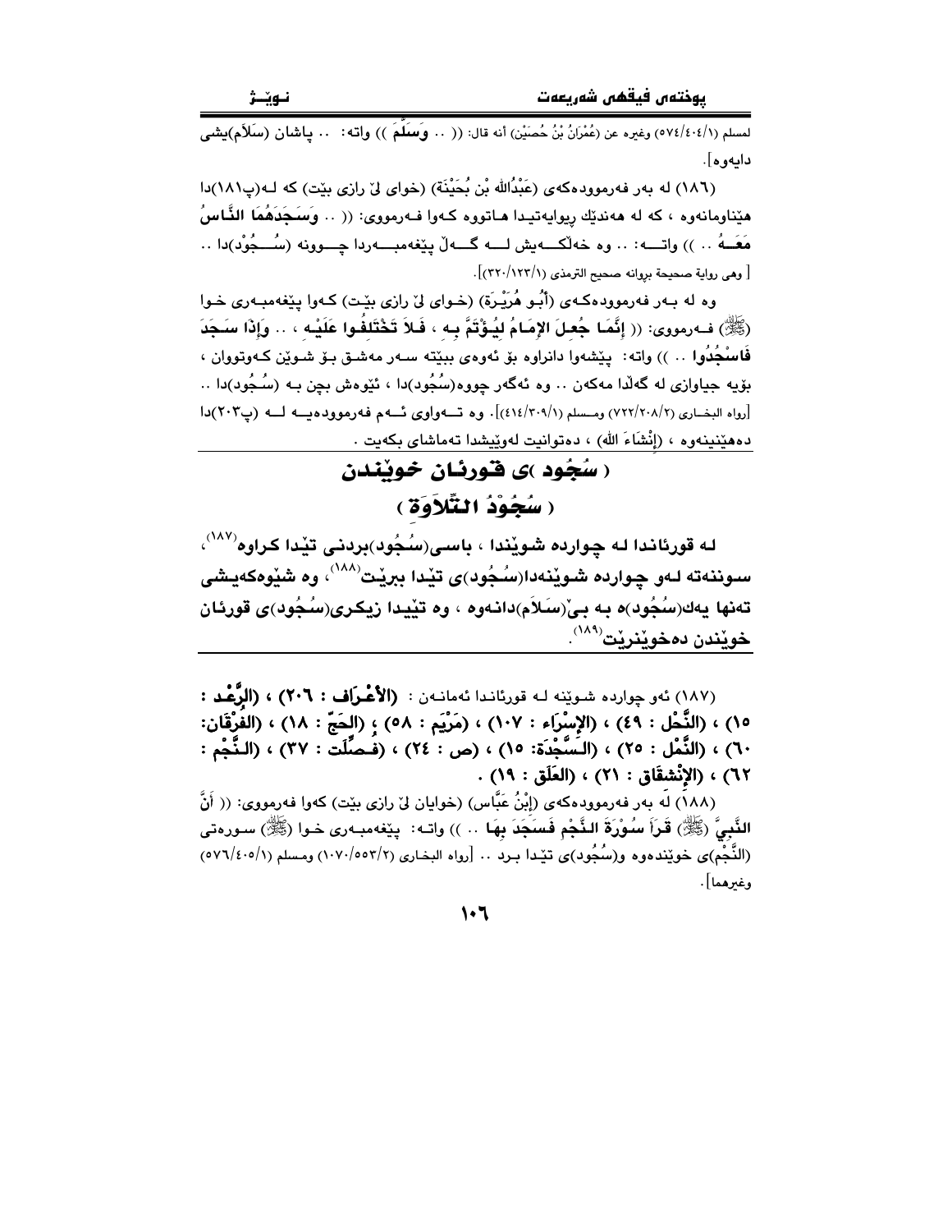لمسلم (١/٤٠٤/٥٧٤) وغيره عن (عُمْرَانُ بْنُ حُصَيْن) أنه قال: (( .. وَسَلَّمَ )) واته: .. پاشان (سَلاَم)یشی دایەوە].

(١٨٦) لە بەر فەرموودەكەی (عَبْدُالله بْن بُحَيْنَة) (خوای لێ رازی بێت) كە لـە(پ١٨١)دا هێناومانەوە ، كە لە هەندێك ڕیوایەتیدا هـاتووە كـەوا فـەرمووی: (( .. وَسَجَدَهُمَا النَّاسُ مَعَــهُ .. )) واتــە: .. وە خەڵكــەیش لـــە گـــەڵ پێغەمبـــەردا چـــوونە (سُـــجُوْد)دا .. [ وهى رواية صحيحة بروانه صحيح الترمذى (١/١٢٣/٣٢٠)].

وە لە بـەر فەرموودەكـەی (أَبُـو هُرَيْـرَة) (خـوای لێ رازی بێـت) كـەوا پێغەمبـەری خـوا (ﷺ) فـەرمووی: (( إِنَّمَا جُعِلَ الإِمَامُ لِيُؤْتَمَّ بِهِ ، فَلاَ تَخْتَلِفُوا عَلَيْهِ ، .. وَإِذَا سَجَدَ فَاسْجُدُوا .. )) واتە: پێشەوا دانراوە بۆ ئەوەی ببێتە سـەر مەشـق بـۆ شـوێن كـەوتووان ، بۆیە جیاوازی لە گەڵدا مەكەن .. وە ئەگەر چووە(سُجُود)دا ، ئێوەش بچن بـە (سُجُود)دا .. [رواه البخـارى (٢/٢٠٨/٧٢٢) ومـسلم (١/٣٠٩/٤١٤)]. وە تـــەواوی ئـــەم فەرموودەیـــە لـــە (پ٢٠٣)دا دەهێنینەوە ، (إِنْشَاءَ الله) ، دەتوانیت لەوێیشدا تەماشای بكەیت .

## ( سُجُود )ی قورئـان خوێندن
## ( سُجُوْدُ التِّلاَوَة )

**لـە قورئانـدا لـە چـواردە شـوێندا ، باسـی(سُجُود)بردنـی تێـدا كـراوە[١٨٧]، سوننەتە لـەو چـواردە شـوێنەدا(سُجُود)ی تێـدا ببرێـت[١٨٨]، وە شێوەكەیشی تەنها یەك(سُجُود)ە بـە بـێ(سَلاَم)دانـەوە ، وە تێیـدا زیكـری(سُجُود)ی قورئـان خوێندن دەخوێنرێت[١٨٩].**

---

(١٨٧) ئەو چواردە شـوێنە لـە قورئانـدا ئەمانـەن : **(الأَعْرَاف : ٢٠٦) ، (الرَّعْد : ١٥) ، (النَّحْل : ٤٩) ، (الإِسْرَاء : ١٠٧) ، (مَرْيَم : ٥٨) ، (الحَجّ : ١٨) ، (الفُرْقَان: ٦٠) ، (النَّمْل : ٢٥) ، (السَّجْدَة: ١٥) ، (ص : ٢٤) ، (فُصِّلَت : ٣٧) ، (النَّجْم : ٦٢) ، (الإِنْشِقَاق : ٢١) ، (العَلَق : ١٩) .**

(١٨٨) لە بەر فەرموودەكەی (إِبْنُ عَبَّاس) (خوایان لێ رازی بێت) كەوا فەرمووی: (( **أَنَّ النَّبِيَّ (ﷺ) قَرَأَ سُوْرَةَ النَّجْمِ فَسَجَدَ بِهَا** .. )) واتـە: پێغەمبـەری خـوا (ﷺ) سـورەتی (النَّجْم)ی خوێندەوە و(سُجُود)ی تێدا بـرد .. [رواه البخـارى (٢/٥٥٣/١٠٧٠) ومسلم (١/٤٠٥/٥٧٦) وغيرهما].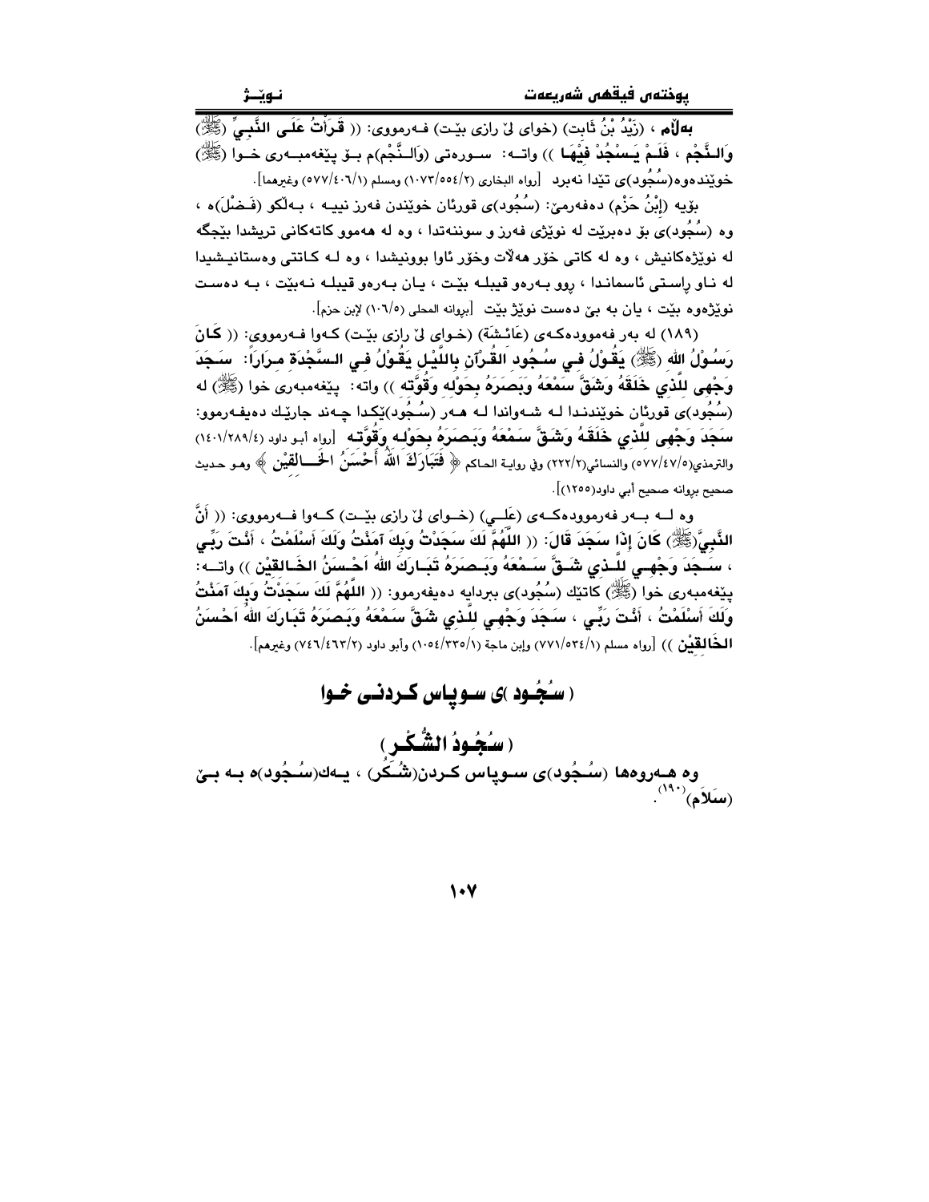**بەڵام** ، (زَيْدُ بْنُ ثَابِت) (خوای لێ ڕازی بێت) فـەرمووی: (( قَرَأْتُ عَلَى النَّبِيِّ (ﷺ) وَالنَّجْم ، فَلَمْ يَسْجُدْ فِيْهَا )) واتــە: ســورەتی (وَالنَّجْم)م بـۆ پێغەمبــەری خــوا (ﷺ) خوێندەوە(سُجُود)ی تێدا نەبرد [رواه البخاري (١٠٧٣/٥٥٤/٢) ومسلم (٥٧٧/٤٠٦/١) وغيرهما].

بۆیە (إبْنُ حَزْم) دەفەرمێ: (سُجُود)ی قورئان خوێندن فەرز نییە ، بەڵکو (فَضْل)ە ، وە (سُجُود)ی بۆ دەبرێت لە نوێژی فەرز و سوننەتدا ، وە لە هەموو کاتەکانی تریشدا بێجگە لە نوێژەکانیش ، وە لە کاتی خۆر هەڵات وخۆر ئاوا بوونیشدا ، وە لـە کـاتتی وەستانیـشیدا لە نـاو ڕاسـتی ئاسمانـدا ، ڕوو بـەرەو قیبلـە بێـت ، یـان بـەرەو قیبلـە نـەبێت ، بـە دەسـت نوێژەوە بێت ، یان بە بێ دەست نوێژ بێت [بروانه المحلى (١٠٦/٥) لإبن حزم].

(١٨٩) لە بەر فەرموودەکـەی (عَائِشَة) (خـوای لێ ڕازی بێـت) کـەوا فـەرمووی: (( كَانَ رَسُوْلُ الله (ﷺ) يَقُوْلُ فِي سُجُودِ القُرآنِ بِاللَّيْلِ يَقُوْلُ فِي السَّجْدَةِ مِرَارَاً: سَجَدَ وَجْهِي لِلَّذِي خَلَقَهُ وَشَقَّ سَمْعَهُ وَبَصَرَهُ بِحَوْلِهِ وقُوَّتِه )) واتە: پێغەمبەری خوا (ﷺ) لە (سُجُود)ی قورئان خوێندنـدا لـە شـەواندا لـە هـەر (سُجُود)ێکدا چەند جارێك دەیفـەرموو: سَجَدَ وَجْهِي لِلَّذِي خَلَقَهُ وَشَقَّ سَمْعَهُ وَبَصَرَهُ بِحَوْلِهِ وقُوَّتِه [رواه أبو داود (١٤٠١/٢٨٩/٤) والترمذي(٥٧٧/٤٧/٥) والنسائي(٢٢٢/٢) وفي رواية الحاكم ﴿ فَتَبَارَكَ اللَّهُ أَحْسَنُ الْخَالِقِيْن ﴾ وهو حديث صحيح بروانه صحيح أبي داود(١٢٥٥)].

وە لــە بــەر فەرموودەکــەی (عَلِـي) (خــوای لێ ڕازی بێـت) کــەوا فــەرمووی: (( أَنَّ النَّبِيَّ(ﷺ) كَانَ إِذَا سَجَدَ قَالَ: (( اللَّهُمَّ لَكَ سَجَدْتُ وَبِكَ آمَنْتُ وَلَكَ أَسْلَمْتُ ، أَنْتَ رَبِّي ، سَجَدَ وَجْهِي لِلَّذِي شَقَّ سَمْعَهُ وَبَصَرَهُ تَبَارَكَ اللهُ أَحْسَنُ الخَالِقِيْن )) واتــە: پێغەمبەری خوا (ﷺ) کاتێك (سُجُود)ی ببردایە دەیفەرموو: (( اللَّهُمَّ لَكَ سَجَدْتُ وَبِكَ آمَنْتُ وَلَكَ أَسْلَمْتُ ، أَنْتَ رَبِّي ، سَجَدَ وَجْهِي لِلَّذِي شَقَّ سَمْعَهُ وَبَصَرَهُ تَبَارَكَ اللهُ أَحْسَنُ الخَالِقِيْن )) [رواه مسلم (٧٧١/٥٣٤/١) وإبن ماجة (١٠٥٤/٣٣٥/١) وأبو داود (٧٤٦/٤٦٣/٢) وغيرهم].

## ( سُجُود )ی سوپاس کردنی خوا

## ( سُجُودُ الشُّكْر )

**وە هـەروەها (سُجُود)ی سـوپاس کـردن(شُکر) ، یـەك(سُجُود)ە بـە بـێ (سَلاَم)[١٩٠].**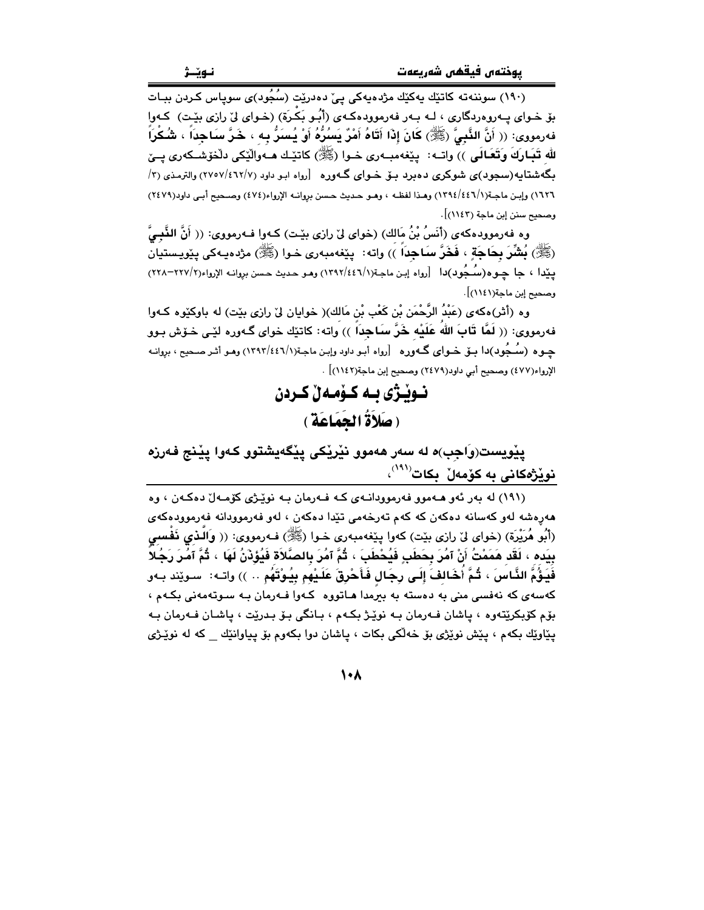(١٩٠) سوننەتە كاتێك یەكێك مژدەیەكی پێ دەدرێت (سُجُود)ی سوپاس كردن ببـات بۆ خـوای پـەروەردگاری ، لـە بـەر فەرموودەكـەی (أَبُـو بَكْرَة) (خـوای لێ رازی بێـت) كـەوا فەرمووی: (( **أَنَّ النَّبِيَّ (ﷺ) كَانَ إِذَا أَتَاهُ أَمْرٌ يَسُرُّهُ أَوْ يُسَرُّ بِهِ ، خَرَّ سَاجِداً ، شُكْراً لله تَبَارَكَ وَتَعَالَى** )) واتـە: پێغەمبـەری خـوا (ﷺ) كاتێـك هـەواڵێكی دڵخۆشـكەری پـێ بگەشتایە(سجود)ی شوكری دەبرد بـۆ خـوای گـەورە [رواه ابـو داود (٢٧٥٧/٤٦٢/٧) والترمـذي (٣/ ١٦٢٦) وإبـن ماجـة(١٣٩٤/٤٤٦/١) وهـذا لفظـه ، وهـو حـديث حـسن بروانـه الإرواء(٤٧٤) وصـحيح أبـي داود(٢٤٧٩) وصحيح سنن إبن ماجة (١١٤٣)].

وە فەرموودەكەی (أَنَسُ بْنُ مَالِك) (خوای لێ رازی بێـت) كـەوا فـەرمووی: (( **أَنَّ النَّبِيَّ (ﷺ) بُشِّرَ بِحَاجَةٍ ، فَخَرَّ سَاجِداً** )) واتە: پێغەمبەری خـوا (ﷺ) مژدەیـەكی پێویـستیان پێدا ، جا چـوە(سُجُود)دا [رواه إبـن ماجـة(١٣٩٢/٤٤٦/١) وهـو حـديث حـسن بروانـه الإرواء(٢٢٧/٢–٢٢٨) وصحيح إبن ماجة(١١٤١)].

وە (أَثر)ەكەی (عَبْدُ الرَّحْمَن بْن كَعْب بْنِ مَالِك)( خوایان لێ رازی بێت) لە باوكێوە كـەوا فەرمووی: (( **لَمَّا تَابَ اللهُ عَلَيْهِ خَرَّ سَاجِداً** )) واتە: كاتێك خوای گـەورە لێـی خـۆش بـوو چـوە (سُجُود)دا بـۆ خـوای گـەورە [رواه أبـو داود وإبـن ماجـة(١٣٩٣/٤٤٦/١) وهـو أثـر صـحيح ، بروانـه الإرواء(٤٧٧) وصحيح أبي داود(٢٤٧٩) وصحيح إبن ماجة(١١٤٢)] .

## نـوێـژی بـە كـۆمـەڵ كـردن
## ( صَلاَةُ الجَمَاعَة )

**پێویست(وَاجِب)ە لە سەر هەموو نێرێكی پێگەیشتوو كەوا پێنج فەرزە نوێژەكانی بە كۆمەڵ بكات**[١٩١]،

(١٩١) لە بەر ئەو هـەموو فەرموودانـەی كـە فـەرمان بـە نوێـژی كۆمـەڵ دەكـەن ، وە هەڕەشە لەو كەسانە دەكەن كە كەم تەرخەمی تێدا دەكەن ، لەو فەرموودانە فەرموودەكەی (أَبُو هُرَيْرَة) (خوای لێ رازی بێت) كەوا پێغەمبەری خـوا (ﷺ) فـەرمووی: (( **وَالَّذِي نَفْسِي بِيَدِه ، لَقَد هَمَمْتُ أَنْ آمُرَ بِحَطَبٍ فَيُحْطَبَ ، ثُمَّ آمُرَ بِالصَّلاَةِ فَيُؤَذَنُ لَهَا ، ثُمَّ آمُرَ رَجُلاً فَيَؤُمَّ النَّاسَ ، ثُمَّ أُخَالِفَ إِلَى رِجَالٍ فَأُحَرِّقَ عَلَيْهِم بِيُوتَهُم ..** )) واتـە: سـوێند بـەو كەسەی كە نەفسی منی بە دەستە بە بیرمدا هـاتووە كـەوا فـەرمان بـە سـوتەمەنی بكـەم ، بۆم كۆبكرێتەوە ، پاشان فـەرمان بـە نوێـژ بكـەم ، بـانگی بـۆ بـدرێت ، پاشـان فـەرمان بـە پیاوێك بكەم ، پێش نوێژی بۆ خەڵكی بكات ، پاشان دوا بكەوم بۆ پیاوانێك _ كە لە نوێـژی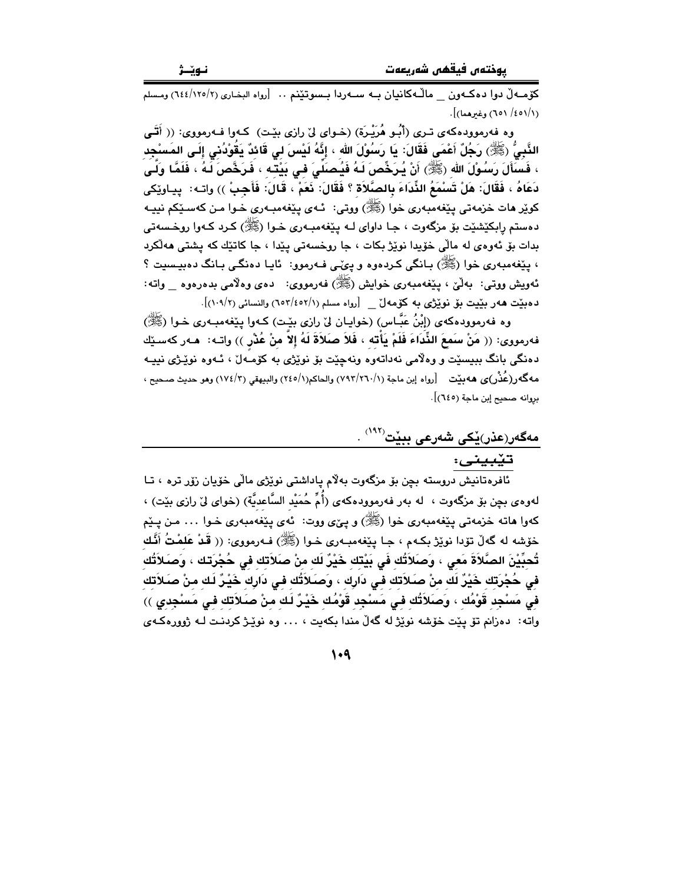کۆمـەڵ دوا دەکـەون _ ماڵـەکانیان بـە سـەردا بـسوتێنم .. [رواه البخاري (٦٤٤/١٢٥/٢) ومسلم (٤٥١/١/ ٦٥١) وغيرهما)].

وە فەرموودەکەی تـری (أَبُـو هُرَيْـرَةَ) (خـوای لێ رازی بێـت) کـەوا فـەرمووی: (( أَتَـى النَّبِيُّ (ﷺ) رَجُلٌ أَعْمَى فَقَالَ: يَا رَسُوْلَ الله ، إِنَّهُ لَيْسَ لِي قَائِدٌ يَقُوْدُنِي إِلَـى المَسْجِدِ ، فَسَأَلَ رَسُوْلَ الله (ﷺ) أَنْ يُـرَخِّصَ لَـهُ فَيُـصَلِّيَ فِي بَيْتِـهِ ، فَرَخَّصَ لَـهُ ، فَلَمَّا وَلَّـى دَعَاهُ ، فَقَالَ: هَلْ تَسْمَعُ النِّدَاءَ بِالصَّلاَةِ ؟ فَقَالَ: نَعَمْ ، قَالَ: فَأَجِبْ )) واتـە: پیـاوێکی کوێر هات خزمەتی پێغەمبەری خوا (ﷺ) ووتی: ئـەی پێغەمبـەری خـوا مـن کەسـێکم نییـە دەستم رابکێشێت بۆ مزگەوت ، جا داوای لـە پێغەمبـەری خـوا (ﷺ) کـرد کـەوا روخـسەتی بدات بۆ ئەوەی لە ماڵی خۆیدا نوێژ بکات ، جا روخسەتی پێدا ، جا کاتێك کە پشتی هەڵکرد ، پێغەمبەری خوا (ﷺ) بـانگی کـردەوە و پـێی فـەرموو: ئایـا دەنگـی بـانگ دەبیـسیت ؟ ئەویش ووتی: بەڵێ ، پێغەمبەری خوایش (ﷺ) فەرمووی: دەی وەڵامی بدەرەوە _ واتە: دەبێت هەر بێیت بۆ نوێژی بە کۆمەڵ _ [رواه مسلم (٦٥٣/٤٥٢/١) والنسائي (١٠٩/٢)].

وە فەرموودەکەی (إِبْنُ عَبَّـاس) (خوایـان لێ رازی بێـت) کـەوا پێغەمبـەری خـوا (ﷺ) فەرمووی: (( مَنْ سَمِعَ النِّدَاءَ فَلَمْ يَأْتِه ، فَلاَ صَلاَةَ لَهُ إِلاَّ مِنْ عُذْرٍ )) واتـە: هـەر کەسـێك دەنگی بانگ ببیسێت و وەڵامی نەداتەوە ونەچێت بۆ نوێژی بە کۆمـەڵ ، ئـەوە نوێـژی نییـە مەگەر(عُذْر)ی هەبێت [رواه إبن ماجة (٧٩٣/٢٦٠/١) والحاكم(٢٤٥/١) والبيهقي (١٧٤/٣) وهو حديث صحيح ، بروانە صحيح إبن ماجة (٦٤٥)].

مەگەر(عذر)ێکی شەرعی ببێت[١٩٢] .

تێبینی:

ئافرەتانیش دروستە بچن بۆ مزگەوت بەڵام پاداشتی نوێژی ماڵی خۆیان زۆر ترە ، تـا لەوەی بچن بۆ مزگەوت ، لە بەر فەرموودەکەی (أُمِّ حُمَيْدٍ السَّاعِدِيَّة) (خوای لێ رازی بێت) ، کەوا هاتە خزمەتی پێغەمبەری خوا (ﷺ) و پێی ووت: ئەی پێغەمبەری خـوا ... مـن پـێم خۆشە لە گەڵ تۆدا نوێژ بکـەم ، جـا پێغەمبـەری خـوا (ﷺ) فـەرمووی: (( قَدْ عَلِمْتُ أَنَّكِ تُحِبِّيْنَ الصَّلاَةَ مَعِي ، وَصَلاَتُكِ فِي بَيْتِكِ خَيْرٌ لَكِ مِنْ صَلاَتِكِ فِي حُجْرَتِكِ ، وَصَلاَتُكِ فِي حُجْرَتِكِ خَيْرٌ لَكِ مِنْ صَلاَتِكِ فِي دَارِكِ ، وَصَلاَتُكِ فِي دَارِكِ خَيْرٌ لَكِ مِنْ صَلاَتِكِ فِي مَسْجِدِ قَوْمِكِ ، وَصَلاَتُكِ فِي مَسْجِدِ قَوْمِكِ خَيْرٌ لَكِ مِنْ صَلاَتِكِ فِي مَسْجِدِي )) واتە: دەزانم تۆ پێت خۆشە نوێژ لە گەڵ مندا بکەیت ، ... وە نوێـژ کردنـت لـە ژوورەکـەی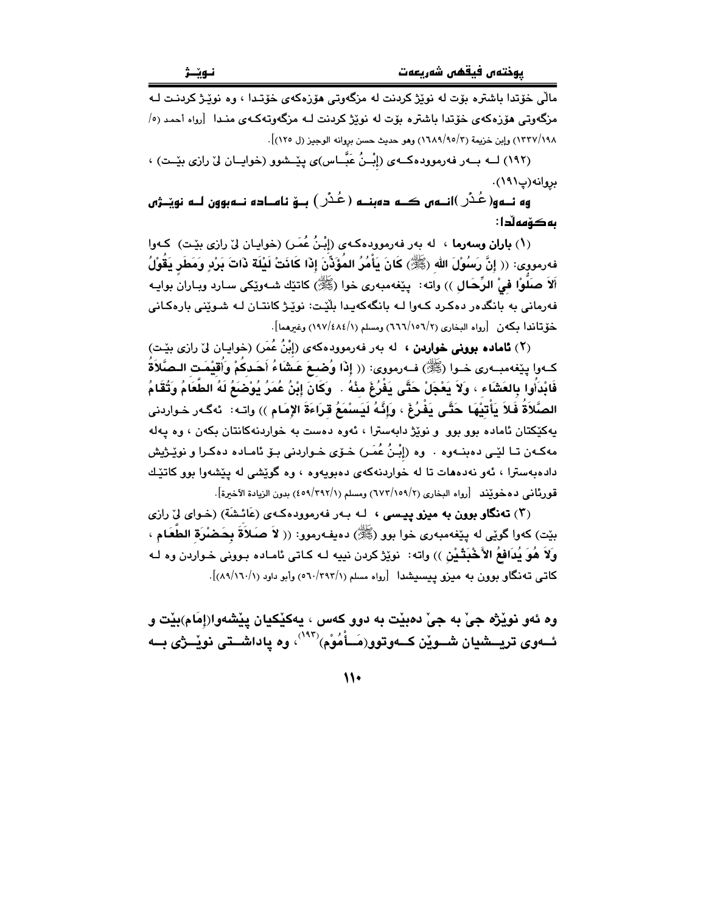ماڵی خۆتدا باشترە بۆت لە نوێژ کردنت لە مزگەوتی هۆزەکەی خۆتدا ، وە نوێژ کردنت لە مزگەوتی هۆزەکەی خۆتدا باشترە بۆت لە نوێژ کردنت لە مزگەوتەکەی مندا [رواه أحمد (٥/ ١٩٨/١٣٣٧) وإبن خزيمة (١٦٨٩/٩٥/٣) وهو حديث حسن بروانه الوجيز (ل ١٢٥)].

(١٩٢) لە بەر فەرموودەکەی (إِبْنُ عَبَّاس)ی پێشوو (خوایان لێ رازی بێت) ، بروانه(پ١٩١).

**وە ئەو(عُذْر)انەی کە دەبنە (عُذْر) بۆ ئامادە نەبوون لە نوێژی بەکۆمەڵدا:**

(١) **باران وسەرما** ، لە بەر فەرموودەکەی (إِبْنُ عُمَر) (خوایان لێ رازی بێت) کەوا فەرمووی: (( **إِنَّ رَسُوْلَ اللهِ (ﷺ) كَانَ يَأْمُرُ المُؤَذِّنَ إِذَا كَانَتْ لَيْلَة ذَاتَ بَرْدٍ وَمَطَرٍ يَقُوْلُ أَلاَ صَلُّوْا فِيْ الرِّحَالِ** )) واته: پێغەمبەری خوا (ﷺ) کاتێك شەوێکی سارد وباران بوایە فەرمانی بە بانگدەر دەکرد کەوا لە بانگەکەیدا بڵێت: نوێژ کانتان لە شوێنی بارەکانی خۆتاندا بکەن [رواه البخاري (٦٦٦/١٥٦/٢) ومسلم (١٩٧/٤٨٤/١) وغيرهما].

(٢) **ئامادە بوونی خواردن** ، لە بەر فەرموودەکەی (إِبْنُ عُمَر) (خوایان لێ رازی بێت) کەوا پێغەمبەری خوا (ﷺ) فەرمووی: (( **إِذَا وُضِعَ عَشَاءُ أَحَدِكُمْ وَأُقِيْمَتِ الصَّلاَةُ فَابْدَأُوا بِالعَشَاءِ ، وَلاَ يَعْجَلْ حَتَّى يَفْرُغَ مِنْهُ . وَكَانَ إِبْنُ عُمَرُ يُوْضَعُ لَهُ الطَّعَامُ وَتُقَامُ الصَّلاَةُ فَلاَ يَأْتِيْهَا حَتَّى يَفْرُغَ ، وَإِنَّهُ لَيَسْمَعُ قِرَاءَةَ الإِمَامِ** )) واته: ئەگەر خواردنی یەکێکتان ئامادە بوو بوو و نوێژ دابەسترا ، ئەوە دەست بە خواردنەکانتان بکەن ، وە پەلە مەکەن تا لێی دەبنەوە . وە (إِبْنُ عُمَر) خۆی خواردنی بۆ ئامادە دەکرا و نوێژیش دادەبەسترا ، ئەو نەدەهات تا لە خواردنەکەی دەبویەوە ، وە گوێشی لە پێشەوا بوو کاتێك قورئانی دەخوێند [رواه البخاري (٦٧٣/١٥٩/٢) ومسلم (٤٥٩/٣٩٢/١) بدون الزيادة الأخيرة].

(٣) **تەنگاو بوون بە میزو پیسی** ، لە بەر فەرموودەکەی (عَائِشَة) (خوای لێ رازی بێت) کەوا گوێی لە پێغەمبەری خوا بوو (ﷺ) دەیفەرموو: (( **لاَ صَلاَةَ بِحَضْرَةِ الطَّعَامِ ، وَلاَ هُوَ يُدَافِعُ الأَخْبَثَيْنِ** )) واته: نوێژ کردن نییە لە کاتی ئامادە بوونی خواردن وە لە کاتی تەنگاو بوون بە میزو پیسیشدا [رواه مسلم (٥٦٠/٣٩٣/١) وأبو داود (٨٩/١٦٠/١)].

**وە ئەو نوێژە جێ بە جێ دەبێت بە دوو کەس ، یەکێکیان پێشەوا(إِمَام)بێت و ئەوی تریشیان شوێن کەوتوو(مَأْمُوْم)**[١٩٣]**، وە پاداشتی نوێژی بە**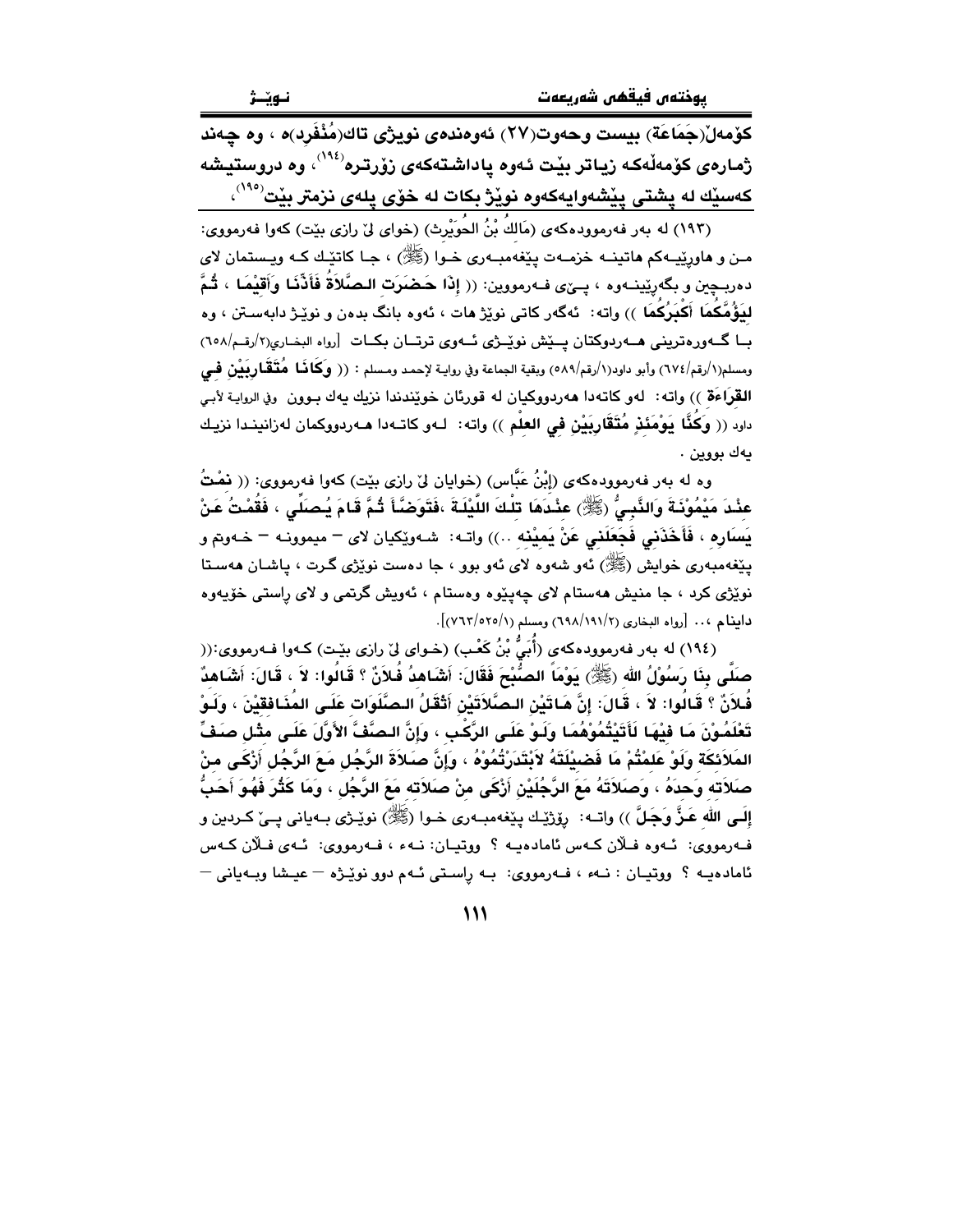**کۆمەڵ(جَمَاعَة) بیست وحەوت(٢٧) ئەوەندەی نوێژی تاك(مُنْفَرِد)ە ، وە چەند ژمارەی کۆمەڵەکە زیاتر بێت ئەوە پاداشتەکەی زۆرترە[١٩٤]، وە دروستیشە کەسێك لە پشتی پێشەوایەکەوە نوێژ بکات لە خۆی پلەی نزمتر بێت[١٩٥]،**

(١٩٣) لە بەر فەرموودەکەی (مَالِكُ بْنُ الحُوَيْرِث) (خوای لێ رازی بێت) کەوا فەرمووی: مـن و هاورێیـەکم هاتینـە خزمـەت پێغەمبـەری خـوا (ﷺ) ، جـا کاتێـك کـە ویـستمان لای دەربـچین و بگەڕێینـەوە ، پـێی فـەرمووین: (( **إِذَا حَضَرَتِ الصَّلاَةُ فَأَذِّنَا وَأَقِيْمَا ، ثُمَّ لِيَؤُمَّكُمَا أَكْبَرُكُمَا** )) واتە: ئەگەر کاتی نوێژ هات ، ئەوە بانگ بدەن و نوێـژ دابەسـتن ، وە بـا گـەورەترینی هـەردوکتان پـێش نوێـژی ئـەوی ترتـان بکـات [رواه البخاري(٢/رقم/٦٥٨) ومسلم(١/رقم/٦٧٤) وأبو داود(١/رقم/٥٨٩) وبقية الجماعة وفي رواية لإحمد ومسلم : (( **وَكَانَا مُتَقَارِبَيْنِ فِي القِرَاءَةِ** )) واتە: لەو کاتەدا هەردووکیان لە قورئان خوێندندا نزیك یەك بـوون وفي الرواية لأبي داود (( **وَكُنَّا يَوْمَئِذٍ مُتَقَارِبَيْنِ فِي العِلْمِ** )) واتە: لـەو کاتـەدا هـەردووکمان لەزانینـدا نزیـك یەك بووین .

وە لە بەر فەرموودەکەی (إِبْنُ عَبَّاس) (خوایان لێ رازی بێت) کەوا فەرمووی: (( **نِمْتُ عِنْدَ مَيْمُوْنَةَ وَالنَّبِيُّ (ﷺ) عِنْدَهَا تِلْكَ اللَّيْلَةَ ،فَتَوَضَّأَ ثُمَّ قَامَ يُصَلِّي ، فَقُمْتُ عَنْ يَسَارِهِ ، فَأَخَذَنِي فَجَعَلَنِي عَنْ يَمِيْنِهِ ..**)) واتـە: شـەوێکیان لای – میموونـە – خـەوتم و پێغەمبەری خوایش (ﷺ) ئەو شەوە لای ئەو بوو ، جا دەست نوێژی گـرت ، پاشـان هەسـتا نوێژی کرد ، جا منیش هەستام لای چەپێوە وەستام ، ئەویش گرتمی و لای ڕاستی خۆیەوە دایـنام ،.. [رواه البخاري (٢/١٩١/٦٩٨) ومسلم (١/٥٢٥/٧٦٣)].

(١٩٤) لە بەر فەرموودەکەی (أُبَيُّ بْنُ كَعْب) (خـوای لێ رازی بێـت) کـەوا فـەرمووی:(( **صَلَّى بِنَا رَسُوْلُ اللهِ (ﷺ) يَوْمَاً الصُّبْحَ فَقَالَ: أَشَاهِدٌ فُلاَنٌ ؟ قَالُوا: لاَ ، قَالَ: أَشَاهِدٌ فُلاَنٌ ؟ قَالُوا: لاَ ، قَالَ: إِنَّ هَاتَيْنِ الصَّلاَتَيْنِ أَثْقَلُ الصَّلَوَاتِ عَلَى المُنَافِقِيْنَ ، وَلَوْ تَعْلَمُوْنَ مَا فِيْهَا لأَتَيْتُمُوْهُمَا وَلَوْ عَلَى الرُّكَبِ ، وَإِنَّ الصَّفَّ الأَوَّلَ عَلَى مِثْلِ صَفِّ المَلاَئِكَةِ وَلَوْ عَلِمْتُمْ مَا فَضِيْلَتَهُ لاَبْتَدَرْتُمُوْهُ ، وَإِنَّ صَلاَةَ الرَّجُلِ مَعَ الرَّجُلِ أَزْكَى مِنْ صَلاَتِهِ وَحدَهُ ، وَصَلاَتَهُ مَعَ الرَّجُلَيْنِ أَزْكَى مِنْ صَلاَتِهِ مَعَ الرَّجُلِ ، وَمَا كَثُرَ فَهُوَ أَحَبُّ إِلَى اللهِ عَزَّ وَجَلَّ** )) واتـە: ڕۆژێـك پێغەمبـەری خـوا (ﷺ) نوێـژی بـەیانی پـێ کـردین و فـەرمووی: ئـەوە فـلان کـەس ئامادەیـە ؟ ووتیـان: نـەء ، فـەرمووی: ئـەی فـلان کـەس ئامادەیـە ؟ ووتیـان : نـەء ، فـەرمووی: بـە ڕاسـتی ئـەم دوو نوێـژە – عیـشا وبـەیانی –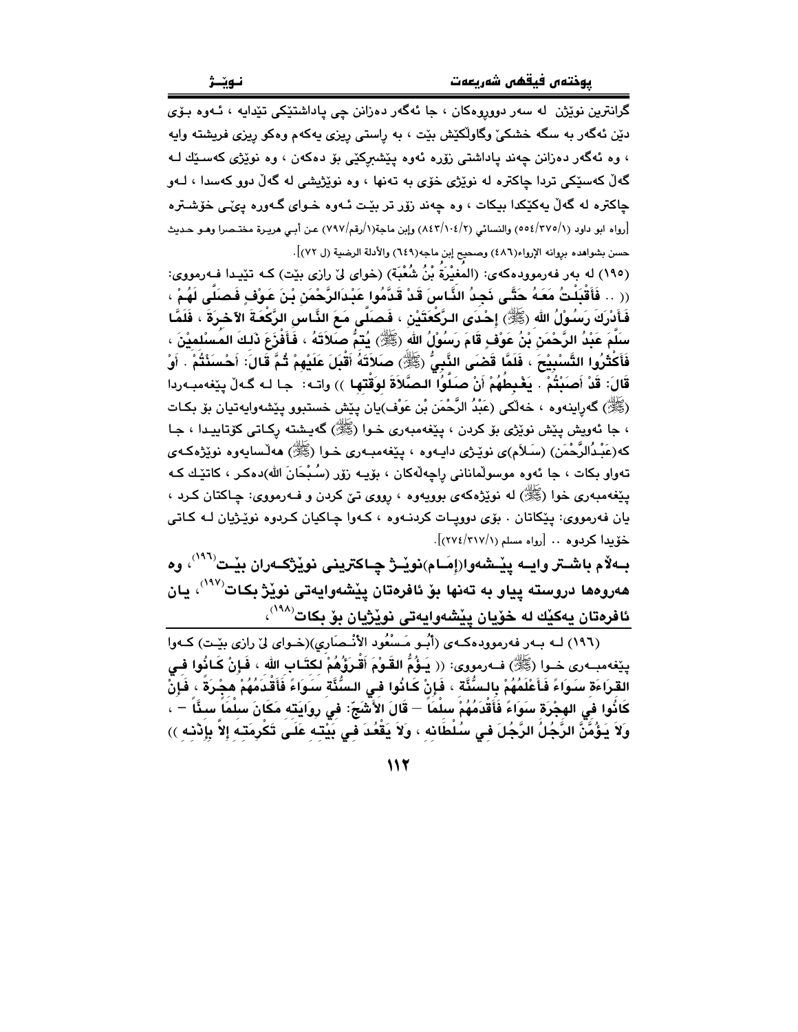گرانترین نوێژن لە سەر دووڕووەکان ، جا ئەگەر دەزانن چی پاداشتێکی تێدایە ، ئەوە بۆی دێن ئەگەر بە سگە خشکێ وگاوڵکێش بێت ، بە ڕاستی ڕیزی یەکەم وەکو ڕیزی فریشتە وایە ، وە ئەگەر دەزانن چەند پاداشتی زۆرە ئەوە پێشبڕکێی بۆ دەکەن ، وە نوێژی کەسێك لـە گەڵ کەسێکی تردا چاکترە لە نوێژی خۆی بە تەنها ، وە نوێژیشی لە گەڵ دوو کەسدا ، لـەو چاکترە لە گەڵ یەکێکدا بیکات ، وە چەند زۆر تر بێت ئـەوە خـوای گـەورە پێـی خۆشـترە [رواه ابو داود (١/٣٧٥/٥٥٤) والنسائي (٢/١٠٤/٨٤٣) وإبن ماجة(١/رقم/٧٩٧) عن أبي هريرة مختصرا وهـو حـديث حسن بشواهده برواته الإرواء(٤٨٦) وصحيح إبن ماجه(٦٤٩) والأدلة الرضية (ل ٧٢)].

(١٩٥) لە بەر فەرموودەکەی: (المُغِيْرَةُ بْنُ شُعْبَة) (خوای لێ ڕازی بێت) کـە تێیـدا فـەرمووی: (( .. فَأَقْبَلْتُ مَعَهُ حَتَّى نَجِدُ النَّاسَ قَدْ قَدَّمُوا عَبْدَالرَّحْمَنِ بْنَ عَوْفٍ فَصَلَّى لَهُمْ ، فَأَدْرَكَ رَسُوْلُ اللهِ (ﷺ) إِحْدَى الرَّكْعَتَيْنِ ، فَصَلَّى مَعَ النَّاسِ الرَّكْعَةَ الآخِرَةَ ، فَلَمَّا سَلَّمَ عَبْدُ الرَّحْمَنِ بْنُ عَوْفٍ قَامَ رَسُوْلُ اللهِ (ﷺ) يُتِمُّ صَلاَتَهُ ، فَأَفْزَعَ ذَلِكَ المُسْلِمِيْنَ ، فَأَكْثَرُوا التَّسْبِيْحَ ، فَلَمَّا قَضَى النَّبِيُّ (ﷺ) صَلاَتَهُ أَقْبَلَ عَلَيْهِمْ ثُمَّ قَالَ: أَحْسَنْتُمْ . أَوْ قَالَ: قَدْ أَصَبْتُمْ . يَغْبِطُهُمْ أَنْ صَلَّوُا الصَّلاَةَ لِوَقْتِها )) واتـە: جـا لـە گـەڵ پێغەمبـەردا (ﷺ) گەڕاینەوە ، خەڵکی (عَبْدُ الرَّحْمَنِ بْنُ عَوْف)یان پێش خستبوو پێشەوایەتیان بۆ بکـات ، جا ئەویش پێش نوێژی بۆ کردن ، پێغەمبەری خـوا (ﷺ) گەیـشتە ڕکـاتی کۆتاییـدا ، جـا کە(عَبْدُالرَّحْمَن) (سـەلام)ی نوێـژی دایـەوە ، پێغەمبـەری خـوا (ﷺ) هەڵسایەوە نوێژەکـەی تەواو بکات ، جا ئەوە موسوڵمانانی ڕاچەڵەکان ، بۆیـە زۆر (سُبْحَانَ الله)دەکـر ، کاتێـك کـە پێغەمبەری خوا (ﷺ) لە نوێژەکەی بوویەوە ، ڕووی تێ کردن و فـەرمووی: چـاکتان کـرد ، یان فەرمووی: پێکاتان . بۆی دوویـات کردنـەوە ، کـەوا چاکیان کـردوە نوێـژیان لـە کـاتی خۆیدا کردوە .. [رواه مسلم (١/٣١٧/٢٧٤)].

**بـەڵام باشـتر وایـە پێـشەوا(إمَـام)نوێـژ چـاکترینی نوێژکـەران بێـت[١٩٦] ، وە هەروەها دروستە پیاو بە تەنها بۆ ئافرەتان پێشەوایەتی نوێژ بکـات[١٩٧] ، یـان ئافرەتان یەکێك لە خۆیان پێشەوایەتی نوێژیان بۆ بکات[١٩٨] ،**

(١٩٦) لـە بـەر فەرموودەکـەی (أَبُـو مَـسْعُود الأَنْـصَارِي)(خـوای لێ ڕازی بێـت) کـەوا پێغەمبـەری خـوا (ﷺ) فـەرمووی: (( يَـؤُمُّ القَـوْمَ أَقْـرَؤُهُمْ لِكِتَـابِ اللهِ ، فَـإِنْ كَـانُوا فِـي القِرَاءَةِ سَوَاءً فَأَعْلَمُهُمْ بِالسُّنَّةِ ، فَإِنْ كَانُوا فِي السُّنَّةِ سَوَاءً فَأَقْدَمُهُمْ هِجْرَةً ، فَإِنْ كَانُوا فِي الهِجْرَةِ سَوَاءً فَأَقْدَمُهُمْ سِلْمَاً – قَالَ الأَشَجّ: فِي رِوَايَتِه مَكَانَ سِلْمَاً سِنَّاً – ، وَلاَ يَؤُمَّنَّ الرَّجُلُ الرَّجُلَ فِي سُلْطَانِه ، وَلاَ يَقْعُدَ فِي بَيْتِه عَلَى تَكْرِمَتِه إِلاَّ بِإِذْنِه ))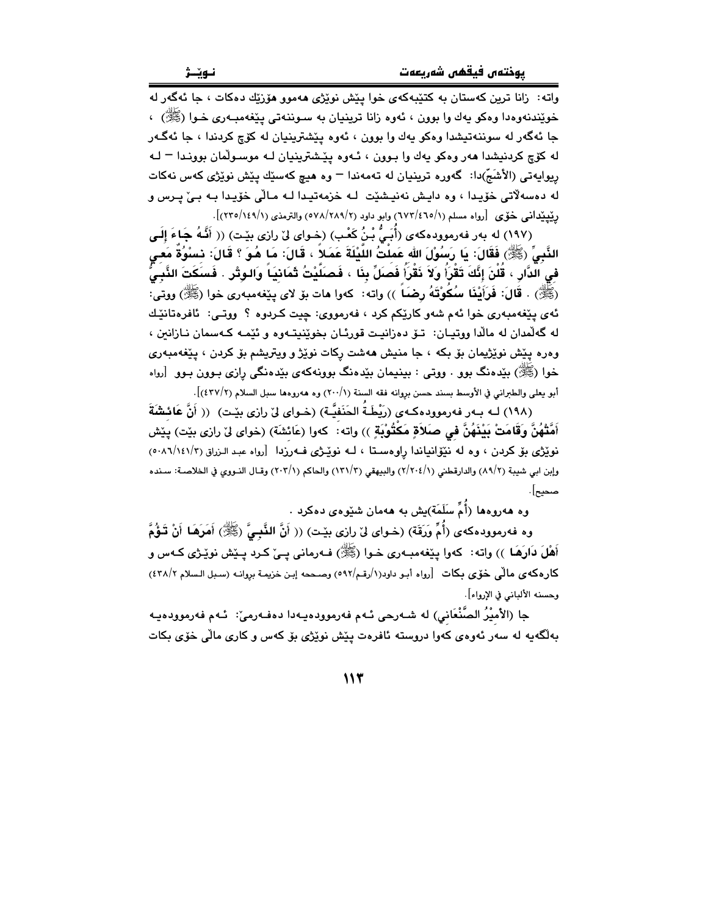واتە: زانا ترین کەستان بە کتێبەکەی خوا پێش نوێژی هەموو هۆزێك دەکات ، جا ئەگەر لە خوێندنەوەدا وەکو یەك وا بوون ، ئەوە زانا ترینیان بە سوننەتی پێغەمبەری خوا (ﷺ) ، جا ئەگەر لە سوننەتیشدا وەکو یەك وا بوون ، ئەوە پێشترینیان لە کۆچ کردندا ، جا ئەگەر لە کۆچ کردنیشدا هەر وەکو یەك وا بوون ، ئەوە پێشترینیان لە موسوڵمان بووندا — لە ریوایەتی (الأشَجّ)دا: گەورە ترینیان لە تەمەندا — وە هیچ کەسێك پێش نوێژی کەس نەکات لە دەسەڵاتی خۆیدا ، وە دایش نەنیشێت لە خزمەتیدا لە ماڵی خۆیدا بە بێ پرس و ڕێپێدانی خۆی [رواه مسلم (٦٧٣/٤٦٥/١) وابو داود (٥٧٨/٢٨٩/٢) والترمذي (٢٣٥/١٤٩/١)].

(١٩٧) لە بەر فەرموودەکەی (أُبَيُّ بْنُ كَعْب) (خوای لێ رازی بێت) (( **أَنَّهُ جَاءَ إِلَى النَّبِيِّ (ﷺ) فَقَالَ: يَا رَسُوْلَ الله عَمِلْتُ اللَّيْلَةَ عَمَلاً ، قَالَ: مَا هُوَ ؟ قَالَ: نِسْوَةٌ مَعِي فِي الدَّارِ ، قُلْنَ إِنَّكَ تَقْرَأُ وَلاَ نَقْرَأُ فَصَلِّ بِنَا ، فَصَلَّيْتُ ثَمَانِياً وَالوِتْر . فَسَكَتَ النَّبِيُّ (ﷺ) . قَالَ: فَرَأَيْنَا سُكُوْتَهُ رِضَاً** )) واتە: کەوا هات بۆ لای پێغەمبەری خوا (ﷺ) ووتی: ئەی پێغەمبەری خوا ئەم شەو کارێکم کرد ، فەرمووی: چیت کردوە ؟ ووتی: ئافرەتانێك لە گەڵمدان لە ماڵدا ووتیان: تۆ دەزانیت قورئان بخوێنیتەوە و ئێمە کەسمان نازانین ، وەرە پێش نوێژیمان بۆ بکە ، جا منیش هەشت ڕکات نوێژ و ویتریشم بۆ کردن ، پێغەمبەری خوا (ﷺ) بێدەنگ بوو . ووتی : بینیمان بێدەنگ بوونەکەی بێدەنگی ڕازی بوون بوو [رواه أبو يعلى والطبراني في الأوسط بسند حسن بروانە فقه السنة (٢٠٠/١) وە هەروەها سبل السلام (٤٣٧/٢)].

(١٩٨) لە بەر فەرموودەکەی (رَيْطَةُ الحَنَفِيَّة) (خوای لێ رازی بێت) (( **أَنَّ عَائِشَةَ أَمَّتْهُنَّ وَقَامَتْ بَيْنَهُنَّ فِي صَلاَةٍ مَكْتُوْبَةٍ** )) واتە: کەوا (عَائِشَة) (خوای لێ رازی بێت) پێش نوێژی بۆ کردن ، وە لە نێوانیاندا ڕاوەستا ، لە نوێژی فەرزدا [رواه عبد الرزاق (٥٠٨٦/١٤١/٣) وإبن ابي شيبة (٨٩/٢) والدارقطني (٢/٢٠٤/١) والبيهقي (١٣١/٣) والحاكم (٢٠٣/١) وقال النووي في الخلاصة: سنده صحيح].

وە هەروەها (أُمِّ سَلَمَة)یش بە هەمان شێوەی دەکرد .

وە فەرموودەکەی (أُمِّ وَرَقَة) (خوای لێ رازی بێت) (( **أَنَّ النَّبِيَّ (ﷺ) أَمَرَهَا أَنْ تَؤُمَّ أَهْلَ دَارِهَا** )) واتە: کەوا پێغەمبەری خوا (ﷺ) فەرمانی پێ کرد پێش نوێژی کەس و کارەکەی ماڵی خۆی بکات [رواه أبو داود(١/رقم/٥٩٢) وصححه إبن خزيمة بروانە (سبل السلام ٤٣٨/٢) وحسنه الألباني في الإرواء].

جا (الأَمِيْرُ الصَّنْعَانِي) لە شەرحی ئەم فەرموودەیەدا دەفەرمێ: ئەم فەرموودەیە بەڵگەیە لە سەر ئەوەی کەوا دروستە ئافرەت پێش نوێژی بۆ کەس و کاری ماڵی خۆی بکات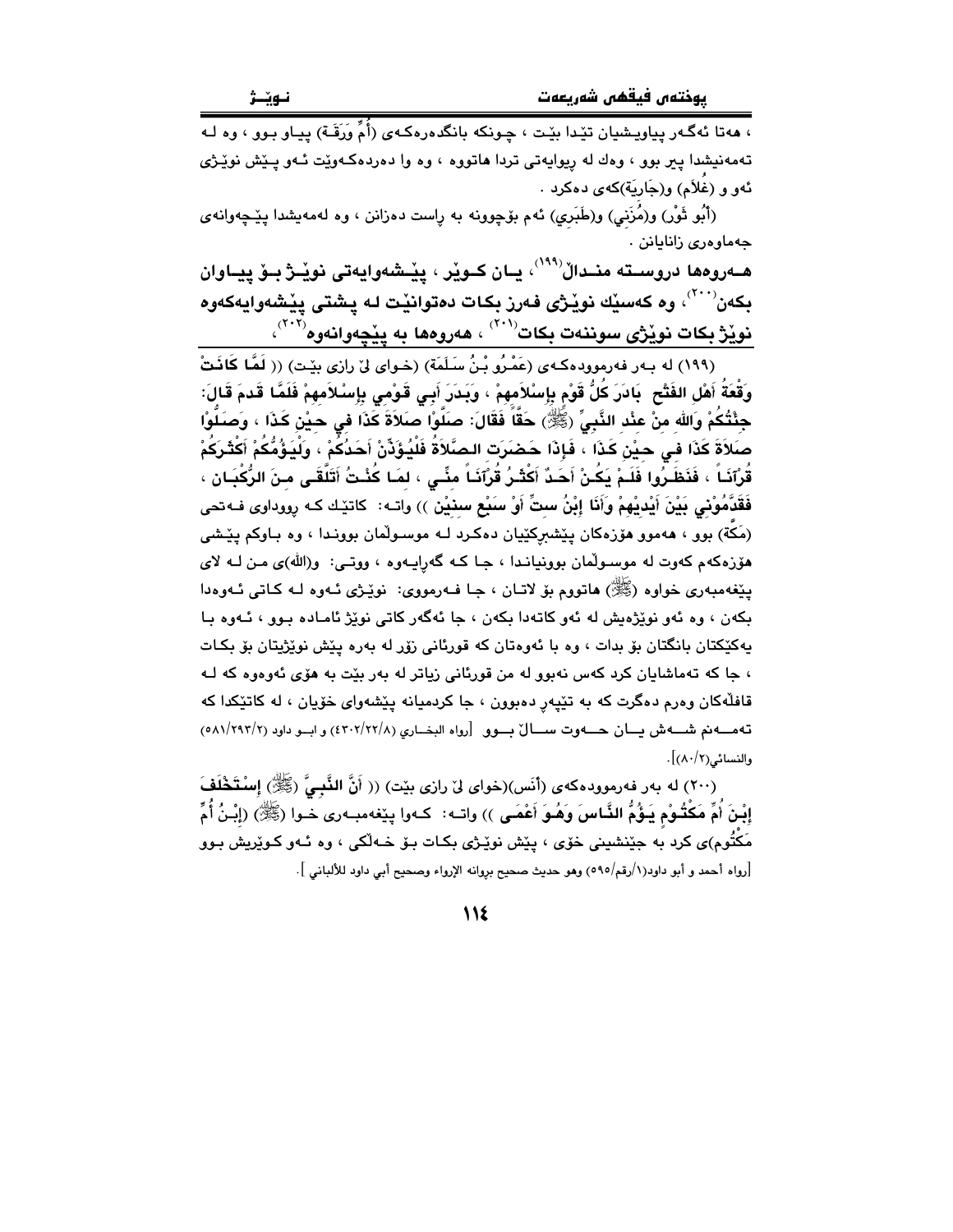، هەتا ئەگەر پیاویشیان تێدا بێت ، چونکە بانگدەرەکەی (أُمِّ وَرَقَة) پیاو بوو ، وە لە تەمەنیشدا پیر بوو ، وەك لە ریوایەتی تردا هاتووە ، وە وا دەردەکەوێت ئەو پێش نوێژی ئەو و (غُلاَم) و(جَارِيَة)کەی دەکرد .

(أَبُو ثَوْر) و(مُزَنِي) و(طَبَرِي) ئەم بۆچوونە بە راست دەزانن ، وە لەمەیشدا پێچەوانەی جەماوەری زانایانن .

**هەروەها دروستە منداڵ[199] ، یان کوێر ، پێشەوایەتی نوێژ بۆ پیاوان بکەن[200] ، وە کەسێك نوێژی فەرز بکات دەتوانێت لە پشتی پێشەوایەکەوە نوێژ بکات نوێژی سوننەت بکات[201] ، هەروەها بە پێچەوانەوە[202] ،**

(199) لە بەر فەرموودەکەی (عَمْرُو بْنُ سَلَمَة) (خوای لێ رازی بێت) (( **لَمَّا كَانَتْ وَقْعَةُ أَهْلِ الفَتْحِ بَادَرَ كُلُّ قَوْمٍ بِإِسْلاَمِهِمْ ، وَبَدَرَ أَبِي قَوْمِي بِإِسْلاَمِهِمْ فَلَمَّا قَدِمَ قَالَ: جِئْتُكُمْ وَاللهِ مِنْ عِنْدِ النَّبِيِّ (ﷺ) حَقًّا فَقَالَ: صَلُّوا صَلاَةَ كَذَا فِي حِيْنِ كَذَا ، وَصَلُّوا صَلاَةَ كَذَا فِي حِيْنِ كَذَا ، فَإِذَا حَضَرَتِ الصَّلاَةُ فَلْيُؤَذِّنْ أَحَدُكُمْ ، وَلْيَؤُمَّكُمْ أَكْثَرُكُمْ قُرْآنَاً ، فَنَظَرُوا فَلَمْ يَكُنْ أَحَدٌ أَكْثَرُ قُرْآنَاً مِنِّي ، لِمَا كُنْتُ أَتَلَقَّى مِنَ الرُّكْبَانِ ، فَقَدَّمُونِي بَيْنَ أَيْدِيْهِمْ وَأَنَا إِبْنُ ستٍّ أَوْ سَبْعِ سِنِيْن** )) واتە: کاتێك کە رووداوی فەتحی (مَكَّة) بوو ، هەموو هۆزەکان پێشبڕکێیان دەکرد لە موسوڵمان بووندا ، وە باوکم پێشی هۆزەکەم کەوت لە موسوڵمان بووناندا ، جا کە گەڕایەوە ، ووتی: و(الله)ی من لە لای پێغەمبەری خواوە (ﷺ) هاتووم بۆ لاتان ، جا فەرمووی: نوێژی ئەوە لە کاتی ئەوەدا بکەن ، وە ئەو نوێژەیش لە ئەو کاتەدا بکەن ، جا ئەگەر کاتی نوێژ ئامادە بوو ، ئەوە با یەکێکتان بانگتان بۆ بدات ، وە با ئەوەتان کە قورئانی زۆر لە بەرە پێش نوێژیتان بۆ بکات ، جا کە تەماشایان کرد کەس نەبوو لە من قورئانی زیاتر لە بەر بێت بە هۆی ئەوەوە کە لە قافڵەکان وەرم دەگرت کە بە تێپەڕ دەبوون ، جا کردمیانە پێشەوای خۆیان ، لە کاتێکدا کە تەمەنم شەش یان حەوت ساڵ بوو [رواه البخاري (٤٣٠٢/٢٢/٨) و ابو داود (٥٨١/٢٩٣/٢) والنسائي(٨٠/٢)].

(200) لە بەر فەرموودەکەی (أَنَس)(خوای لێ رازی بێت) (( **أَنَّ النَّبِيَّ (ﷺ) إسْتَخْلَفَ إِبْنَ أُمِّ مَكْتُومٍ يَؤُمُّ النَّاسَ وَهُوَ أَعْمَى** )) واتە: کەوا پێغەمبەری خوا (ﷺ) (إِبْنُ أُمِّ مَكْتُوم)ی کرد بە جێنشینی خۆی ، پێش نوێژی بکات بۆ خەڵکی ، وە ئەو کوێریش بوو [رواه أحمد و أبو داود(١/رقم/٥٩٥) وهو حديث صحيح بروانه الإرواء وصحيح أبي داود للألباني ].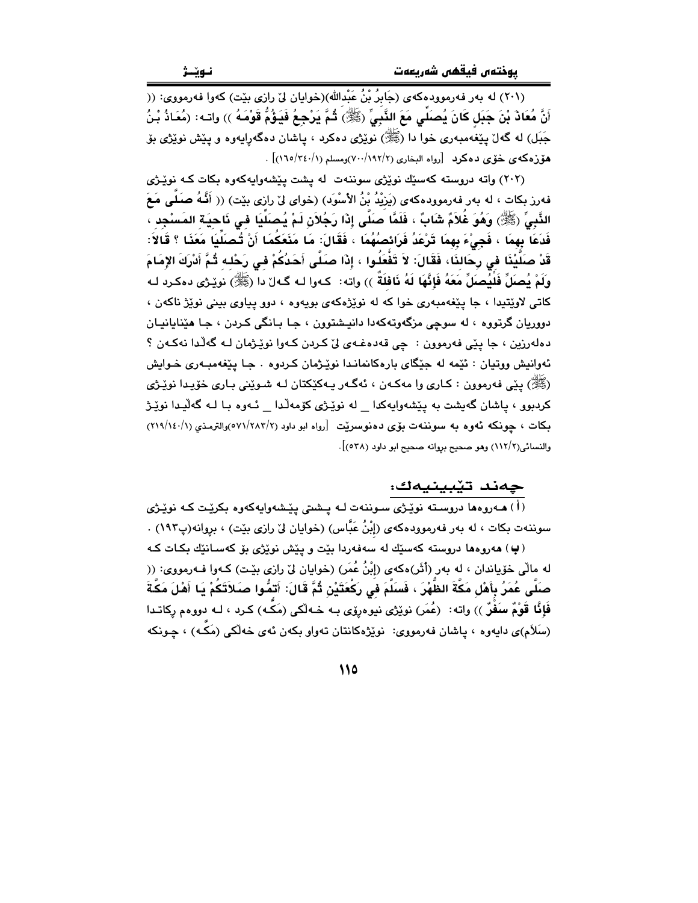(٢٠١) له بهر فهرموودهكهى (جَابِرُ بْنُ عَبْدالله)(خوايان لیّ رازى بێت) كهوا فهرمووى: (( أَنَّ مُعَاذَ بْنَ جَبَلٍ كَانَ يُصَلِّي مَعَ النَّبِيِّ (ﷺ) ثُمَّ يَرْجِعُ فَيَؤُمُّ قَوْمَهُ )) واتـه: (مُعَاذُ بْنُ جَبَل) له گهڵ پێغهمبهرى خوا دا (ﷺ) نوێژى دهكرد ، پاشان دهگهڕایهوه و پێش نوێژى بۆ هۆزهكهى خۆى دهكرد [رواه البخاري (٢/١٩٢/٧٠٠)ومسلم (١/٣٤٠/١٦٥)] .

(٢٠٢) واته دروسته كهسێك نوێژى سوننهت له پشت پێشهوایهكهوه بكات كـه نوێـژى فهرز بكات ، له بهر فهرموودهكهى (يَزِيْدُ بْنُ الأَسْوَد) (خواى لیّ رازى بێت) (( أَنَّـهُ صَلَّى مَعَ النَّبِيِّ (ﷺ) وَهُوَ غُلاَمٌ شَابٌّ ، فَلَمَّا صَلَّى إِذَا رَجُلاَنِ لَمْ يُصَلِّيَا فِي نَاحِيَةِ المَسْجِدِ ، فَدَعَا بِهِمَا ، فَجِيْءَ بِهِمَا تَرْعَدُ فَرَائِصُهُمَا ، فَقَالَ: مَا مَنَعَكُمَا أَنْ تُصَلِّيَا مَعَنَا ؟ قَالاَ: قَدْ صَلَّيْنَا فِي رِحَالِنَا، فَقَالَ: لاَ تَفْعَلُوا ، إِذَا صَلَّى أَحَدُكُمْ فِي رَحْلِهِ ثُمَّ أَدْرَكَ الإِمَامَ وَلَمْ يُصَلِّ فَلْيُصَلِّ مَعَهُ فَإِنَّهَا لَهُ نَافِلَةٌ )) واته: كـهوا لـه گـهڵ دا (ﷺ) نوێـژى دهكـرد لـه كاتى لاوێتیدا ، جا پێغهمبهرى خوا كه له نوێژهكهى بویهوه ، دوو پیاوى بینى نوێژ ناكهن ، دووریان گرتووه ، له سوچى مزگهوتهكهدا دانیشتوون ، جـا بـانگى كـردن ، جـا هێنایانیـان دهلهرزین ، جا پێى فهرموون : چى قهدهغـهى لیّ كـردن كـهوا نوێـژمان لـه گهڵدا نهكـهن ؟ ئهوانیش ووتیان : ئێمه له جێگاى بارهكانماندا نوێـژمان كـردوه . جـا پێغهمبـهرى خـوایش (ﷺ) پێى فهرموون : كـارى وا مهكـهن ، ئهگـهر یـهكێكتان لـه شـوێنى بـارى خۆیـدا نوێـژى كردبوو ، پاشان گهیشت به پێشهوایهكدا _ له نوێژى كۆمهڵدا _ ئـهوه بـا لـه گهڵیـدا نوێـژ بكات ، چونكه ئهوه به سوننهت بۆى دهنوسرێت [رواه ابو داود (٢/٢٨٣/٥٧١)والترمذي (١/١٤٠/٢١٩) والنسائي(١١٢/٢) وهو صحيح بروانه صحيح ابو داود (٥٣٨)].

## چهند تێبینیهك:

(أ) هـهروهها دروسـته نوێـژى سـوننهت لـه پـشتى پێشهوایهكهوه بكرێت كـه نوێـژى سوننهت بكات ، له بهر فهرموودهكهى (إِبْنُ عَبَّاس) (خوایان لیّ رازى بێت) ، بروانه(پ١٩٣) .

(ب) ههروهها دروسته كهسێك له سهفهردا بێت و پێش نوێژى بۆ كهسـانێك بكـات كـه له ماڵى خۆیاندان ، له بهر (أَثَر)هكهى (إِبْنُ عُمَر) (خوایان لیّ رازى بێـت) كـهوا فـهرمووى: (( صَلَّى عُمَرُ بِأَهْلِ مَكَّةَ الظُّهْرَ ، فَسَلَّمَ فِي رَكْعَتَيْنِ ثُمَّ قَالَ: أَتِمُّوا صَلاَتَكُمْ يَا أَهْلَ مَكَّةَ فَإِنَّا قَوْمٌ سَفْرٌ )) واته: (عُمَر) نوێژى نیوهڕۆى بـه خـهڵكى (مَكَّـه) كـرد ، لـه دووهم ركاتـدا (سَلاَم)ى دایهوه ، پاشان فهرمووى: نوێژهكانتان تهواو بكهن ئهى خهڵكى (مَكَّـه) ، چـونكه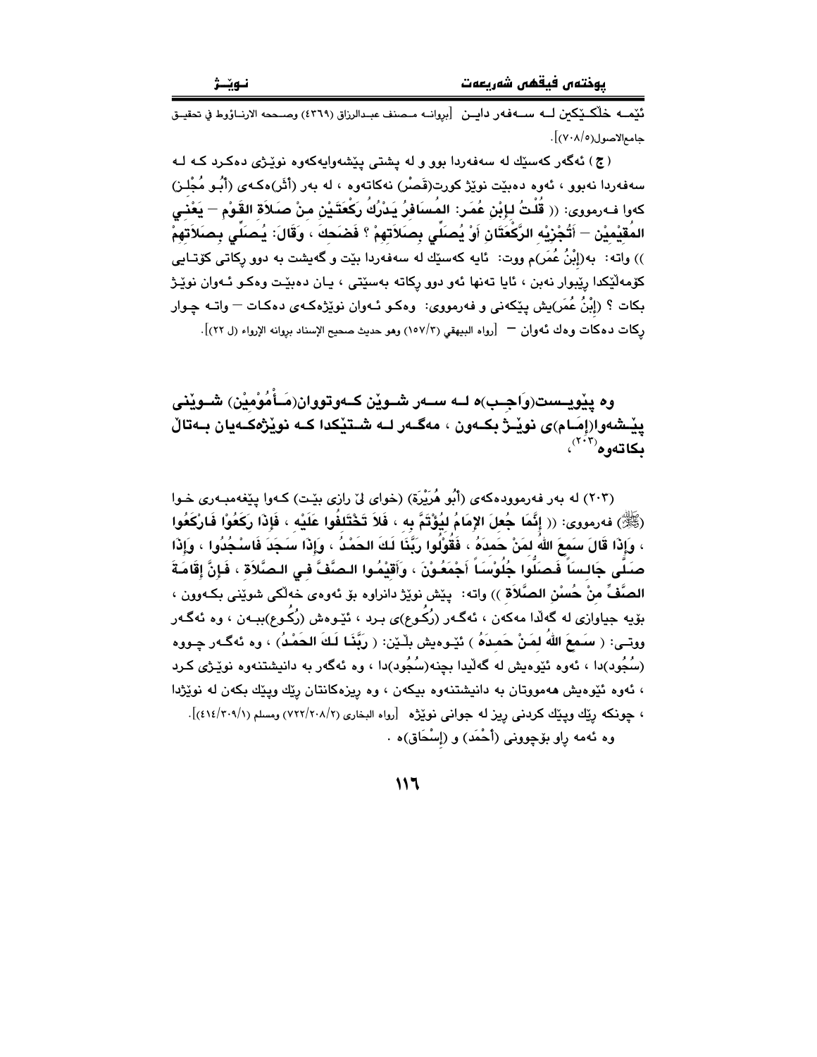ئێمـه خلّکـێکین لـه سـەفەر دایـن [بڕوانـه مـصنف عبـدالرزاق (٤٣٦٩) وصـححه الارنـاؤوط في تحقيـق جامع‌الاصول(٥/٧٠٨)].

( ج ) ئەگەر کەسێك لە سەفەردا بوو و لە پشتی پێشەوایەکەوە نوێـژی دەکـرد کـە لـە سەفەردا نەبوو ، ئەوە دەبێت نوێژ کورت(قَصْر) نەکاتەوە ، لە بەر (أَثَر)ەکـەی (أَبُـو مُجْلَـز) کەوا فـەرمووی: (( قُلْتُ لِإبْنِ عُمَر: المُسَافِرُ يَدْرُكُ رَكْعَتَيْنِ مِنْ صَلاَةِ القَوْمِ – يَعْنِي المُقِيْمِيْنَ – أَتُجْزِيْهِ الرَّكْعَتَانِ أَوْ يُصَلِّي بِصَلاَتِهِمْ ؟ فَضَحِكَ ، وَقَالَ: يُصَلِّي بِصَلاَتِهِمْ )) واتە: بە(إبْنُ عُمَر)م ووت: ئایە کەسێك لە سەفەردا بێت و گەیشت بە دوو ڕکاتی کۆتـایی کۆمەڵێکدا ڕێبوار نەبن ، ئایا تەنها ئەو دوو ڕکاتە بەسێتی ، یـان دەبێـت وەکـو ئـەوان نوێـژ بکات ؟ (إبْنُ عُمَر)یش پێکەنی و فەرمووی: وەکـو ئـەوان نوێژەکـەی دەکـات – واتـە چـوار ڕکات دەکات وەك ئەوان – [رواه البيهقي (١٥٧/٣) وهو حديث صحيح الإسناد بروانه الإرواء (ل ٢٢)].

**وە پێویـست(وَاجِـب)ە لـە سـەر شـوێن کـەوتووان(مَـأْمُوْمِيْن) شـوێنی پێشەوا(إمَـام)ی نوێـژ بکـەون ، مەگـەر لـە شـتێکدا کـە نوێژەکـەیان بـەتاڵ بکاتەوە[٢٠٣]،**

(٢٠٣) لە بەر فەرموودەکەی (أَبُو هُرَيْرَة) (خوای لێ ڕازی بێت) کـەوا پێغەمبـەری خـوا (ﷺ) فەرمووی: (( **إِنَّمَا جُعِلَ الإمَامُ لِيُؤْتَمَّ بِهِ ، فَلاَ تَخْتَلِفُوا عَلَيْهِ ، فَإِذَا رَكَعُوْا فَارْكَعُوا ، وَإِذَا قَالَ سَمِعَ اللهُ لِمَنْ حَمِدَهُ ، فَقُوْلُوا رَبَّنَا لَكَ الحَمْدُ ، وَإِذَا سَجَدَ فَاسْجُدُوا ، وَإِذَا صَلَّى جَالِساً فَصَلُّوا جُلُوْسَاً أَجْمَعُوْنَ ، وَأَقِيْمُوا الصَّفَّ فِي الصَّلاَةِ ، فَإِنَّ إِقَامَةَ الصَّفِّ مِنْ حُسْنِ الصَّلاَةِ** )) واتە: پێش نوێژ دانراوە بۆ ئەوەی خەڵکی شوێنی بکـەوون ، بۆیە جیاوازی لە گەڵدا مەکەن ، ئەگـەر (رُكُـوع)ی بـرد ، ئێـوەش (رُكُـوع)ببـەن ، وە ئەگـەر ووتـی: ( **سَمِعَ اللهُ لِمَنْ حَمِدَهُ** ) ئێـوەیش بڵـێن: ( **رَبَّنَا لَكَ الحَمْدُ** ) ، وە ئەگـەر چـووە (سُجُود)دا ، ئەوە ئێوەیش لە گەڵیدا بچنە(سُجُود)دا ، وە ئەگەر بە دانیشتنەوە نوێـژی کـرد ، ئەوە ئێوەیش هەمووتان بە دانیشتنەوە بیکەن ، وە ڕیزەکانتان ڕێك وپێك بکەن لە نوێژدا ، چونکە ڕێك وپێك کردنی ڕیز لە جوانی نوێژە [رواه البخاری (٧٢٢/٢٠٨/٢) ومسلم (٤١٤/٣٠٩/١)].

وە ئەمە ڕاو بۆچوونی (أَحْمَد) و (إِسْحَاق)ە .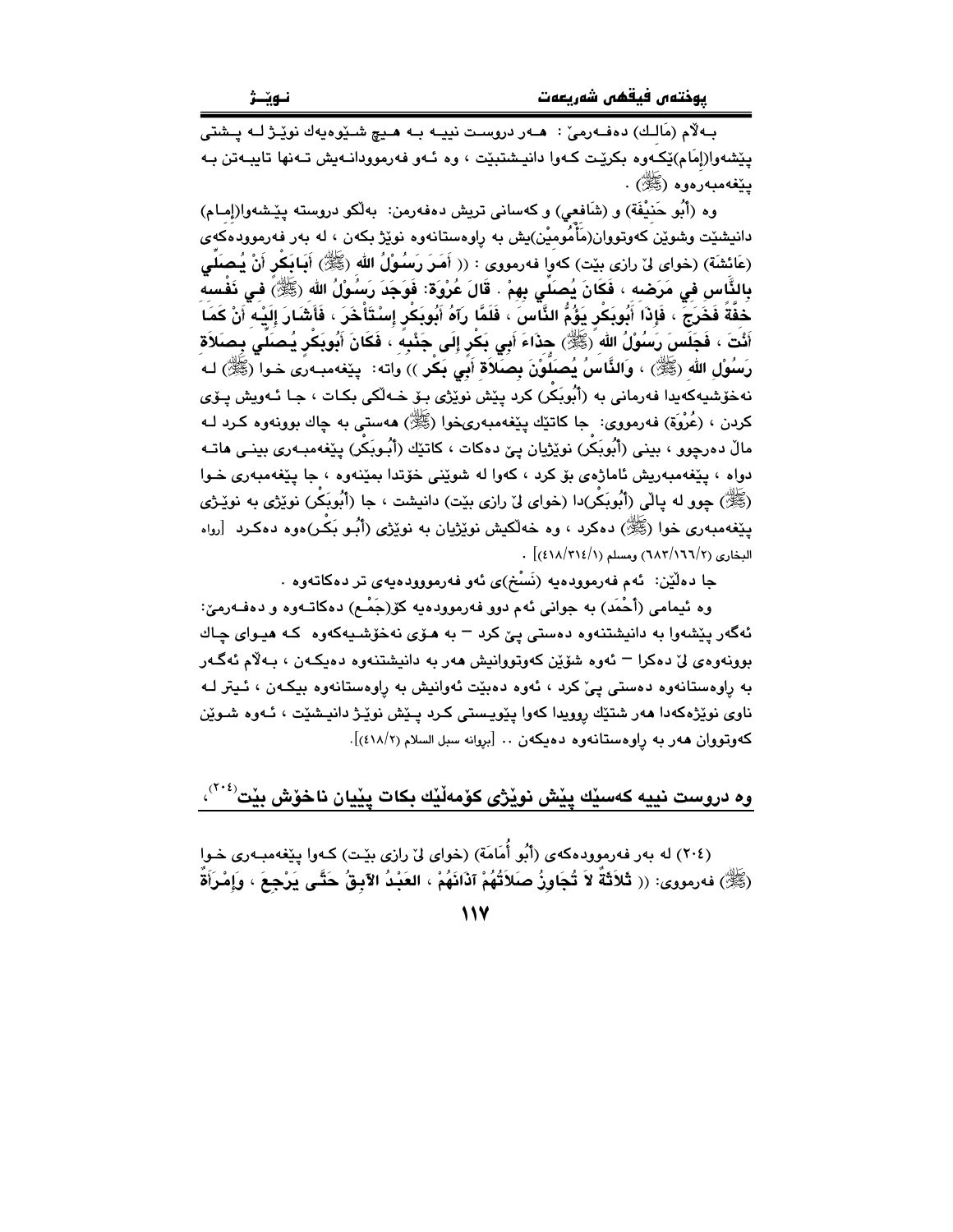بەڵام (مَالِك) دەفەرمێ : هەر دروست نییە بە هیچ شێوەیەك نوێژ لە پشتی پێشەوا(إمَام)ێکەوە بکرێت کەوا دانیشتبێت ، وە ئەو فەرموودانەیش تەنها تایبەتن بە پێغەمبەرەوە (ﷺ) .

وە (أَبُو حَنِيْفَة) و (شَافِعي) و کەسانی تریش دەفەرمن: بەڵکو دروستە پێشەوا(إمام) دانیشێت وشوێن کەوتووان(مَأْمُومِيْن)یش بە راوەستانەوە نوێژ بکەن ، لە بەر فەرموودەکەی (عَائِشَة) (خوای لێ رازی بێت) کەوا فەرمووی : (( أَمَرَ رَسُوْلُ الله (ﷺ) أَبَابَكْرٍ أَنْ يُصَلِّي بِالنَّاسِ فِي مَرَضِه ، فَكَانَ يُصَلِّي بِهِمْ . قَالَ عُرْوَة: فَوَجَدَ رَسُوْلُ الله (ﷺ) فِي نَفْسِه خِفَّةً فَخَرَجَ ، فَإِذَا أَبُوبَكْرٍ يَؤُمُّ النَّاسَ ، فَلَمَّا رَآهُ أَبُوبَكْرٍ إسْتَأْخَرَ ، فَأَشَارَ إلَيْهِ أَنْ كَمَا أَنْتَ ، فَجَلَسَ رَسُوْلُ الله (ﷺ) حِذَاءَ أَبِي بَكْرٍ إِلَى جَنْبِهِ ، فَكَانَ أَبُوبَكْرٍ يُصَلِّي بِصَلاَةِ رَسُوْلِ الله (ﷺ) ، وَالنَّاسُ يُصَلُّوْنَ بِصَلاَةِ أَبِي بَكْرٍ )) واتە: پێغەمبەری خوا (ﷺ) لە نەخۆشیەکەیدا فەرمانی بە (أَبُوبَكْر) کرد پێش نوێژی بۆ خەڵکی بکات ، جا ئەویش پێی کردن ، (عُرْوَة) فەرمووی: جا کاتێك پێغەمبەریخوا (ﷺ) هەستی بە چاك بوونەوە کرد لە ماڵ دەرچوو ، بینی (أَبُوبَكْر) نوێژیان پێ دەکات ، کاتێك (أَبُوبَكْر) پێغەمبەری بینی هاتە دواە ، پێغەمبەریش ئاماژەی بۆ کرد ، کەوا لە شوێنی خۆتدا بمێنەوە ، جا پێغەمبەری خوا (ﷺ) چوو لە پاڵی (أَبُوبَكْر)دا (خوای لێ رازی بێت) دانیشت ، جا (أَبُوبَكْر) نوێژی بە نوێژی پێغەمبەری خوا (ﷺ) دەکرد ، وە خەڵکیش نوێژیان بە نوێژی (أَبُو بَكْر)ەوە دەکرد [رواه البخاري (٦٨٣/١٦٦/٢) ومسلم (٤١٨/٣١٤/١)] .

جا دەڵێن: ئەم فەرموودەیە (نَسْخ)ی ئەو فەرمووودەیەی تر دەکاتەوە .

وە ئیمامی (أَحْمَد) بە جوانی ئەم دوو فەرموودەیە کۆ(جَمْع) دەکاتەوە و دەفەرمێ: ئەگەر پێشەوا بە دانیشتنەوە دەستی پێ کرد – بە هۆی نەخۆشیەکەوە کە هیوای چاك بوونەوەی لێ دەکرا – ئەوە شوێن کەوتووانیش هەر بە دانیشتنەوە دەیکەن ، بەڵام ئەگەر بە راوەستانەوە دەستی پێ کرد ، ئەوە دەبێت ئەوانیش بە راوەستانەوە بیکەن ، ئیتر لە ناوی نوێژەکەدا هەر شتێك روویدا کەوا پێویستی کرد پێش نوێژ دانیشێت ، ئەوە شوێن کەوتووان هەر بە راوەستانەوە دەیکەن .. [بڕوانە سبل السلام (٤١٨/٢)].

## وە دروست نییە کەسێك پێش نوێژی کۆمەڵێك بکات پێیان ناخۆش بێت[٢٠٤]،

(٢٠٤) لە بەر فەرموودەکەی (أَبُو أُمَامَة) (خوای لێ رازی بێت) کەوا پێغەمبەری خوا (ﷺ) فەرمووی: (( ثَلاَثَةٌ لاَ تُجَاوِزُ صَلاَتُهُمْ آذَانَهُمْ ، العَبْدُ الآبِقُ حَتَّى يَرْجِعَ ، وَاِمْرَأَةٌ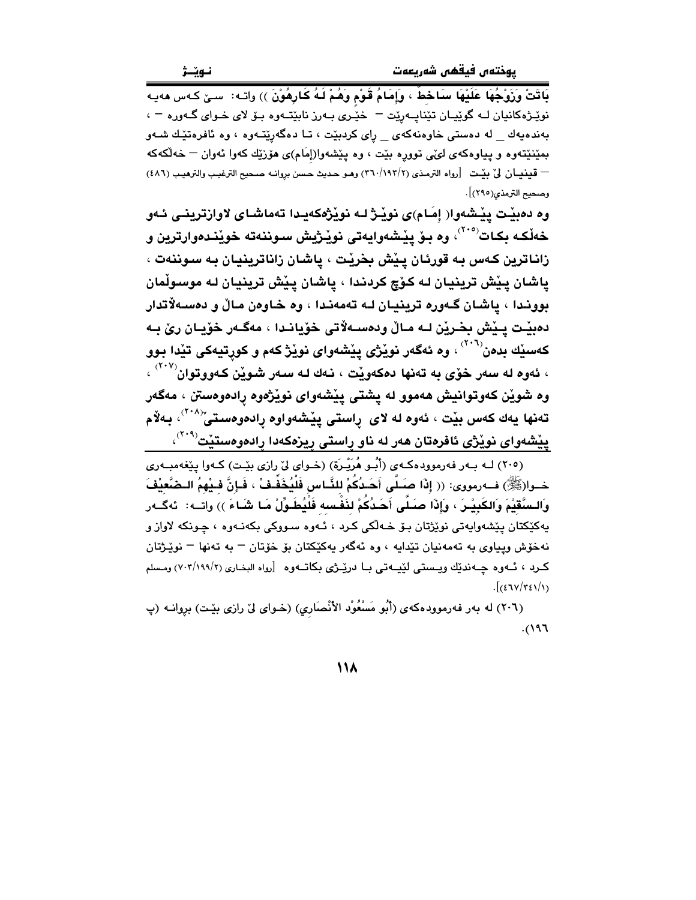بَاتَتْ وَزَوْجُهَا عَلَيْهَا سَاخِطٌ ، وَإِمَامُ قَوْمٍ وَهُمْ لَهُ كَارِهُوْنَ )) واتـه: سـێ کـەس هەیـە نوێـژەکانیان لـە گوێیـان تێناپـەڕێت – خێـرى بـەرز نابێتـەوە بـۆ لاى خـواى گـەورە – ، بەندەیەك _ لە دەستى خاوەنەکەى _ ڕاى کردبێت ، تـا دەگەڕێتـەوە ، وە ئافرەتێـك شـەو بمێنێتەوە و پیاوەکەى لێى تووڕە بێت ، وە پێشەوا(إمَام)ى هۆزێك کەوا ئەوان – خەڵکەکە – قینیـان لێ بێـت [رواه الترمذي (٣٦٠/١٩٣/٢) وهـو حـديث حـسن بروانـە صـحيح الترغيـب والترهيـب (٤٨٦) وصحيح الترمذي(٢٩٥)].

**وە دەبێـت پێـشەوا( إمَـام)ى نوێـژ لـە نوێژەکەیـدا تەماشـاى لاوازترینـى ئـەو خەڵکـە بکـات[٢٠٥]، وە بـۆ پێشەوایەتى نوێـژیش سـوننەتە خوێنـدەوارترین و زاناترین کـەس بـە قورئـان پـێش بخرێـت ، پاشـان زاناترینیـان بـە سـوننەت ، پاشـان پـێش ترینیـان لـە کـۆچ کردنـدا ، پاشـان پـێش ترینیـان لـە موسـوڵمان بوونـدا ، پاشـان گـەورە ترینیـان لـە تەمەنـدا ، وە خـاوەن مـاڵ و دەسـەڵاتدار دەبێـت پـێش بخـرێن لـە مـاڵ ودەسـەڵاتى خۆیانـدا ، مەگـەر خۆیـان ڕێ بـە کەسێك بدەن[٢٠٦] ، وە ئەگەر نوێژى پێشەواى نوێژ کەم و کورتیەکى تێدا بوو ، ئەوە لە سەر خۆى بە تەنها دەکەوێت ، نـەك لـە سـەر شـوێن کـەوتوان[٢٠٧] ، وە شوێن کەوتوانیش هەموو لە پشتى پێشەواى نوێژەوە ڕادەوەستن ، مەگەر تەنها یەك کەس بێت ، ئەوە لە لاى ڕاستى پێشەواوە ڕادەوەستێ[٢٠٨]، بەڵام پێشەواى نوێژى ئافرەتان هەر لە ناو ڕاستى ڕیزەکەدا ڕادەوەستێت[٢٠٩]،**

(٢٠٥) لـە بـەر فەرموودەکـەى (أَبُـو هُرَيْـرَةَ) (خـواى لێ ڕازى بێـت) کـەوا پێغەمبـەرى خـوا(ﷺ) فـەرمووى: (( إِذَا صَـلَّى أَحَـدُكُمْ لِلنَّـاسِ فَلْيُخَفِّـفْ ، فَـإِنَّ فِـيْهِمُ الـضَّعِيْفَ وَالـسَّقِيْمَ وَالكَبِيْـرَ ، وَإِذَا صَـلَّى أَحَـدُكُمْ لِنَفْسِه فَلْيُطَـوِّلْ مَـا شَـاءَ )) واتـە: ئەگـەر یەکێکتان پێشەوایەتى نوێژتان بۆ خـەڵکى کـرد ، ئـەوە سـووکى بکەنـەوە ، چـونکە لاواز و نەخۆش وپیاوى بە تەمەنیان تێدایە ، وە ئەگەر یەکێکتان بۆ خۆتان – بە تەنها – نوێـژتان کـرد ، ئـەوە چـەندێك ویـستى لێیـەتى بـا درێـژى بکاتـەوە [رواه البخـاري (٧٠٣/١٩٩/٢) ومسلم (٤٦٧/٣٤١/١)].

(٢٠٦) لە بەر فەرموودەکەى (أَبُو مَسْعُوْد الأنْصَارِي) (خـواى لێ ڕازى بێـت) بروانـە (پ ١٩٦).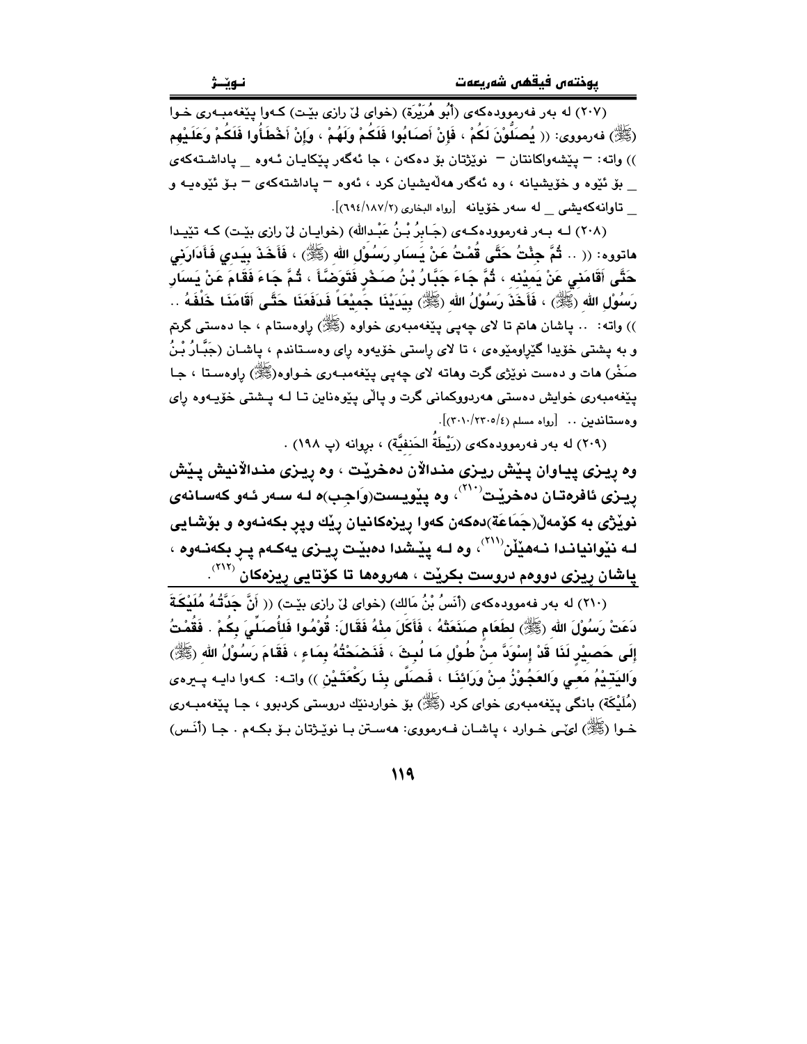(٢٠٧) له بەر فەرموودەكەى (أَبُو هُرَيْرَة) (خواى لىٚ رازى بێت) كەوا پێغەمبەرى خوا (ﷺ) فەرمووى: (( يُصَلُّوْنَ لَكُمْ ، فَإِنْ أَصَابُوا فَلَكُمْ وَلَهُمْ ، وَإِنْ أَخْطَأُوا فَلَكُمْ وَعَلَيْهِم )) واته: – پێشەواكانتان – نوێژتان بۆ دەكەن ، جا ئەگەر پێكايان ئەوە _ پاداشتەكەى _ بۆ ئێوە و خۆيشيانە ، وە ئەگەر هەڵەيشيان كرد ، ئەوە – پاداشتەكەى – بۆ ئێوەيە و _ تاوانەكەيشى _ لە سەر خۆيانە [رواه البخاري (٦٩٤/١٨٧/٢)].

(٢٠٨) لە بەر فەرموودەكەى (جَابِرُ بْنُ عَبْدِالله) (خوايان لىٚ رازى بێت) كە تێيدا هاتووە: (( .. ثُمَّ جِئْتُ حَتَّى قُمْتُ عَنْ يَسَارِ رَسُوْلِ الله (ﷺ) ، فَأَخَذَ بِيَدِي فَأَدَارَنِي حَتَّى أَقَامَنِي عَنْ يَمِيْنِه ، ثُمَّ جَاءَ جَبَّارُ بْنُ صَخْرٍ فَتَوَضَّأَ ، ثُمَّ جَاءَ فَقَامَ عَنْ يَسَارِ رَسُوْلِ الله (ﷺ) ، فَأَخَذَ رَسُوْلُ الله (ﷺ) بِيَدَيْنَا جَمِيْعاً فَدَفَعَنَا حَتَّى أَقَامَنَا خَلْفَهُ .. )) واته: .. پاشان هاتم تا لاى چەپى پێغەمبەرى خواوە (ﷺ) راوەستام ، جا دەستى گرتم و بە پشتى خۆيدا گێڕاومێوەى ، تا لاى راستى خۆيەوە راى وەستاندم ، پاشان (جَبَّارُ بْنُ صَخْر) هات و دەست نوێژى گرت وهاتە لاى چەپى پێغەمبەرى خواوە(ﷺ) راوەستا ، جا پێغەمبەرى خوايش دەستى هەردووكمانى گرت و پاڵى پێوەناين تا لە پشتى خۆيەوە راى وەستاندين .. [رواه مسلم (٣٠١٠/٢٣٠٥/٤)].

(٢٠٩) لە بەر فەرموودەكەى (رَيْطَةُ الحَنفيَّة) ، بڕوانە (پ ١٩٨) .

**وە ڕیزى پیاوان پێش ڕیزى منداڵان دەخرێت ، وە ڕیزى منداڵانیش پێش ڕیزى ئافرەتان دەخرێت[٢١٠] ، وە پێویست(واجِب)ە لە سەر ئەو كەسانەى نوێژى بە كۆمەڵ(جَمَاعَة)دەكەن كەوا ڕیزەكانیان ڕێك وپڕ بكەنەوە و بۆشایى لە نێوانیاندا نەهێڵن[٢١١] ، وە لە پێشدا دەبێت ڕیزى یەكەم پڕ بكەنەوە ، پاشان ڕیزى دووەم دروست بكرێت ، هەروەها تا كۆتایى ڕیزەكان[٢١٢] .**

(٢١٠) لە بەر فەموودەكەى (أَنَسُ بْنُ مَالك) (خواى لىٚ رازى بێت) (( أَنَّ جَدَّتُهُ مُلَيْكَةَ دَعَتْ رَسُوْلَ الله (ﷺ) لطَعَامٍ صَنَعَتْهُ ، فَأَكَلَ مِنْهُ فَقَالَ: قُوْمُوا فَلأُصَلِّيَ بِكُمْ . فَقُمْتُ إِلَى حَصِيْرٍ لَنَا قَدْ إِسْوَدَّ مِنْ طُوْلِ مَا لُبِثَ ، فَنَضَحْتُهُ بِمَاءٍ ، فَقَامَ رَسُوْلُ الله (ﷺ) وَاليَتِيْمُ مَعِي وَالعَجُوْزُ مِنْ وَرَائِنَا ، فَصَلَّى بِنَا رَكْعَتَيْنِ )) واتە: كەوا دايە پیرەى (مُلَيْكَة) بانگى پێغەمبەرى خواى كرد (ﷺ) بۆ خواردنێك دروستى كردبوو ، جا پێغەمبەرى خوا (ﷺ) لێى خوارد ، پاشان فەرمووى: هەستن با نوێژتان بۆ بكەم . جا (أَنَس)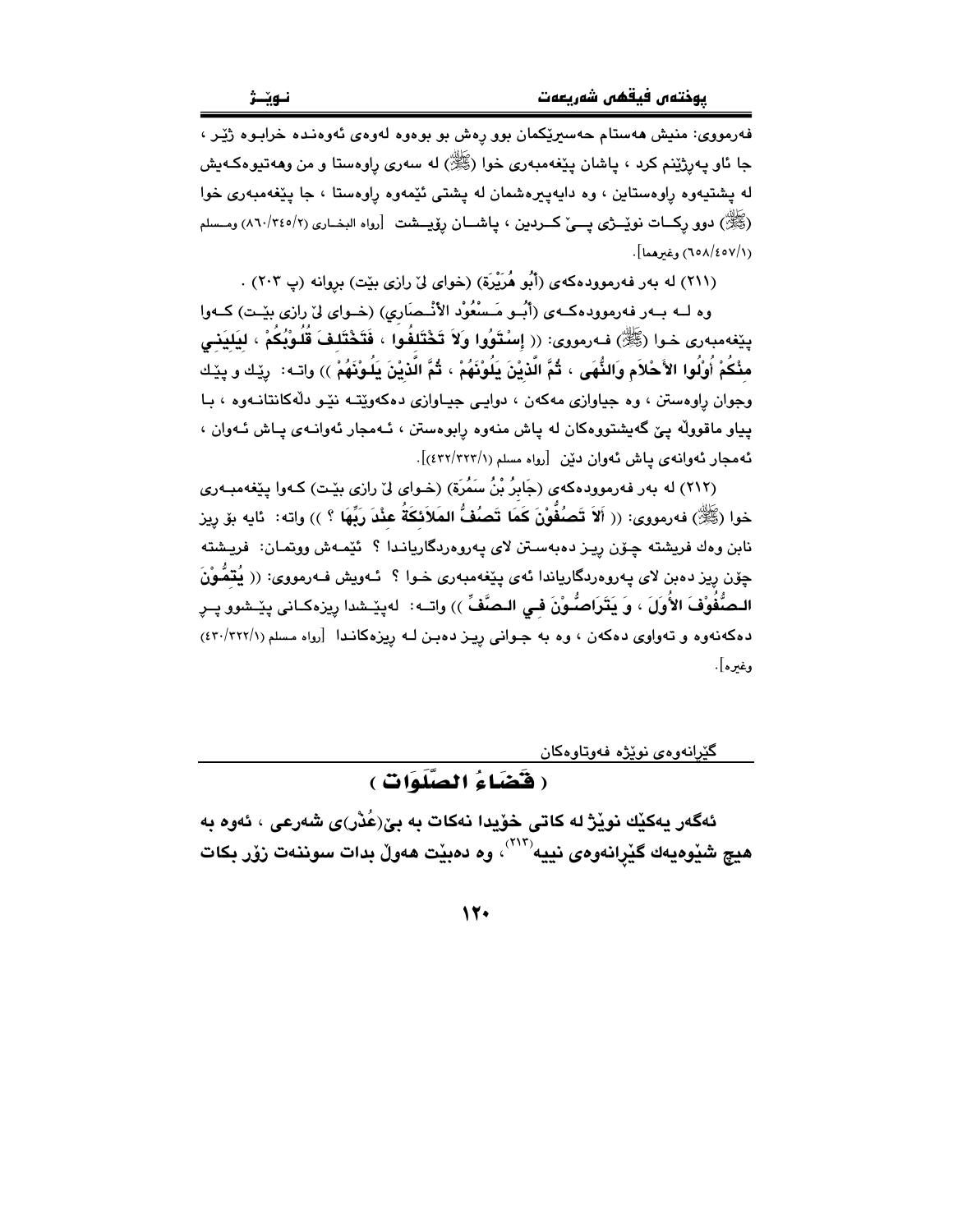فەرمووی: منیش هەستام حەسیرێکمان بوو ڕەش بو بووەوە لەوەی ئەوەندە خرابوە ژێر ، جا ئاو پەرژێنم کرد ، پاشان پێغەمبەری خوا (ﷺ) لە سەری ڕاوەستا و من وەهەتیوەکەیش لە پشتیەوە ڕاوەستاین ، وە دایەپیرەشمان لە پشتی ئێمەوە ڕاوەستا ، جا پێغەمبەری خوا (ﷺ) دوو ڕکات نوێژی پێ کردین ، پاشان ڕۆیشت [رواه البخاري (٨٦٠/٣٤٥/٢) ومسلم (٦٥٨/٤٥٧/١) وغيرهما].

(٢١١) لە بەر فەرموودەکەی (أَبُو هُرَيْرَة) (خوای لێ رازی بێت) بڕوانە (پ ٢٠٣) .

وە لە بەر فەرموودەکەی (أَبُو مَسْعُوْد الأَنْصَارِي) (خوای لێ رازی بێت) کەوا پێغەمبەری خوا (ﷺ) فەرمووی: (( **إِسْتَوُوا وَلاَ تَخْتَلِفُوا ، فَتَخْتَلِفَ قُلُوْبُكُمْ ، لِيَلِيَنِي مِنْكُمْ أُوْلُوا الأَحْلاَمِ وَالنُّهَى ، ثُمَّ الَّذِيْنَ يَلُوْنَهُمْ ، ثُمَّ الَّذِيْنَ يَلُوْنَهُمْ** )) واتە: ڕێك و پێك وجوان ڕاوەستن ، وە جیاوازی مەکەن ، دوایی جیاوازی دەکەوێتە نێو دڵەکانتانەوە ، با پیاو ماقووڵە پێ گەیشتووەکان لە پاش منەوە ڕابوەستن ، ئەمجار ئەوانەی پاش ئەوان ، ئەمجار ئەوانەی پاش ئەوان دێن [رواه مسلم (٤٣٢/٣٢٣/١)].

(٢١٢) لە بەر فەرموودەکەی (جَابِرُ بْنُ سَمُرَة) (خوای لێ رازی بێت) کەوا پێغەمبەری خوا (ﷺ) فەرمووی: (( **أَلاَ تَصُفُّوْنَ كَمَا تَصُفُّ المَلاَئِكَةُ عِنْدَ رَبِّهَا ؟** )) واتە: ئایە بۆ ڕیز نابن وەك فریشتە چۆن ڕیز دەبەستن لای پەروەردگاریاندا ؟ ئێمەش ووتمان: فریشتە چۆن ڕیز دەبن لای پەروەردگاریاندا ئەی پێغەمبەری خوا ؟ ئەویش فەرمووی: (( **يُتِمُّوْنَ الصُّفُوْفَ الأُوَلَ ، وَ يَتَرَاصُّوْنَ فِي الصَّفِّ** )) واتە: لەپێشدا ڕیزەکانی پێشوو پڕ دەکەنەوە و تەواوی دەکەن ، وە بە جوانی ڕیز دەبن لە ڕیزەکاندا [رواه مسلم (٤٣٠/٣٢٢/١) وغيره].

گێڕانەوەی نوێژە فەوتاوەکان

## ( قَضَاءُ الصَّلَوَات )

**ئەگەر یەکێك نوێژ لە کاتی خۆیدا نەکات بە بێ(عُذْر)ی شەرعی ، ئەوە بە هیچ شێوەیەك گێڕانەوەی نییە[٢١٣] ، وە دەبێت هەوڵ بدات سوننەت زۆر بکات**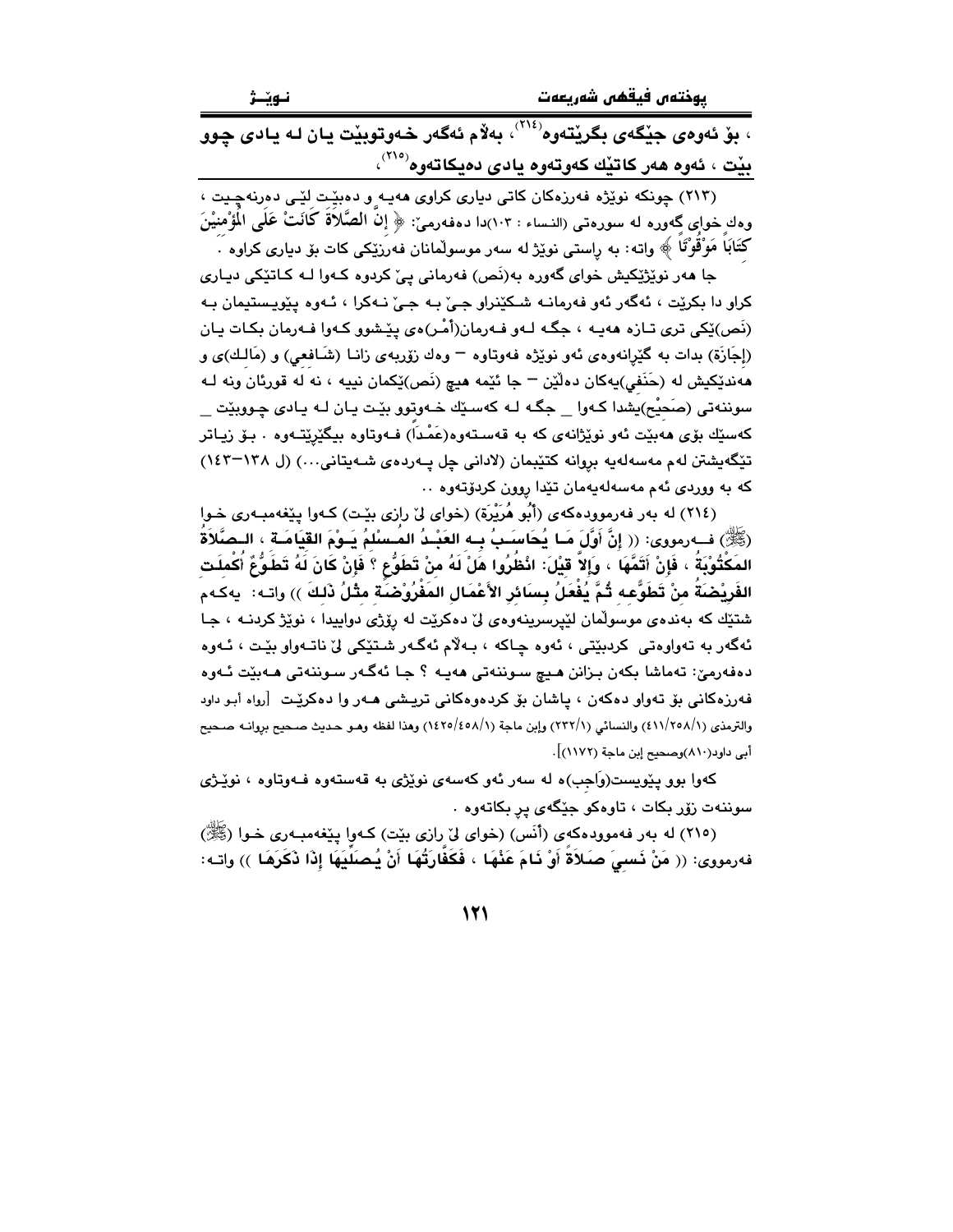، بۆ ئەوەی جێگەی بگرێتەوە[٢١٤]، بەڵام ئەگەر خەوتوبێت یان لە یادی چوو بێت ، ئەوە هەر کاتێك کەوتەوە یادی دەیکاتەوە[٢١٥]،

(٢١٣) چونکە نوێژە فەرزەکان کاتی دیاری کراوی هەیە و دەبێت لێی دەرنەچیت ، وەك خوای گەورە لە سورەتی (النساء : ١٠٣)دا دەفەرمێ: ﴿ إِنَّ الصَّلاَةَ كَانَتْ عَلَى الْمُؤْمِنِيْنَ كِتَابَاً مَوْقُوْتَاً ﴾ واتە: بە ڕاستی نوێژ لە سەر موسوڵمانان فەرزێکی کات بۆ دیاری کراوە .

جا هەر نوێژێکیش خوای گەورە بە(نَص) فەرمانی پێ کردوە کەوا لە کاتێکی دیاری کراو دا بکرێت ، ئەگەر ئەو فەرمانە شکێنراو جێ بە جێ نەکرا ، ئەوە پێویستیمان بە (نَص)ێکی تری تازە هەیە ، جگە لەو فەرمان(أَمْر)ەی پێشوو کەوا فەرمان بکات یان (إجَازَة) بدات بە گێڕانەوەی ئەو نوێژە فەوتاوە – وەك زۆربەی زانا (شَافِعي) و (مَالِك)ی و هەندێکیش لە (حَنَفي)یەکان دەڵێن – جا ئێمە هیچ (نَص)ێکمان نییە ، نە لە قورئان ونە لە سوننەتی (صَحِيْح)یشدا کەوا _ جگە لە کەسێك خەوتوو بێت یان لە یادی چووبێت _ کەسێك بۆی هەبێت ئەو نوێژانەی کە بە قەستەوە(عَمْدَاً) فەوتاوە بیگێڕێتەوە . بۆ زیاتر تێگەیشتن لەم مەسەلەیە بڕوانە کتێبمان (لادانی چل پەردەی شەیتانی...) (ل ١٣٨–١٤٣) کە بە ووردی ئەم مەسەلەیەمان تێدا ڕوون کردۆتەوە ..

(٢١٤) لە بەر فەرموودەکەی (أَبُو هُرَيْرَة) (خوای لێ ڕازی بێت) کەوا پێغەمبەری خوا (ﷺ) فەرمووی: (( **إِنَّ أَوَّلَ مَا يُحَاسَبُ بِهِ العَبْدُ المُسْلِمُ يَوْمَ القِيَامَةِ ، الصَّلاَةُ المَكْتُوْبَةُ ، فَإِنْ أَتَمَّهَا ، وَإِلاَّ قِيْلَ: انْظُرُوا هَلْ لَهُ مِنْ تَطَوُّعٍ ؟ فَإِنْ كَانَ لَهُ تَطَوُّعٌ أُكْمِلَتِ الفَرِيْضَةُ مِنْ تَطَوُّعِهِ ثُمَّ يُفْعَلُ بِسَائِرِ الأَعْمَالِ المَفْرُوْضَةِ مِثْلُ ذَلِكَ** )) واتە: یەکەم شتێك کە بەندەی موسوڵمان لێپرسینەوەی لێ دەکرێت لە ڕۆژی دواییدا ، نوێژ کردنە ، جا ئەگەر بە تەواوەتی کردبێتی ، ئەوە چاکە ، بەڵام ئەگەر شتێکی لێ ناتەواو بێت ، ئەوە دەفەرمێ: تەماشا بکەن بزانن هیچ سوننەتی هەیە ؟ جا ئەگەر سوننەتی هەبێت ئەوە فەرزەکانی بۆ تەواو دەکەن ، پاشان بۆ کردەوەکانی تریشی هەر وا دەکرێت [رواه أبو داود والترمذي (٤١١/٢٥٨/١) والنسائي (٢٣٢/١) وإبن ماجة (١٤٢٥/٤٥٨/١) وهذا لفظه وهو حديث صحيح بروانە صحيح أبي داود(٨١٠)وصحيح إبن ماجة (١١٧٢)].

کەوا بوو پێویست(وَاجِب)ە لە سەر ئەو کەسەی نوێژی بە قەستەوە فەوتاوە ، نوێژی سوننەت زۆر بکات ، تاوەکو جێگەی پڕ بکاتەوە .

(٢١٥) لە بەر فەموودەکەی (أَنَس) (خوای لێ ڕازی بێت) کەوا پێغەمبەری خوا (ﷺ) فەرمووی: (( **مَنْ نَسِيَ صَلاَةً أَوْ نَامَ عَنْهَا ، فَكَفَّارَتُهَا أَنْ يُصَلِّيَهَا إِذَا ذَكَرَهَا** )) واتە: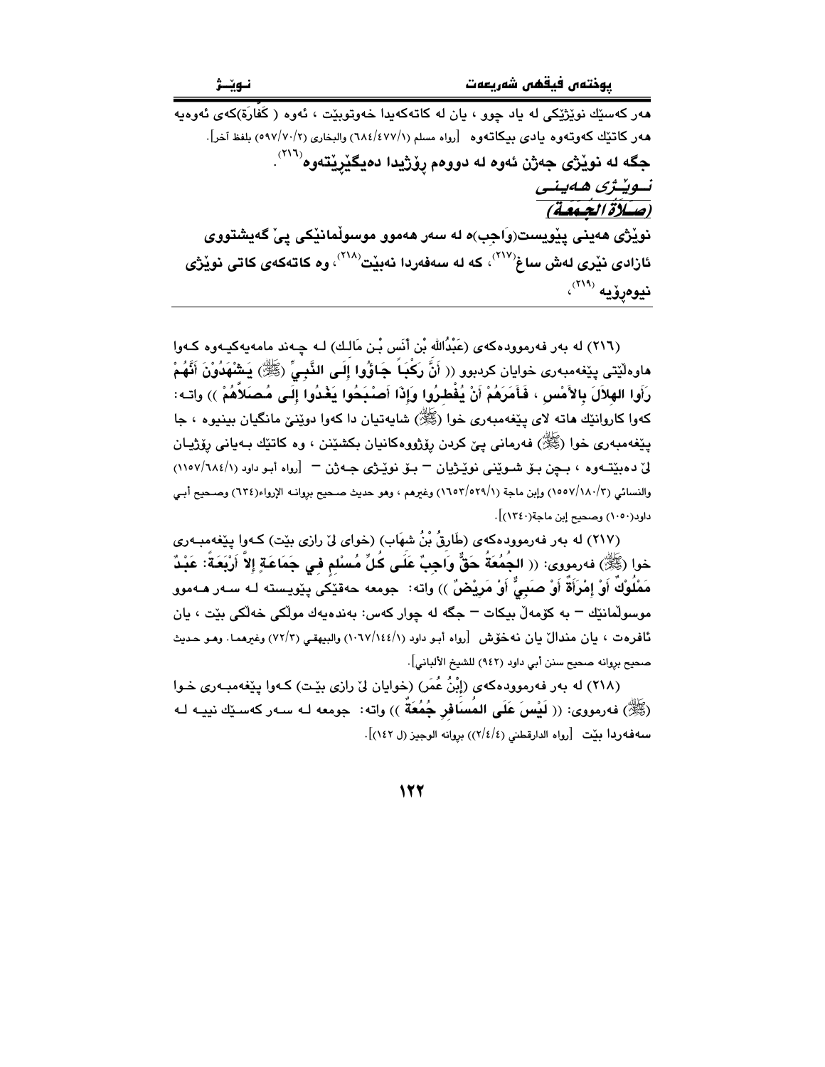هەر كەسێك نوێژێكی لە یاد چوو ، یان لە كاتەكەیدا خەوتوبێت ، ئەوە ( كَفَارَة)كەی ئەوەیە هەر كاتێك كەوتەوە یادی بیكاتەوە [رواه مسلم (٦٨٤/٤٧٧/١) والبخاري (٥٩٧/٧٠/٢) بلفظ آخر].

**جگە لە نوێژی جەژن ئەوە لە دووەم رۆژیدا دەیگێڕێتەوە[٢١٦].**

## نــوێـژی هـەیـنـی
## (صَـلاَةُ الجُـمُعَـة)

**نوێژی هەینی پێویست(وَاجِب)ە لە سەر هەموو موسوڵمانێكی پێ گەیشتووی ئازادی نێری لەش ساغ[٢١٧]، كە لە سەفەردا نەبێت[٢١٨]، وە كاتەكەی كاتی نوێژی نیوەڕۆیە [٢١٩]،**

---

(٢١٦) لە بەر فەرموودەكەی (عَبْدُالله بْن أَنَس بْـن مَالـك) لـە چـەند مامەیەكیـەوە كـەوا هاوەڵێتی پێغەمبەری خوایان كردبوو (( **أَنَّ رَكْبَاً جَاؤُوا إِلَى النَّبِيِّ (ﷺ) يَشْهَدُوْنَ أَنَّهُمْ رَأَوا الهِلاَلَ بِالأَمْسِ ، فَأَمَرَهُمْ أَنْ يُفْطِرُوا وَإِذَا أَصْبَحُوا يَغْدُوا إِلَى مُصَلاَّهُمْ** )) واتـە: كەوا كاروانێك هاتە لای پێغەمبەری خوا (ﷺ) شایەتیان دا كەوا دوێنێ مانگیان بینیوە ، جا پێغەمبەری خوا (ﷺ) فەرمانی پێ كردن رۆژووەكانیان بكشێنن ، وە كاتێك بـەیانی رۆژیـان لێ دەبێتـەوە ، بـچن بـۆ شـوێنی نوێـژیان — بـۆ نوێـژی جـەژن — [رواه أبـو داود (١١٥٧/٦٨٤/١) والنسائي (١٥٥٧/١٨٠/٣) وإبن ماجة (١٦٥٣/٥٢٩/١) وغيرهم ، وهو حديث صحيح بروانـه الإرواء(٦٣٤) وصـحيح أبـي داود(١٠٥٠) وصحيح إبن ماجة(١٣٤٠)].

(٢١٧) لە بەر فەرموودەكەی (طَارِقُ بْنُ شِهَاب) (خوای لێ رازی بێت) كـەوا پێغەمبـەری خوا (ﷺ) فەرمووی: (( **الجُمُعَةُ حَقٌّ وَاجِبٌ عَلَى كُلِّ مُسْلِمٍ فِي جَمَاعَةٍ إِلاَّ أَرْبَعَةً: عَبْدٌ مَمْلُوْكٌ أَوْ إِمْرَأَةٌ أَوْ صَبِيٌّ أَوْ مَرِيْضٌ** )) واتە: جومعە حەقێكی پێویستە لـە سـەر هـەموو موسوڵمانێك — بە كۆمەڵ بیكات — جگە لە چوار كەس: بەندەیەك موڵكی خەڵكی بێت ، یان ئافرەت ، یان منداڵ یان نەخۆش [رواه أبـو داود (١٠٦٧/١٤٤/١) والبيهقـي (٧٢/٣) وغيرهمـا. وهـو حـديث صحيح بروانه صحيح سنن أبي داود (٩٤٢) للشيخ الألباني].

(٢١٨) لە بەر فەرموودەكەی (إِبْنُ عُمَر) (خوایان لێ رازی بێـت) كـەوا پێغەمبـەری خـوا (ﷺ) فەرمووی: (( **لَيْسَ عَلَى المُسَافِرِ جُمُعَةٌ** )) واتە: جومعە لـە سـەر كەسـێك نییـە لـە سەفەردا بێت [رواه الدارقطني (٢/٤/٤)) بروانه الوجيز (ل ١٤٢)].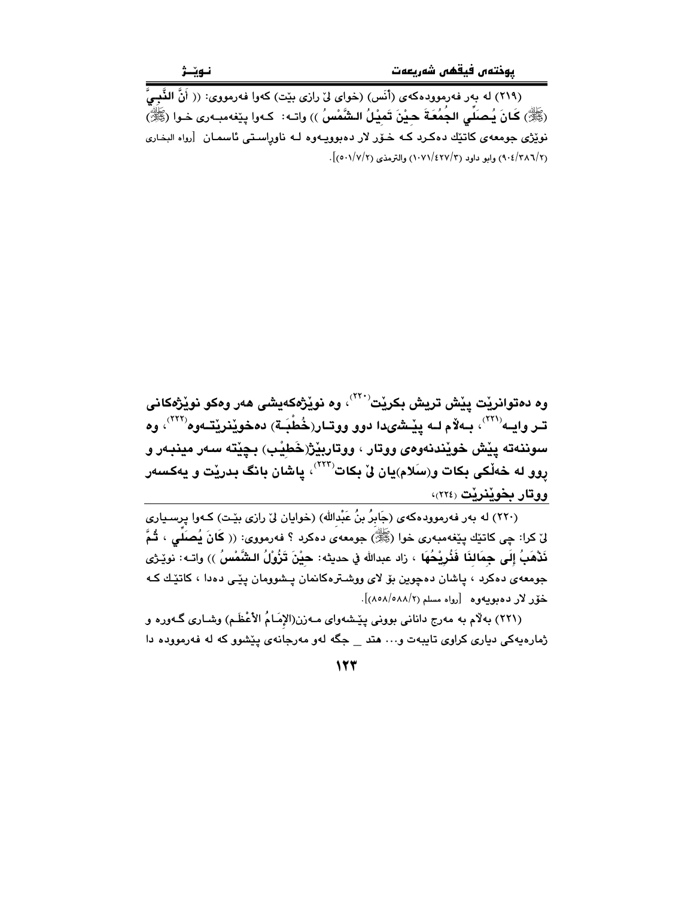(٢١٩) له بەر فەرموودەكەی (أَنَس) (خوای لێ رازی بێت) كەوا فەرمووی: (( **أَنَّ النَّبِيَّ (ﷺ) كَانَ يُصَلِّي الجُمُعَةَ حِيْنَ تَمِيْلُ الشَّمْسُ** )) واتـە: كـەوا پێغەمبـەری خـوا (ﷺ) نوێژی جومعەی كاتێك دەكـرد كـە خـۆر لار دەبوویـەوە لـە ناوەڕاسـتی ئاسمـان [رواه البخاري (٢/٣٨٦/٩٠٤) وابو داود (٣/٤٢٧/١٠٧١) والترمذي (٢/٧/٥٠١)].

**وە دەتوانرێت پێش تریش بكرێت**(٢٢٠)**، وە نوێژەكەیشی هەر وەكو نوێژەكانی تـر وایـە**(٢٢١)**، بـەڵام لـە پێـشیدا دوو ووتـار(خُطْبَـة) دەخوێنرێتـەوە**(٢٢٢)**، وە سوننەتە پێش خوێندنەوەی ووتار ، ووتاربێژ(خَطِيْب) بچێتە سـەر مینبـەر و ڕوو لە خەڵكی بكات و(سَلام)یان لێ بكات**(٢٢٣)**، پاشان بانگ بدرێت و یەكسەر ووتار بخوێنرێت** (٢٢٤)،

(٢٢٠) له بەر فەرموودەكەی (جَابِرُ بنُ عَبْدِالله) (خوایان لێ رازی بێـت) كـەوا پرسـیاری لێ كرا: چی كاتێك پێغەمبەری خوا (ﷺ) جومعەی دەكرد ؟ فەرمووی: (( **كَانَ يُصَلِّي ، ثُمَّ نَذْهَبُ إِلَى جِمَالِنَا فَنُرِيْحُهَا** ، زاد عبدالله في حديثه: **حِيْنَ تَزُوْلُ الشَّمْسُ** )) واتـە: نوێـژی جومعەی دەكرد ، پاشان دەچوین بۆ لای ووشـترەكانمان پـشوومان پێـی دەدا ، كاتێـك كـە خۆر لار دەبویەوە [رواه مسلم (٢/٥٨٨/٨٥٨)].

(٢٢١) بەڵام بە مەرج دانانی بوونی پێـشەوای مـەزن(الإِمَـامُ الأَعْظَـم) وشـاری گـەورە و ژمارەیەكی دیاری كراوی تایبەت و... هتد _ جگە لەو مەرجانەی پێشوو كە لە فەرموودە دا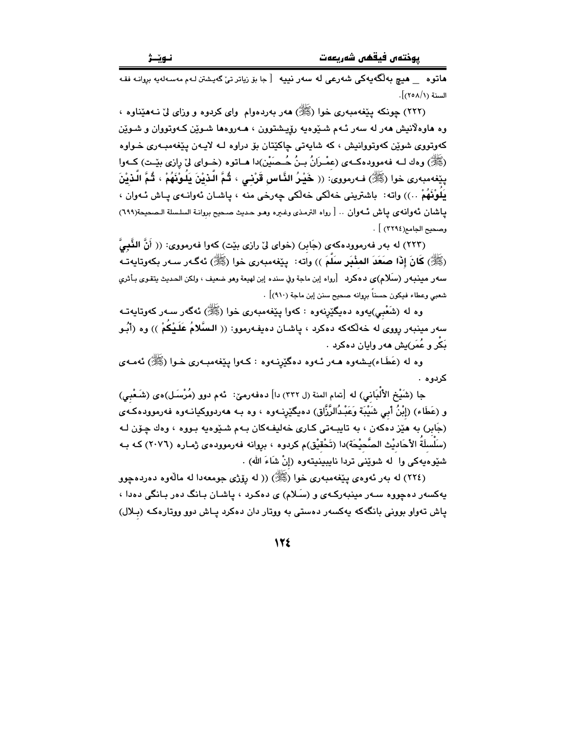هاتوه _ هیچ بەڵگەیەکی شەرعی لە سەر نییە [ جا بۆ زیاتر تێ گەیشتن لەم مەسەلەیە بڕوانە فقه السنة (٢٥٨/١)].

(٢٢٢) چونکە پێغەمبەری خوا (ﷺ) هەر بەردەوام وای کردوە و وزای لێ نەهێناوە ، وە هاوەڵانیش هەر لە سەر ئەم شێوەیە ڕۆیشتوون ، هەروەها شوێن کەوتووان و شوێن کەوتووی شوێن کەوتووانیش ، کە شایەتی چاکێتان بۆ دراوە لە لایەن پێغەمبەری خواوە (ﷺ) وەك لە فەموودەکەی (عِمْرَانُ بنُ حُصَيْن)دا هاتوە (خوای لێ ڕازی بێت) کەوا پێغەمبەری خوا (ﷺ) فەرمووی: (( **خَيْرُ النَّاسِ قَرْنِي ، ثُمَّ الَّذِيْنَ يَلُوْنَهُمْ ، ثُمَّ الَّذِيْنَ يَلُوْنَهُمْ** ..)) واتە: باشترینی خەڵکی خەڵکی چەرخی منە ، پاشان ئەوانەی پاش ئەوان ، پاشان ئەوانەی پاش ئەوان .. [ رواه الترمذی وغيره وهو حديث صحيح بروانة السلسلة الصحيحة(٦٩٩) وصحيح الجامع(٣٢٩٤) ] .

(٢٢٣) لە بەر فەرموودەکەی (جَابر) (خوای لێ ڕازی بێت) کەوا فەرمووی: (( **أَنَّ النَّبِيَّ** (ﷺ) **كَانَ إِذَا صَعَدَ المِنْبَر سَلَّمَ** )) واتە: پێغەمبەری خوا (ﷺ) ئەگەر سەر بکەوتایەتە سەر مینبەر (سَلام)ی دەکرد [رواه إبن ماجة وفي سنده إبن لهيعة وهو ضعيف ، ولكن الحديث يتقوى بأثري شعبي وعطاء فيكون حسناً بروانه صحيح سنن إبن ماجة (٩١٠)] .

وە لە (شَعْبِي)یەوە دەیگێڕنەوە : کەوا پێغەمبەری خوا (ﷺ) ئەگەر سەر کەوتایەتە سەر مینبەر ڕووی لە خەڵکەکە دەکرد ، پاشان دەیفەرموو: (( **السَّلامُ عَلَيْكُمْ** )) وە (أَبُو بَكْر و عُمَر)یش هەر وایان دەکرد .

وە لە (عَطَاء)یشەوە هەر ئەوە دەگێڕنەوە : کەوا پێغەمبەری خوا (ﷺ) ئەمەی کردوە .

جا (شَيْخ الأَلْبَاني) لە [تمام المنة (ل ٣٣٢) دا] دەفەرمێ: ئەم دوو (مُرْسَل)ەی (شَعْبِي) و (عَطَاء) (إِبْنُ أَبِي شَيْبَة وَعَبْدُالرَّزَّاق) دەیگێڕنەوە ، وە بە هەردووکیانەوە فەرموودەکەی (جَابر) بە هێز دەکەن ، بە تایبەتی کاری خەلیفەکان بەم شێوەیە بووە ، وەك چۆن لە (سَلْسَلَةُ الأَحَادِيْث الصَّحِيْحَة)دا (تَحْقِيْق)م کردوە ، بڕوانە فەرموودەی ژمارە (٢٠٧٦) کە بە شێوەیەکی وا لە شوێنی تردا نایبینیتەوە (إِنْ شَاءَ الله) .

(٢٢٤) لە بەر ئەوەی پێغەمبەری خوا (ﷺ) (( لە ڕۆژی جومعەدا لە ماڵەوە دەردەچوو یەکسەر دەچووە سەر مینبەرکەی و (سَلام) ی دەکرد ، پاشان بانگ دەر بانگی دەدا ، پاش تەواو بوونی بانگەکە یەکسەر دەستی بە ووتار دان دەکرد پاش دوو ووتارەکە (بِلال)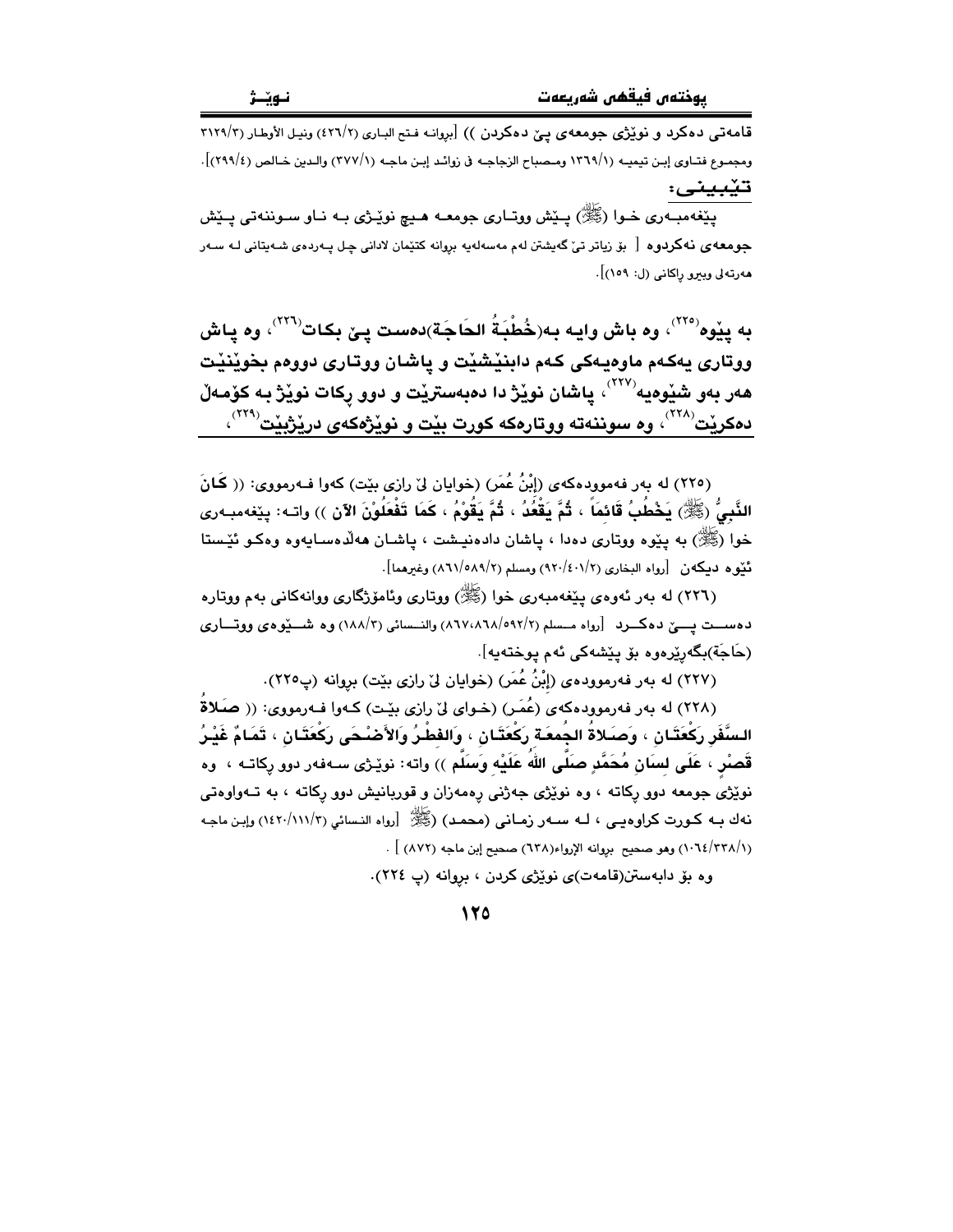قامەتی دەکرد و نوێژی جومعەی پێ دەکردن )) [بڕوانە فتح الباری (٢/٤٢٦) ونیل الأوطار (٣/٣١٢٩) ومجموع فتاوی إبن تیمیە (١/١٣٦٩) ومصباح الزجاجە فی زوائد إبن ماجە (١/٣٧٧) والدین خالص (٤/٢٩٩)].

**تێبینی:**

پێغەمبەری خوا (ﷺ) پێش ووتاری جومعە هیچ نوێژی بە ناو سوننەتی پێش جومعەی نەکردوە [ بۆ زیاتر تێ گەیشتن لەم مەسەلەیە بڕوانە کتێمان لادانی چل پەردەی شەیتانی لە سەر هەرتەلی وبیرو ڕاکانی (ل: ١٥٩)].

**بە پێوە[٢٢٥]، وە باش وایە بە(خُطْبَةُ الحَاجَة)دەست پێ بکات[٢٢٦]، وە پاش ووتاری یەکەم ماوەیەکی کەم دابنیشێت و پاشان ووتاری دووەم بخوێنێت هەر بەو شێوەیە[٢٢٧]، پاشان نوێژ دا دەبەسترێت و دوو ڕکات نوێژ بە کۆمەڵ دەکرێت[٢٢٨]، وە سوننەتە ووتارەکە کورت بێت و نوێژەکەی درێژبێت[٢٢٩]،**

---

(٢٢٥) لە بەر فەموودەکەی (إبْنُ عُمَر) (خوایان لێ رازی بێت) کەوا فەرمووی: (( **كَانَ النَّبِيُّ (ﷺ) يَخْطُبُ قَائِمَاً ، ثُمَّ يَقْعُدُ ، ثُمَّ يَقُوْمُ ، كَمَا تَفْعَلُوْنَ الآنَ** )) واتە: پێغەمبەری خوا (ﷺ) بە پێوە ووتاری دەدا ، پاشان دادەنیشت ، پاشان هەڵدەسایەوە وەکو ئێستا ئێوە دیکەن [رواه البخاري (٢/٤٠١/٩٢٠) ومسلم (٢/٥٨٩/٨٦١) وغيرهما].

(٢٢٦) لە بەر ئەوەی پێغەمبەری خوا (ﷺ) ووتاری وئامۆژگاری ووانەکانی بەم ووتارە دەست پێ دەکرد [رواه مسلم (٢/٥٩٢/٨٦٨،٨٦٧) والنسائي (٣/١٨٨) وە شێوەی ووتاری (حَاجَة)بگەڕێرەوە بۆ پێشەکی ئەم پوختەیە].

(٢٢٧) لە بەر فەرموودەی (إبْنُ عُمَر) (خوایان لێ رازی بێت) بڕوانە (پ٢٢٥).

(٢٢٨) لە بەر فەرموودەکەی (عُمَر) (خوای لێ رازی بێت) کەوا فەرمووی: (( **صَلاةُ السَّفَرِ رَكْعَتَانِ ، وَصَلاةُ الجُمعَةِ رَكْعَتَانِ ، وَالفِطْرُ وَالأَضْحَى رَكْعَتَانِ ، تَمَامٌ غَيْرُ قَصْرٍ ، عَلَى لِسَانِ مُحَمَّدٍ صَلَّى اللَّهُ عَلَيْهِ وَسَلَّم** )) واتە: نوێژی سەفەر دوو ڕکاتە ، وە نوێژی جومعە دوو ڕکاتە ، وە نوێژی جەژنی ڕەمەزان و قوربانیش دوو ڕکاتە ، بە تەواوەتی نەک بە کورت کراوەیی ، لە سەر زمانی (محمد) (ﷺ) [رواه النسائي (٣/١١١/١٤٢٠) وإبن ماجه (١/٣٣٨/١٠٦٤) وهو صحيح بڕوانە الإرواء(٦٣٨) صحيح إبن ماجه (٨٧٢) ] .

وە بۆ دابەستن(قامەت)ی نوێژی کردن ، بڕوانە (پ ٢٢٤).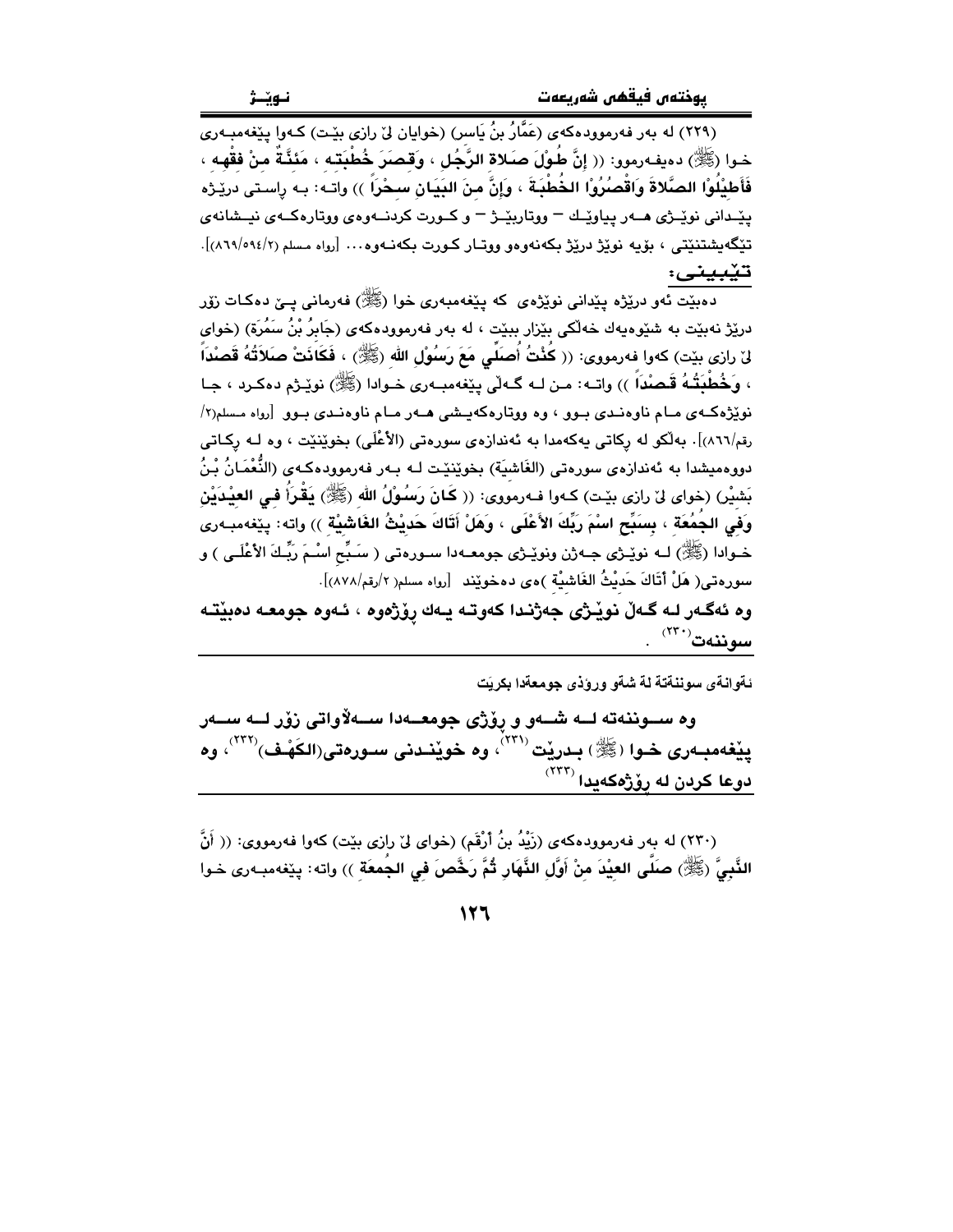(٢٢٩) له بەر فەرموودەكەی (عَمَّارُ بنُ يَاسر) (خوایان لیٚ رازی بیٚت) كەوا پیٚغەمبەری خوا (ﷺ) دەیفەرموو: (( إِنَّ طُوْلَ صَلاةِ الرَّجُلِ ، وَقِصَرَ خُطْبَتِهِ ، مَئِنَّةٌ مِنْ فِقْهِهِ ، فَأَطِيْلُوْا الصَّلاةَ وَاقْصُرُوْا الخُطْبَةَ ، وَإِنَّ مِنَ البَيَانِ سِحْرَاً )) واته: به راستی درێژه پێدانی نوێژی هەر پیاوێك – ووتاربێژ – و كورت كردنەوەی ووتارەكەی نیشانەی تێگەیشتنێتی ، بۆیە نوێژ درێژ بكەنەوەو ووتار كورت بكەنەوە... [رواه مسلم (٢/٥٩٤/٨٦٩)].

**تێبینی:**

دەبێت ئەو درێژە پێدانی نوێژەی كە پێغەمبەری خوا (ﷺ) فەرمانی پێ دەكات زۆر درێژ نەبێت بە شێوەیەك خەڵكی بێزار ببێت ، لە بەر فەرموودەكەی (جَابِرُ بْنُ سَمُرَة) (خوای لیٚ رازی بێت) كەوا فەرمووی: (( **كُنْتُ أُصَلِّي مَعَ رَسُوْلِ اللهِ** (ﷺ) ، **فَكَانَتْ صَلاتُهُ قَصْدَاً ، وَخُطْبَتُهُ قَصْدَاً** )) واتە: من لە گەڵی پێغەمبەری خوادا (ﷺ) نوێژم دەكرد ، جا نوێژەكەی مام ناوەندی بوو ، وە ووتارەكەیشی هەر مام ناوەندی بوو [رواه مسلم(٢/ رقم/٨٦٦)]. بەڵكو لە ركاتی یەكەمدا بە ئەندازەی سورەتی (الأَعْلَى) بخوێنێت ، وە لە ركاتی دووەمیشدا بە ئەندازەی سورەتی (الغَاشِيَة) بخوێنێت لە بەر فەرموودەكەی (النُّعْمَانُ بْنُ بَشِيْر) (خوای لیٚ رازی بێت) كەوا فەرمووی: (( **كَانَ رَسُوْلُ اللهِ** (ﷺ) **يَقْرَأُ فِي العِيْدَيْنِ وَفِي الجُمُعَةِ ، بِسَبِّحِ اسْمَ رَبِّكَ الأَعْلَى ، وَهَلْ أَتَاكَ حَدِيْثُ الغَاشِيَةِ** )) واتە: پێغەمبەری خوادا (ﷺ) لە نوێژی جەژن ونوێژی جومعەدا سورەتی ( سَبِّحِ اسْمَ رَبِّكَ الأَعْلَى ) و سورەتی( هَلْ أَتَاكَ حَدِيْثُ الغَاشِيَةِ )ەی دەخوێند [رواه مسلم( ٢/رقم/٨٧٨)].

**وە ئەگەر لە گەڵ نوێژی جەژندا كەوتە یەك ڕۆژەوە ، ئەوە جومعە دەبێتە سوننەت**[230] .

ئەوانەی سوننەتە لە شەو ورۆژی جومعەدا بكرێت

**وە سوننەتە لە شەو و ڕۆژی جومعەدا سەڵاواتی زۆر لە سەر پێغەمبەری خوا (ﷺ) بدرێت**[231]**، وە خوێندنی سورەتی(الكَهْف)**[232]**، وە دوعا كردن لە ڕۆژەكەیدا**[233]

---

(٢٣٠) لە بەر فەرموودەكەی (زَيْدُ بنُ أَرْقَم) (خوای لیٚ رازی بێت) كەوا فەرمووی: (( **أَنَّ النَّبِيَّ** (ﷺ) **صَلَّى العِيْدَ مِنْ أَوَّلِ النَّهَارِ ثُمَّ رَخَّصَ فِي الجُمعَةِ** )) واتە: پێغەمبەری خوا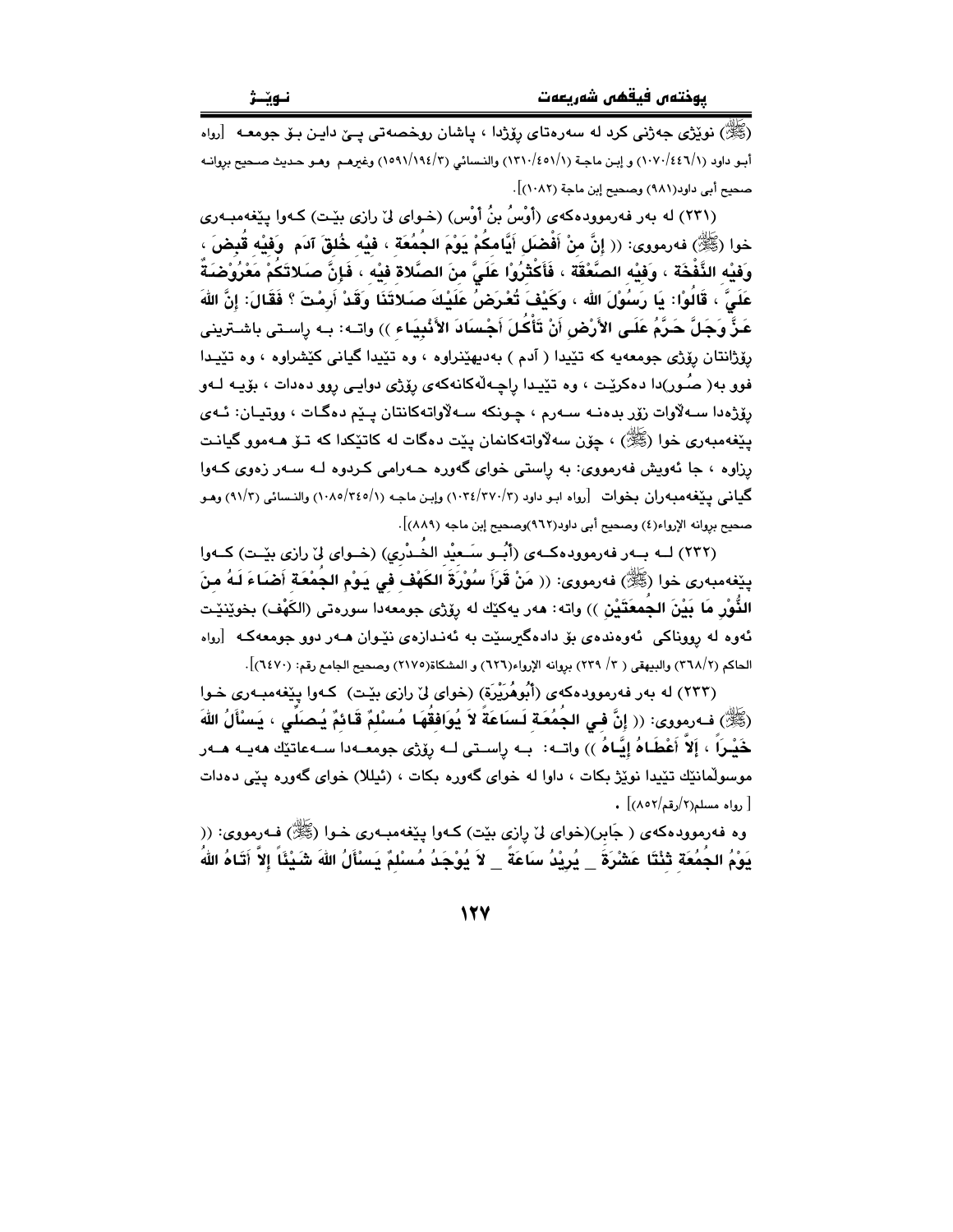(ﷺ) نوێژی جەژنی کرد لە سەرەتای ڕۆژدا ، پاشان ڕوخصەتی پێ داین بۆ جومعە [رواه أبو داود (١٠٧٠/٤٤٦/١) و إبن ماجة (١٣١٠/٤٥١/١) والنسائي (١٥٩١/١٩٤/٣) وغيرهم وهو حديث صحيح بروانه صحيح أبي داود(٩٨١) وصحيح إبن ماجة (١٠٨٢)].

(٢٣١) لە بەر فەرموودەکەی (أَوْسُ بنُ أَوْس) (خوای لێ ڕازی بێت) کەوا پێغەمبەری خوا (ﷺ) فەرمووی: (( إِنَّ منْ أَفْضَلِ أَيَّامكُمْ يَوْمَ الجُمُعَة ، فيْه خُلقَ آدَم وَفيْه قُبضَ ، وَفيْه النَّفْخَة ، وَفيْه الصَّعْقَة ، فَأَكْثرُوْا عَلَيَّ منَ الصَّلاة فيْه ، فَإِنَّ صَلاتَكُمْ مَعْرُوْضَةٌ عَلَيَّ ، قَالُوْا: يَا رَسُوْلَ الله ، وَكَيْفَ تُعْرَضُ عَلَيْكَ صَلاتَنَا وَقَدْ أَرمْتَ ؟ فَقَالَ: إِنَّ اللهَ عَزَّ وَجَلَّ حَرَّمُ عَلَى الأَرْضِ أَنْ تَأْكُلَ أَجْسَادَ الأَنْبِيَاء )) واتە: بە ڕاستی باشترینی ڕۆژانتان ڕۆژی جومعەیە کە تێیدا ( آدم ) بەدیهێنراوە ، وە تێیدا گیانی کێشراوە ، وە تێیدا فوو بە( صُور)دا دەکرێت ، وە تێیدا ڕاچەڵەکانەکەی ڕۆژی دوایی ڕوو دەدات ، بۆیە لەو ڕۆژەدا سەڵاوات زۆر بدەنە سەرم ، چونکە سەڵاواتەکانتان پێم دەگات ، ووتیان: ئەی پێغەمبەری خوا (ﷺ) ، چۆن سەڵاواتەکانمان پێت دەگات لە کاتێکدا کە تۆ هەموو گیانت ڕزاوە ، جا ئەویش فەرمووی: بە ڕاستی خوای گەورە حەرامی کردوە لە سەر زەوی کەوا گیانی پێغەمبەران بخوات [رواه ابو داود (١٠٣٤/٣٧٠/٣) وإبن ماجه (١٠٨٥/٣٤٥/١) والنسائي (٩١/٣) وهو صحيح بروانه الإرواء(٤) وصحيح أبي داود(٩٦٢)وصحيح إبن ماجه (٨٨٩)].

(٢٣٢) لە بەر فەرموودەکەی (أَبُو سَعيْد الخُدْرِي) (خوای لێ ڕازی بێت) کەوا پێغەمبەری خوا (ﷺ) فەرمووی: (( مَنْ قَرَأَ سُوْرَةَ الكَهْفِ فِي يَوْمِ الجُمْعَة أَضَاءَ لَهُ منَ النُّوْرِ مَا بَيْنَ الجُمعَتَيْنِ )) واتە: هەر یەکێك لە ڕۆژی جومعەدا سورەتی (الكَهْف) بخوێنێت ئەوە لە ڕووناکی ئەوەندەی بۆ دادەگیرسێت بە ئەندازەی نێوان هەر دوو جومعەکە [رواه الحاكم (٣٦٨/٢) والبيهقي ( ٣/ ٢٣٩) بروانه الإرواء(٦٢٦) و المشكاة(٢١٧٥) وصحيح الجامع رقم: (٦٤٧٠)].

(٢٣٣) لە بەر فەرموودەکەی (أَبُوهُرَيْرَة) (خوای لێ ڕازی بێت) کەوا پێغەمبەری خوا (ﷺ) فەرمووی: (( إِنَّ فِي الجُمُعَة لَسَاعَةً لاَ يُوَافقُهَا مُسْلمٌ قَائمٌ يُصَلِّي ، يَسْأَلُ اللهَ خَيْراً ، إِلاَّ أَعْطَاهُ إِيَّاهُ )) واتە: بە ڕاستی لە ڕۆژی جومعەدا ساعاتێك هەیە هەر موسوڵمانێك تێیدا نوێژ بکات ، داوا لە خوای گەورە بکات ، (ئیللا) خوای گەورە پێی دەدات [ رواه مسلم(٢/رقم/٨٥٢)] .

وە فەرموودەکەی ( جَابر)(خوای لێ ڕازی بێت) کەوا پێغەمبەری خوا (ﷺ) فەرمووی: (( يَوْمُ الجُمُعَة ثِنْتَا عَشْرَةَ _ يُرِيْدُ سَاعَةً _ لاَ يُوْجَدُ مُسْلمٌ يَسْأَلُ اللهَ شَيْئاً إِلاَّ أَتَاهُ اللهُ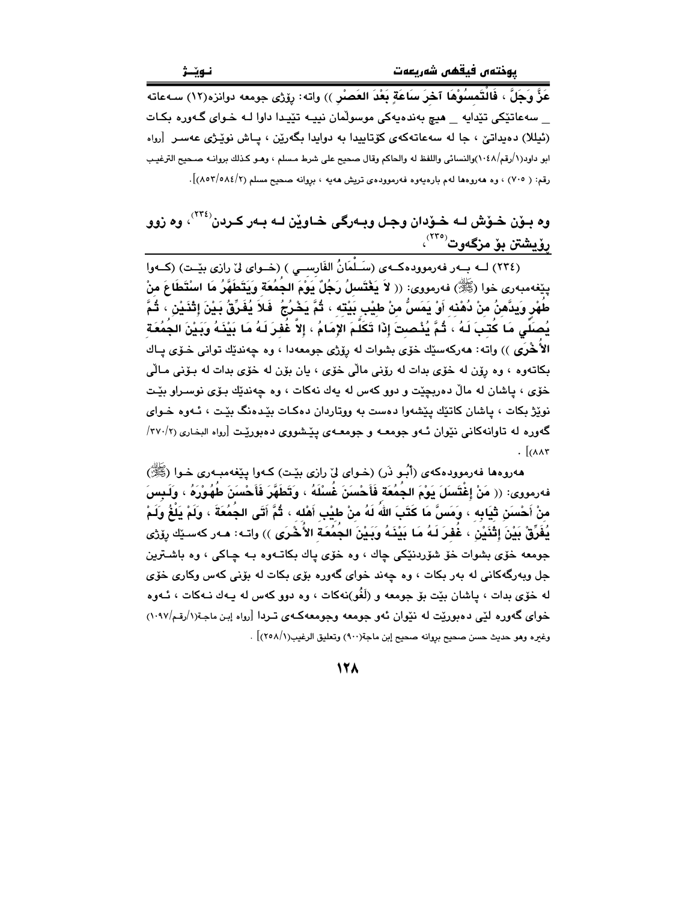عَزَّ وَجَلَّ ، فَالْتَمِسُوْهَا آخِرَ سَاعَةٍ بَعْدَ العَصْرِ )) واته: ڕۆژی جومعه دوانزه(١٢) سەعاته _ سەعاتێكی تێدایه _ هیچ بەندەیەكی موسوڵمان نییه تێیدا داوا لە خوای گەورە بكات (ئیللا) دەیداتێ ، جا لە سەعاتەكەی كۆتاییدا بە دوایدا بگەڕێن ، پاش نوێژی عەسر [رواه ابو داود(١/رقم/١٠٤٨)والنسائى واللفظ له والحاكم وقال صحيح على شرط مسلم ، وهو كذلك بروانه صحيح الترغيب رقم: ( ٧٠٥) ، وە هەروەها لەم بارەیەوە فەرموودەی تریش هەیە ، بروانە صحيح مسلم (٢/٥٨٤/٨٥٣)].

## وە بۆن خۆش لە خۆدان وجل وبەرگی خاوێن لە بەر كردن[٢٣٤]، وە زوو ڕۆیشتن بۆ مزگەوت[٢٣٥]،

(٢٣٤) لە بەر فەرموودەكەی (سَـلْمَانُ الفَارِسِي ) (خوای لێ ڕازی بێت) (كەوا پێغەمبەری خوا (ﷺ) فەرمووی: (( لاَ يَغْتَسِلُ رَجُلٌ يَوْمَ الجُمُعَة وَيَتَطَهَّرُ مَا اسْتَطَاعَ مِنْ طُهْرٍ وَيدَّهِنُ مِنْ دُهْنه أَوْ يَمَسُّ مِنْ طِيْبِ بَيْتِه ، ثُمَّ يَخْرُجُ فَلاَ يُفَرِّقُ بَيْنَ إِثْنَيْنِ ، ثُمَّ يُصَلِّي مَا كُتِبَ لَهُ ، ثُمَّ يُنْصِتَ إِذَا تَكَلَّمَ الإِمَامُ ، إِلاَّ غُفِرَ لَهُ مَا بَيْنَهُ وَبَيْنَ الجُمُعَة الأُخْرَى )) واته: هەركەسێك خۆی بشوات لە ڕۆژی جومعەدا ، وە چەندێك توانی خۆی پاك بكاتەوە ، وە ڕۆن لە خۆی بدات لە ڕۆنی ماڵی خۆی ، یان بۆن لە خۆی بدات لە بۆنی ماڵی خۆی ، پاشان لە ماڵ دەربچێت و دوو كەس لە یەك نەكات ، وە چەندێك بۆی نوسراو بێت نوێژ بكات ، پاشان كاتێك پێشەوا دەست بە ووتاردان دەكات بێدەنگ بێت ، ئەوە خوای گەورە لە تاوانەكانی نێوان ئەو جومعە و جومعەی پێشووی دەبورێت [رواه البخارى (٢/٣٧٠/٨٨٣)].

هەروەها فەرموودەكەی (أَبُو ذَر) (خوای لێ ڕازی بێت) كەوا پێغەمبەری خوا (ﷺ) فەرمووی: (( مَنْ إِغْتَسَلَ يَوْمَ الجُمُعَة فَأَحْسَنَ غُسْلَهُ ، وَتَطَهَّرَ فَأَحْسَنَ طُهُوْرَهُ ، وَلَبِسَ مِنْ أَحْسَنِ ثِيَابِهِ ، وَمَسَّ مَا كَتَبَ اللهُ لَهُ مِنْ طِيْبِ أَهْلِه ، ثُمَّ أَتَى الجُمُعَةَ ، وَلَمْ يَلْغُ وَلَمْ يُفَرِّقْ بَيْنَ إِثْنَيْنِ ، غُفِرَ لَهُ مَا بَيْنَهُ وَبَيْنَ الجُمُعَة الأُخْرَى )) واته: هەر كەسێك ڕۆژی جومعە خۆی بشوات خۆ شۆردنێكی چاك ، وە خۆی پاك بكاتەوە بە چاكی ، وە باشترین جل وبەرگەكانی لە بەر بكات ، وە چەند خوای گەورە بۆی بكات لە بۆنی كەس وكاری خۆی لە خۆی بدات ، پاشان بێت بۆ جومعە و (لَغُو)نەكات ، وە دوو كەس لە یەك نەكات ، ئەوە خوای گەورە لێی دەبورێت لە نێوان ئەو جومعە وجومعەكەی تردا [رواه إبن ماجة(١/رقم/١٠٩٧) وغيره وهو حديث حسن صحيح بروانه صحيح إبن ماجة(٩٠٠) وتعليق الرغيب(١/٢٥٨)] .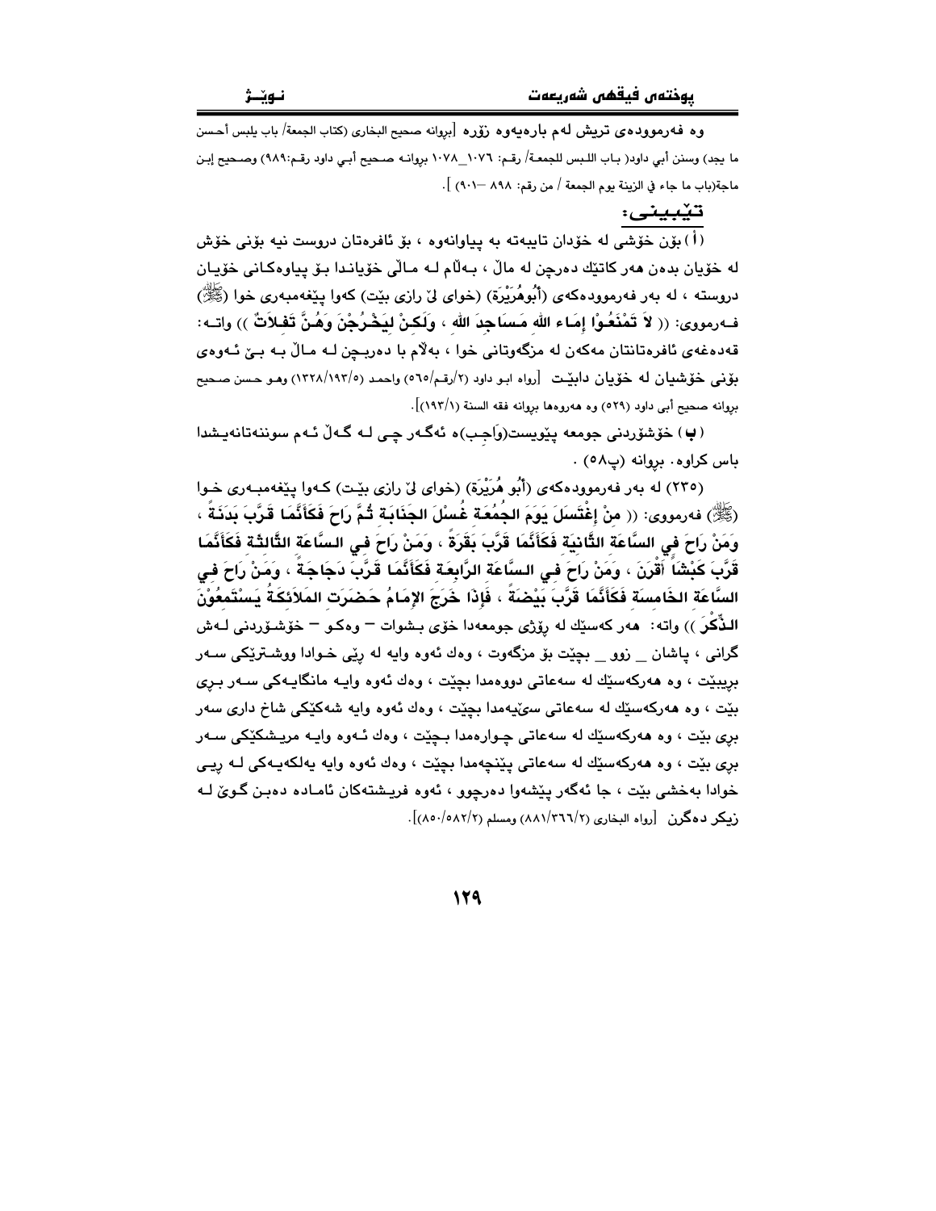وه فه‌رمووده‌ی تریش له‌م باره‌یه‌وه زۆره [بڕوانه صحيح البخاري (كتاب الجمعة/ باب يلبس أحسن ما يجد) وسنن أبي داود( بـاب اللبس للجمعـة/ رقـم: ١٠٧٦_١٠٧٨ بڕوانـه صـحيح أبـي داود رقـم:٩٨٩) وصـحيح إبـن ماجة(باب ما جاء في الزينة يوم الجمعة / من رقم: ٨٩٨ —٩٠١) ].

## تێبینی:

(أ) بۆن خۆشی له‌ خۆدان تایبه‌ته‌ به‌ پیاوانه‌وه‌ ، بۆ ئافره‌تان دروست نیه‌ بۆنی خۆش له‌ خۆیان بده‌ن هه‌ر كاتێك ده‌رچن له‌ ماڵ ، بـه‌ڵام لـه‌ مـاڵی خۆیانـدا بـۆ پیاوه‌كانی خۆیـان دروسته‌ ، له‌ به‌ر فه‌رمووده‌كه‌ی (أَبُوهُرَيْرَة) (خوای لێ رازی بێت) كه‌وا پێغه‌مبه‌ری خوا (ﷺ) فـه‌رمووی: (( **لاَ تَمْنَعُـوْا إِمَـاءَ اللهِ مَـسَاجِدَ اللهِ ، وَلَكِـنْ لِيَخْـرُجْنَ وَهُـنَّ تَفِلاَتٌ** )) واتـه: قه‌ده‌غه‌ی ئافره‌تانتان مه‌كه‌ن له‌ مزگه‌وتانی خوا ، به‌ڵام با ده‌ربـچن لـه‌ مـاڵ بـه‌ بـێ ئـه‌وه‌ی بۆنی خۆشیان له‌ خۆیان دابێـت [رواه ابـو داود (٢/رقـم/٥٦٥) واحمـد (١٣٢٨/١٩٣/٥) وهـو حـسن صـحيح بڕوانه صحيح أبى داود (٥٢٩) وه‌ هه‌روه‌ها بڕوانه فقه السنة (١٩٣/١)].

(ب) خۆشۆردنی جومعه‌ پێویست(وَاجِب)ه‌ ئه‌گـه‌ر چـی لـه‌ گـه‌ڵ ئـه‌م سوننه‌تانه‌یـشدا باس كراوه‌. بڕوانه (پ٥٨) .

(٢٣٥) له‌ به‌ر فه‌رمووده‌كه‌ی (أَبُو هُرَيْرَة) (خوای لێ رازی بێـت) كـه‌وا پێغه‌مبـه‌ری خـوا (ﷺ) فه‌رمووی: (( **مَنْ إِغْتَسَلَ يَوْمَ الجُمُعَةِ غُسْلَ الجَنَابَةِ ثُمَّ رَاحَ فَكَأَنَّمَا قَرَّبَ بَدَنَةً ، وَمَنْ رَاحَ فِي السَّاعَةِ الثَّانِيَةِ فَكَأَنَّمَا قَرَّبَ بَقَرَةً ، وَمَنْ رَاحَ فِـي الـسَّاعَةِ الثَّالِثَةِ فَكَأَنَّمَا قَرَّبَ كَبْشَاً أَقْرَنَ ، وَمَنْ رَاحَ فِـي الـسَّاعَةِ الرَّابِعَةِ فَكَأَنَّمَا قَـرَّبَ دَجَاجَـةً ، وَمَـنْ رَاحَ فِـي السَّاعَةِ الخَامِسَةِ فَكَأَنَّمَا قَرَّبَ بَيْضَةً ، فَإِذَا خَرَجَ الإِمَامُ حَضَرَتِ المَلاَئِكَةُ يَسْتَمِعُوْنَ الـذِّكْرَ** )) واته‌: هه‌ر كه‌سێك له‌ ڕۆژی جومعه‌دا خۆی بـشوات – وه‌كـو – خۆشـۆردنی لـه‌ش گرانی ، پاشان _ زوو _ بچێت بۆ مزگه‌وت ، وه‌ك ئه‌وه‌ وایه‌ له‌ ڕێی خـوادا ووشـترێكی سـه‌ر بڕیبێت ، وه‌ هه‌ركه‌سێك له‌ سه‌عاتی دووه‌مدا بچێت ، وه‌ك ئه‌وه‌ وایـه‌ مانگایـه‌كی سـه‌ر بـڕی بێت ، وه‌ هه‌ركه‌سێك له‌ سه‌عاتی سێیه‌مدا بچێت ، وه‌ك ئه‌وه‌ وایه‌ شه‌كێكی شاخ داری سه‌ر بڕی بێت ، وه‌ هه‌ركه‌سێك له‌ سه‌عاتی چـواره‌مدا بـچێت ، وه‌ك ئـه‌وه‌ وایـه‌ مریـشكێكی سـه‌ر بڕی بێت ، وه‌ هه‌ركه‌سێك له‌ سه‌عاتی پێنجه‌مدا بچێت ، وه‌ك ئه‌وه‌ وایه‌ یه‌لكه‌یـه‌كی لـه‌ ڕێـی خوادا به‌خشی بێت ، جا ئه‌گه‌ر پێشه‌وا ده‌رچوو ، ئه‌وه‌ فریـشته‌كان ئامـاده‌ ده‌بـن گـوێ لـه‌ زیكر ده‌گرن [رواه البخاري (٨٨١/٣٦٦/٢) ومسلم (٨٥٠/٥٨٢/٢)].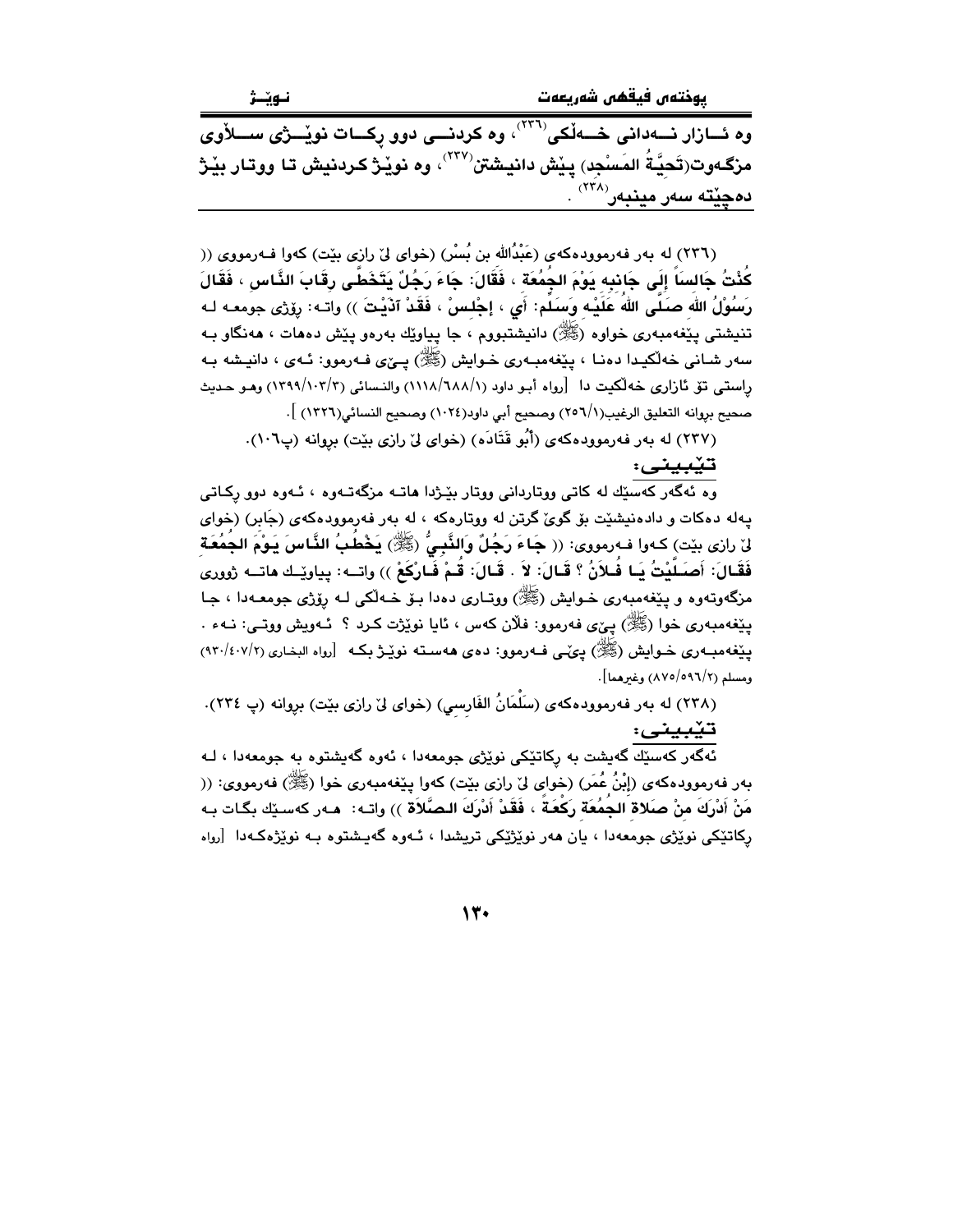**وە ئــازار نــەدانی خــەڵکی[٢٣٦] ، وە کردنــی دوو ڕکــات نوێــژی ســـڵاوی مزگەوت(تَحِيَّةُ المَسْجِد) پێش دانیشتن[٢٣٧] ، وە نوێژ کردنیش تا ووتار بێژ دەچێتە سەر مینبەر[٢٣٨] .**

(٢٣٦) لە بەر فەرموودەکەی (عَبْدُالله بن بُسْر) (خوای لێ ڕازی بێت) کەوا فـەرمووی (( **كُنْتُ جَالِساً إِلَى جَانِبِهِ يَوْمَ الجُمُعَة ، فَقَالَ: جَاءَ رَجُلٌ يَتَخَطَّى رِقَابَ النَّاسِ ، فَقَالَ رَسُوْلُ اللهِ صَلَّى اللهُ عَلَيْهِ وَسَلَّم: أَيِ ، إِجْلِسْ ، فَقَدْ آذَيْتَ** )) واتـە: ڕۆژی جومعـە لـە تنیشتی پێغەمبەری خواوە (ﷺ) دانیشتبووم ، جا پیاوێك بەرەو پێش دەهات ، هەنگاو بـە سەر شـانی خەڵکیـدا دەنـا ، پێغەمبـەری خـوایش (ﷺ) پـێی فـەرموو: ئـەی ، دانیـشە بـە ڕاستی تۆ ئازاری خەڵکیت دا [رواه أبو داود (١/٦٨٨/١١١٨) والنسائي (٣/١٠٣/١٣٩٩) وهـو حديث صحيح بروانه التعليق الرغيب(١/٢٥٦) وصحيح أبي داود(١٠٢٤) وصحيح النسائي(١٣٢٦) ].

(٢٣٧) لە بەر فەرموودەکەی (أَبُو قَتَادَه) (خوای لێ ڕازی بێت) بروانە (پ١٠٦).

__تێبینی:__

وە ئەگەر کەسێك لە کاتی ووتاردانی ووتار بێـژدا هاتـە مزگەتـەوە ، ئـەوە دوو ڕکـاتی پەلە دەکات و دادەنیشێت بۆ گوێ گرتن لە ووتارەکە ، لە بەر فەرموودەکەی (جَابِر) (خوای لێ ڕازی بێت) کـەوا فـەرمووی: (( **جَـاءَ رَجُلٌ وَالنَّبِـيُّ (ﷺ) يَخْطُبُ النَّـاسَ يَـوْمَ الجُمُعَةِ فَقَـالَ: أَصَـلَّيْتُ يَـا فُـلاَنُ ؟ قَـالَ: لاَ . قَـالَ: قُـمْ فَـارْكَعْ** )) واتــە: پیاوێـك هاتــە ژووری مزگەوتەوە و پێغەمبەری خـوایش (ﷺ) ووتـاری دەدا بـۆ خـەڵکی لـە ڕۆژی جومعـەدا ، جـا پێغەمبەری خوا (ﷺ) پێی فەرموو: فلان کەس ، ئایا نوێژت کـرد ؟ ئـەویش ووتـی: نـەء . پێغەمبـەری خـوایش (ﷺ) پێـی فـەرموو: دەی هەسـتە نوێـژ بکـە [رواه البخاري (٢/٤٠٧/٩٣٠) ومسلم (٢/٥٩٦/٨٧٥) وغيرهما].

(٢٣٨) لە بەر فەرموودەکەی (سَلْمَانُ الفَارِسِي) (خوای لێ ڕازی بێت) بروانە (پ ٢٣٤).

__تێبینی:__

ئەگەر کەسێك گەیشت بە ڕکاتێکی نوێژی جومعەدا ، ئەوە گەیشتوە بە جومعەدا ، لـە بەر فەرموودەکەی (إِبْنُ عُمَر) (خوای لێ ڕازی بێت) کەوا پێغەمبەری خوا (ﷺ) فەرمووی: (( **مَنْ أَدْرَكَ مِنْ صَلاَةِ الجُمُعَةِ رَكْعَةً ، فَقَدْ أَدْرَكَ الصَّلاَةَ** )) واتـە: هـەر کەسـێك بگـات بـە ڕکاتێکی نوێژی جومعەدا ، یان هەر نوێژێکی تریشدا ، ئـەوە گەیـشتوە بـە نوێژەکـەدا [رواه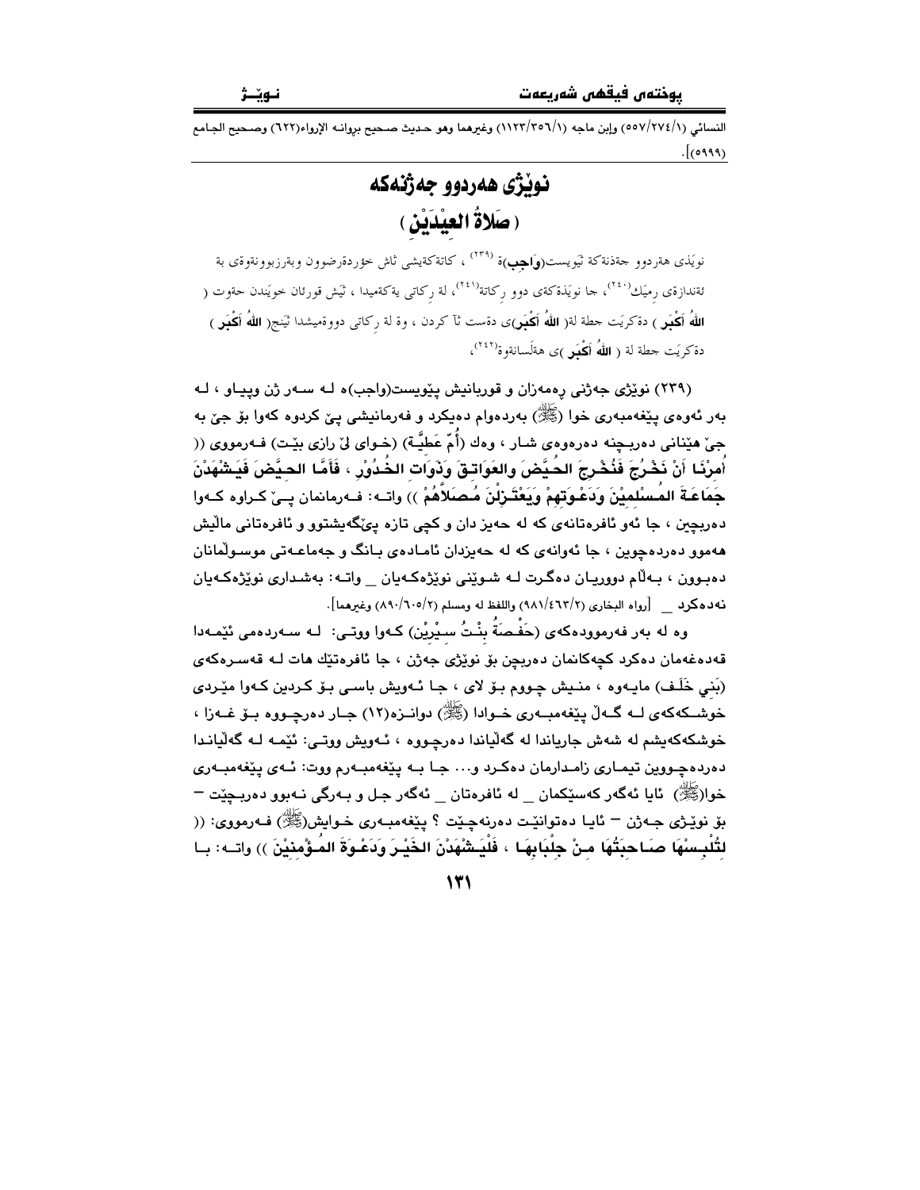النسائي (٥٥٧/٢٧٤/١) وإبن ماجه (١١٢٣/٣٥٦/١) وغيرهما وهو حديث صحيح بروانه الإرواء(٦٢٢) وصحيح الجامع (٥٩٩٩)].

# نوێژی هەردوو جەژنەکە
## ( صَلاةُ العِيْدَيْنِ )

نوێژی هەردوو جەژنەکە پێویست(**واجب**)ە [٢٣٩] ، کاتەکەیشی ئاش خۆردەرضوون وبەرزبوونەوەی بە ئەندازەی ڕمێك[٢٤٠]، جا نوێژەکەی دوو ڕکاتە[٢٤١]، لە ڕکاتی یەکەمیدا ، پێش قورئان خوێندن حەوت ( **اللّهُ أَكْبَر** ) دەکرێت جگە لە( **اللّهُ أَكْبَر**)ی دەست ئا کردن ، وە لە ڕکاتی دووەمیشدا پێنج( **اللّهُ أَكْبَر** ) دەکرێت جگە لە ( **اللّهُ أَكْبَر** )ی هەڵسانەوە[٢٤٢]،

(٢٣٩) نوێژی جەژنی ڕەمەزان و قوربانیش پێویست(واجب)ە لـە سـەر ژن وپیـاو ، لـە بەر ئەوەی پێغەمبەری خوا (ﷺ) بەردەوام دەیکرد و فەرمانیشی پێ کردوە کەوا بۆ جێ بە جێ هێنانی دەربچنە دەرەوەی شـار ، وەك (أُمّ عَطِيَّة) (خـوای لێ ڕازی بێـت) فـەرمووی (( **أُمِرْنَا أَنْ نَخْـرُجَ فَنُخْـرِجَ الحُـيَّضَ والعَوَاتِـقَ وَذَوَاتِ الخُـدُوْرِ ، فَأَمَّـا الحيَّضَ فَيَشْهَدْنَ جَمَاعَةَ المُسْلِمِيْنَ وَدَعْـوَتَهمْ وَيَعْتَـزِلْنَ مُـصَلاَّهُمْ** )) واتـە: فـەرمانمان پـێ کـراوە کـەوا دەربچین ، جا ئەو ئافرەتانەی کە لە حەیز دان و کچی تازە پێگەیشتوو و ئافرەتانی ماڵیش هەموو دەردەچوین ، جا ئەوانەی کە لە حەیزدان ئامـادەی بـانگ و جەماعـەتی موسـوڵمانان دەبـوون ، بـەڵام دووریـان دەگـرت لـە شـوێنی نوێژەکـەیان _ واتـە: بەشـداری نوێژەکـەیان نەدەکرد _ [رواه البخاري (٩٨١/٤٦٣/٢) واللفظ له ومسلم (٨٩٠/٦٠٥/٢) وغيرهما].

وە لە بەر فەرموودەکەی (حَفْـصَةُ بِنْـتُ سِـيْرِيْن) کـەوا ووتـی: لـە سـەردەمی ئێمـەدا قەدەغەمان دەکرد کچەکانمان دەربچن بۆ نوێژی جەژن ، جا ئافرەتێك هات لـە قەسـرەکەی (بَنِي خَلَـف) مایـەوە ، منـیش چـووم بـۆ لای ، جـا ئـەویش باسـی بـۆ کـردین کـەوا مێـردی خوشـکەکەی لـە گـەڵ پێغەمبـەری خـوادا (ﷺ) دوانـزە(١٢) جـار دەرچـووە بـۆ غـەزا ، خوشکەکەیشم لە شەش جاریاندا لە گەڵیاندا دەرچووە ، ئـەویش ووتـی: ئێمـە لـە گەڵیانـدا دەردەچـووین تیمـاری زامـدارمان دەکـرد و... جـا بـە پێغەمبـەرم ووت: ئـەی پێغەمبـەری خوا(ﷺ) ئایا ئەگەر کەسێکمان _ لە ئافرەتان _ ئەگەر جـل و بـەرگی نـەبوو دەربـچێت – بۆ نوێـژی جـەژن – ئایـا دەتوانێـت دەرنەچـێت ؟ پێغەمبـەری خـوایش(ﷺ) فـەرمووی: (( **لِتُلْبِـسْهَا صَـاحِبَتُهَا مِـنْ جِلْبَابِهَـا ، فَلْيَـشْهَدْنَ الخَيْـرَ وَدَعْـوَةَ المُـؤْمِنِيْنَ** )) واتـە: بـا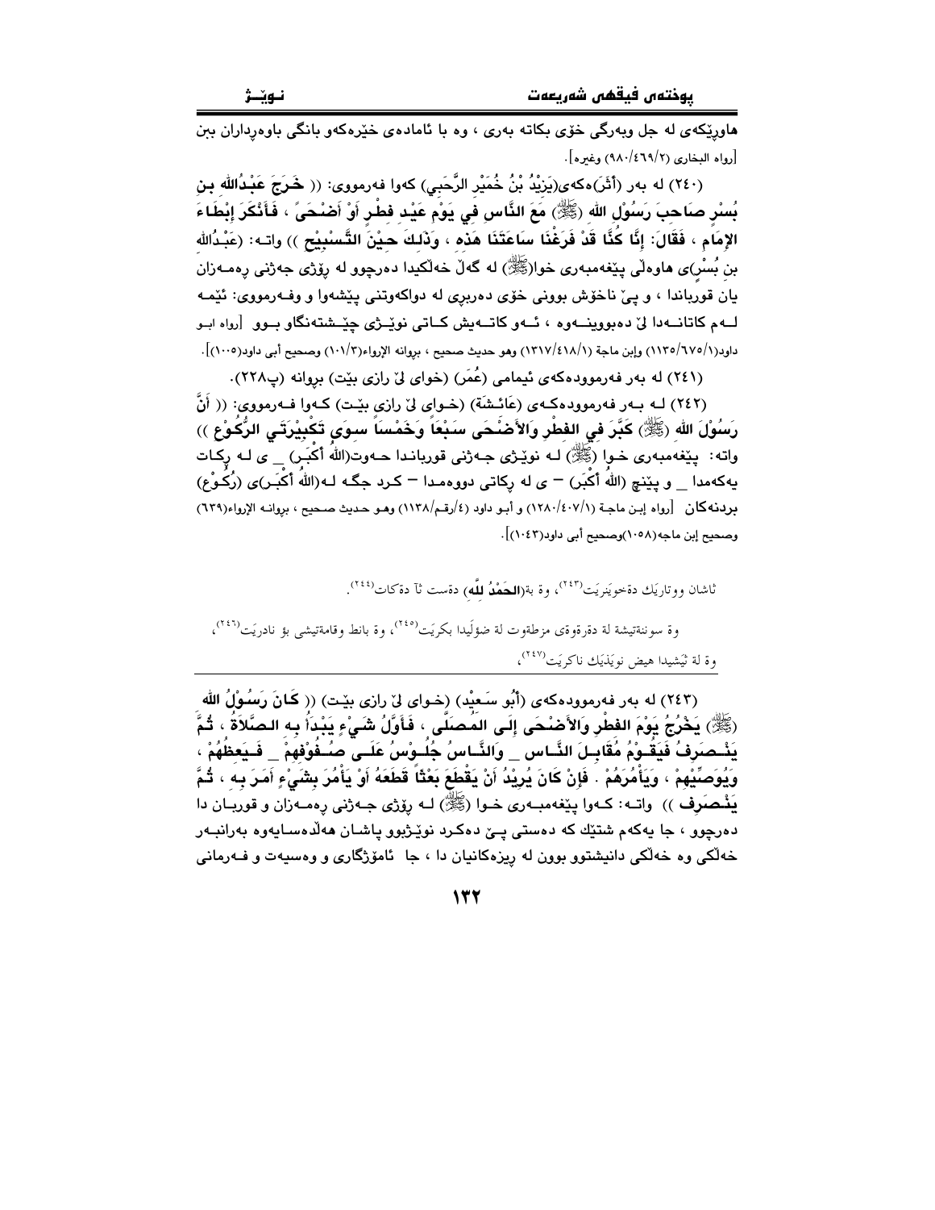هاوڕێکەی لە جل وبەرگی خۆی بکاتە بەری ، وە با ئامادەی خێرەکەو بانگی باوەڕداران بێ [رواه البخاري (٩٨٠/٤٦٩/٢) وغيره].

(٢٤٠) لە بەر (أَثَر)ەکەی(يَزِيْدُ بْنُ خُمَيْرِ الرَّحَبِي) کەوا فەرمووی: (( **خَرَجَ عَبْدُاللهِ بنِ بُسْرٍ صَاحِبَ رَسُوْلِ اللهِ (ﷺ) مَعَ النَّاسِ فِي يَوْمِ عَيْدِ فِطْرٍ أَوْ أَضْحَىً ، فَأَنْكَرَ إِبْطَاءَ الإِمَامِ ، فَقَالَ: إِنَّا كُنَّا قَدْ فَرَغْنَا سَاعَتَنَا هَذِه ، وَذَلِكَ حِيْنَ التَّسْبِيْحِ** )) واتە: (عَبْدُالله بن بُسْرٍ)ی هاوەڵی پێغەمبەری خوا(ﷺ) لە گەڵ خەڵکیدا دەرچوو لە ڕۆژی جەژنی ڕەمەزان یان قورباندا ، و پێ ناخۆش بوونی خۆی دەربڕی لە دواکەوتنی پێشەوا و وفەرمووی: ئێمە لەم کاتانەدا لێ دەبووینەوە ، ئەو کاتەیش کاتی نوێژی چێشتەنگاو بوو [رواه ابو داود(١١٣٥/٦٧٥/١) وإبن ماجة (١٣١٧/٤١٨/١) وهو حديث صحيح ، بروانە الإرواء(١٠١/٣) وصحيح أبي داود(١٠٠٥)].

(٢٤١) لە بەر فەرموودەکەی ئیمامی (عُمَر) (خوای لێ ڕازی بێت) بڕوانە (پ٢٢٨).

(٢٤٢) لە بەر فەرموودەکەی (عَائِشَة) (خوای لێ ڕازی بێت) کەوا فەرمووی: (( **أَنَّ رَسُوْلَ اللهِ (ﷺ) كَبَّرَ فِي الفِطْرِ وَالأَضْحَى سَبْعَاً وَخَمْسَاً سِوَى تَكْبِيْرَتَي الرُّكُوْعِ** )) واتە: پێغەمبەری خوا (ﷺ) لە نوێژی جەژنی قورباندا حەوت(اللهُ أَكْبَر) _ ی لە ڕکات یەکەمدا _ و پێنج (اللهُ أَكْبَر) – ی لە ڕکاتی دووەمدا – کرد جگە لە(اللهُ أَكْبَر)ی (رُکُوْع) بردنەکان [رواه إبن ماجة (١٢٨٠/٤٠٧/١) و أبو داود (٤/رقم/١١٣٨) وهو حديث صحيح ، بروانە الإرواء(٦٣٩) وصحيح إبن ماجه(١٠٥٨)وصحيح أبي داود(١٠٤٣)].

ئاشان ووتاريَك دةخويَنريَت[٢٤٣]، وة بة(**الحَمْدُ لِلَّه**) دةست ثآ دةكات[٢٤٤].

وة سوننةتيشة لة دةرةوةى مزطةوت لة ضؤليدا بكريَت[٢٤٥]، وة بانط وقامةتيشى بؤ نادريَت[٢٤٦]، وة لة ثيَشيدا هيض نويَذيَك ناكريَت[٢٤٧]،

---

(٢٤٣) لە بەر فەرموودەکەی (أَبُو سَعِيْد) (خوای لێ ڕازی بێت) (( **كَانَ رَسُوْلُ اللهِ (ﷺ) يَخْرُجُ يَوْمَ الفِطْرِ وَالأَضْحَى إِلَى المُصَلَّى ، فَأَوَّلُ شَيْءٍ يَبْدَأُ بِه الصَّلاةُ ، ثُمَّ يَنْصَرِفُ فَيَقُوْمُ مُقَابِلَ النَّاسِ _ وَالنَّاسُ جُلُوْسُ عَلَى صُفُوْفِهِمْ _ فَيَعِظُهُمْ ، وَيُوَصِّيْهِمْ ، وَيَأْمُرَهُمْ . فَإِنْ كَانَ يُرِيْدُ أَنْ يَقْطَعَ بَعْثَاً قَطَعَهُ أَوْ يَأْمُرَ بِشَيْءٍ أَمَرَ بِه ، ثُمَّ يَنْصَرِف** )) واتە: کەوا پێغەمبەری خوا (ﷺ) لە ڕۆژی جەژنی ڕەمەزان و قورباندا دەرچوو ، جا یەکەم شتێك کە دەستی پێ دەکرد نوێژبوو پاشان هەڵدەسایەوە بەرانبەر خەڵکی وە خەڵکی دانیشتوو بوون لە ڕیزەکانیان دا ، جا ئامۆژگاری و وەسیەت و فەرمانی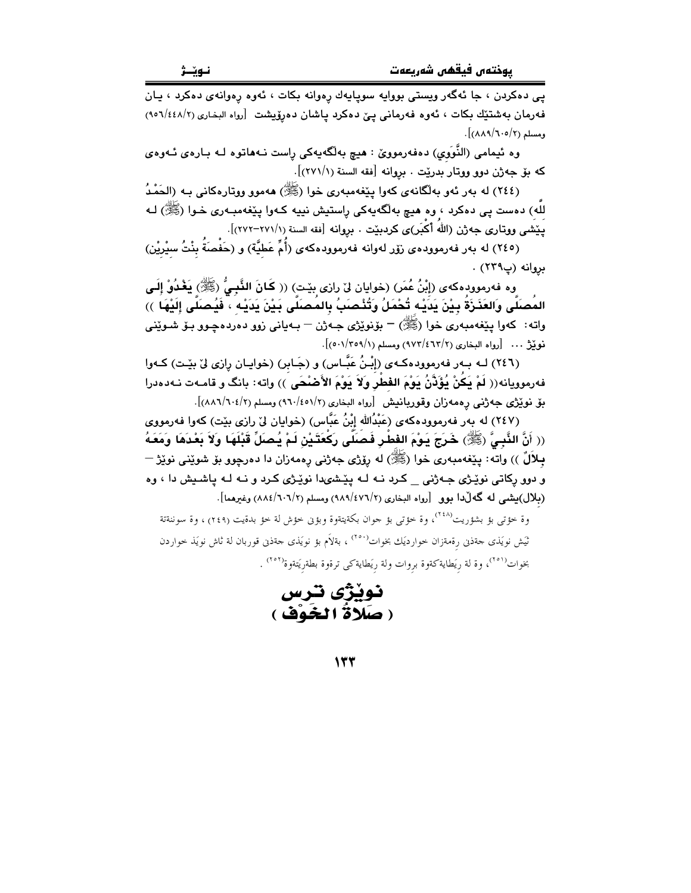پی دەکردن ، جا ئەگەر ویستی بووایە سوپایەك رەوانە بكات ، ئەوە رەوانەی دەكرد ، یان فەرمان بەشتێك بكات ، ئەوە فەرمانی پێ دەكرد پاشان دەڕۆیشت [رواه البخاري (٩٥٦/٤٤٨/٢) ومسلم (٨٨٩/٦٠٥/٢)].

وە ئیمامی (النَّوَوِي) دەفەرمووێ : هیچ بەڵگەیەكی ڕاست نەهاتوە لە بارەی ئەوەی كە بۆ جەژن دوو ووتار بدرێت . بڕوانە [فقه السنة (٢٧١/١)].

(٢٤٤) لە بەر ئەو بەڵگانەی كەوا پێغەمبەری خوا (ﷺ) هەموو ووتارەكانی بە (الحَمْدُ لِلّه) دەست پی دەكرد ، وە هیچ بەڵگەیەكی ڕاستیش نییە كەوا پێغەمبەری خوا (ﷺ) لە پێشی ووتاری جەژن (اللّهُ أكْبَر)ی كردبێت . بڕوانە [فقه السنة (٢٧١/١-٢٧٢)].

(٢٤٥) لە بەر فەرموودەی زۆر لەوانە فەرموودەكەی (أُمِّ عَطِيَّة) و (حَفْصَةُ بِنْتُ سِيْرِيْن) بڕوانە (پ٢٣٩) .

وە فەرموودەكەی (إبْنُ عُمَر) (خوایان لێ ڕازی بێت) (( **كَانَ النَّبِيُّ (ﷺ) يَغْدُوْ إِلَى المُصَلَّى وَالعَنَزَةُ بِيْنَ يَدَيْهِ تُحْمَلُ وَتُنْصَبُ بِالمُصَلَّى بَيْنَ يَدَيْهِ ، فَيُصَلِّي إِلَيْهَا** )) واتە: كەوا پێغەمبەری خوا (ﷺ) – بۆنوێژی جەژن – بەیانی زوو دەردەچوو بۆ شوێنی نوێژ ... [رواه البخاري (٩٧٣/٤٦٣/٢) ومسلم (٥٠١/٣٥٩/١)].

(٢٤٦) لە بەر فەرموودەكەی (إِبْنُ عَبَّاس) و (جَابِر) (خوایان ڕازی لێ بێت) كەوا فەرموویانە(( **لَمْ يَكُنْ يُؤَذَّنُ يَوْمَ الفِطْرِ وَلاَ يَوْمَ الأَضْحَى** )) واتە: بانگ و قامەت نەدەدرا بۆ نوێژی جەژنی ڕەمەزان وقوربانیش [رواه البخاري (٩٦٠/٤٥١/٢) ومسلم (٨٨٦/٦٠٤/٢)].

(٢٤٧) لە بەر فەرموودەكەی (عَبْدُالله إبْنُ عَبَّاس) (خوایان لێ ڕازی بێت) كەوا فەرمووی (( **أَنَّ النَّبِيَّ (ﷺ) خَرَجَ يَوْمَ الفِطْرِ فَصَلَّى رَكْعَتَيْنِ لَمْ يُصَلِّ قَبْلَهَا وَلاَ بَعْدَهَا وَمَعَهُ بِلاَلٌ** )) واتە: پێغەمبەری خوا (ﷺ) لە ڕۆژی جەژنی ڕەمەزان دا دەرچوو بۆ شوێنی نوێژ – و دوو ڕكاتی نوێژی جەژنی _ كرد نە لە پێشیدا نوێژی كرد و نە لە پاشیش دا ، وە (بلال)یشی لە گەڵدا بوو [رواه البخاري (٩٨٩/٤٧٦/٢) ومسلم (٨٨٤/٦٠٦/٢) وغيرهما].

وة خؤتى بؤ بشؤريت[٢٤٨]، وة خؤتى بؤ جوان بكةيتةوة وبؤنى خؤش لة خؤ بدةيت (٢٤٩) ، وة سوننةتة ئيَش نويَذى جةذنى رةمةزان خواردنيَك بخوات[٢٥٠] ، بةلاَم بؤ نويَذى جةذنى قوربان لة ثاش نويَذ خواردن بخوات[٢٥١]، وة لة ريَطايةكةوة بروات ولة ريَطايةكى ترةوة بطةريَتةوة[٢٥٢] .

# نوێژی ترس
# ( صَلاةُ الخَوْف )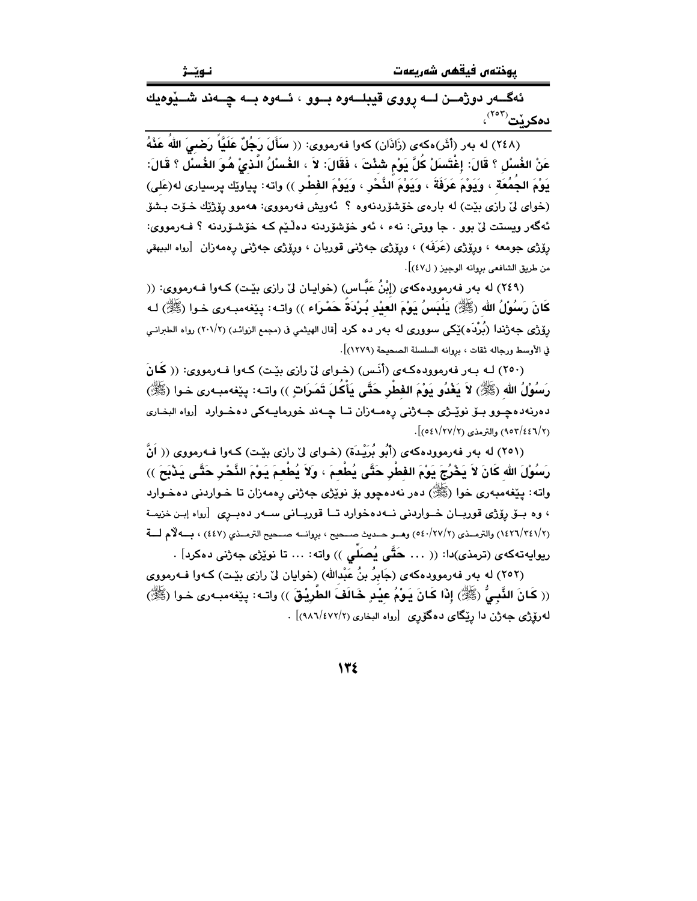**ئەگــەر دوژمــن لــە ڕووی قیبلــەوە بــوو ، ئــەوە بــە چــەند شــێوەیك دەكرێت**[٢٥٣]،

(٢٤٨) لە بەر (أثَر)ەكەی (زَاذَان) كەوا فەرمووی: (( **سَأَلَ رَجُلٌ عَلِيًّا رَضِيَ اللهُ عَنْهُ عَنْ الغُسْلِ ؟ قَالَ: إغْتَسَلْ كُلَّ يَوْمٍ شِئْتَ ، فَقَالَ: لاَ ، الغُسْلُ الَّذِيْ هُوَ الغُسْلُ ؟ قَالَ: يَوْمَ الجُمُعَةِ ، وَيَوْمَ عَرَفَةَ ، وَيَوْمَ النَّحْرِ ، وَيَوْمَ الفِطْرِ** )) واتە: پیاوێك پرسیاری لە(عَلی) (خوای لێ ڕازی بێت) لە بارەی خۆشۆردنەوە ؟ ئەویش فەرمووی: هەموو ڕۆژێك خـۆت بـشۆ ئەگەر ویستت لێ بوو . جا ووتی: نەء ، ئەو خۆشۆردنە دەڵێم كـە خۆشـۆردنە ؟ فـەرمووی: ڕۆژی جومعە ، وڕۆژی (عَرَفَە) ، وڕۆژی جەژنی قوربان ، وڕۆژی جەژنی ڕەمەزان [رواه البيهقي من طريق الشافعي بروانه الوجيز ( ل٤٧)].

(٢٤٩) لە بەر فەرموودەكەی (إبْنُ عَبَّـاس) (خوایـان لێ ڕازی بێـت) كـەوا فـەرمووی: (( **كَانَ رَسُوْلُ الله (ﷺ) يَلْبَسُ يَوْمَ العِيْدِ بُرْدَةً حَمْرَاء** )) واتـە: پێغەمبـەری خـوا (ﷺ) لـە ڕۆژی جەژندا (بُرْدَە)یێكی سووری لە بەر دە كرد [قال الهيثمي في (مجمع الزوائد) (٢٠١/٢) رواه الطبراني في الأوسط ورجاله ثقات ، بروانه السلسلة الصحيحة (١٢٧٩)].

(٢٥٠) لـە بـەر فەرموودەكـەی (أنَس) (خـوای لێ ڕازی بێـت) كـەوا فـەرمووی: (( **كَانَ رَسُوْلُ الله (ﷺ) لاَ يَغْدُو يَوْمَ الفِطْرِ حَتَّى يَأْكُلَ تَمَرَاتٍ** )) واتـە: پێغەمبـەری خـوا (ﷺ) دەرنەدەچـوو بـۆ نوێـژی جـەژنی ڕەمـەزان تـا چـەند خورمایـەكی دەخـوارد [رواه البخاري (٩٥٣/٤٤٦/٢) والترمذي (٥٤١/٢٧/٢)].

(٢٥١) لە بەر فەرموودەكەی (أبُو بُرَيْدَة) (خـوای لێ ڕازی بێـت) كـەوا فـەرمووی (( **اَنَّ رَسُوْلَ الله كَانَ لاَ يَخْرُجَ يَوْمَ الفِطْرِ حَتَّى يُطْعِمَ ، وَلاَ يُطْعِمَ يَـوْمَ النَّحْرِ حَتَّى يَـذْبَحَ** )) واتە: پێغەمبەری خوا (ﷺ) دەر نەدەچوو بۆ نوێژی جەژنی ڕەمەزان تا خـواردنی دەخـوارد ، وە بـۆ ڕۆژی قوربـان خـواردنی نـەدەخوارد تـا قوربـانی سـەر دەبـڕی [رواه إبـن خزيمـة (١٤٢٦/٣٤١/٢) والترمـذي (٥٤٠/٢٧/٢) وهــو حــديث صــحيح ، بروانــه صــحيح الترمــذي (٤٤٧) ، بــەلاّم لــە ڕیوایەتەكەی (ترمذی)دا: (( ... **حَتَّى يُصَلِّي** )) واتە: ... تا نوێژی جەژنی دەكرد] .

(٢٥٢) لە بەر فەرموودەكەی (جَابِرُ بنُ عَبْدالله) (خوایان لێ ڕازی بێت) كـەوا فـەرمووی (( **كَانَ النَّبِيُّ (ﷺ) إذَا كَانَ يَوْمُ عِيْدٍ خَالَفَ الطَّرِيْقَ** )) واتـە: پێغەمبـەری خـوا (ﷺ) لەڕۆژی جەژن دا ڕێگای دەگۆڕی [رواه البخاري (٩٨٦/٤٧٢/٢)] .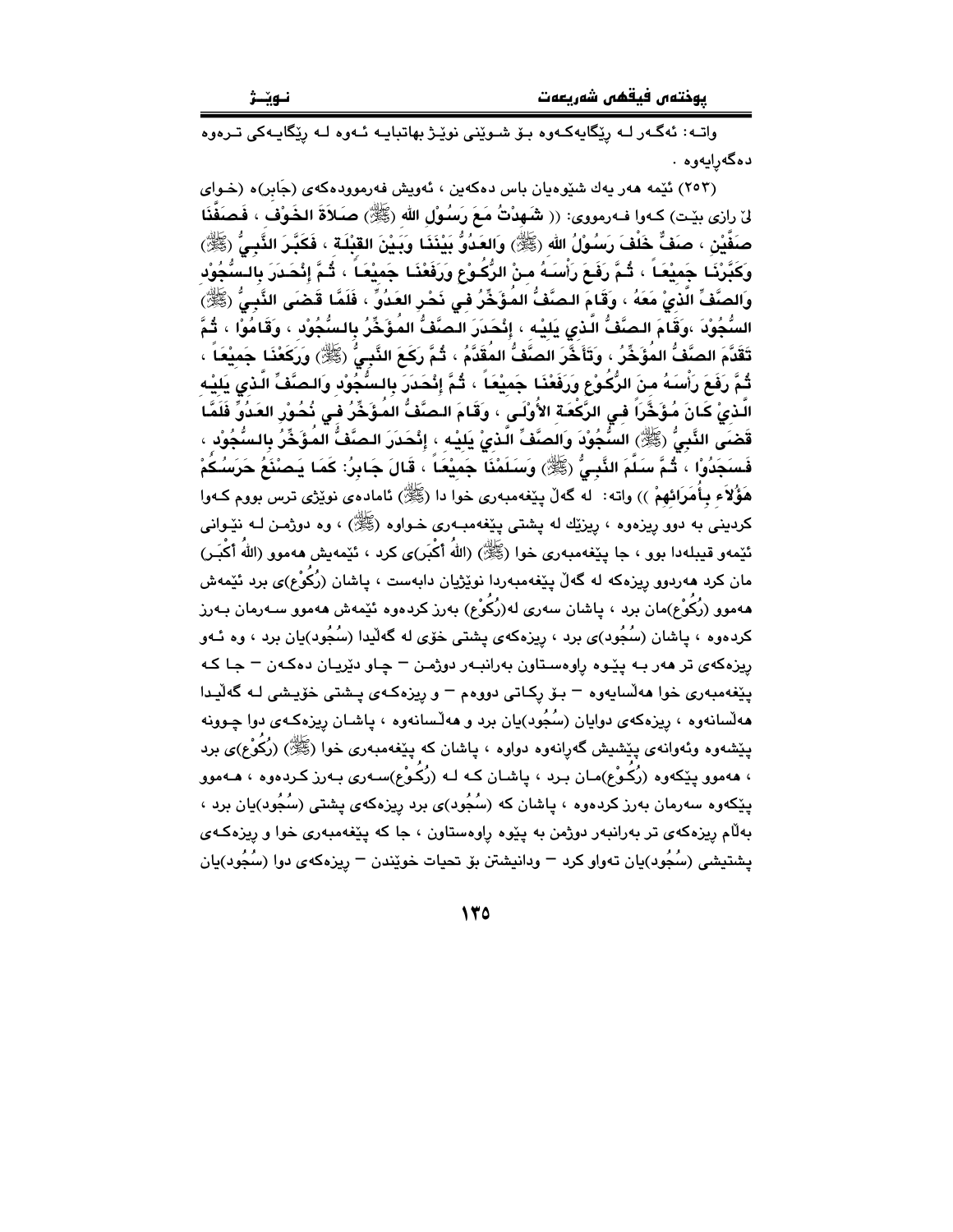واتـە: ئەگـەر لـە ڕێگایەکـەوە بـۆ شـوێنی نوێـژ بهاتبایـە ئـەوە لـە ڕێگایـەکی تـرەوە دەگەڕایەوە .

(٢٥٣) ئێمە هەر یەك شێوەیان باس دەكەین ، ئەویش فەرموودەكەی (جَابر)ە (خـوای لێ رازی بێـت) كـەوا فـەرمووی: (( **شَهِدْتُ مَعَ رَسُوْلِ اللهِ (ﷺ) صَلاَةَ الخَوْفِ ، فَصَفَّنَا صَفَّيْنِ ، صَفٌّ خَلْفَ رَسُوْلُ اللهِ (ﷺ) وَالعَدُوُّ بَيْنَنَا وَبَيْنَ القِبْلَةِ ، فَكَبَّرَ النَّبِيُّ (ﷺ) وَكَبَّرْنَا جَمِيْعَاً ، ثُمَّ رَفَعَ رَأْسَهُ مِنْ الرُّكُوْعِ وَرَفَعْنَا جَمِيْعَاً ، ثُمَّ إِنْحَدَرَ بِالسُّجُوْدِ وَالصَّفِّ الَّذِيْ مَعَهُ ، وَقَامَ الصَّفُّ المُؤَخَّرُ فِي نَحْرِ العَدُوِّ ، فَلَمَّا قَضَى النَّبِيُّ (ﷺ) السُّجُوْدَ ،وَقَامَ الصَّفُّ الَّذِي يَلِيْهِ ، إِنْحَدَرَ الصَّفُّ المُؤَخَّرُ بِالسُّجُوْدِ ، وَقَامُوْا ، ثُمَّ تَقَدَّمَ الصَّفُّ المُؤَخَّرُ ، وَتَأَخَّرَ الصَّفُّ المُقَدَّمُ ، ثُمَّ رَكَعَ النَّبِيُّ (ﷺ) وَرَكَعْنَا جَمِيْعَاً ، ثُمَّ رَفَعَ رَأْسَهُ مِنَ الرُّكُوْعِ وَرَفَعْنَا جَمِيْعَاً ، ثُمَّ إِنْحَدَرَ بِالسُّجُوْدِ وَالصَّفِّ الَّذِي يَلِيْهِ الَّذِيْ كَانَ مُؤَخَّرَاً فِي الرَّكْعَةِ الأُوْلَى ، وَقَامَ الصَّفُّ المُؤَخَّرُ فِي نُحُوْرِ العَدُوِّ فَلَمَّا قَضَى النَّبِيُّ (ﷺ) السُّجُوْدَ وَالصَّفِّ الَّذِيْ يَلِيْهِ ، إِنْحَدَرَ الصَّفُّ المُؤَخَّرُ بِالسُّجُوْدِ ، فَسَجَدُوْا ، ثُمَّ سَلَّمَ النَّبِيُّ (ﷺ) وَسَلَمْنَا جَمِيْعَاً ، قَالَ جَابِرُ: كَمَا يَصْنَعُ حَرَسُكُمْ هَؤُلاَءِ بِأُمَرَائِهِمْ** )) واتە: لە گەڵ پێغەمبەری خوا دا (ﷺ) ئامادەی نوێژی ترس بووم كـەوا كردینی بە دوو ڕیزەوە ، ڕیزێك لە پشتی پێغەمبـەری خـواوە (ﷺ) ، وە دوژمـن لـە نێـوانی ئێمەو قیبلەدا بوو ، جا پێغەمبەری خوا (ﷺ) (اللهُ أَكْبَر)ی كرد ، ئێمەیش هەموو (اللهُ أَكْبَر) مان كرد هەردوو ڕیزەكە لە گەڵ پێغەمبەردا نوێژیان دابەست ، پاشان (رُكُوْع)ی برد ئێمەش هەموو (رُكُوْع)مان برد ، پاشان سەری لە(رُكُوْع) بەرز كردەوە ئێمەش هەموو سـەرمان بـەرز كردەوە ، پاشان (سُجُود)ی برد ، ڕیزەكەی پشتی خۆی لە گەڵیدا (سُجُود)یان برد ، وە ئـەو ڕیزەكەی تر هەر بـە پێـوە ڕاوەسـتاون بەرانبـەر دوژمـن – چـاو دێریـان دەكـەن – جـا كـە پێغەمبەری خوا هەڵسایەوە – بـۆ ركـاتی دووەم – و ڕیزەكـەی پـشتی خۆیـشی لـە گەڵیـدا هەڵسانەوە ، ڕیزەكەی دوایان (سُجُود)یان برد و هەڵسانەوە ، پاشـان ڕیزەكـەی دوا چـوونە پێشەوە وئەوانەی پێشیش گەڕانەوە دواوە ، پاشان كە پێغەمبەری خوا (ﷺ) (رُكُوْع)ی برد ، هەموو پێكەوە (رُكُوْع)مـان بـرد ، پاشـان كـە لـە (رُكُوْع)سـەری بـەرز كـردەوە ، هـەموو پێكەوە سەرمان بەرز كردەوە ، پاشان كە (سُجُود)ی برد ڕیزەكەی پشتی (سُجُود)یان برد ، بەڵام ڕیزەكەی تر بەرانبەر دوژمن بە پێوە ڕاوەستاون ، جا كە پێغەمبەری خوا و ڕیزەكـەی پشتیشی (سُجُود)یان تەواو كرد – ودانیشتن بۆ تحیات خوێندن – ڕیزەكەی دوا (سُجُود)یان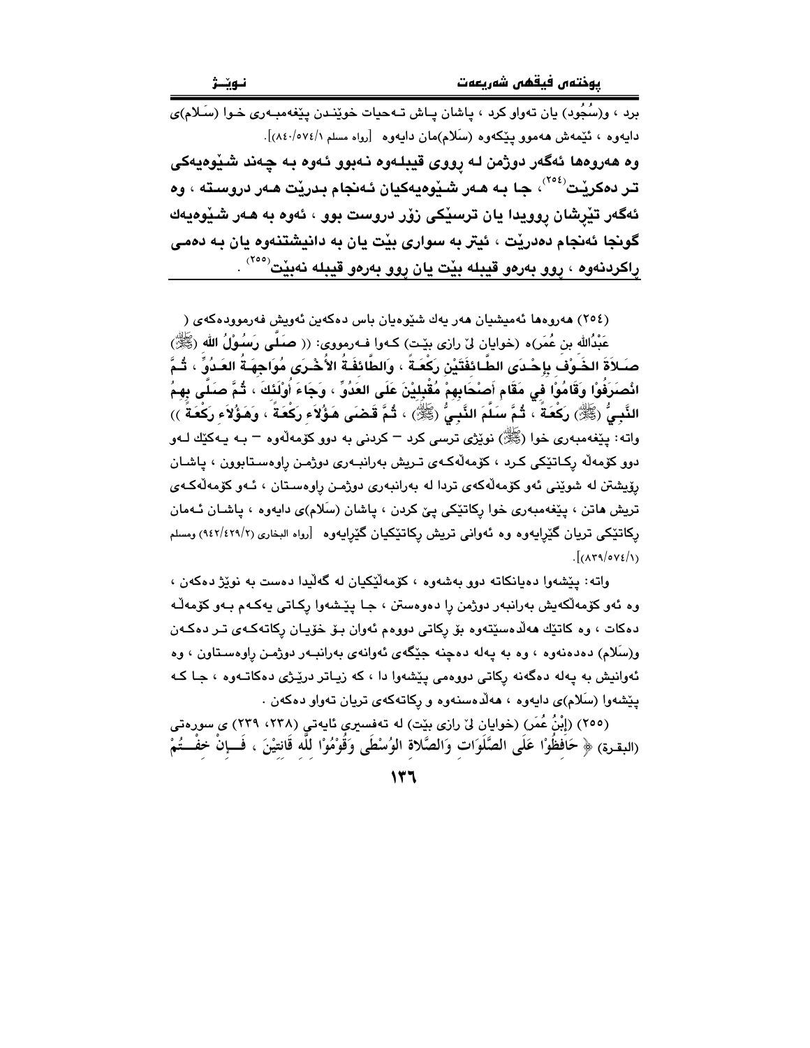برد ، و(سُجُود) يان تەواو كرد ، پاشان پـاش تـەحيات خوێنـدن پێغەمبـەرى خـوا (سـَلام)ى دايەوە ، ئێمەش هەموو پێكەوە (سَلام)مان دايەوە [رواه مسلم (٨٤٠/٥٧٤/١)].

**وە هەروەها ئەگەر دوژمن لـە رووى قيبلـەوە نـەبوو ئـەوە بـە چـەند شـێوەيەكى تـر دەكرێـت[٢٥٤] ، جـا بـە هـەر شـێوەيەكيان ئـەنجام بـدرێت هـەر دروسـتە ، وە ئەگەر تێرشان رووپدا يان ترسێكى زۆر دروست بوو ، ئەوە بە هـەر شـێوەيەك گونجا ئەنجام دەدرێت ، ئيتر بە سوارى بێت يان بە دانيشتنەوە يان بـە دەمـى راكردنەوە ، روو بەرەو قيبلە بێت يان روو بەرەو قيبلە نەبێت[٢٥٥] .**

---

(٢٥٤) هەروەها ئەميشيان هەر يەك شێوەيان باس دەكەين ئەويش فەرموودەكەى ( عَبْدُاللهِ بن عُمَر)ە (خوايان لێ رازى بێت) كـەوا فـەرمووى: (( **صَلَّى رَسُولُ اللهِ (ﷺ) صَلاَةَ الخَوْفِ بِإِحْدَى الطَّائِفَتَيْنِ رَكْعَةً ، وَالطَّائِفَةُ الأُخْرَى مُوَاجِهَةُ العَدُوِّ ، ثُمَّ انْصَرَفُوْا وَقَامُوْا فِي مَقَامِ أَصْحَابِهِمْ مُقْبِلِيْنَ عَلَى العَدُوِّ ، وَجَاءَ أُوْلَئِكَ ، ثُمَّ صَلَّى بِهِمُ النَّبِيُّ (ﷺ) رَكْعَةً ، ثُمَّ سَلَّمَ النَّبِيُّ (ﷺ) ، ثُمَّ قَضَى هَؤُلاَءِ رَكْعَةً ، وَهَؤُلاَءِ رَكْعَةً** )) واتە: پێغەمبەرى خوا (ﷺ) نوێژى ترسى كرد — كردنى بە دوو كۆمەڵەوە — بـە يـەكێك لـەو دوو كۆمەڵە ركـاتێكى كـرد ، كۆمەڵەكـەى تـريش بەرانبـەرى دوژمـن راوەسـتابوون ، پاشـان رۆيشتن لە شوێنى ئەو كۆمەڵەكەى تردا لە بەرانبەرى دوژمـن راوەسـتان ، ئـەو كۆمەڵەكـەى تريش هاتن ، پێغەمبەرى خوا ركاتێكى پێ كردن ، پاشان (سَلام)ى دايەوە ، پاشـان ئـەمان ركاتێكى تريان گێرايەوە وە ئەوانى تريش ركاتێكيان گێرايەوە [رواه البخارى (٩٤٢/٤٢٩/٢) ومسلم (٨٣٩/٥٧٤/١)].

واتە: پێشەوا دەيانكاتە دوو بەشەوە ، كۆمەڵێكيان لە گەڵيدا دەست بە نوێژ دەكەن ، وە ئەو كۆمەڵەكەيش بەرانبەر دوژمن را دەوەستن ، جـا پێـشەوا ركـاتى يەكـەم بـەو كۆمەڵـە دەكات ، وە كاتێك هەڵدەستێتەوە بۆ ركاتى دووەم ئەوان بـۆ خۆيـان ركاتەكـەى تـر دەكـەن و(سَلام) دەدەنەوە ، وە بە پەلە دەچنە جێگەى ئەوانەى بەرانبـەر دوژمـن راوەسـتاون ، وە ئەوانيش بە پەلە دەگەنە ركاتى دووەمى پێشەوا دا ، كە زيـاتر درێـژى دەكاتـەوە ، جـا كـە پێشەوا (سَلام)ى دايەوە ، هەڵدەسنەوە و ركاتەكەى تريان تەواو دەكەن .

(٢٥٥) (إِبْنُ عُمَر) (خوايان لێ رازى بێت) لە تەفسيرى ئايەتى (٢٣٨، ٢٣٩) ى سورەتى (البقرة) ﴿ حَافِظُوْا عَلَى الصَّلَوَاتِ وَالصَّلاةِ الوُسْطَى وَقُوْمُوْا لِلّهِ قَانِتِيْنَ ، فَـإِنْ خِفْـتُمْ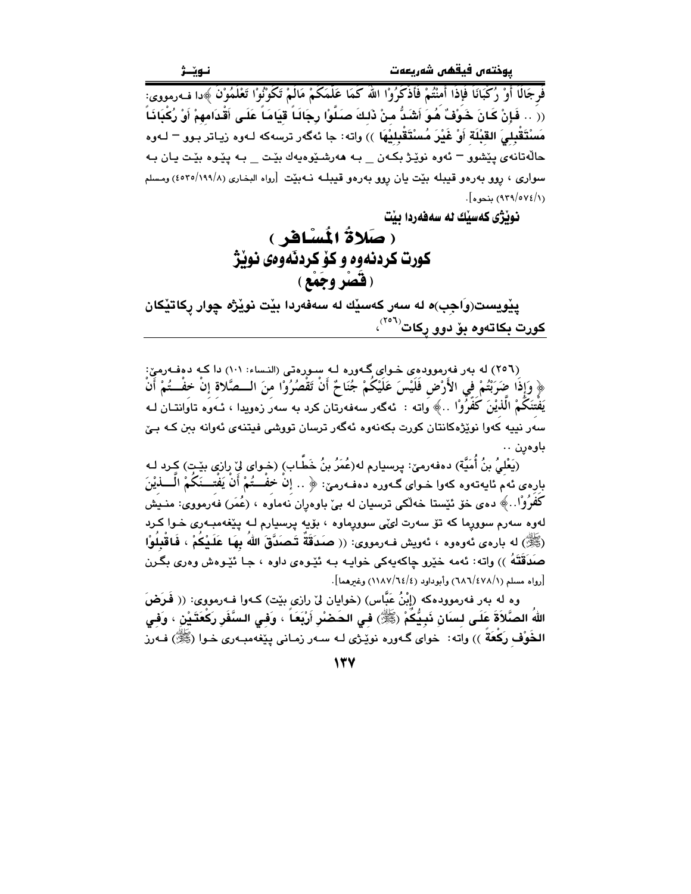فرجَالاً أَوْ رُكْبَانَاً فَإِذَا أَمِنْتُمْ فَأذْكُرُوْا اللهَ كَمَا عَلَّمَكُمْ مَالَمْ تَكُوْنُوْا تَعْلَمُوْنَ ﴾دا فـەرمووی: (( .. فَإِنْ كَانَ خَوْفٌ هُوَ أَشَدُّ مِنْ ذَلِكَ صَلُّوْا رِجَالَاً قِيَامَاً عَلَى أَقْدَامِهِمْ أَوْ رُكْبَانَاً مُسْتَقْبِلِيَ القِبْلَةِ أَوْ غَيْرَ مُسْتَقْبِلِيْهَا )) واته: جا ئەگەر ترسەکە لەوە زیاتر بوو – لەوە حاڵەتانەی پێشوو – ئەوە نوێژ بکەن _ بە هەرشێوەیەك بێت _ بە پێوە بێت یان بە سواری ، ڕوو بەرەو قیبلە بێت یان ڕوو بەرەو قیبلە نەبێت [رواه البخاري (٤٥٣٥/١٩٩/٨) ومسلم (٩٣٩/٥٧٤/١) بنحوه].

نوێژی کەسێك لە سەفەردا بێت

# ( صَلاةُ المُسَافِر )

# کورت کردنەوە و کۆ کردنەوەی نوێژ

# ( قَصْر وجَمْع )

**پێویست(واجِب)ە لە سەر کەسێك لە سەفەردا بێت نوێژە چوار ڕکاتێکان کورت بکاتەوە بۆ دوو ڕکات[٢٥٦]،**

---

(٢٥٦) لە بەر فەرموودەی خوای گەورە لە سورەتی (النساء: ١٠١) دا کە دەفەرمێ: ﴿ وَإِذَا ضَرَبْتُمْ فِي الأَرْضِ فَلَيْسَ عَلَيْكُمْ جُنَاحٌ أَنْ تَقْصُرُوْا مِنَ الصَّلاةِ إِنْ خِفْتُمْ أَنْ يَفْتِنَكُمْ الَّذِيْنَ كَفَرُوْا ..﴾ واته : ئەگەر سەفەرتان کرد بە سەر زەویدا ، ئەوە تاوانتان لە سەر نییە کەوا نوێژەکانتان کورت بکەنەوە ئەگەر ترسان تووشی فیتنەی ئەوانە ببن کە بێ باوەڕن ..

(يَعْلَيُ بنُ أُمَيَّة) دەفەرمێ: پرسیارم لە(عُمَرُ بنُ خَطَّاب) (خوای لێ ڕازی بێت) کرد لە بارەی ئەم ئایەتەوە کەوا خوای گەورە دەفەرمێ: ﴿ .. إِنْ خِفْتُمْ أَنْ يَفْتِنَكُمْ الَّذِيْنَ كَفَرُوْا..﴾ دەی خۆ ئێستا خەڵکی ترسیان لە بێ باوەڕان نەماوە ، (عُمَر) فەرمووی: منیش لەوە سەرم سووڕما کە تۆ سەرت لێی سووڕماوە ، بۆیە پرسیارم لە پێغەمبەری خوا کرد (ﷺ) لە بارەی ئەوەوە ، ئەویش فەرمووی: (( صَدَقَةٌ تَصَدَّقَ اللهُ بِهَا عَلَيْكُمْ ، فَاقْبَلُوْا صَدَقَتَهُ )) واته: ئەمە خێرو چاکەیەکی خوایە بە ئێوەی داوە ، جا ئێوەش وەری بگرن [رواه مسلم (٦٨٦/٤٧٨/١) وأبوداود (١١٨٧/٦٤/٤) وغيرهما].

وە لە بەر فەرموودەکە (إبْنُ عَبَّاس) (خوایان لێ ڕازی بێت) کەوا فەرمووی: (( فَرَضَ اللهُ الصَّلاَةَ عَلَى لِسَانِ نَبِيُّكُمْ (ﷺ) فِي الحَضْرِ أَرْبَعَاً ، وَفِي السَّفَرِ رَكْعَتَيْنِ ، وَفِي الخَوْفِ رَكْعَةً )) واته: خوای گەورە نوێژی لە سەر زمانی پێغەمبەری خوا (ﷺ) فەرز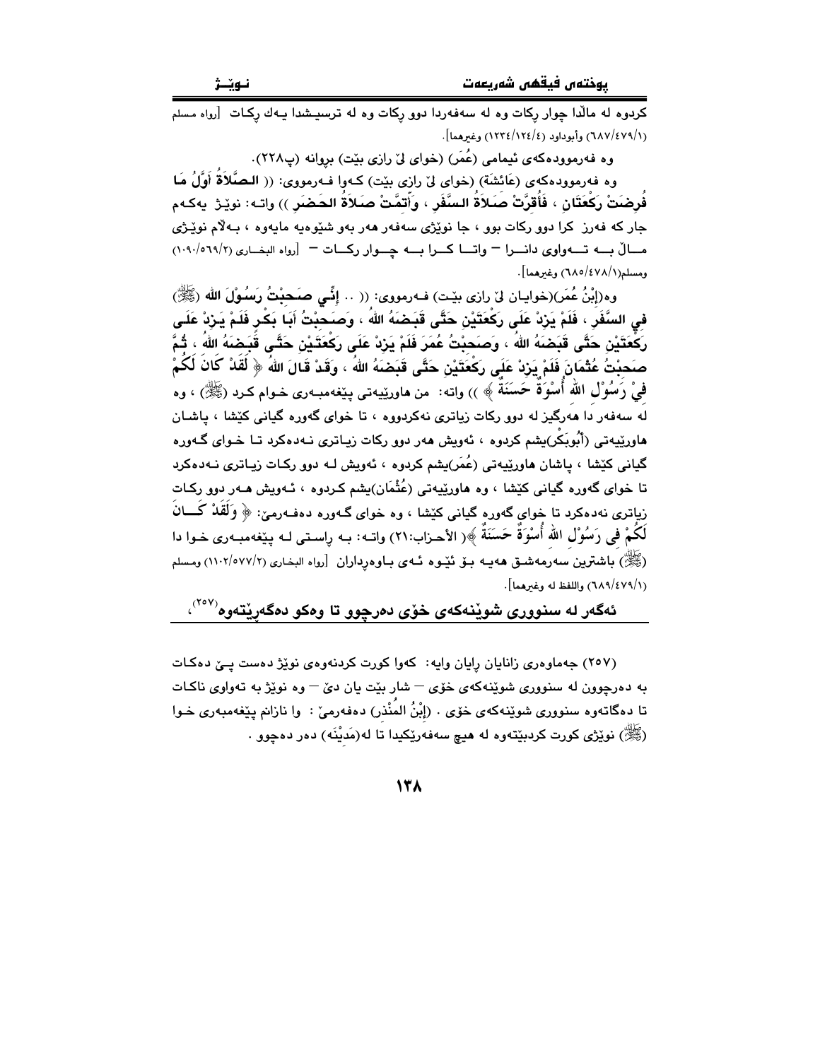کردوه له ماڵدا چوار ڕکات وه له سهفهردا دوو ڕکات وه له ترسیشدا یهك ڕکات [رواه مسلم (٦٨٧/٤٧٩/١) وأبوداود (١٢٣٤/١٢٤/٤) وغيرهما].

وه فهرموودهکهی ئیمامی (عُمَر) (خوای لێ ڕازی بێت) بڕوانه (پ٢٢٨).

وه فهرموودهکهی (عَائِشَة) (خوای لێ ڕازی بێت) کهوا فهرمووی: (( **الصَّلاَةُ أَوَّلُ مَا فُرِضَتْ رَكْعَتَانِ ، فَأُقِرَّتْ صَلاَةُ السَّفَرِ ، وَأُتِمَّتْ صَلاَةُ الحَضَرِ** )) واته: نوێژ یهکهم جار که فهرز کرا دوو ڕکات بوو ، جا نوێژی سهفهر ههر بهو شێوهیه مایهوه ، بهڵام نوێژی ماڵ بهتهواوی دانرا – واته کرا به چوار ڕکات – [رواه البخاري (١٠٩٠/٥٦٩/٢) ومسلم(٦٨٥/٤٧٨/١) وغيرهما].

وه(إِبْنُ عُمَر)(خوایان لێ ڕازی بێت) فهرمووی: (( .. **إِنِّي صَحِبْتُ رَسُوْلَ الله** (ﷺ) **فِي السَّفَرِ ، فَلَمْ يَزِدْ عَلَى رَكْعَتَيْنِ حَتَّى قَبَضَهُ اللهُ ، وَصَحِبْتُ أَبَا بَكْرٍ فَلَمْ يَزِدْ عَلَى رَكْعَتَيْنِ حَتَّى قَبَضَهُ اللهُ ، وَصَحِبْتُ عُمَرَ فَلَمْ يَزِدْ عَلَى رَكْعَتَيْنِ حَتَّى قَبَضَهُ اللهُ ، ثُمَّ صَحِبْتُ عُثْمَانَ فَلَمْ يَزِدْ عَلَى رَكْعَتَيْنِ حَتَّى قَبَضَهُ اللهُ ، وَقَدْ قَالَ اللهُ ﴿ لَقَدْ كَانَ لَكُمْ فِيْ رَسُوْلِ اللهِ أُسْوَةٌ حَسَنَةٌ ﴾** )) واته: من هاوڕێیهتی پێغهمبهری خوام کرد (ﷺ) ، وه له سهفهر دا ههرگیز له دوو ڕکات زیاتری نهکردووه ، تا خوای گهوره گیانی کێشا ، پاشان هاوڕێیهتی (أَبُوبَكْر)یشم کردوه ، ئهویش ههر دوو ڕکات زیاتری نهدهکرد تا خوای گهوره گیانی کێشا ، پاشان هاوڕێیهتی (عُمَر)یشم کردوه ، ئهویش له دوو ڕکات زیاتری نهدهکرد تا خوای گهوره گیانی کێشا ، وه هاوڕێیهتی (عُثْمَان)یشم کردوه ، ئهویش ههر دوو ڕکات زیاتری نهدهکرد تا خوای گهوره گیانی کێشا ، وه خوای گهوره دهفهرموێ: ﴿ **وَلَقَدْ كَانَ لَكُمْ فِي رَسُوْلِ اللهِ أُسْوَةٌ حَسَنَةٌ** ﴾( الأحزاب:٢١) واته: به ڕاستی له پێغهمبهری خوا دا (ﷺ) باشترین سهرمهشق ههیه بۆ ئێوه ئهی باوهڕداران [رواه البخاري (١١٠٢/٥٧٧/٢) ومسلم (٦٨٩/٤٧٩/١) واللفظ له وغيرهما].

**ئهگهر له سنووری شوێنهکهی خۆی دهرچوو تا وهکو دهگهڕێتهوه**[٢٥٧]،

---

(٢٥٧) جهماوهری زانایان ڕایان وایه: کهوا کورت کردنهوهی نوێژ دهست پێ دهکات به دهرچوون له سنووری شوێنهکهی خۆی – شار بێت یان دێ – وه نوێژ به تهواوی ناکات تا دهگاتهوه سنووری شوێنهکهی خۆی . (إِبْنُ المُنْذِر) دهفهرموێ : وا نازانم پێغهمبهری خوا (ﷺ) نوێژی کورت کردبێتهوه له هیچ سهفهرێکیدا تا له(مَدِيْنَه) دهر دهچوو .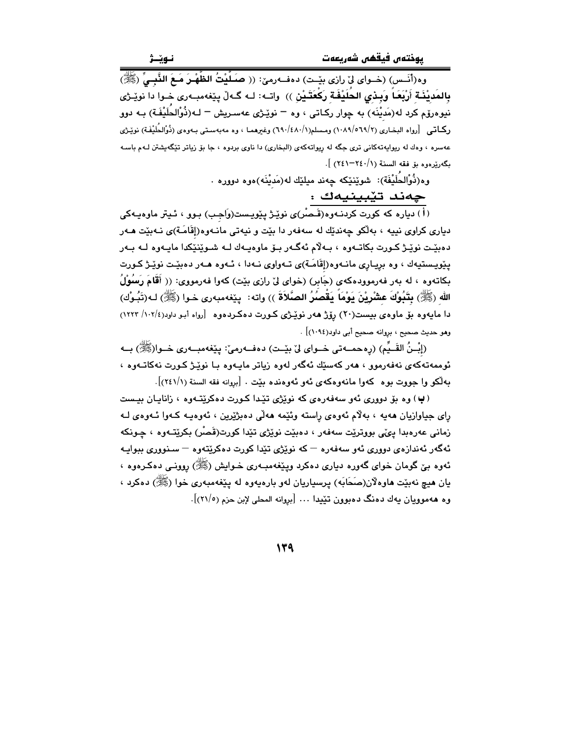وە(أَنَـس) (خـوای لێ رازی بێـت) دەفـەرمێ: (( **صَلَّيْتُ الظُّهْرَ مَعَ النَّبِيِّ (ﷺ) بِالمَدِيْنَةِ أَرْبَعاً وَبِذِي الحُلَيْفَةِ رَكْعَتَيْنِ** )) واتـە: لـە گـەڵ پێغەمبـەری خـوا دا نوێـژی نیوەڕۆم کرد لە(مَدِيْنَە) بە چوار ڕکـاتی ، وە — نوێـژی عەسـریش — لـە(ذُوْالحُلَيْفَـة) بـە دوو ڕکـاتی [رواه البخاري (١٠٨٩/٥٦٩/٢) ومسلم(٦٩٠/٤٨٠/١) وغيرهما ، وە مەبەستی بەوەی (ذُوْالحُلَيْفَة) نوێژی عەسرە ، وەك لە ڕیوایەتەکانی تری جگە لە ڕیوایەتەکەی (البخاري) دا ناوی بردوە ، جا بۆ زیاتر تێگەیشتن لـەم باسە بگەڕێرەوە بۆ فقه السنة (٢٤٠/١–٢٤١) ].

وە(ذُوْالحُلَيْفَة): شوێنێکە چەند میلێك لە(مَدِيْنَە)وە دوورە .

## چەند تێبینیەك :

( أ ) دیارە کە کورت کردنـەوە(قَـصْر)ی نوێـژ پێویـست(وَاجِـب) بـوو ، ئـیتر ماوەیـەکی دیاری کراوی نییە ، بەڵکو چەندێك لە سەفەر دا بێت و نیەتی مانـەوە(إقَامَـة)ی نـەبێت هـەر دەبێـت نوێـژ کـورت بکاتـەوە ، بـەڵام ئەگـەر بـۆ ماوەیـەك لـە شـوێنێکدا مایـەوە لـە بـەر پێویـستیەك ، وە بڕیـاری مانـەوە(إِقَامَـة)ی تـەواوی نـەدا ، ئـەوە هـەر دەبێـت نوێـژ کـورت بکاتەوە ، لە بەر فەرموودەکەی (جَابر) (خوای لێ رازی بێت) کەوا فەرمووی: (( **أَقَامَ رَسُوْلُ الله (ﷺ) بِتَبُوْكَ عِشْرِيْنَ يَوْماً يَقْصُرُ الصَّلاَةَ** )) واتە: پێغەمبەری خـوا (ﷺ) لـە(تَبُـوْك) دا مایەوە بۆ ماوەی بیست(٢٠) ڕۆژ هەر نوێـژی کـورت دەکـردەوە [رواه أبـو داود(١٠٢/٤/ ١٢٢٣) وهو حديث صحيح ، بڕوانە صحيح أبي داود(١٠٩٤)] .

(اِبْـنُ القَـيِّم) (ڕەحمـەتی خـوای لێ بێـت) دەفـەرمێ: پێغەمبـەری خـوا(ﷺ) بـە ئوممەتەکەی نەفەرموو ، هەر کەسێك ئەگەر لەوە زیاتر مایەوە بـا نوێـژ کـورت نەکاتـەوە ، بەڵکو وا جووت بوە کەوا مانەوەکەی ئەو ئەوەندە بێت . [بڕوانە فقه السنة (٢٤١/١)].

( ب ) وە بۆ دووری ئەو سەفەرەی کە نوێژی تێـدا کـورت دەکرێتـەوە ، زانایـان بیـست ڕای جیاوازیان هەیە ، بەڵام ئەوەی ڕاستە وئێمە هەڵی دەبژێرین ، ئەوەیـە کـەوا ئـەوەی لـە زمانی عەرەبدا پێی بووترێت سەفەر ، دەبێت نوێژی تێدا کورت(قَصْر) بکرێتـەوە ، چـونکە ئەگەر ئەندازەی دووری ئەو سەفەرە — کە نوێژی تێدا کورت دەکرێتەوە — سـنووری ببوایـە ئەوە بێ گومان خوای گەورە دیاری دەکرد وپێغەمبـەری خـوایش (ﷺ) ڕوونـی دەکـردەوە ، یان هیچ نەبێت هاوەڵان(صَحَابَە) پرسیاریان لەو بارەیەوە لە پێغەمبەری خوا (ﷺ) دەکرد ، وە هەموویان یەك دەنگ دەبوون تێیدا ... [بڕوانە المحلى لإبن حزم (٢١/٥)].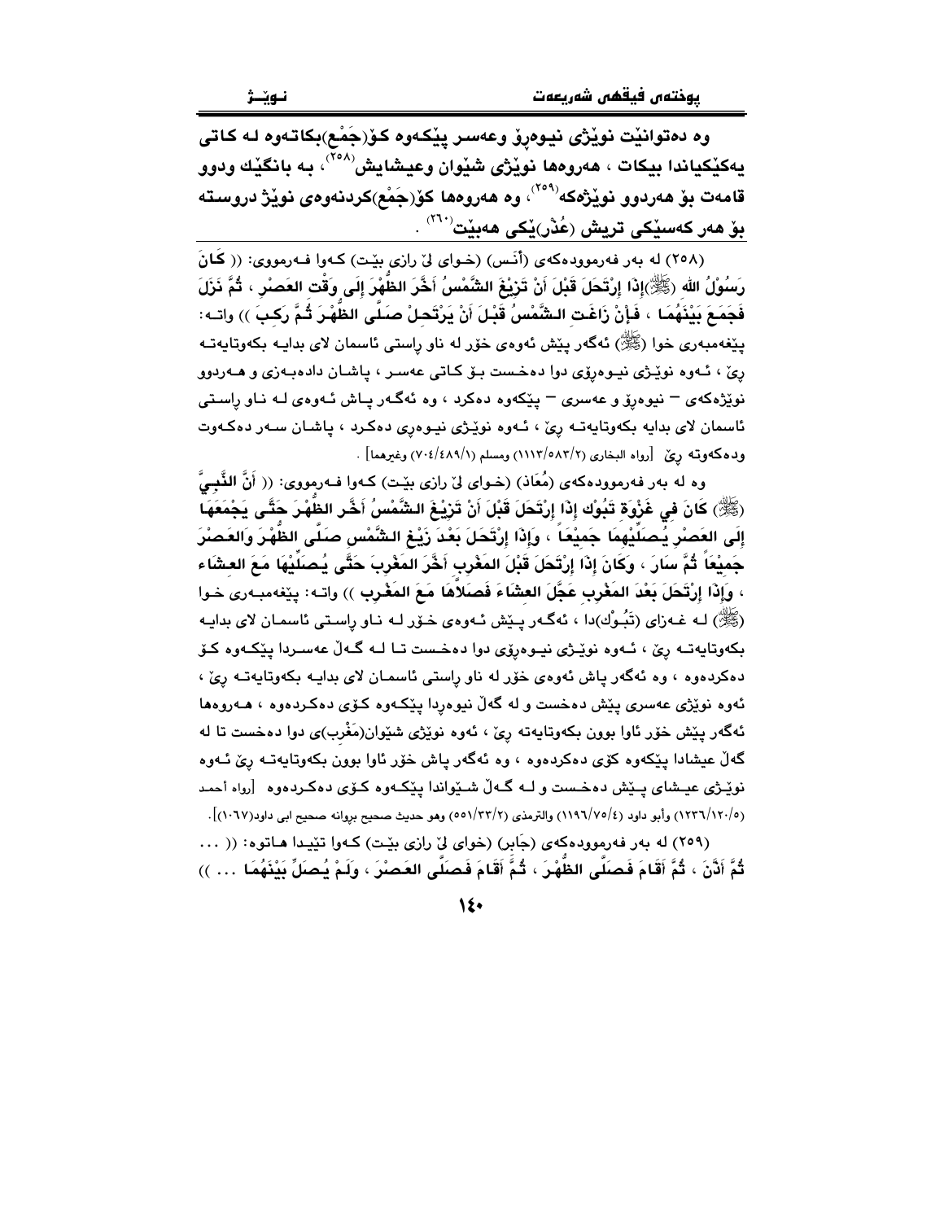**وە دەتوانێت نوێژی نیوەڕۆ وعەسر پێکەوە کۆ(جَمْع)بکاتەوە لە کاتی یەکێکیاندا بیکات ، هەروەها نوێژی شێوان وعیشایش[٢٥٨]، بە بانگێك ودوو قامەت بۆ هەردوو نوێژەکە[٢٥٩]، وە هەروەها کۆ(جَمْع)کردنەوەی نوێژ دروستە بۆ هەر کەسێکی تریش (عُذْر)ێکی هەبێت[٢٦٠] .**

(٢٥٨) لە بەر فەرموودەکەی (أَنَس) (خوای لێ رازی بێت) کەوا فەرمووی: (( كَانَ رَسُوْلُ اللهِ (ﷺ)إِذَا إِرْتَحَلَ قَبْلَ أَنْ تَزِيْغَ الشَّمْسُ أَخَّرَ الظُّهْرَ إِلَى وَقْتِ العَصْرِ ، ثُمَّ نَزَلَ فَجَمَعَ بَيْنَهُمَا ، فَإِنْ زَاغَتِ الشَّمْسُ قَبْلَ أَنْ يَرْتَحِلْ صَلَّى الظُّهْرَ ثُمَّ رَكِبَ )) واتە: پێغەمبەری خوا (ﷺ) ئەگەر پێش ئەوەی خۆر لە ناو ڕاستی ئاسمان لای بدایە بکەوتایەتە ڕێ ، ئەوە نوێژی نیوەڕۆی دوا دەخست بۆ کاتی عەسر ، پاشان دادەبەزی و هەردوو نوێژەکەی – نیوەڕۆ و عەسری – پێکەوە دەکرد ، وە ئەگەر پاش ئەوەی لە ناو ڕاستی ئاسمان لای بدایە بکەوتایەتە ڕێ ، ئەوە نوێژی نیوەڕی دەکرد ، پاشان سەر دەکەوت ودەکەوتە ڕێ [رواه البخاري (١١١٣/٥٨٣/٢) ومسلم (٧٠٤/٤٨٩/١) وغيرهما] .

وە لە بەر فەرموودەکەی (مُعَاذ) (خوای لێ رازی بێت) کەوا فەرمووی: (( أَنَّ النَّبِيَّ (ﷺ) كَانَ فِي غَزْوَةِ تَبُوْكٍ إِذَا إِرْتَحَلَ قَبْلَ أَنْ تَزِيْغَ الشَّمْسُ أَخَّرَ الظُّهْرَ حَتَّى يَجْمَعَهَا إِلَى العَصْرِ يُصَلِّيْهِمَا جَمِيْعَاً ، وَإِذَا إِرْتَحَلَ بَعْدَ زَيْغِ الشَّمْسِ صَلَّى الظُّهْرَ وَالعَصْرَ جَمِيْعَاً ثُمَّ سَارَ ، وَكَانَ إِذَا إِرْتَحَلَ قَبْلَ المَغْرِبِ أَخَّرَ المَغْرِبَ حَتَّى يُصَلِّيْهَا مَعَ العِشَاءِ ، وَإِذَا إِرْتَحَلَ بَعْدَ المَغْرِبِ عَجَّلَ العِشَاءَ فَصَلاَّهَا مَعَ المَغْرِبِ )) واتە: پێغەمبەری خوا (ﷺ) لە غەزای (تَبُوْك)دا ، ئەگەر پێش ئەوەی خۆر لە ناو ڕاستی ئاسمان لای بدایە بکەوتایەتە ڕێ ، ئەوە نوێژی نیوەڕۆی دوا دەخست تا لە گەڵ عەسردا پێکەوە کۆ دەکردەوە ، وە ئەگەر پاش ئەوەی خۆر لە ناو ڕاستی ئاسمان لای بدایە بکەوتایەتە ڕێ ، ئەوە نوێژی عەسری پێش دەخست و لە گەڵ نیوەڕدا پێکەوە کۆی دەکردەوە ، هەروەها ئەگەر پێش خۆر ئاوا بوون بکەوتایەتە ڕێ ، ئەوە نوێژی شێوان(مَغْرِب)ی دوا دەخست تا لە گەڵ عیشادا پێکەوە کۆی دەکردەوە ، وە ئەگەر پاش خۆر ئاوا بوون بکەوتایەتە ڕێ ئەوە نوێژی عیشای پێش دەخست و لە گەڵ شێواندا پێکەوە کۆی دەکردەوە [رواه أحمد (١٢٣٦/١٢٠/٥) وأبو داود (١١٩٦/٧٥/٤) والترمذي (٥٥١/٣٣/٢) وهو حديث صحيح بروانە صحيح ابي داود(١٠٦٧)].

(٢٥٩) لە بەر فەرموودەکەی (جَابِر) (خوای لێ رازی بێت) کەوا تێیدا هاتوە: (( ... ثُمَّ أَذَّنَ ، ثُمَّ أَقَامَ فَصَلَّى الظُّهْرَ ، ثُمَّ أَقَامَ فَصَلَّى العَصْرَ ، وَلَمْ يُصَلِّ بَيْنَهُمَا ... ))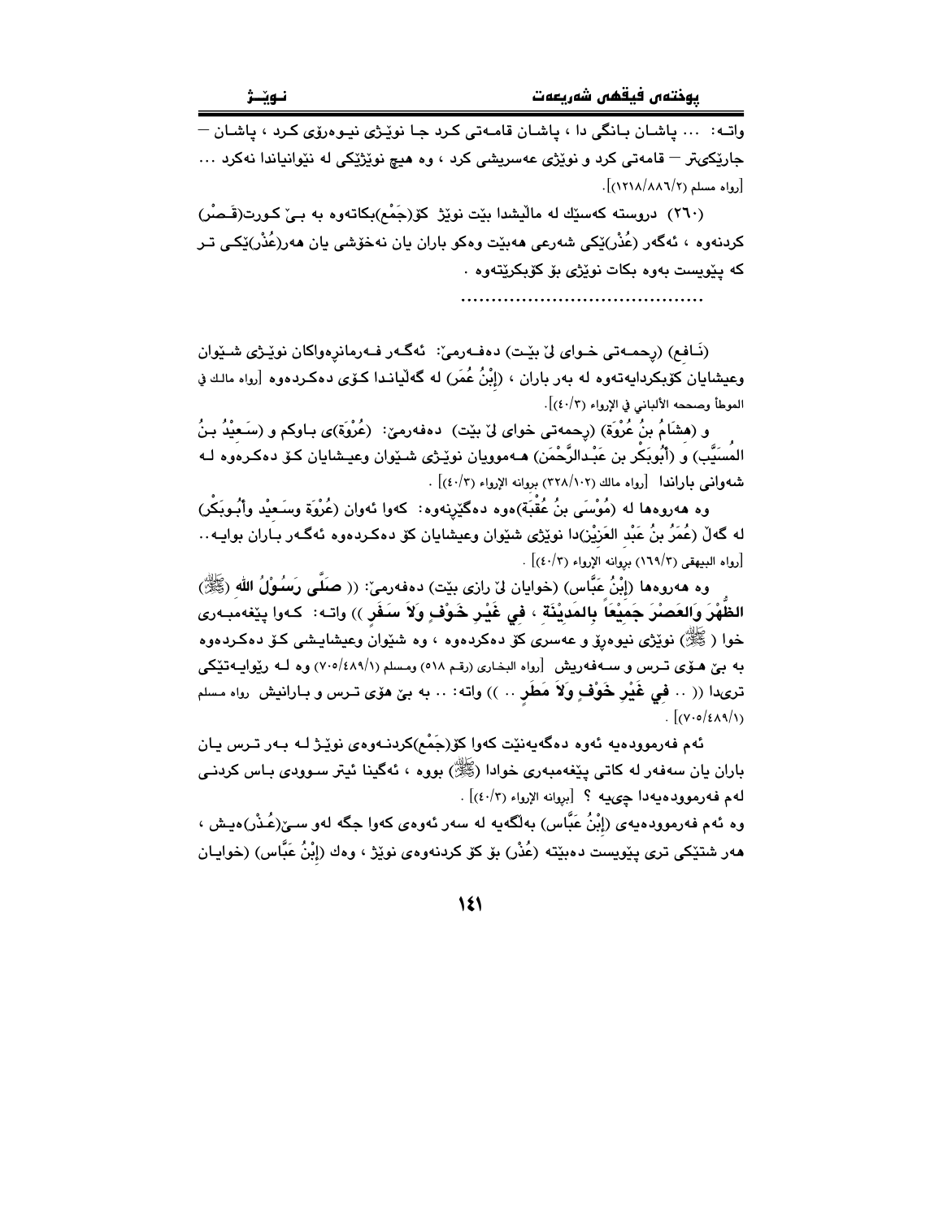واتــە: ... پاشـان بـانگی دا ، پاشـان قامـەتی کـرد جـا نوێـژی نیـوەڕۆی کـرد ، پاشـان — جارێکی‌تر — قامەتی کرد و نوێژی عەسریشی کرد ، وە هیچ نوێژێکی لە نێوانیاندا نەکرد ... [رواه مسلم (١٢١٨/٨٨٦/٢)].

(٢٦٠) دروستە کەسێك لە ماڵیشدا بێت نوێژ کۆ(جَمْع)بکاتەوە بە بـێ کـورت(قَـصْر) کردنەوە ، ئەگەر (عُذْر)ێکی شەرعی هەبێت وەکو باران یان نەخۆشی یان هەر(عُذْر)ێکـی تـر کە پێویست بەوە بکات نوێژی بۆ کۆبکرێتەوە .

........................................

(نَـافِع) (ڕحمـەتی خـوای لێ بێـت) دەفـەرمێ: ئەگـەر فـەرمانڕەواکان نوێـژی شـێوان وعیشایان کۆبکردایەتەوە لە بەر باران ، (إِبْنُ عُمَر) لە گەڵیانـدا کـۆی دەکـردەوە [رواه مالك في الموطأ وصححه الألباني في الإرواء (٤٠/٣)].

و (هِشَامُ بنُ عُرْوَة) (ڕحمەتی خوای لێ بێت) دەفەرمێ: (عُرْوَة)ی بـاوکم و (سَـعِيْدُ بـنُ المُسَيَّب) و (أَبُوبَكْر بن عَبْدالرَّحْمَن) هــەموویان نوێـژی شـێوان وعیـشایان کـۆ دەکـرەوە لـە شەوانی باراندا [رواه مالك (٣٢٨/١٠٢) بروانه الإرواء (٤٠/٣)] .

وە هەروەها لە (مُوْسَى بنُ عُقْبَة)ەوە دەگێڕنەوە: کەوا ئەوان (عُرْوَة وسَعِيْد وأَبُـوبَكْر) لە گەڵ (عُمَرُ بنُ عَبْدِ العَزِيْز)دا نوێژی شێوان وعیشایان کۆ دەکـردەوە ئەگـەر بـاران بوایـە.. [رواه البيهقى (١٦٩/٣) بروانه الإرواء (٤٠/٣)] .

وە هەروەها (إِبْنُ عَبَّاس) (خوایان لێ ڕازی بێت) دەفەرمێ: (( **صَلَّى رَسُوْلُ الله** (ﷺ) **الظُّهْرَ وَالعَصْرَ جَمِيْعَاً بِالمَدِيْنَةِ ، فِي غَيْرِ خَوْفٍ وَلاَ سَفَرٍ** )) واتـە: کـەوا پێغەمبـەری خوا ( ﷺ) نوێژی نیوەڕۆ و عەسری کۆ دەکردەوە ، وە شێوان وعیشایـشی کـۆ دەکـردەوە بە بێ هـۆی تـرس و سـەفەریش [رواه البخارى (رقم ٥١٨) ومسلم (٧٠٥/٤٨٩/١)] وە لـە ڕیوایـەتێکی تریدا (( .. **فِي غَيْرِ خَوْفٍ وَلاَ مَطَرٍ** .. )) واتە: .. بە بێ هۆی تـرس و بـارانیش رواه مسلم [(٧٠٥/٤٨٩/١)] .

ئەم فەرموودەیە ئەوە دەگەیەنێت کەوا کۆ(جَمْع)کردنـەوەی نوێـژ لـە بـەر تـرس یـان باران یان سەفەر لە کاتی پێغەمبەری خوادا (ﷺ) بووە ، ئەگینا ئیتر سـوودی بـاس کردنـی لەم فەرموودەیەدا چییە ؟ [بروانه الإرواء (٤٠/٣)] .

وە ئەم فەرموودەیەی (إِبْنُ عَبَّاس) بەڵگەیە لە سەر ئەوەی کەوا جگە لەو سـێ(عُـذْر)ەیـش ، هەر شتێکی تری پێویست دەبێتە (عُذْر) بۆ کۆ کردنەوەی نوێژ ، وەك (إِبْنُ عَبَّاس) (خوایـان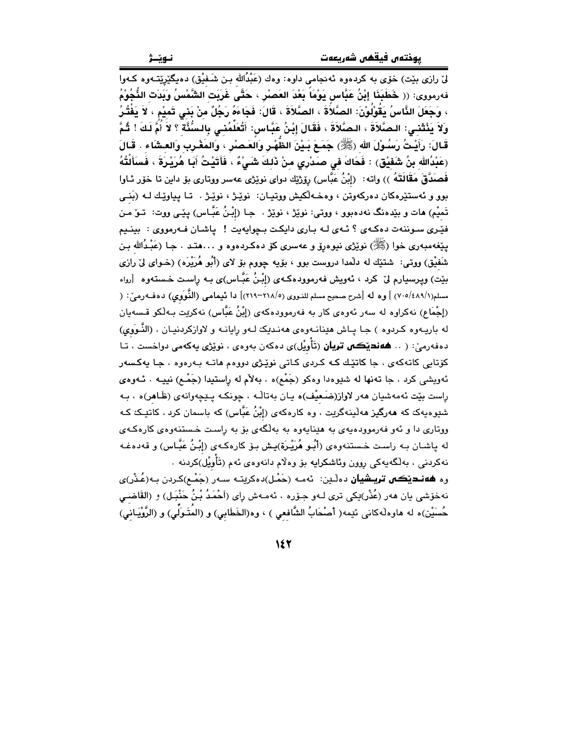لیٚ رازی بێت) خۆی بە کردەوە ئەنجامی داوە: وەك (عَبْدُالله بـن شَـقِيْق) دەیگێڕێتـەوە کـەوا فەرمووی: (( خَطَبَنَا إِبْنُ عَبَّاسٍ يَوْماً بَعْدَ العَصْرِ ، حَتَّى غَرَبَتِ الشَّمْسُ وَبَدَتِ النُّجُوْمُ ، وَجَعَلَ النَّاسُ يَقُوْلُوْنَ: الصَّلاَةَ ، الصَّلاَةَ ، قَالَ: فَجَاءَهُ رَجُلٌ مِنْ بَنِي تَمِيْمٍ ، لاَ يَفْتُرُ وَلاَ يَنْثَنِي: الصَّلاَةَ ، الصَّلاَةَ ، فَقَالَ إِبْنُ عَبَّاسٍ: أَتُعَلِّمُنِي بِالسُّنَّةِ ؟ لاَ أُمَّ لَكَ ! ثُمَّ قَالَ: رَأَيْتُ رَسُوْلَ الله (ﷺ) جَمَعَ بَيْنَ الظُّهْرِ وَالعَصْرِ ، وَالمَغْرِبِ وَالعِشَاءِ . قَالَ (عَبْدُالله بنُ شَقِيْق) : فَحَاكَ فِي صَدْرِي مِنْ ذَلِكَ شَيْءٌ ، فَأَتَيْتُ أَبَا هُرَيْرَةَ ، فَسَأَلْتُهُ فَصَدَّقَ مَقَالَتَهُ )) واتە: (إِبْنُ عَبَّاس) ڕۆژێك دوای نوێژی عەسر ووتاری بۆ داین تا خۆر ئـاوا بوو و ئەستێرەكان دەركەوتن ، وەخـەڵكیش ووتیـان: نوێـژ ، نوێـژ . تـا پیاوێك لـە (بَنِـي تَمِيْم) هات و بێدەنگ نەدەبوو ، ووتی: نوێژ ، نوێژ . جـا (إِبْـنُ عَبَّـاس) پێـی ووت: تـۆ مـن فێـری سـوننەت دەكـەی ؟ ئـەی لـە بـاری دایكـت بـچوایەیت ! پاشـان فـەرمووی : بینـیم پێغەمبەری خوا (ﷺ) نوێژی نیوەڕۆ و عەسری كۆ دەكردەوە و ...هتـد . جـا (عَبْدُالله بـن شَقِيْق) ووتی: شتێك لە دڵمدا دروست بوو ، بۆیە چووم بۆ لای (أَبُو هُرَيْرَه) (خـوای لیٚ رازی بێت) وپرسیارم لیٚ كرد ، ئەویش فەرموودەكـەی (إِبْـنُ عَبَّـاس)ی بـە ڕاسـت خـستەوە [رواه مسلم(٧٠٥/٤٨٩/١) ] وە لە [شرح صحيح مسلم للنووي (٢١٨/٥-٢١٩)] دا ئیمامی (النَّوَوِي) دەفـەرمیٚ: ( (إِجْمَاع) نەكراوە لە سەر ئەوەی كار بە فەرموودەكەی (إِبْنُ عَبَّاس) بكرێت بـەڵكو قـسەیان لە بارەیـەوە كـردوە ) جـا پـاش هێنانـەوەی هەنـدێك لـەو ڕایانـە و لاوازكردنیـان ، (النَّـوَوِي) دەفەرمیٚ: ( .. **هەندێكی تریان** (تَأْوِيْل)ی دەكەن بەوەی ، نوێژی یەكەمی دواخست ، تـا كۆتایی كاتەكەی ، جا كاتێك كـە كـردی كـاتی نوێـژی دووەم هاتـە بـەرەوە ، جـا یەكـسەر ئەویشی كرد ، جا تەنها لە شێوەدا وەكو (جَمْع)ە ، بەڵام لە ڕاستیدا (جَمْـع) نییـە . ئـەوەی ڕاست بێت ئەمەشیان هەر لاواز(ضَـعِيْف)ە یـان بەتاڵـە ، چونكـە پـێچەوانەی (ظَـاهِر)ە ، بـە شێوەیەك كە هەرگیز هەڵینەگرێت ، وە كارەكەی (إِبْنُ عَبَّاس) كە باسمان كرد ، كاتێـك كـە ووتاری دا و ئەو فەرموودەیەی بە هێنایەوە بۆ بە بەڵگەی بۆ بە ڕاسـت خـستنەوەی كارەكـەی لە پاشـان بـە ڕاسـت خـستنەوەی (أَبُـو هُرَيْـرَة)یـش بـۆ كارەكـەی (إِبْـنُ عَبَّـاس) و قەدەغـە نەكردنی ، بەڵگەیەكی ڕوون وئاشكرایە بۆ وەڵام دانەوەی ئەم (تَأْوِيْل)كردنە .

وە **هەنـدێكی تریـشیان** دەڵـێن: ئەمـە (حَمْـل)دەكرێتـە سـەر (جَمْـع)كـردن بـە(عُـذْر)ی نەخۆشی یان هەر (عُذْر)ێكی تری لـەو جـۆرە ، ئەمـەش ڕای (أَحْمَـدُ بْـنُ حَنْبَـل) و (القَاضِـي حُسَيْن)ە لە هاوەڵەكانی ئیمە( أَصْحَابُ الشَّافِعِي ) ، وە(الخَطَابِي) و (المُتَـوَلِّي) و (الرُّوْيَـانِي)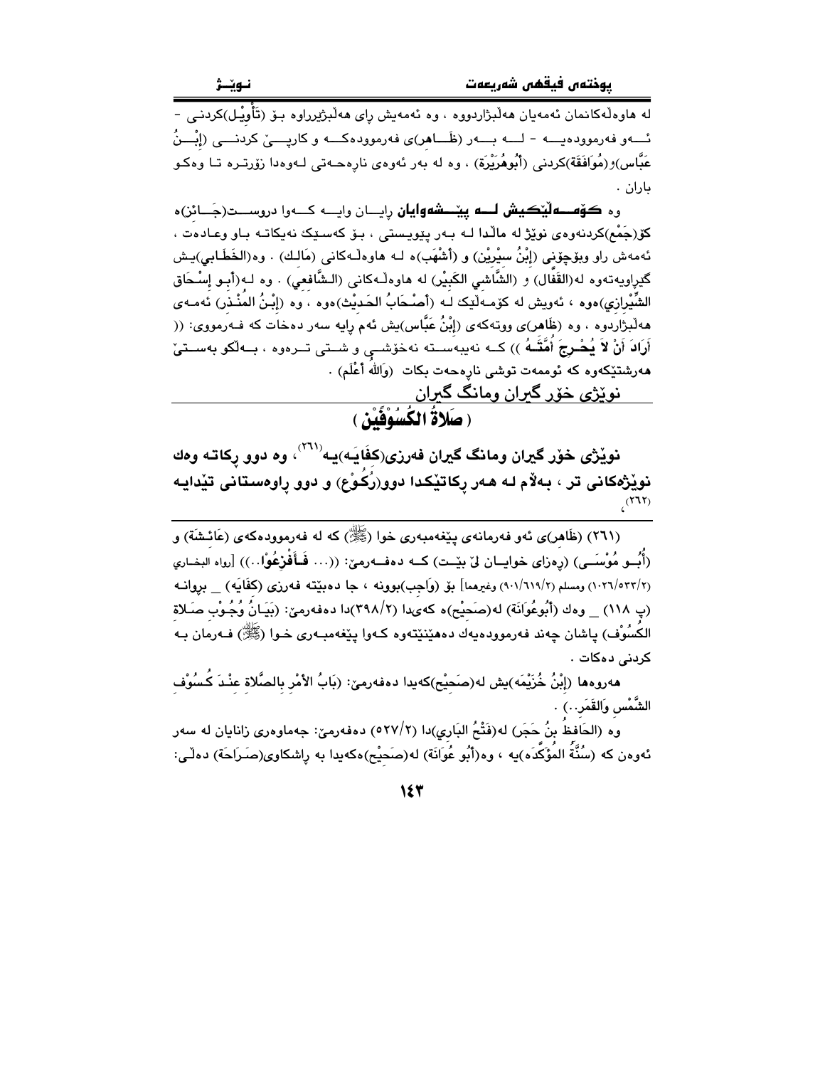له هاوه‌ڵه‌كانمان ئه‌مه‌یان هه‌ڵبژاردووه ، وه ئه‌مه‌یش رای هه‌ڵبژێرراوه بۆ (تَأْوِيْل)كردنی - ئـــه‌و فه‌رمووده‌یـــه - لـــه بـــه‌ر (ظَـــاهِر)ی فه‌رمووده‌كـــه و كارپـــێ كردنـــی (إِبْـــنُ عَبَّاس)و(مُوَافَقَة)كردنی (أَبُوهُرَيْرَة) ، وه له به‌ر ئه‌وه‌ی ناره‌حه‌تی له‌وه‌دا زۆرتره تا وه‌كو باران .

وه **كۆمـــه‌ڵێكیش لـــه پێـــشه‌وایان** رایـــان وایـــه كـــه‌وا دروســـت(جَـــائِز)ه كۆ(جَمْع)كردنه‌وه‌ی نوێژ له ماڵدا له به‌ر پێویستی ، بۆ كه‌سێك نه‌یكاته باو وعاده‌ت ، ئه‌مه‌ش راو وبۆچوونی (إِبْنُ سِيْرِيْن) و (أَشْهَب)ه له هاوه‌ڵه‌كانی (مَالِك) . وه(الخَطَّابِي)یش گێراویه‌ته‌وه له(القَفَّال) و (الشَّاشِي الكَبِيْر) له هاوه‌ڵه‌كانی (الشَّافِعِي) . وه له(أَبُو إِسْحَاق الشِّيْرَازِي)هوه ، ئه‌ویش له كۆمه‌ڵێك له (أَصْحَابُ الحَدِيْث)هوه ، وه (إِبْنُ المُنْذِر) ئه‌مه‌ی هه‌ڵبژاردوه ، وه (ظَاهِر)ی ووته‌كه‌ی (إِبْنُ عَبَّاس)یش ئه‌م رایه سه‌ر ده‌خات كه فه‌رمووی: (( أَرَادَ أَنْ لاَ يُحْرِجَ أُمَّتَهُ )) كـه نه‌یویستـه نه‌خۆشـی و شـتی تـره‌وه ، بـه‌ڵكو به‌ستی هه‌رشتێكه‌وه كه ئوممه‌ت توشی ناره‌حه‌ت بكات (وَاللهُ أَعْلَم) .

## نوێژی خۆر گیران ومانگ گیران

## ( صَلاةُ الكُسُوْفَيْن )

**نوێژی خۆر گیران ومانگ گیران فه‌رزی(كِفَايَـه)یـه[٢٦١] ، وه دوو ركاتـه وه‌ك نوێژه‌كانی تر ، به‌ڵام له هه‌ر ركاتێكدا دوو(رُكُوْع) و دوو راوه‌ستانی تێدایـه[٢٦٢]،**

---

(٢٦١) (ظَاهِر)ی ئه‌و فه‌رمانه‌ی پێغه‌مبه‌ری خوا (ﷺ) كه له فه‌رمووده‌كه‌ی (عَائِشَة) و (أَبُـو مُوْسَـى) (ره‌زای خوایـان لێ بێـت) كـه ده‌فـه‌رمێ: ((... فَـافْزَعُوْا..)) [رواه البخـاري (٥٣٣/٢/١٠٢٦) ومسلم (٦١٩/٢/٩٠١) وغيرهما] بۆ (وَاجِب)بوونه ، جا ده‌بێته فه‌رزی (كِفَايَه) _ بروانـه (پ ١١٨) _ وه‌ك (أَبُوعُوَانَة) له(صَحِيْح)ه كه‌یدا (٣٩٨/٢)دا ده‌فه‌رمێ: (بَيَـانُ وُجُـوْبِ صَـلاةِ الكُسُوْف) پاشان چه‌ند فه‌رمووده‌یه‌ك ده‌هێنێته‌وه كـه‌وا پێغه‌مبـه‌ری خـوا (ﷺ) فـه‌رمان بـه كردنی ده‌كات .

هه‌روه‌ها (إِبْنُ خُزَيْمَه)یش له(صَحِيْح)كه‌یدا ده‌فه‌رمێ: (بَابُ الأَمْرِ بِالصَّلاةِ عِنْدَ كُسُوْفِ الشَّمْسِ وَالقَمَرِ..) .

وه (الحَافِظُ بنُ حَجَر) له(فَتْحُ البَارِي)دا (٥٢٧/٢) ده‌فه‌رمێ: جه‌ماوه‌ری زانایان له سه‌ر ئه‌وه‌ن كه (سُنَّةُ المُؤَكَّدَه)یه ، وه(أَبُو عُوَانَة) له(صَحِيْح)ه‌كه‌یدا به راشكاوی(صَرَاحَة) ده‌ڵێ: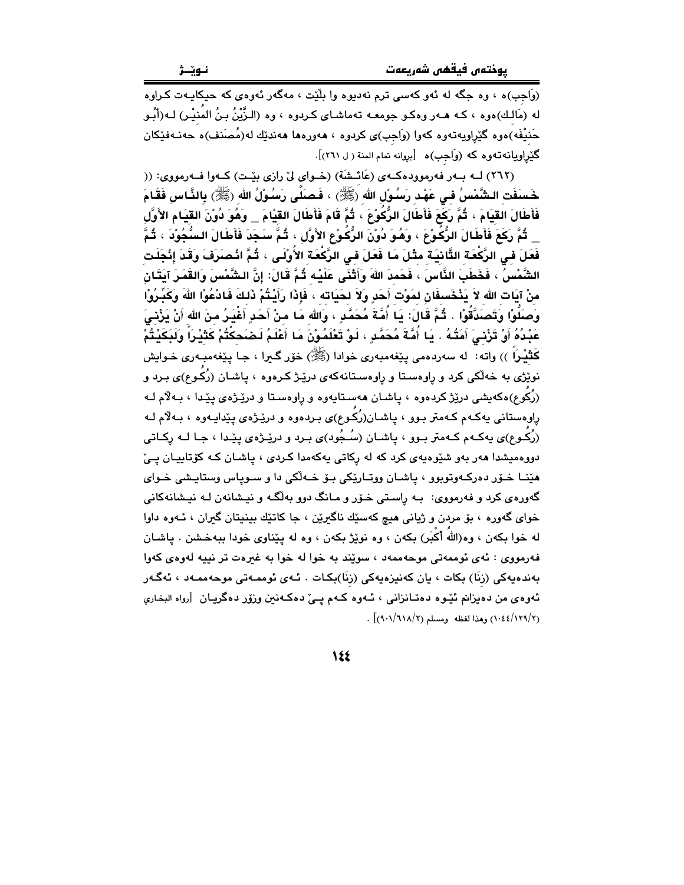(وَاجب)ە ، وە جگە لە ئەو کەسی ترم نەدیوە وا بڵێت ، مەگەر ئەوەی کە حیکایەت کراوە لە (مَالك)ەوە ، کـە هـەر وەکـو جومعـە تەماشـای کـردوە ، وە (الـزَّيْنُ بـنُ المُنيْـر) لـە(أَبُـو حَنيْفَه)ەوە گێڕاویەتەوە کەوا (وَاجب)ی کردوە ، هەروەها هەندێك لە(مُصَنف)ە حەنـەفێکان گێڕاویانەتەوە کە (وَاجب)ە [بڕوانە تمام المنة ( ل ٢٦١)].

(٢٦٢) لـە بـەر فەرموودەکـەی (عَائـشَة) (خـوای لێ ڕازی بێـت) کـەوا فـەرمووی: (( خَسَفَت الشَّمْسُ في عَهْد رَسُوْل الله (ﷺ) ، فَصَلَّى رَسُوْلُ الله (ﷺ) بالنَّاس فَقَامَ فَأَطَالَ القيَامَ ، ثُمَّ رَكَعَ فَأَطَالَ الرُّكُوْعَ ، ثُمَّ قَامَ فَأَطَالَ القيَامَ _ وَهُوَ دُوْنَ القيَام الأَوَّل _ ثُمَّ رَكَعَ فَأَطَالَ الرُّكُوْعَ ، وَهُوَ دُوْنَ الرُّكُوْع الأَوَّل ، ثُمَّ سَجَدَ فَأَطَالَ السُّجُوْدَ ، ثُمَّ فَعَلَ في الرَّكْعَة الثَّانيَة مثْلَ مَا فَعَلَ في الرَّكْعَة الأُوْلَى ، ثُمَّ انْصَرَفَ وَقَدْ إنْجَلَت الشَّمْسُ ، فَخَطَبَ النَّاسَ ، فَحَمدَ اللهَ وَأَثْنَى عَلَيْه ثُمَّ قَالَ: إنَّ الشَّمْسَ وَالقَمَرَ آيَتَان منْ آيَات الله لاَ يَنْخَسفَان لمَوْت أَحَدٍ وَلاَ لحَيَاته ، فَإذَا رَأَيْتُمْ ذَلكَ فَادْعُوْا اللهَ وَكَبِّرُوْا وَصَلُّوْا وَتَصَدَّقُوْا . ثُمَّ قَالَ: يَا أُمَّةَ مُحَمَّدٍ ، وَالله مَا منْ أَحَدٍ أَغْيَرُ منَ الله أَنْ يَزْنيَ عَبْدُهُ أَوْ تَزْنيَ أَمَتُهُ . يَا أُمَّةَ مُحَمَّدٍ ، لَوْ تَعْلَمُوْنَ مَا أَعْلَمُ لَضَحكْتُمْ كَثيْراً وَلَبَكَيْتُمْ كَثيْراً )) واتە: لە سەردەمی پێغەمبەری خوادا (ﷺ) خۆر گیرا ، جا پێغەمبەری خوایش نوێژی بە خەڵکی کرد و ڕاوەستا و ڕاوەستانەکەی درێژ کردەوە ، پاشان (رُكُوع)ی برد و (رُكُوع)ەکەیشی درێژ کردەوە ، پاشان هەستایەوە و ڕاوەستا و درێژەی پێدا ، بەڵام لە ڕاوەستانی یەکەم کەمتر بوو ، پاشان(رُكُوع)ی بردەوە و درێژەی پێدایەوە ، بەڵام لە (رُكُوع)ی یەکەم کەمتر بوو ، پاشان (سُجُود)ی برد و درێژەی پێدا ، جا لە ڕکاتی دووەمیشدا هەر بەو شێوەیەی کرد کە لە ڕکاتی یەکەمدا کردی ، پاشان کە کۆتاییان پێ هێنا خۆر دەرکەوتبوو ، پاشان ووتارێکی بۆ خەڵکی دا و سوپاس وستایشی خوای گەورەی کرد و فەرمووی: بە ڕاستی خۆر و مانگ دوو بەڵگە و نیشانەن لە نیشانەکانی خوای گەورە ، بۆ مردن و ژیانی هیچ کەسێك ناگیرێن ، جا کاتێك بینیتان گیران ، ئەوە داوا لە خوا بکەن ، وە(اللهُ أَكْبَر) بکەن ، وە نوێژ بکەن ، وە لە پێناوی خودا ببەخشن . پاشان فەرمووی : ئەی ئوممەتی موحەممەد ، سوێند بە خوا لە خوا بە غیرەت تر نییە لەوەی کەوا بەندەیەکی (زِنَا) بکات ، یان کەنیزەیەکی (زِنَا)بکات . ئەی ئوممەتی موحەممەد ، ئەگەر ئەوەی من دەیزانم ئێوە دەتانزانی ، ئەوە کەم پێ دەکەنین وزۆر دەگریان [رواه البخاري (١٠٤٤/١٢٩/٢) وهذا لفظه ومسلم (٩٠١/٦١٨/٢)] .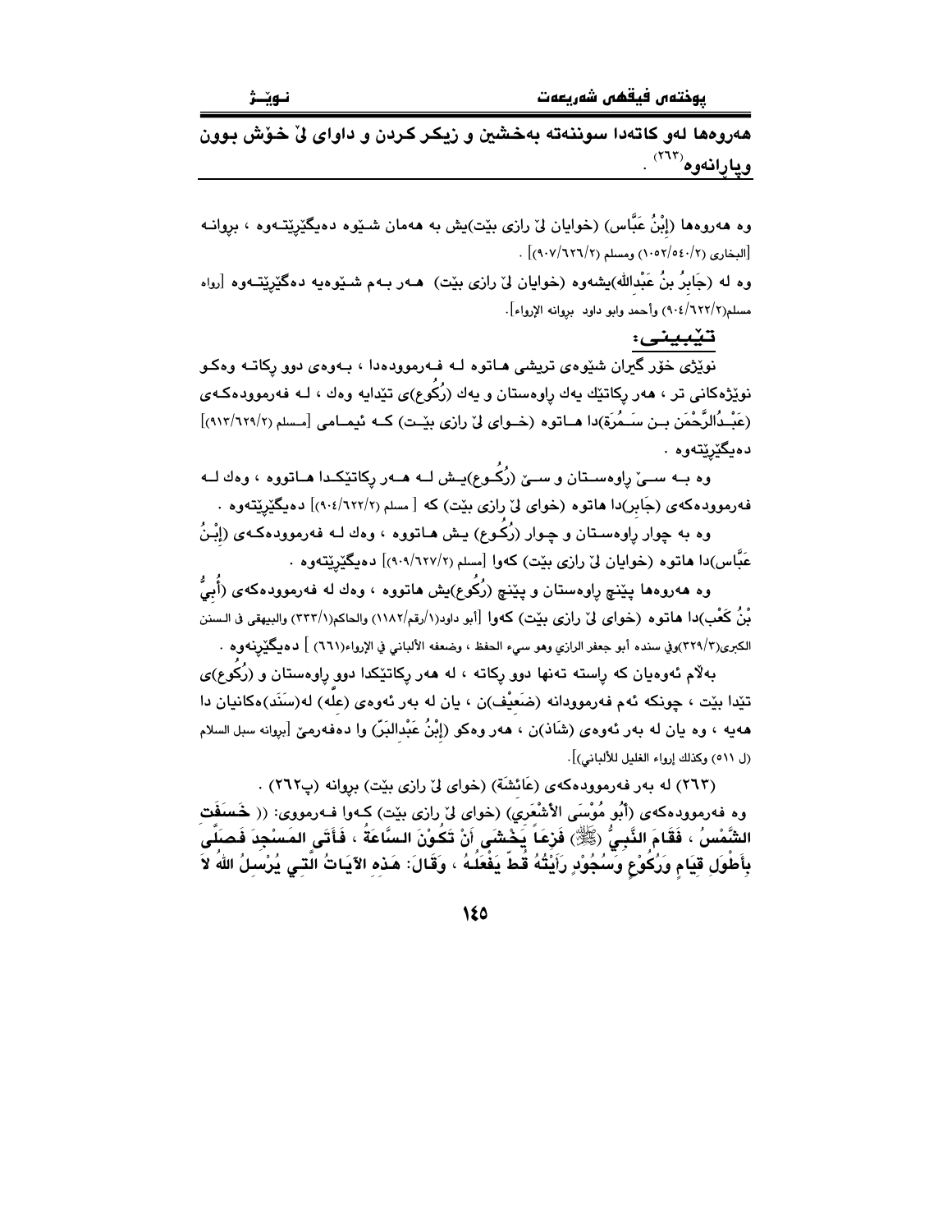هەروەها لەو کاتەدا سوننەتە بەخشین و زیکر کردن و داوای لێ خۆش بوون وپاڕانەوە[٢٦٣] .

وە هەروەها (إِبْنُ عَبَّاس) (خوایان لێ ڕازی بێت)یش بە هەمان شێوە دەیگێڕێتەوە ، بڕوانە [البخاری (٢/٥٤٠/١٠٥٢) ومسلم (٢/٦٢٦/٩٠٧)] .

وە لە (جَابِرُ بنُ عَبْدِالله)یشەوە (خوایان لێ ڕازی بێت) هەر بەم شێوەیە دەگێڕێتەوە [رواه مسلم(٢/٦٢٢/٩٠٤) وأحمد وابو داود بروانه الإرواء].

## تێبینی:

نوێژی خۆر گیران شێوەی تریشی هاتوە لە فەرموودەدا ، بەوەی دوو ڕکاتە وەکو نوێژەکانی تر ، هەر ڕکاتێك یەك ڕاوەستان و یەك (رُكُوع)ی تێدایە وەك ، لە فەرموودەکەی (عَبْدُالرَّحْمَن بن سَمُرَة)دا هاتوە (خوای لێ ڕازی بێت) کە ئیمامی [مسلم (٢/٦٢٩/٩١٣)] دەیگێڕێتەوە .

وە بە سێ ڕاوەستان و سێ (رُكُوع)یش لە هەر ڕکاتێکدا هاتووە ، وەك لە فەرموودەکەی (جَابِر)دا هاتوە (خوای لێ ڕازی بێت) کە [ مسلم (٢/٦٢٢/٩٠٤)] دەیگێڕێتەوە .

وە بە چوار ڕاوەستان و چوار (رُكُوع) یش هاتووە ، وەك لە فەرموودەکەی (إِبْنُ عَبَّاس)دا هاتوە (خوایان لێ ڕازی بێت) کەوا [مسلم (٢/٦٢٧/٩٠٩)] دەیگێڕێتەوە .

وە هەروەها پێنج ڕاوەستان و پێنج (رُكُوع)یش هاتووە ، وەك لە فەرموودەکەی (أُبيُّ بْنُ كَعْب)دا هاتوە (خوای لێ ڕازی بێت) کەوا [أبو داود(١/رقم/١١٨٢) والحاكم(١/٣٣٣) والبيهقي في السنن الكبرى(٣/٣٢٩)وفي سنده أبو جعفر الرازي وهو سيء الحفظ ، وضعفه الألباني في الإرواء(٦٦١) ] دەیگێڕنەوە .

بەڵام ئەوەیان کە ڕاستە تەنها دوو ڕکاتە ، لە هەر ڕکاتێکدا دوو ڕاوەستان و (رُكُوع)ی تێدا بێت ، چونکە ئەم فەرموودانە (ضَعِيْف)ن ، یان لە بەر ئەوەی (علَّە) لە(سَنَد)ەکانیان دا هەیە ، وە یان لە بەر ئەوەی (شَاذ)ن ، هەر وەکو (إِبْنُ عَبْدِالبَرّ) وا دەفەرمێ [بڕوانه سبل السلام (ل ٥١١) وكذلك إرواء الغليل للألباني)].

(٢٦٣) لە بەر فەرموودەکەی (عَائِشَة) (خوای لێ ڕازی بێت) بڕوانە (پ٢٦٢) .

وە فەرموودەکەی (أَبُو مُوْسَى الأَشْعَرِي) (خوای لێ ڕازی بێت) کەوا فەرمووی: (( **خَسَفَتِ الشَّمْسُ ، فَقَامَ النَّبِيُّ (ﷺ) فَزِعَاً يَخْشَى أَنْ تَكُوْنَ السَّاعَةُ ، فَأَتَى المَسْجِدَ فَصَلَّى بِأَطْوَلِ قِيَامٍ وَرُكُوْعٍ وَسُجُوْدٍ رَأَيْتُهُ قَطّ يَفْعَلُهُ ، وَقَالَ: هَذِهِ الآيَاتُ الَّتِي يُرْسِلُ اللهُ لاَ**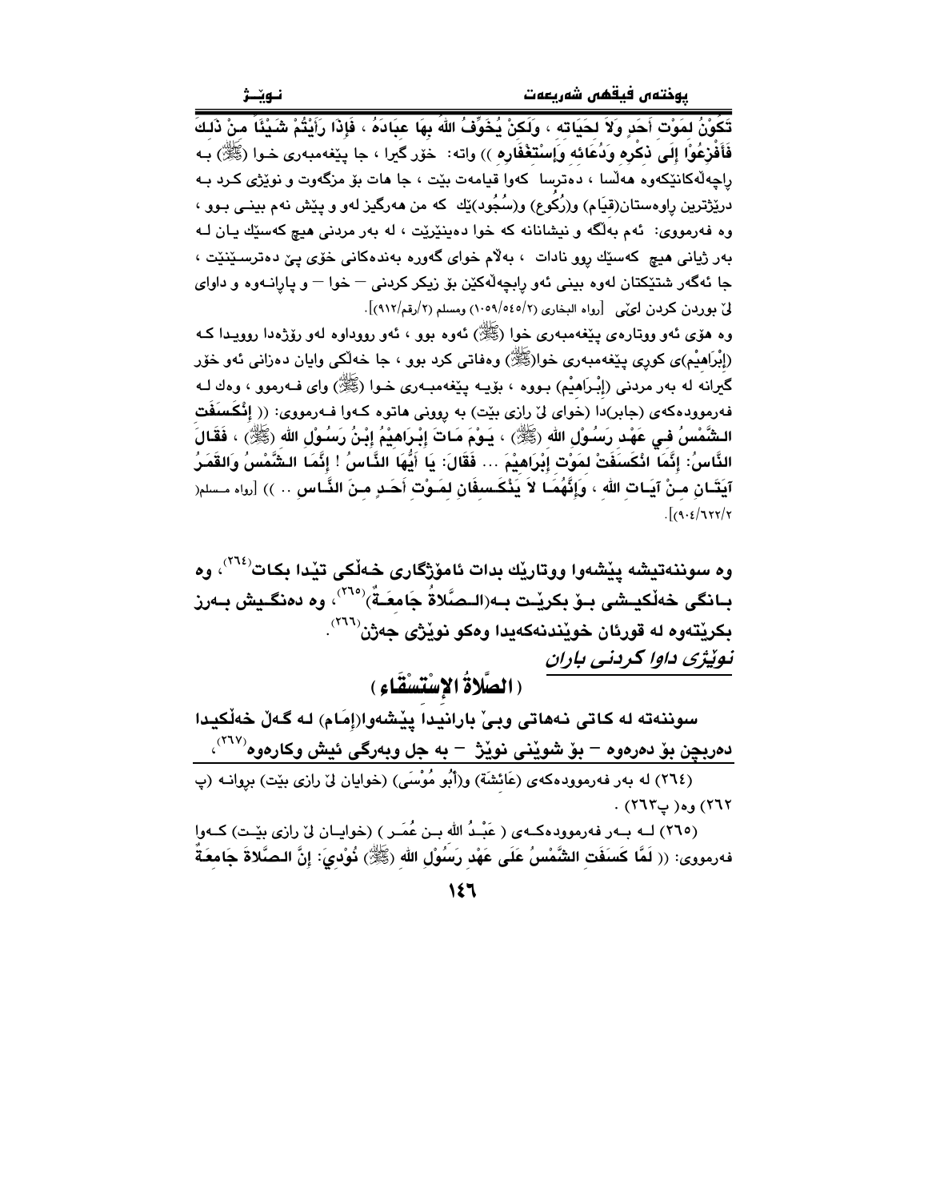تَكُوْنُ لِمَوْتِ أَحَدٍ وَلاَ لِحَيَاتِه ، وَلَكِنْ يُخَوِّفُ اللهُ بِهَا عِبَادَهُ ، فَإِذَا رَأَيْتُمْ شَيْئَاً مِنْ ذَلِكَ فَأَفْزَعُوْا إِلَى ذِكْرِهِ وَدُعَائِهِ وَإِسْتِغْفَارِهِ )) واته: خۆر گیرا ، جا پێغەمبەری خـوا (ﷺ) بـه راچەڵەكانێكەوە هەڵسا ، دەترسا كەوا قیامەت بێت ، جا هات بۆ مزگەوت و نوێژی كـرد بـه درێژترین راوەستان(قِيَام) و(رُكُوع) و(سُجُود)ێك كە من هەرگیز لەو و پێش ئەم بینـی بـوو ، وە فەرمووی: ئەم بەڵگە و نیشانانە كە خوا دەینێرێت ، لە بەر مردنی هیچ كەسێك یـان لـە بەر ژیانی هیچ كەسێك روو نادات ، بەڵام خوای گەورە بەندەكانی خۆی پێ دەترسـێنێت ، جا ئەگەر شتێكتان لەوە بینی ئەو رابچەڵەكێن بۆ زیكر كردنی — خوا — و پاڕانـەوە و داوای لێ بوردن كردن لێی [رواه البخاري (٢/٥٤٥/١٠٥٩) ومسلم (٢/رقم/٩١٢)].

وە هۆی ئەو ووتارەی پێغەمبەری خوا (ﷺ) ئەوە بوو ، ئەو رووداوە لەو رۆژەدا روویـدا كـە (إِبْرَاهِيْم)ی كوڕی پێغەمبەری خوا(ﷺ) وەفاتی كرد بوو ، جا خەڵكی وایان دەزانی ئەو خۆر گیرانە لە بەر مردنی (إِبْـرَاهِيْم) بـووە ، بۆیـە پێغەمبـەری خـوا (ﷺ) وای فـەرموو ، وەك لـە فەرموودەكەی (جابر)دا (خوای لێ رازی بێت) بە روونی هاتوە كـەوا فـەرمووی: (( إِنْكَسَفَتِ الشَّمْسُ فِي عَهْدِ رَسُوْلِ اللهِ (ﷺ) ، يَوْمَ مَاتَ إِبْرَاهِيْمُ إِبْنُ رَسُوْلِ اللهِ (ﷺ) ، فَقَالَ النَّاسُ: إِنَّمَا انْكَسَفَتْ لِمَوْتِ إِبْرَاهِيْمَ ... فَقَالَ: يَا أَيُّهَا النَّاسُ ! إِنَّمَا الشَّمْسُ وَالقَمَرُ آيَتَانِ مِنْ آيَاتِ اللهِ ، وَإِنَّهُمَا لاَ يَنْكَسِفَانِ لِمَوْتِ أَحَدٍ مِنَ النَّاسِ .. )) [رواه مسلم(٢/٦٢٢/٩٠٤)].

**وە سوننەتیشە پێشەوا ووتارێك بدات ئامۆژگاری خەڵكی تێدا بكات[(٢٦٤)]، وە بـانگی خەڵكیـشی بـۆ بكرێـت بـە(الـصَّلاةُ جَامِعَـةٌ)[(٢٦٥)]، وە دەنگـیش بـەرز بكرێتەوە لە قورئان خوێندنەكەیدا وەكو نوێژی جەژن[(٢٦٦)].**

## *نوێژی داوا كردنی باران*

## ( الصَّلاةُ الإِسْتِسْقَاء )

**سوننەتە لە كاتی نەهاتی وبێ بارانیدا پێشەوا(إِمَام) لـە گـەڵ خەڵكیدا دەربچن بۆ دەرەوە — بۆ شوێنی نوێژ — بە جل وبەرگی ئیش وكارەوە[(٢٦٧)]،**

---

(٢٦٤) لە بەر فەرموودەكەی (عَائِشَة) و(أَبُو مُوْسَى) (خوایان لێ رازی بێت) بڕوانـە (پ ٢٦٢) وە( پ٢٦٣) .

(٢٦٥) لـە بـەر فەرموودەكـەی ( عَبْـدُ اللهِ بـن عُمَـر ) (خوایـان لێ رازی بێـت) كـەوا فەرمووی: (( لَمَّا كَسَفَتِ الشَّمْسُ عَلَى عَهْدِ رَسُوْلِ اللهِ (ﷺ) نُوْدِيَ: إِنَّ الصَّلاةَ جَامِعَةٌ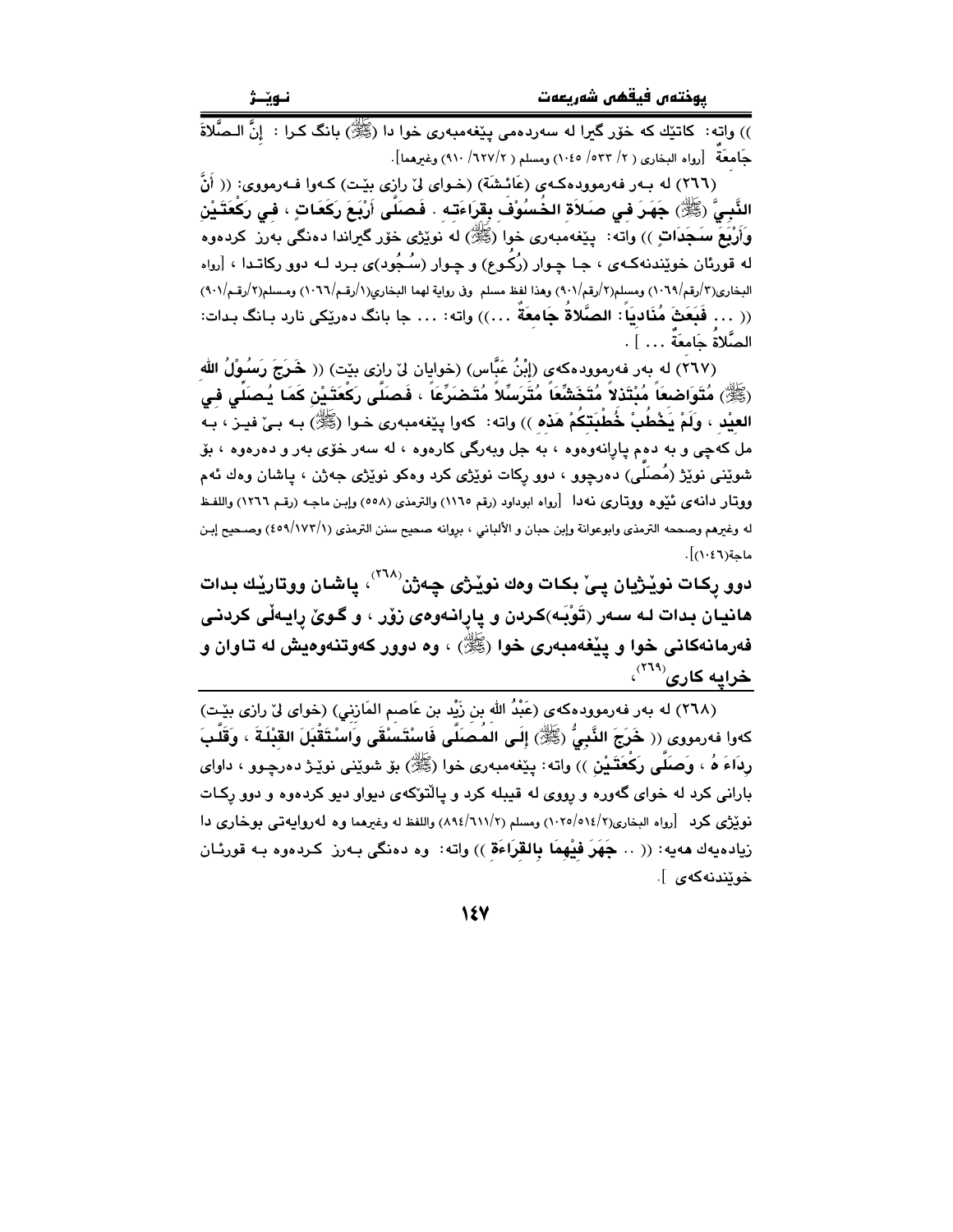)) واتە: کاتێك کە خۆر گیرا لە سەردەمی پێغەمبەری خوا دا (ﷺ) بانگ کرا : إنَّ الـصَّلاةَ جَامِعَةٌ [رواه البخاری ( ٢/ ٥٣٣/ ١٠٤٥) ومسلم ( ٦٢٧/٢/ ٩١٠) وغيرهما].

(٢٦٦) لە بـەر فەرموودەکـەی (عَائِـشَة) (خـوای لێ رازی بێـت) کـەوا فـەرمووی: (( أَنَّ **النَّبِيَّ (ﷺ) جَهَرَ فِي صَلاَةِ الخُسُوْفِ بِقِرَاءَتِه . فَصَلَّى أَرْبَعَ رَكَعَاتٍ ، فِي رَكْعَتَيْنِ وَأَرْبَعَ سَجَدَاتٍ** )) واتە: پێغەمبەری خوا (ﷺ) لە نوێژی خۆر گیراندا دەنگی بەرز کردەوە لە قورئان خوێندنەکـەی ، جـا چـوار (رُکُوع) و چـوار (سُـجُود)ی بـرد لـە دوو رکاتـدا ، [رواه البخاري(٣/رقم/١٠٦٩) ومسلم(٢/رقم/٩٠١) وهذا لفظ مسلم وفي رواية لهما البخاري(١/رقم/١٠٦٦) ومسلم(٢/رقم/٩٠١) (( ... **فَبَعَثَ مُنَادِيَاً: الصَّلاةُ جَامِعَةٌ** ...)) واتە: ... جا بانگ دەرێکی نارد بـانگ بـدات: الصَّلاةُ جَامِعَةٌ ... ] .

(٢٦٧) لە بەر فەرموودەکەی (إِبْنُ عَبَّاس) (خوایان لێ رازی بێت) (( **خَرَجَ رَسُوْلُ اللهِ (ﷺ) مُتَوَاضِعَاً مُبْتَذِلاً مُتَخَشِّعَاً مُتَرَسِّلاً مُتَضَرِّعَاً ، فَصَلَّى رَكْعَتَيْنِ كَمَا يُصَلِّي فِي العِيْدِ ، وَلَمْ يَخْطُبْ خُطْبَتَكُمْ هَذِه** )) واتە: کەوا پێغەمبەری خـوا (ﷺ) بـە بـێ فیـز ، بـە مل کەچی و بە دەم پاڕانەوەوە ، بە جل وبەرگی کارەوە ، لە سەر خۆی بەر و دەرەوە ، بۆ شوێنی نوێژ (مُصَلَّى) دەرچوو ، دوو رکات نوێژی کرد وەکو نوێژی جەژن ، پاشان وەك ئەم ووتار دانەی ئێوە ووتاری نەدا [رواه ابوداود (رقم ١١٦٥) والترمذی (٥٥٨) وإبـن ماجـه (رقـم ١٢٦٦) واللفظ له وغيرهم وصححه الترمذی وابوعوانة وإبن حبان و الألباني ، بروانە صحيح سنن الترمذي (٤٥٩/١٧٣/١) وصـحيح إبـن ماجة(١٠٤٦)].

**دوو رکات نوێژیان پـێ بکات وەك نوێژی جـەژن[٢٦٨] ، پاشـان ووتارێك بدات هانیـان بدات لـە سـەر (تَوْبَـە)کردن و پاڕانـەوەی زۆر ، و گـوێ ڕایـەڵی کردنـی فەرمانەکانی خوا و پێغەمبەری خوا (ﷺ) ، وە دوور کەوتنەوەیش لە تاوان و خراپە کاری[٢٦٩] ،**

---

(٢٦٨) لە بەر فەرموودەکەی (عَبْدُ اللهِ بن زَيْد بن عَاصِم المَازِني) (خوای لێ رازی بێت) کەوا فەرمووی (( **خَرَجَ النَّبِيُّ (ﷺ) إِلَى المُصَلَّى فَاسْتَسْقَى وَاسْتَقْبَلَ القِبْلَةَ ، وَقَلَّبَ رِدَاءَهُ ، وَصَلَّى رَكْعَتَيْنِ** )) واتە: پێغەمبەری خوا (ﷺ) بۆ شوێنی نوێـژ دەرچـوو ، داوای بارانی کرد لە خوای گەورە و رووی لە قیبلە کرد و پاڵتۆکەی دیواو دیو کردەوە و دوو رکـات نوێژی کرد [رواه البخاري(١٠٢٥/٥١٤/٢) ومسلم (٨٩٤/٦١١/٢) واللفظ له وغيرهما وە لەروایەتی بوخاری دا زیادەیەك هەیە: (( .. **جَهَرَ فِيْهِمَا بِالقِرَاءَةِ** )) واتە: وە دەنگی بـەرز کـردەوە بـە قورئـان خوێندنەکەی ].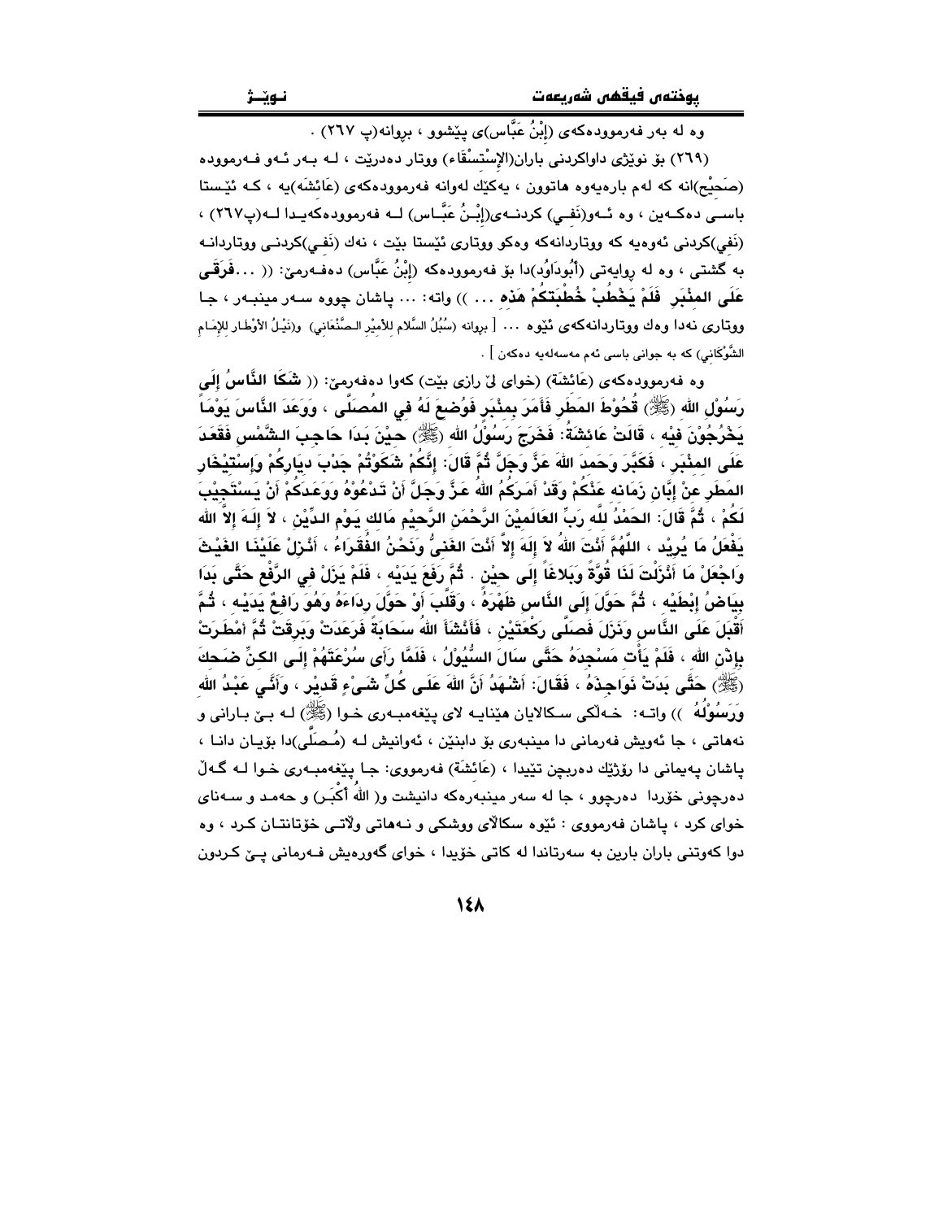وه له بهر فهرمووده‌كه‌ى (إِبْنُ عَبَّاس)ى پێشوو ، بڕوانه(پ ٢٦٧) .

(٢٦٩) بۆ نوێژى داواكردنى باران(الإِسْتِسْقَاء) ووتار ده‌درێت ، لـه بـه‌ر ئـه‌و فـه‌رمووده (صَحِيْح)انه كه له‌م باره‌یه‌وه هاتوون ، یه‌كێك له‌وانه فه‌رمووده‌كه‌ى (عَائِشَة)یه ، كـه ئێـستا باسـى ده‌كـه‌ین ، وه ئـه‌و(نَفـي) كردنـه‌ى(إِبْـنُ عَبَّـاس) لـه فه‌رمووده‌كه‌یـدا لـه(پ٢٦٧) ، (نَفي)كردنى ئه‌وه‌یه كه ووتاردانه‌كه وه‌كو ووتارى ئێستا بێت ، نه‌ك (نَفـي)كردنـى ووتاردانـه به گشتى ، وه له ڕوایه‌تى (أَبُودَاوُد)دا بۆ فه‌رمووده‌كه (إِبْنُ عَبَّاس) ده‌فـه‌رمێ: (( ...**فَرَقَـى عَلَى المِنْبَرِ فَلَمْ يَخْطُبْ خُطْبَتَكُمْ هَذِهِ ...** )) واته: ... پاشان چووه سـه‌ر مینبـه‌ر ، جـا ووتارى نه‌دا وه‌ك ووتاردانه‌كه‌ى ئێوه ... [ بڕوانه (سُبُلُ السَّلَام لِلأَمِيْرِ الصَّنْعَانِي) و(نَيْـلُ الأَوْطَـار لِلإِمَـام الشَّوْكَانِي) كه به جوانى باسى ئه‌م مه‌سه‌له‌یه ده‌كه‌ن ] .

وه فه‌رمووده‌كه‌ى (عَائِشَة) (خواى لێ ڕازى بێت) كه‌وا ده‌فه‌رمێ: (( **شَكَا النَّاسُ إِلَى رَسُوْلِ اللهِ (ﷺ) قُحُوْطَ المَطَرِ فَأَمَرَ بِمِنْبَرٍ فَوُضِعَ لَهُ فِي المُصَلَّى ، وَوَعَدَ النَّاسَ يَوْماً يَخْرُجُوْنَ فِيْهِ ، قَالَتْ عَائِشَةُ: فَخَرَجَ رَسُوْلُ اللهِ (ﷺ) حِيْنَ بَدَا حَاجِبُ الشَّمْسِ فَقَعَدَ عَلَى المِنْبَرِ ، فَكَبَّرَ وَحَمِدَ اللهَ عَزَّ وَجَلَّ ثُمَّ قَالَ: إِنَّكُمْ شَكَوْتُمْ جَدْبَ دِيَارِكُمْ وَإِسْتِيْخَارِ المَطَرِ عَنْ إِبَّانِ زَمَانِهِ عَنْكُمْ وَقَدْ أَمَرَكُمُ اللهُ عَزَّ وَجَلَّ أَنْ تَدْعُوْهُ وَوَعَدَكُمْ أَنْ يَسْتَجِيْبَ لَكُمْ ، ثُمَّ قَالَ: الحَمْدُ للهِ رَبِّ العَالَمِيْنَ الرَّحْمَنِ الرَّحِيْمِ مَالِكِ يَوْمِ الدِّيْنِ ، لاَ إِلَهَ إِلاَّ اللهُ يَفْعَلُ مَا يُرِيْدُ ، اللَّهُمَّ أَنْتَ اللهُ لاَ إِلَهَ إِلاَّ أَنْتَ الغَنِيُّ وَنَحْنُ الفُقَرَاءُ ، أَنْزِلْ عَلَيْنَا الغَيْثَ وَاجْعَلْ مَا أَنْزَلْتَ لَنَا قُوَّةً وَبَلاغاً إِلَى حِيْنٍ . ثُمَّ رَفَعَ يَدَيْهِ ، فَلَمْ يَزَلْ فِي الرَّفْعِ حَتَّى بَدَا بَيَاضُ إِبْطَيْهِ ، ثُمَّ حَوَّلَ إِلَى النَّاسِ ظَهْرَهُ ، وَقَلَّبَ أَوْ حَوَّلَ رِدَاءَهُ وَهُوَ رَافِعٌ يَدَيْهِ ، ثُمَّ أَقْبَلَ عَلَى النَّاسِ وَنَزَلَ فَصَلَّى رَكْعَتَيْنِ ، فَأَنْشَأَ اللهُ سَحَابَةً فَرَعَدَتْ وَبَرَقَتْ ثُمَّ امْطَرَتْ بِإِذْنِ اللهِ ، فَلَمْ يَأْتِ مَسْجِدَهُ حَتَّى سَالَ السُّيُوْلُ ، فَلَمَّا رَأَى سُرْعَتَهُمْ إِلَى الكِنِّ ضَحِكَ (ﷺ) حَتَّى بَدَتْ نَوَاجِذُهُ ، فَقَالَ: أَشْهَدُ أَنَّ اللهَ عَلَى كُلِّ شَيْءٍ قَدِيْرٌ ، وَأَنِّي عَبْدُ اللهِ وَرَسُوْلُهُ** )) واتـه: خـه‌ڵكى سـكالایان هێنایـه لاى پێغه‌مبـه‌رى خـوا (ﷺ) لـه بـێ بـارانى و نه‌هاتى ، جا ئه‌ویش فه‌رمانى دا مینبه‌رى بۆ دابنێن ، ئه‌وانیش لـه (مُـصَلَّى)دا بۆیـان دانـا ، پاشان په‌یمانى دا ڕۆژێك ده‌رېچن تێیدا ، (عَائِشَة) فه‌رمووى: جـا پێغه‌مبـه‌رى خـوا لـه گـه‌ڵ ده‌رچونى خۆردا ده‌رچوو ، جا له سه‌ر مینبه‌ره‌كه دانیشت و( اللهُ أَكْبَـر) و حه‌مـد و سـه‌ناى خواى كرد ، پاشان فه‌رمووى : ئێوه سكالاى ووشكى و نـه‌هاتى ولاتـى خۆتانتـان كـرد ، وه دوا كه‌وتنى باران بارین به سه‌رتاندا له كاتى خۆیدا ، خواى گه‌وره‌یش فـه‌رمانى پـێ كـردون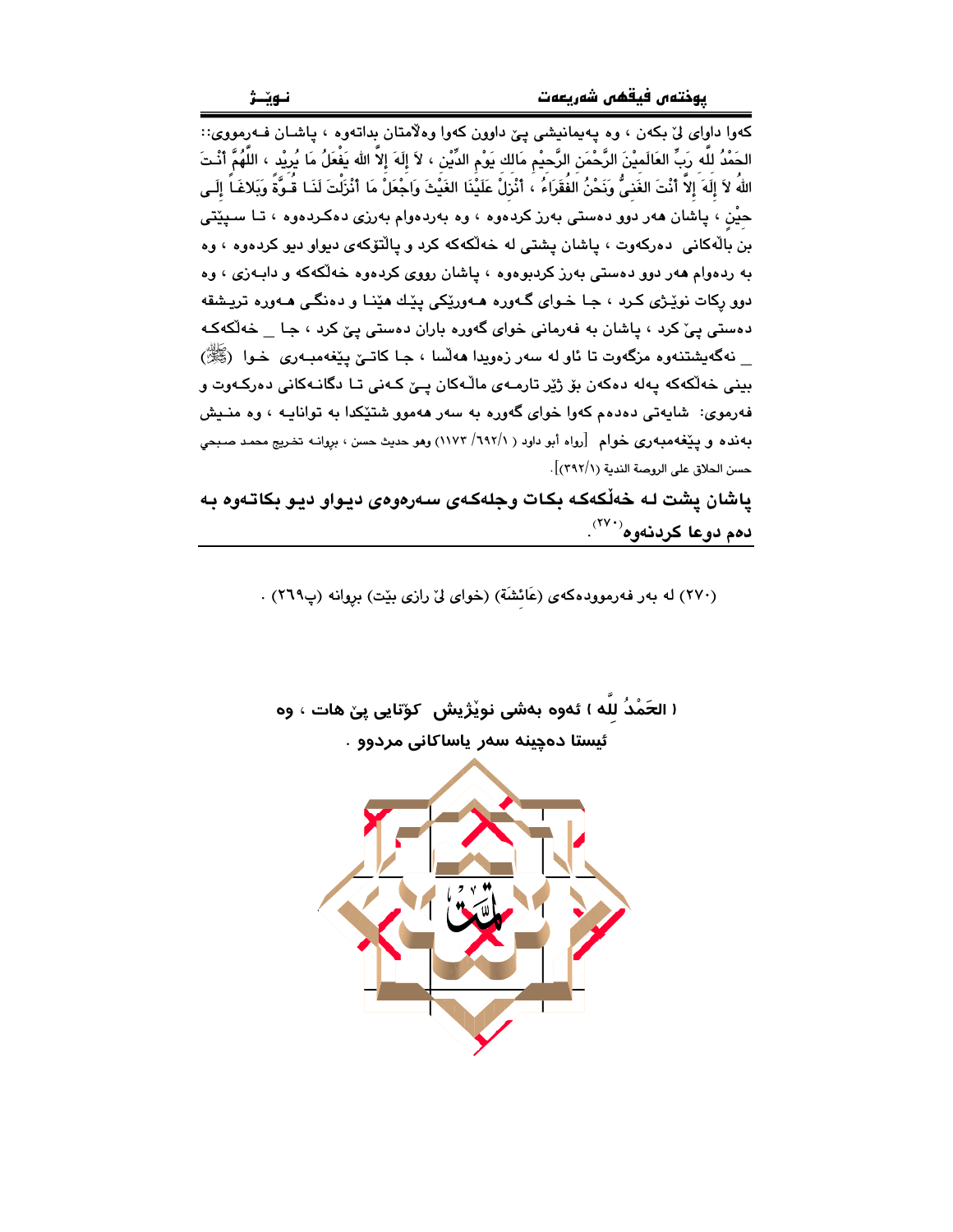کەوا داوای لێ بکەن ، وە پەیمانیشی پێ داوون کەوا وەڵامتان بداتەوە ، پاشان فەرمووی:: الحَمْدُ للَّه رَبِّ العَالَمِيْنَ الرَّحْمَنِ الرَّحيْمِ مَالك يَوْمِ الدِّيْنِ ، لاَ إِلَهَ إلاَّ الله يَفْعَلُ مَا يُرِيْد ، اللَّهُمَّ أنْتَ اللهُ لاَ إِلَهَ إلاَّ أَنْتَ الغَنِيُّ وَنَحْنُ الفُقَرَاءُ ، أَنْزِلْ عَلَيْنَا الغَيْثَ وَاجْعَلْ مَا أَنْزَلْتَ لَنَا قُوَّةً وَبَلاغاً إِلَى حِيْنٍ ، پاشان هەر دوو دەستی بەرز کردەوە ، وە بەردەوام بەرزی دەکردەوە ، تا سپێتی بن باڵەکانی دەرکەوت ، پاشان پشتی لە خەڵکەکە کرد و پاڵتۆکەی دیواو دیو کردەوە ، وە بە ردەوام هەر دوو دەستی بەرز کردبووەوە ، پاشان ڕووی کردەوە خەڵکەکە و دابەزی ، وە دوو ڕکات نوێژی کرد ، جا خوای گەورە هەورێکی پێك هێنا و دەنگی هەورە تریشقە دەستی پێ کرد ، پاشان بە فەرمانی خوای گەورە باران دەستی پێ کرد ، جا _ خەڵکەکە _ نەگەیشتنەوە مزگەوت تا ئاو لە سەر زەویدا هەڵسا ، جا کاتێ پێغەمبەری خوا (ﷺ) بینی خەڵکەکە پەلە دەکەن بۆ ژێر تارمەیماڵەکان پێ کەنی تا دگانەکانی دەرکەوت و فەرمووی: شایەتی دەدەم کەوا خوای گەورە بە سەر هەموو شتێکدا بە توانایە ، وە منیش بەندە و پێغەمبەری خوام [رواه أبو داود (١/ ٦٩٢/ ١١٧٣) وهو حديث حسن ، بڕوانە تخريج محمد صبحي حسن الحلاق على الروضة الندية (١/٣٩٢)].

**پاشان پشت لە خەڵکەکە بکات وجلەکەی سەرەوەی دیواو دیو بکاتەوە بە دەم دوعا کردنەوە[٢٧٠].**

(٢٧٠) لە بەر فەرموودەکەی (عَائِشَة) (خوای لێ ڕازی بێت) بڕوانە (پ٢٦٩) .

**( الحَمْدُ للَّه ) ئەوە بەشی نوێژیش کۆتایی پێ هات ، وە ئێستا دەچینە سەر یاساکانی مردوو .**